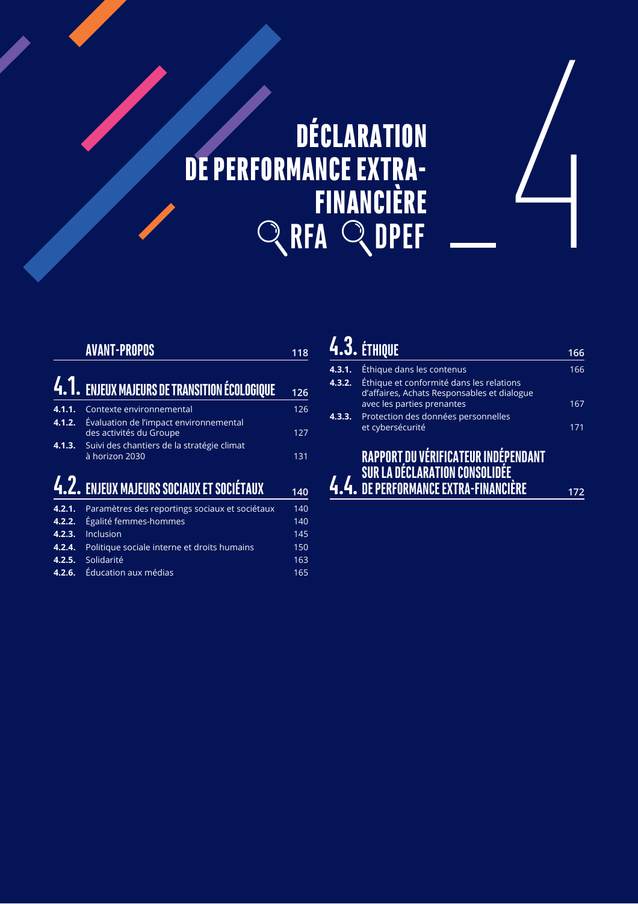# DÉCLARATION DE PERFORMANCE EXTRA-FINANCIÈRE

RFA DPEF

4

| | | |
|---|---|---|
| | **AVANT-PROPOS** | **118** |
| **4.1.** | **ENJEUX MAJEURS DE TRANSITION ÉCOLOGIQUE** | **126** |
| **4.1.1.** | Contexte environnemental | 126 |
| **4.1.2.** | Évaluation de l'impact environnemental des activités du Groupe | 127 |
| **4.1.3.** | Suivi des chantiers de la stratégie climat à horizon 2030 | 131 |
| **4.2.** | **ENJEUX MAJEURS SOCIAUX ET SOCIÉTAUX** | **140** |
| **4.2.1.** | Paramètres des reportings sociaux et sociétaux | 140 |
| **4.2.2.** | Égalité femmes-hommes | 140 |
| **4.2.3.** | Inclusion | 145 |
| **4.2.4.** | Politique sociale interne et droits humains | 150 |
| **4.2.5.** | Solidarité | 163 |
| **4.2.6.** | Éducation aux médias | 165 |
| **4.3.** | **ÉTHIQUE** | **166** |
| **4.3.1.** | Éthique dans les contenus | 166 |
| **4.3.2.** | Éthique et conformité dans les relations d'affaires, Achats Responsables et dialogue avec les parties prenantes | 167 |
| **4.3.3.** | Protection des données personnelles et cybersécurité | 171 |
| **4.4.** | **RAPPORT DU VÉRIFICATEUR INDÉPENDANT SUR LA DÉCLARATION CONSOLIDÉE DE PERFORMANCE EXTRA-FINANCIÈRE** | **172** |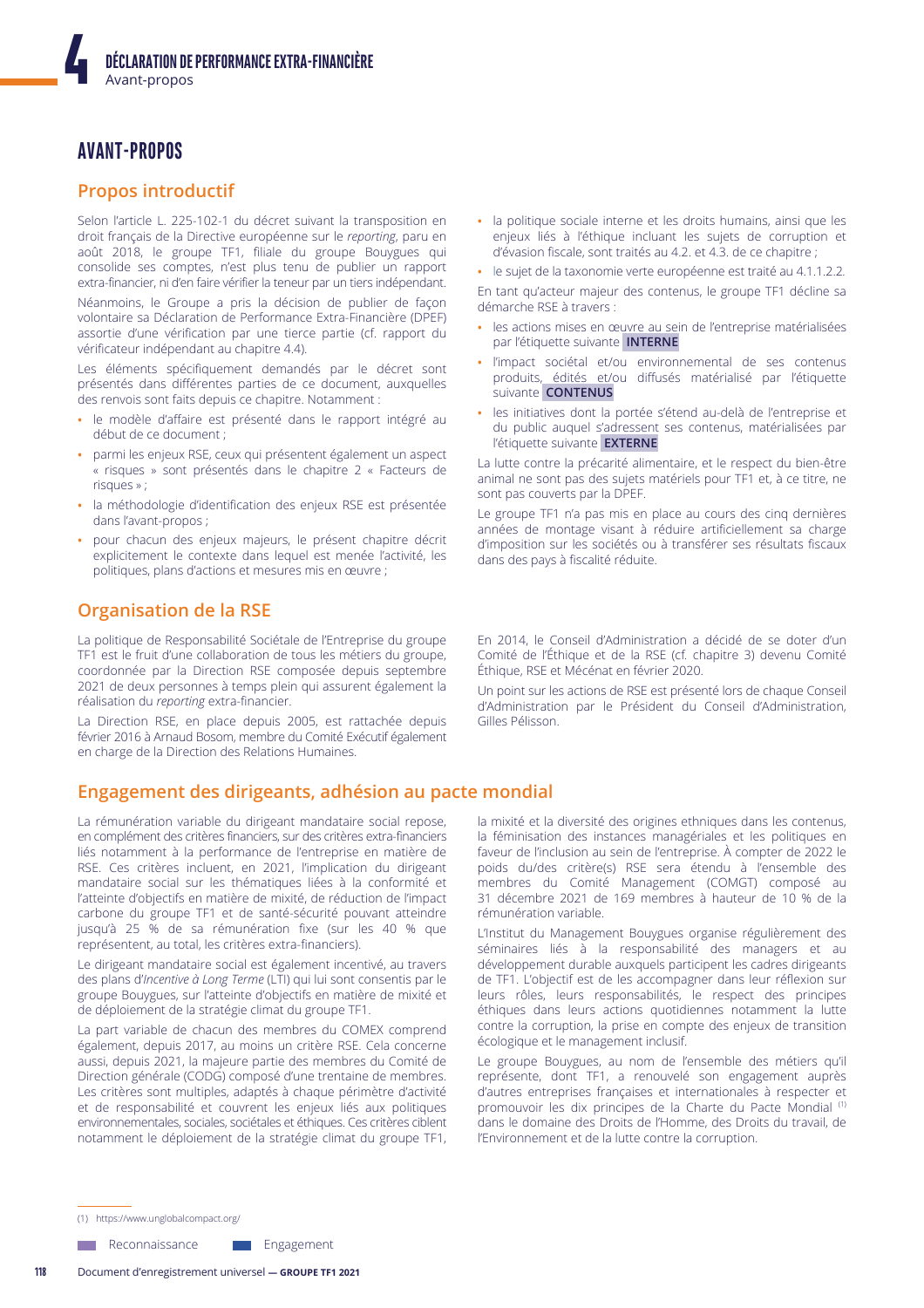# AVANT-PROPOS

## Propos introductif

Selon l'article L. 225-102-1 du décret suivant la transposition en droit français de la Directive européenne sur le *reporting*, paru en août 2018, le groupe TF1, filiale du groupe Bouygues qui consolide ses comptes, n'est plus tenu de publier un rapport extra-financier, ni d'en faire vérifier la teneur par un tiers indépendant.

Néanmoins, le Groupe a pris la décision de publier de façon volontaire sa Déclaration de Performance Extra-Financière (DPEF) assortie d'une vérification par une tierce partie (cf. rapport du vérificateur indépendant au chapitre 4.4).

Les éléments spécifiquement demandés par le décret sont présentés dans différentes parties de ce document, auxquelles des renvois sont faits depuis ce chapitre. Notamment :

- le modèle d'affaire est présenté dans le rapport intégré au début de ce document ;
- parmi les enjeux RSE, ceux qui présentent également un aspect « risques » sont présentés dans le chapitre 2 « Facteurs de risques » ;
- la méthodologie d'identification des enjeux RSE est présentée dans l'avant-propos ;
- pour chacun des enjeux majeurs, le présent chapitre décrit explicitement le contexte dans lequel est menée l'activité, les politiques, plans d'actions et mesures mis en œuvre ;
- la politique sociale interne et les droits humains, ainsi que les enjeux liés à l'éthique incluant les sujets de corruption et d'évasion fiscale, sont traités au 4.2. et 4.3. de ce chapitre ;
- le sujet de la taxonomie verte européenne est traité au 4.1.1.2.2.

En tant qu'acteur majeur des contenus, le groupe TF1 décline sa démarche RSE à travers :

- les actions mises en œuvre au sein de l'entreprise matérialisées par l'étiquette suivante **INTERNE**
- l'impact sociétal et/ou environnemental de ses contenus produits, édités et/ou diffusés matérialisé par l'étiquette suivante **CONTENUS**
- les initiatives dont la portée s'étend au-delà de l'entreprise et du public auquel s'adressent ses contenus, matérialisées par l'étiquette suivante **EXTERNE**

La lutte contre la précarité alimentaire, et le respect du bien-être animal ne sont pas des sujets matériels pour TF1 et, à ce titre, ne sont pas couverts par la DPEF.

Le groupe TF1 n'a pas mis en place au cours des cinq dernières années de montage visant à réduire artificiellement sa charge d'imposition sur les sociétés ou à transférer ses résultats fiscaux dans des pays à fiscalité réduite.

## Organisation de la RSE

La politique de Responsabilité Sociétale de l'Entreprise du groupe TF1 est le fruit d'une collaboration de tous les métiers du groupe, coordonnée par la Direction RSE composée depuis septembre 2021 de deux personnes à temps plein qui assurent également la réalisation du *reporting* extra-financier.

La Direction RSE, en place depuis 2005, est rattachée depuis février 2016 à Arnaud Bosom, membre du Comité Exécutif également en charge de la Direction des Relations Humaines.

En 2014, le Conseil d'Administration a décidé de se doter d'un Comité de l'Éthique et de la RSE (cf. chapitre 3) devenu Comité Éthique, RSE et Mécénat en février 2020.

Un point sur les actions de RSE est présenté lors de chaque Conseil d'Administration par le Président du Conseil d'Administration, Gilles Pélisson.

## Engagement des dirigeants, adhésion au pacte mondial

La rémunération variable du dirigeant mandataire social repose, en complément des critères financiers, sur des critères extra-financiers liés notamment à la performance de l'entreprise en matière de RSE. Ces critères incluent, en 2021, l'implication du dirigeant mandataire social sur les thématiques liées à la conformité et l'atteinte d'objectifs en matière de mixité, de réduction de l'impact carbone du groupe TF1 et de santé-sécurité pouvant atteindre jusqu'à 25 % de sa rémunération fixe (sur les 40 % que représentent, au total, les critères extra-financiers).

Le dirigeant mandataire social est également incentivé, au travers des plans d'*Incentive à Long Terme* (LTI) qui lui sont consentis par le groupe Bouygues, sur l'atteinte d'objectifs en matière de mixité et de déploiement de la stratégie climat du groupe TF1.

La part variable de chacun des membres du COMEX comprend également, depuis 2017, au moins un critère RSE. Cela concerne aussi, depuis 2021, la majeure partie des membres du Comité de Direction générale (CODG) composé d'une trentaine de membres. Les critères sont multiples, adaptés à chaque périmètre d'activité et de responsabilité et couvrent les enjeux liés aux politiques environnementales, sociales, sociétales et éthiques. Ces critères ciblent notamment le déploiement de la stratégie climat du groupe TF1, la mixité et la diversité des origines ethniques dans les contenus, la féminisation des instances managériales et les politiques en faveur de l'inclusion au sein de l'entreprise. À compter de 2022 le poids du/des critère(s) RSE sera étendu à l'ensemble des membres du Comité Management (COMGT) composé au 31 décembre 2021 de 169 membres à hauteur de 10 % de la rémunération variable.

L'Institut du Management Bouygues organise régulièrement des séminaires liés à la responsabilité des managers et au développement durable auxquels participent les cadres dirigeants de TF1. L'objectif est de les accompagner dans leur réflexion sur leurs rôles, leurs responsabilités, le respect des principes éthiques dans leurs actions quotidiennes notamment la lutte contre la corruption, la prise en compte des enjeux de transition écologique et le management inclusif.

Le groupe Bouygues, au nom de l'ensemble des métiers qu'il représente, dont TF1, a renouvelé son engagement auprès d'autres entreprises françaises et internationales à respecter et promouvoir les dix principes de la Charte du Pacte Mondial [1] dans le domaine des Droits de l'Homme, des Droits du travail, de l'Environnement et de la lutte contre la corruption.

(1) https://www.unglobalcompact.org/

Reconnaissance — Engagement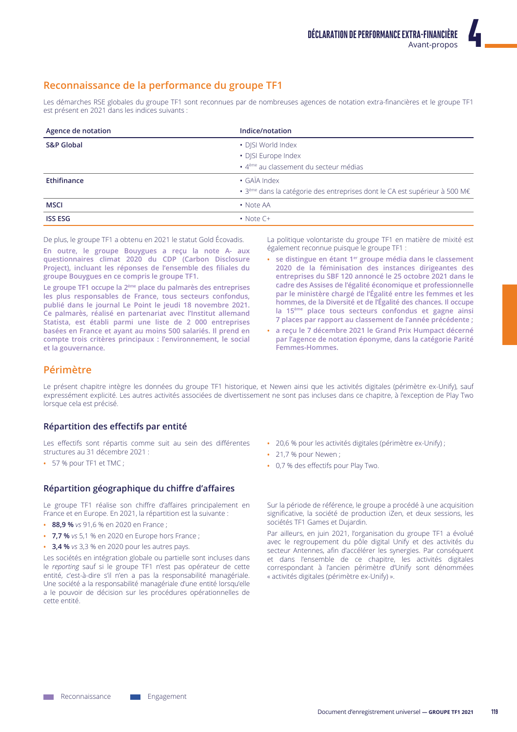## Reconnaissance de la performance du groupe TF1

Les démarches RSE globales du groupe TF1 sont reconnues par de nombreuses agences de notation extra-financières et le groupe TF1 est présent en 2021 dans les indices suivants :

| Agence de notation | Indice/notation |
|---|---|
| **S&P Global** | • DJSI World Index<br>• DJSI Europe Index<br>• 4ème au classement du secteur médias |
| **Ethifinance** | • GAÏA Index<br>• 3ème dans la catégorie des entreprises dont le CA est supérieur à 500 M€ |
| **MSCI** | • Note AA |
| **ISS ESG** | • Note C+ |

De plus, le groupe TF1 a obtenu en 2021 le statut Gold Écovadis.

**En outre, le groupe Bouygues a reçu la note A- aux questionnaires climat 2020 du CDP (Carbon Disclosure Project), incluant les réponses de l'ensemble des filiales du groupe Bouygues en ce compris le groupe TF1.**

**Le groupe TF1 occupe la 2ème place du palmarès des entreprises les plus responsables de France, tous secteurs confondus, publié dans le journal Le Point le jeudi 18 novembre 2021. Ce palmarès, réalisé en partenariat avec l'Institut allemand Statista, est établi parmi une liste de 2 000 entreprises basées en France et ayant au moins 500 salariés. Il prend en compte trois critères principaux : l'environnement, le social et la gouvernance.**

La politique volontariste du groupe TF1 en matière de mixité est également reconnue puisque le groupe TF1 :

- **se distingue en étant 1er groupe média dans le classement 2020 de la féminisation des instances dirigeantes des entreprises du SBF 120 annoncé le 25 octobre 2021 dans le cadre des Assises de l'égalité économique et professionnelle par le ministère chargé de l'Égalité entre les femmes et les hommes, de la Diversité et de l'Égalité des chances. Il occupe la 15ème place tous secteurs confondus et gagne ainsi 7 places par rapport au classement de l'année précédente ;**
- **a reçu le 7 décembre 2021 le Grand Prix Humpact décerné par l'agence de notation éponyme, dans la catégorie Parité Femmes-Hommes.**

## Périmètre

Le présent chapitre intègre les données du groupe TF1 historique, et Newen ainsi que les activités digitales (périmètre ex-Unify), sauf expressément explicité. Les autres activités associées de divertissement ne sont pas incluses dans ce chapitre, à l'exception de Play Two lorsque cela est précisé.

### Répartition des effectifs par entité

Les effectifs sont répartis comme suit au sein des différentes structures au 31 décembre 2021 :

- 57 % pour TF1 et TMC ;
- 20,6 % pour les activités digitales (périmètre ex-Unify) ;
- 21,7 % pour Newen ;
- 0,7 % des effectifs pour Play Two.

### Répartition géographique du chiffre d'affaires

Le groupe TF1 réalise son chiffre d'affaires principalement en France et en Europe. En 2021, la répartition est la suivante :

- **88,9 %** *vs* 91,6 % en 2020 en France ;
- **7,7 %** *vs* 5,1 % en 2020 en Europe hors France ;
- **3,4 %** *vs* 3,3 % en 2020 pour les autres pays.

Les sociétés en intégration globale ou partielle sont incluses dans le *reporting* sauf si le groupe TF1 n'est pas opérateur de cette entité, c'est-à-dire s'il n'en a pas la responsabilité managériale. Une société a la responsabilité managériale d'une entité lorsqu'elle a le pouvoir de décision sur les procédures opérationnelles de cette entité.

Sur la période de référence, le groupe a procédé à une acquisition significative, la société de production iZen, et deux sessions, les sociétés TF1 Games et Dujardin.

Par ailleurs, en juin 2021, l'organisation du groupe TF1 a évolué avec le regroupement du pôle digital Unify et des activités du secteur Antennes, afin d'accélérer les synergies. Par conséquent et dans l'ensemble de ce chapitre, les activités digitales correspondant à l'ancien périmètre d'Unify sont dénommées « activités digitales (périmètre ex-Unify) ».

Reconnaissance   Engagement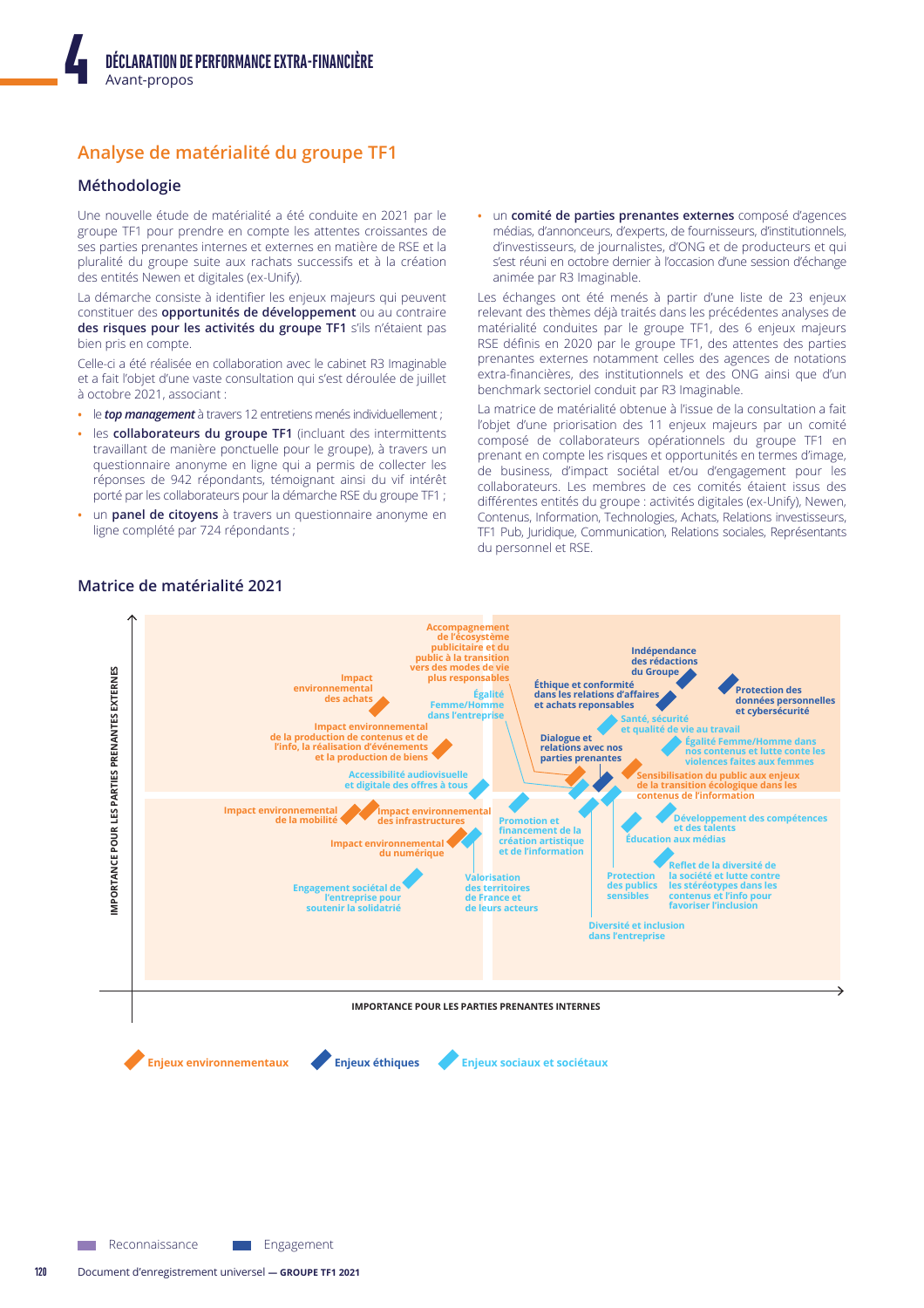## Analyse de matérialité du groupe TF1

### Méthodologie

Une nouvelle étude de matérialité a été conduite en 2021 par le groupe TF1 pour prendre en compte les attentes croissantes de ses parties prenantes internes et externes en matière de RSE et la pluralité du groupe suite aux rachats successifs et à la création des entités Newen et digitales (ex-Unify).

La démarche consiste à identifier les enjeux majeurs qui peuvent constituer des **opportunités de développement** ou au contraire **des risques pour les activités du groupe TF1** s'ils n'étaient pas bien pris en compte.

Celle-ci a été réalisée en collaboration avec le cabinet R3 Imaginable et a fait l'objet d'une vaste consultation qui s'est déroulée de juillet à octobre 2021, associant :

- le ***top management*** à travers 12 entretiens menés individuellement ;
- les **collaborateurs du groupe TF1** (incluant des intermittents travaillant de manière ponctuelle pour le groupe), à travers un questionnaire anonyme en ligne qui a permis de collecter les réponses de 942 répondants, témoignant ainsi du vif intérêt porté par les collaborateurs pour la démarche RSE du groupe TF1 ;
- un **panel de citoyens** à travers un questionnaire anonyme en ligne complété par 724 répondants ;
- un **comité de parties prenantes externes** composé d'agences médias, d'annonceurs, d'experts, de fournisseurs, d'institutionnels, d'investisseurs, de journalistes, d'ONG et de producteurs et qui s'est réuni en octobre dernier à l'occasion d'une session d'échange animée par R3 Imaginable.

Les échanges ont été menés à partir d'une liste de 23 enjeux relevant des thèmes déjà traités dans les précédentes analyses de matérialité conduites par le groupe TF1, des 6 enjeux majeurs RSE définis en 2020 par le groupe TF1, des attentes des parties prenantes externes notamment celles des agences de notations extra-financières, des institutionnels et des ONG ainsi que d'un benchmark sectoriel conduit par R3 Imaginable.

La matrice de matérialité obtenue à l'issue de la consultation a fait l'objet d'une priorisation des 11 enjeux majeurs par un comité composé de collaborateurs opérationnels du groupe TF1 en prenant en compte les risques et opportunités en termes d'image, de business, d'impact sociétal et/ou d'engagement pour les collaborateurs. Les membres de ces comités étaient issus des différentes entités du groupe : activités digitales (ex-Unify), Newen, Contenus, Information, Technologies, Achats, Relations investisseurs, TF1 Pub, Juridique, Communication, Relations sociales, Représentants du personnel et RSE.

### Matrice de matérialité 2021

Axe vertical : IMPORTANCE POUR LES PARTIES PRENANTES EXTERNES
Axe horizontal : IMPORTANCE POUR LES PARTIES PRENANTES INTERNES

Enjeux représentés :

- Accompagnement de l'écosystème publicitaire et du public à la transition vers des modes de vie plus responsables
- Indépendance des rédactions du Groupe
- Impact environnemental des achats
- Éthique et conformité dans les relations d'affaires et achats responsables
- Protection des données personnelles et cybersécurité
- Égalité Femme/Homme dans l'entreprise
- Santé, sécurité et qualité de vie au travail
- Impact environnemental de la production de contenus et de l'info, la réalisation d'événements et la production de biens
- Dialogue et relations avec nos parties prenantes
- Égalité Femme/Homme dans nos contenus et lutte conte les violences faites aux femmes
- Accessibilité audiovisuelle et digitale des offres à tous
- Sensibilisation du public aux enjeux de la transition écologique dans les contenus de l'information
- Impact environnemental de la mobilité
- Impact environnemental des infrastructures
- Promotion et financement de la création artistique et de l'information
- Développement des compétences et des talents
- Impact environnemental du numérique
- Éducation aux médias
- Reflet de la diversité de la société et lutte contre les stéréotypes dans les contenus et l'info pour favoriser l'inclusion
- Engagement sociétal de l'entreprise pour soutenir la solidarité
- Valorisation des territoires de France et de leurs acteurs
- Protection des publics sensibles
- Diversité et inclusion dans l'entreprise

Légende : Enjeux environnementaux — Enjeux éthiques — Enjeux sociaux et sociétaux

Reconnaissance — Engagement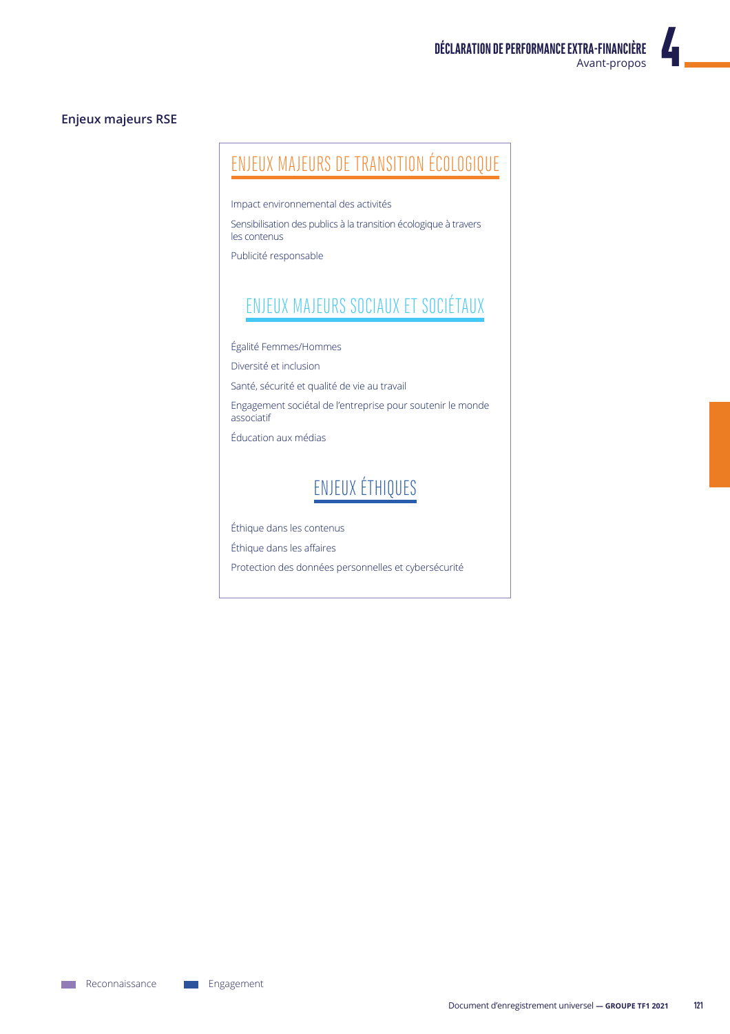## Enjeux majeurs RSE

### ENJEUX MAJEURS DE TRANSITION ÉCOLOGIQUE

Impact environnemental des activités

Sensibilisation des publics à la transition écologique à travers les contenus

Publicité responsable

### ENJEUX MAJEURS SOCIAUX ET SOCIÉTAUX

Égalité Femmes/Hommes

Diversité et inclusion

Santé, sécurité et qualité de vie au travail

Engagement sociétal de l'entreprise pour soutenir le monde associatif

Éducation aux médias

### ENJEUX ÉTHIQUES

Éthique dans les contenus

Éthique dans les affaires

Protection des données personnelles et cybersécurité

Reconnaissance    Engagement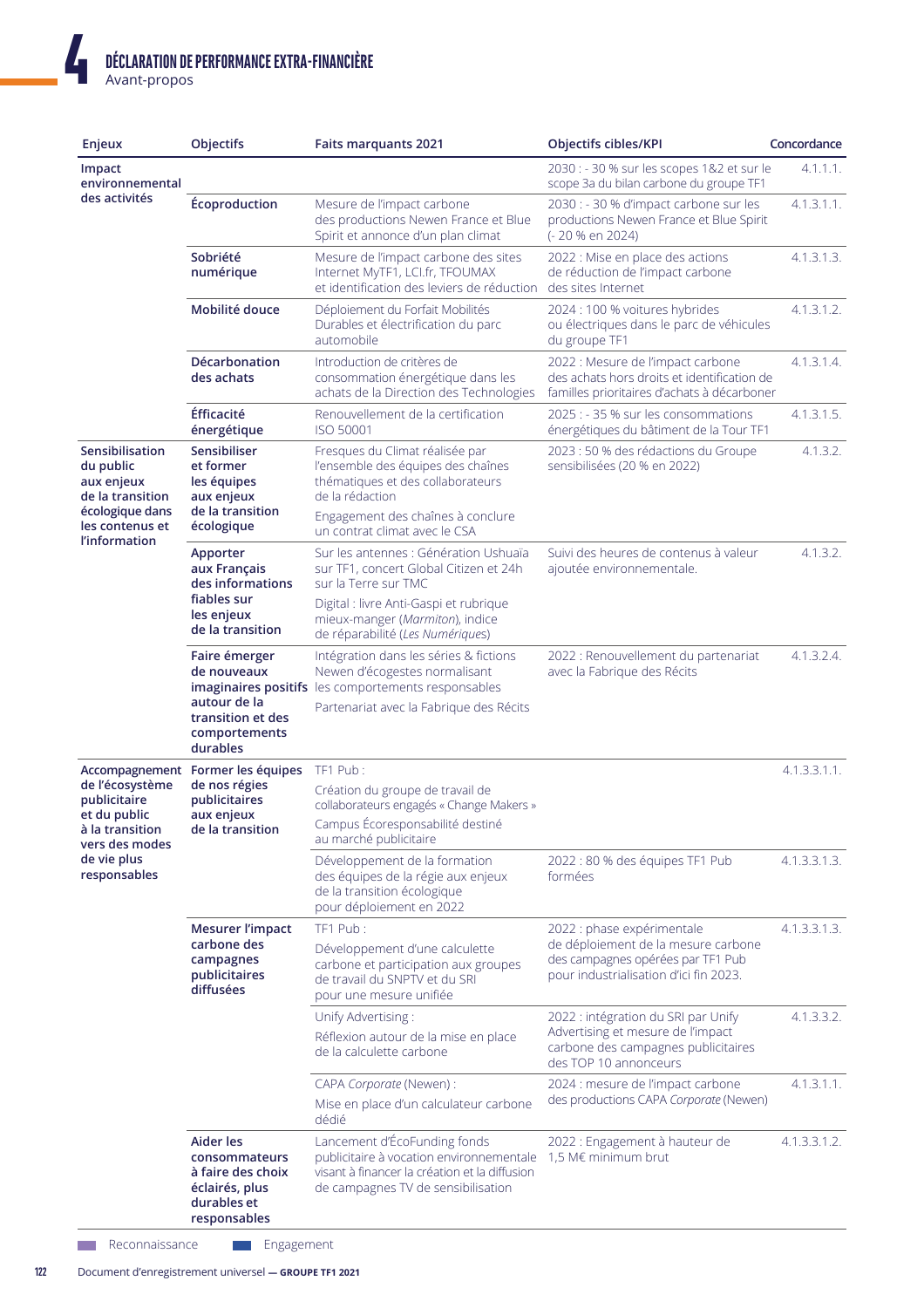# DÉCLARATION DE PERFORMANCE EXTRA-FINANCIÈRE

Avant-propos

| Enjeux | Objectifs | Faits marquants 2021 | Objectifs cibles/KPI | Concordance |
|---|---|---|---|---|
| Impact environnemental des activités | | | 2030 : - 30 % sur les scopes 1&2 et sur le scope 3a du bilan carbone du groupe TF1 | 4.1.1.1. |
| | Écoproduction | Mesure de l'impact carbone des productions Newen France et Blue Spirit et annonce d'un plan climat | 2030 : - 30 % d'impact carbone sur les productions Newen France et Blue Spirit (- 20 % en 2024) | 4.1.3.1.1. |
| | Sobriété numérique | Mesure de l'impact carbone des sites Internet MyTF1, LCI.fr, TFOUMAX et identification des leviers de réduction | 2022 : Mise en place des actions de réduction de l'impact carbone des sites Internet | 4.1.3.1.3. |
| | Mobilité douce | Déploiement du Forfait Mobilités Durables et électrification du parc automobile | 2024 : 100 % voitures hybrides ou électriques dans le parc de véhicules du groupe TF1 | 4.1.3.1.2. |
| | Décarbonation des achats | Introduction de critères de consommation énergétique dans les achats de la Direction des Technologies | 2022 : Mesure de l'impact carbone des achats hors droits et identification de familles prioritaires d'achats à décarboner | 4.1.3.1.4. |
| | Éfficacité énergétique | Renouvellement de la certification ISO 50001 | 2025 : - 35 % sur les consommations énergétiques du bâtiment de la Tour TF1 | 4.1.3.1.5. |
| Sensibilisation du public aux enjeux de la transition écologique dans les contenus et l'information | Sensibiliser et former les équipes aux enjeux de la transition écologique | Fresques du Climat réalisée par l'ensemble des équipes des chaînes thématiques et des collaborateurs de la rédaction<br>Engagement des chaînes à conclure un contrat climat avec le CSA | 2023 : 50 % des rédactions du Groupe sensibilisées (20 % en 2022) | 4.1.3.2. |
| | Apporter aux Français des informations fiables sur les enjeux de la transition | Sur les antennes : Génération Ushuaïa sur TF1, concert Global Citizen et 24h sur la Terre sur TMC<br>Digital : livre Anti-Gaspi et rubrique mieux-manger (*Marmiton*), indice de réparabilité (*Les Numériques*) | Suivi des heures de contenus à valeur ajoutée environnementale. | 4.1.3.2. |
| | Faire émerger de nouveaux imaginaires positifs autour de la transition et des comportements durables | Intégration dans les séries & fictions Newen d'écogestes normalisant les comportements responsables<br>Partenariat avec la Fabrique des Récits | 2022 : Renouvellement du partenariat avec la Fabrique des Récits | 4.1.3.2.4. |
| Accompagnement de l'écosystème publicitaire et du public à la transition vers des modes de vie plus responsables | Former les équipes de nos régies publicitaires aux enjeux de la transition | TF1 Pub :<br>Création du groupe de travail de collaborateurs engagés « Change Makers »<br>Campus Écoresponsabilité destiné au marché publicitaire | | 4.1.3.3.1.1. |
| | | Développement de la formation des équipes de la régie aux enjeux de la transition écologique pour déploiement en 2022 | 2022 : 80 % des équipes TF1 Pub formées | 4.1.3.3.1.3. |
| | Mesurer l'impact carbone des campagnes publicitaires diffusées | TF1 Pub :<br>Développement d'une calculette carbone et participation aux groupes de travail du SNPTV et du SRI pour une mesure unifiée | 2022 : phase expérimentale de déploiement de la mesure carbone des campagnes opérées par TF1 Pub pour industrialisation d'ici fin 2023. | 4.1.3.3.1.3. |
| | | Unify Advertising :<br>Réflexion autour de la mise en place de la calculette carbone | 2022 : intégration du SRI par Unify Advertising et mesure de l'impact carbone des campagnes publicitaires des TOP 10 annonceurs | 4.1.3.3.2. |
| | | CAPA *Corporate* (Newen) :<br>Mise en place d'un calculateur carbone dédié | 2024 : mesure de l'impact carbone des productions CAPA *Corporate* (Newen) | 4.1.3.1.1. |
| | Aider les consommateurs à faire des choix éclairés, plus durables et responsables | Lancement d'ÉcoFunding fonds publicitaire à vocation environnementale visant à financer la création et la diffusion de campagnes TV de sensibilisation | 2022 : Engagement à hauteur de 1,5 M€ minimum brut | 4.1.3.3.1.2. |

Reconnaissance — Engagement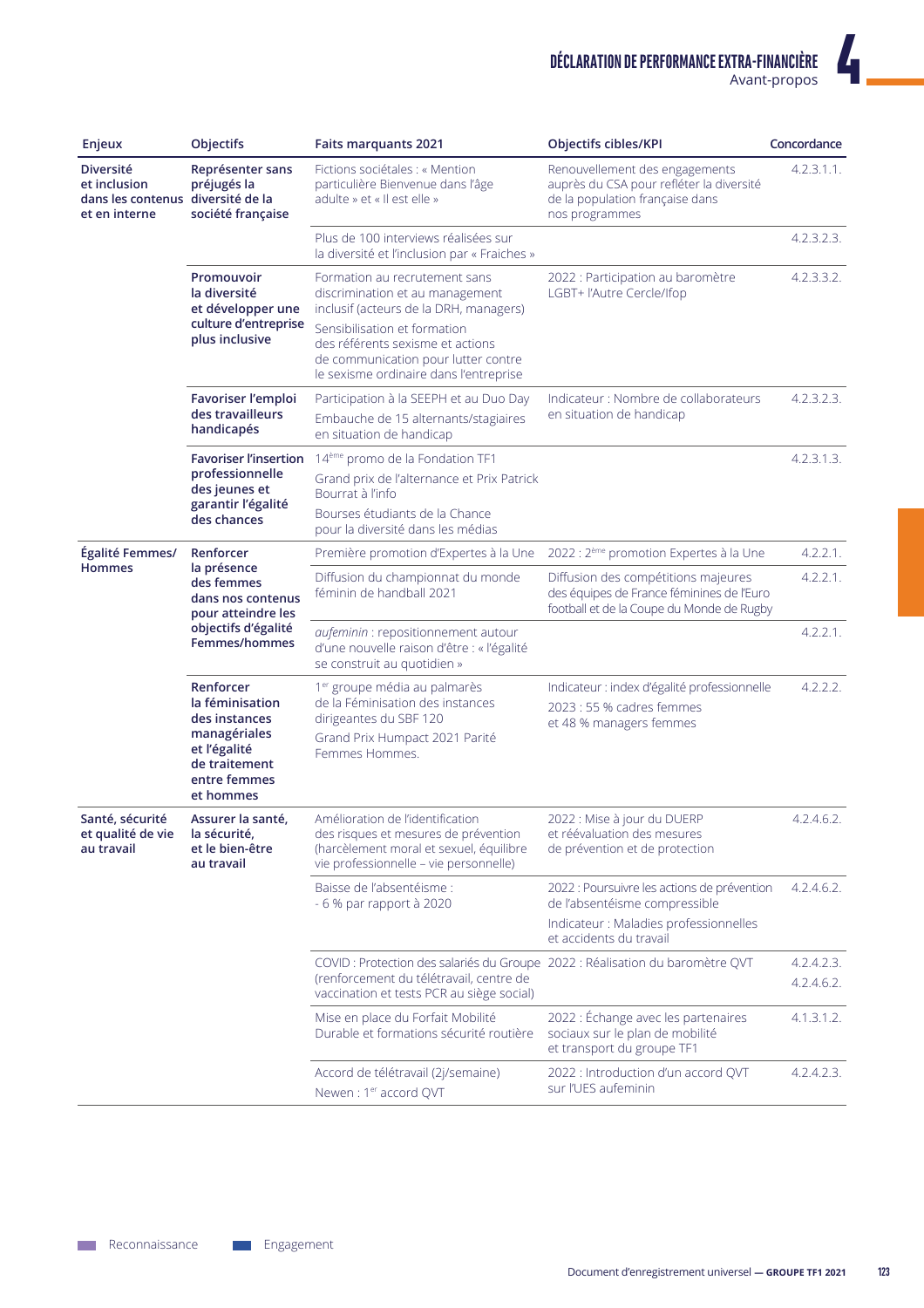| Enjeux | Objectifs | Faits marquants 2021 | Objectifs cibles/KPI | Concordance |
|---|---|---|---|---|
| **Diversité et inclusion dans les contenus et en interne** | **Représenter sans préjugés la diversité de la société française** | Fictions sociétales : « Mention particulière Bienvenue dans l'âge adulte » et « Il est elle » | Renouvellement des engagements auprès du CSA pour refléter la diversité de la population française dans nos programmes | 4.2.3.1.1. |
| | | Plus de 100 interviews réalisées sur la diversité et l'inclusion par « Fraiches » | | 4.2.3.2.3. |
| | **Promouvoir la diversité et développer une culture d'entreprise plus inclusive** | Formation au recrutement sans discrimination et au management inclusif (acteurs de la DRH, managers)<br>Sensibilisation et formation des référents sexisme et actions de communication pour lutter contre le sexisme ordinaire dans l'entreprise | 2022 : Participation au baromètre LGBT+ l'Autre Cercle/Ifop | 4.2.3.3.2. |
| | **Favoriser l'emploi des travailleurs handicapés** | Participation à la SEEPH et au Duo Day<br>Embauche de 15 alternants/stagiaires en situation de handicap | Indicateur : Nombre de collaborateurs en situation de handicap | 4.2.3.2.3. |
| | **Favoriser l'insertion professionnelle des jeunes et garantir l'égalité des chances** | 14ème promo de la Fondation TF1<br>Grand prix de l'alternance et Prix Patrick Bourrat à l'info<br>Bourses étudiants de la Chance pour la diversité dans les médias | | 4.2.3.1.3. |
| **Égalité Femmes/ Hommes** | **Renforcer la présence des femmes dans nos contenus pour atteindre les objectifs d'égalité Femmes/hommes** | Première promotion d'Expertes à la Une | 2022 : 2ème promotion Expertes à la Une | 4.2.2.1. |
| | | Diffusion du championnat du monde féminin de handball 2021 | Diffusion des compétitions majeures des équipes de France féminines de l'Euro football et de la Coupe du Monde de Rugby | 4.2.2.1. |
| | | *aufeminin* : repositionnement autour d'une nouvelle raison d'être : « l'égalité se construit au quotidien » | | 4.2.2.1. |
| | **Renforcer la féminisation des instances managériales et l'égalité de traitement entre femmes et hommes** | 1er groupe média au palmarès de la Féminisation des instances dirigeantes du SBF 120<br>Grand Prix Humpact 2021 Parité Femmes Hommes. | Indicateur : index d'égalité professionnelle<br>2023 : 55 % cadres femmes et 48 % managers femmes | 4.2.2.2. |
| **Santé, sécurité et qualité de vie au travail** | **Assurer la santé, la sécurité, et le bien-être au travail** | Amélioration de l'identification des risques et mesures de prévention (harcèlement moral et sexuel, équilibre vie professionnelle – vie personnelle) | 2022 : Mise à jour du DUERP et réévaluation des mesures de prévention et de protection | 4.2.4.6.2. |
| | | Baisse de l'absentéisme : - 6 % par rapport à 2020 | 2022 : Poursuivre les actions de prévention de l'absentéisme compressible<br>Indicateur : Maladies professionnelles et accidents du travail | 4.2.4.6.2. |
| | | COVID : Protection des salariés du Groupe (renforcement du télétravail, centre de vaccination et tests PCR au siège social) | 2022 : Réalisation du baromètre QVT | 4.2.4.2.3.<br>4.2.4.6.2. |
| | | Mise en place du Forfait Mobilité Durable et formations sécurité routière | 2022 : Échange avec les partenaires sociaux sur le plan de mobilité et transport du groupe TF1 | 4.1.3.1.2. |
| | | Accord de télétravail (2j/semaine)<br>Newen : 1er accord QVT | 2022 : Introduction d'un accord QVT sur l'UES aufeminin | 4.2.4.2.3. |

Reconnaissance    Engagement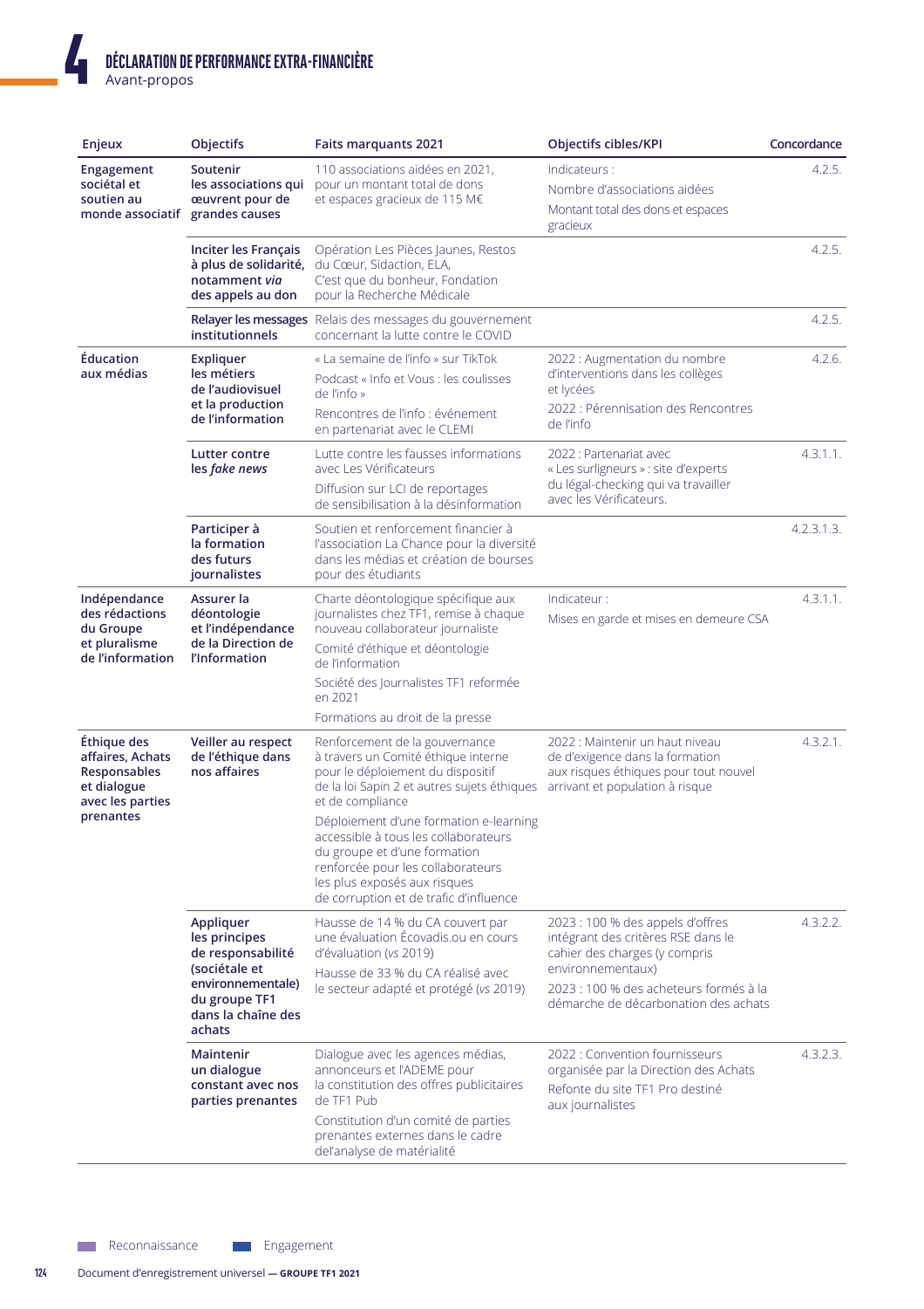# 4 DÉCLARATION DE PERFORMANCE EXTRA-FINANCIÈRE

Avant-propos

| Enjeux | Objectifs | Faits marquants 2021 | Objectifs cibles/KPI | Concordance |
|---|---|---|---|---|
| **Engagement sociétal et soutien au monde associatif** | **Soutenir les associations qui œuvrent pour de grandes causes** | 110 associations aidées en 2021, pour un montant total de dons et espaces gracieux de 115 M€ | Indicateurs :<br>Nombre d'associations aidées<br>Montant total des dons et espaces gracieux | 4.2.5. |
| | **Inciter les Français à plus de solidarité, notamment *via* des appels au don** | Opération Les Pièces Jaunes, Restos du Cœur, Sidaction, ELA, C'est que du bonheur, Fondation pour la Recherche Médicale | | 4.2.5. |
| | **Relayer les messages institutionnels** | Relais des messages du gouvernement concernant la lutte contre le COVID | | 4.2.5. |
| **Éducation aux médias** | **Expliquer les métiers de l'audiovisuel et la production de l'information** | « La semaine de l'info » sur TikTok<br>Podcast « Info et Vous : les coulisses de l'info »<br>Rencontres de l'info : événement en partenariat avec le CLEMI | 2022 : Augmentation du nombre d'interventions dans les collèges et lycées<br>2022 : Pérennisation des Rencontres de l'info | 4.2.6. |
| | **Lutter contre les *fake news*** | Lutte contre les fausses informations avec Les Vérificateurs<br>Diffusion sur LCI de reportages de sensibilisation à la désinformation | 2022 : Partenariat avec « Les surligneurs » : site d'experts du légal-checking qui va travailler avec les Vérificateurs. | 4.3.1.1. |
| | **Participer à la formation des futurs journalistes** | Soutien et renforcement financier à l'association La Chance pour la diversité dans les médias et création de bourses pour des étudiants | | 4.2.3.1.3. |
| **Indépendance des rédactions du Groupe et pluralisme de l'information** | **Assurer la déontologie et l'indépendance de la Direction de l'Information** | Charte déontologique spécifique aux journalistes chez TF1, remise à chaque nouveau collaborateur journaliste<br>Comité d'éthique et déontologie de l'information<br>Société des Journalistes TF1 reformée en 2021<br>Formations au droit de la presse | Indicateur :<br>Mises en garde et mises en demeure CSA | 4.3.1.1. |
| **Éthique des affaires, Achats Responsables et dialogue avec les parties prenantes** | **Veiller au respect de l'éthique dans nos affaires** | Renforcement de la gouvernance à travers un Comité éthique interne pour le déploiement du dispositif de la loi Sapin 2 et autres sujets éthiques et de compliance<br>Déploiement d'une formation e-learning accessible à tous les collaborateurs du groupe et d'une formation renforcée pour les collaborateurs les plus exposés aux risques de corruption et de trafic d'influence | 2022 : Maintenir un haut niveau de d'exigence dans la formation aux risques éthiques pour tout nouvel arrivant et population à risque | 4.3.2.1. |
| | **Appliquer les principes de responsabilité (sociétale et environnementale) du groupe TF1 dans la chaîne des achats** | Hausse de 14 % du CA couvert par une évaluation Écovadis.ou en cours d'évaluation (*vs* 2019)<br>Hausse de 33 % du CA réalisé avec le secteur adapté et protégé (*vs* 2019) | 2023 : 100 % des appels d'offres intégrant des critères RSE dans le cahier des charges (y compris environnementaux)<br>2023 : 100 % des acheteurs formés à la démarche de décarbonation des achats | 4.3.2.2. |
| | **Maintenir un dialogue constant avec nos parties prenantes** | Dialogue avec les agences médias, annonceurs et l'ADEME pour la constitution des offres publicitaires de TF1 Pub<br>Constitution d'un comité de parties prenantes externes dans le cadre del'analyse de matérialité | 2022 : Convention fournisseurs organisée par la Direction des Achats<br>Refonte du site TF1 Pro destiné aux journalistes | 4.3.2.3. |

Reconnaissance | Engagement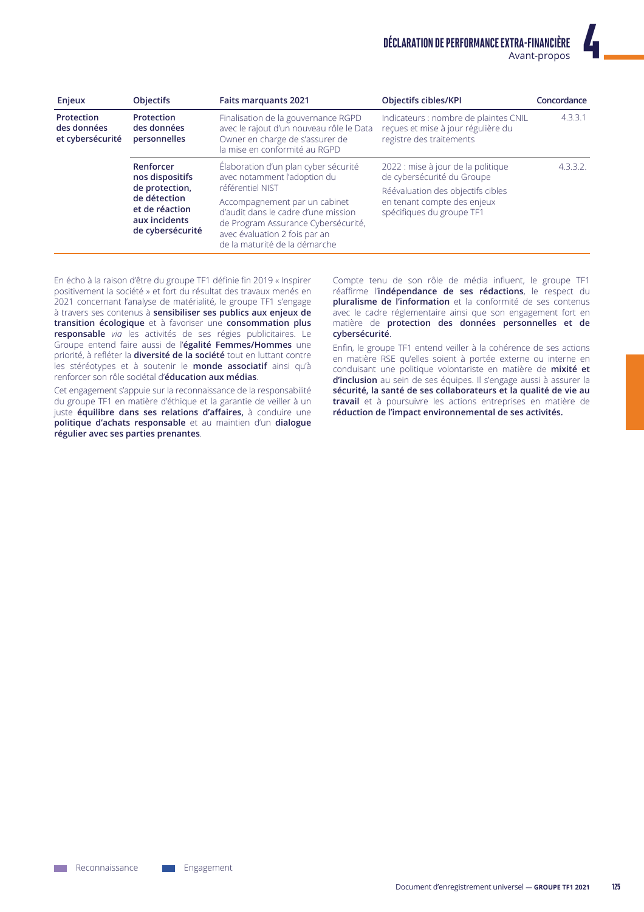| Enjeux | Objectifs | Faits marquants 2021 | Objectifs cibles/KPI | Concordance |
|---|---|---|---|---|
| **Protection des données et cybersécurité** | **Protection des données personnelles** | Finalisation de la gouvernance RGPD avec le rajout d'un nouveau rôle le Data Owner en charge de s'assurer de la mise en conformité au RGPD | Indicateurs : nombre de plaintes CNIL reçues et mise à jour régulière du registre des traitements | 4.3.3.1 |
| | **Renforcer nos dispositifs de protection, de détection et de réaction aux incidents de cybersécurité** | Élaboration d'un plan cyber sécurité avec notamment l'adoption du référentiel NIST<br>Accompagnement par un cabinet d'audit dans le cadre d'une mission de Program Assurance Cybersécurité, avec évaluation 2 fois par an de la maturité de la démarche | 2022 : mise à jour de la politique de cybersécurité du Groupe<br>Réévaluation des objectifs cibles en tenant compte des enjeux spécifiques du groupe TF1 | 4.3.3.2. |

En écho à la raison d'être du groupe TF1 définie fin 2019 « Inspirer positivement la société » et fort du résultat des travaux menés en 2021 concernant l'analyse de matérialité, le groupe TF1 s'engage à travers ses contenus à **sensibiliser ses publics aux enjeux de transition écologique** et à favoriser une **consommation plus responsable** *via* les activités de ses régies publicitaires. Le Groupe entend faire aussi de l'**égalité Femmes/Hommes** une priorité, à refléter la **diversité de la société** tout en luttant contre les stéréotypes et à soutenir le **monde associatif** ainsi qu'à renforcer son rôle sociétal d'**éducation aux médias**.

Cet engagement s'appuie sur la reconnaissance de la responsabilité du groupe TF1 en matière d'éthique et la garantie de veiller à un juste **équilibre dans ses relations d'affaires,** à conduire une **politique d'achats responsable** et au maintien d'un **dialogue régulier avec ses parties prenantes**.

Compte tenu de son rôle de média influent, le groupe TF1 réaffirme l'**indépendance de ses rédactions**, le respect du **pluralisme de l'information** et la conformité de ses contenus avec le cadre réglementaire ainsi que son engagement fort en matière de **protection des données personnelles et de cybersécurité**.

Enfin, le groupe TF1 entend veiller à la cohérence de ses actions en matière RSE qu'elles soient à portée externe ou interne en conduisant une politique volontariste en matière de **mixité et d'inclusion** au sein de ses équipes. Il s'engage aussi à assurer la **sécurité, la santé de ses collaborateurs et la qualité de vie au travail** et à poursuivre les actions entreprises en matière de **réduction de l'impact environnemental de ses activités.**

Reconnaissance | Engagement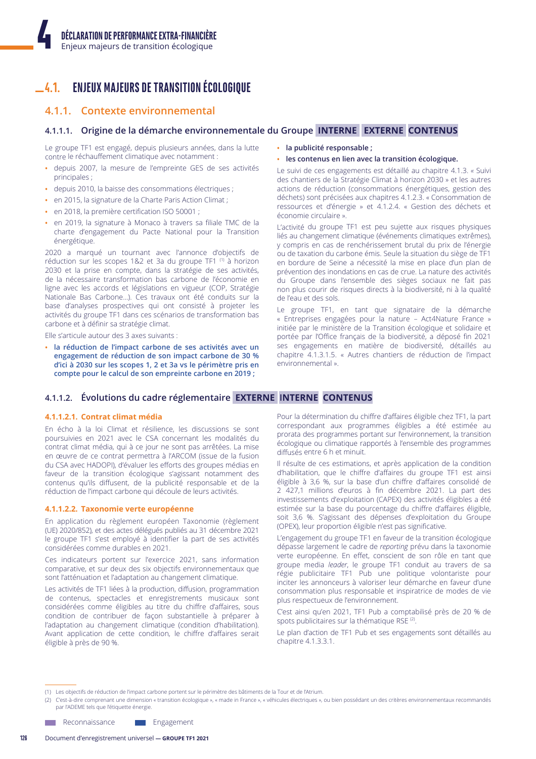## 4.1. ENJEUX MAJEURS DE TRANSITION ÉCOLOGIQUE

### 4.1.1. Contexte environnemental

#### 4.1.1.1. Origine de la démarche environnementale du Groupe INTERNE EXTERNE CONTENUS

Le groupe TF1 est engagé, depuis plusieurs années, dans la lutte contre le réchauffement climatique avec notamment :

- depuis 2007, la mesure de l'empreinte GES de ses activités principales ;
- depuis 2010, la baisse des consommations électriques ;
- en 2015, la signature de la Charte Paris Action Climat ;
- en 2018, la première certification ISO 50001 ;
- en 2019, la signature à Monaco à travers sa filiale TMC de la charte d'engagement du Pacte National pour la Transition énergétique.

2020 a marqué un tournant avec l'annonce d'objectifs de réduction sur les scopes 1&2 et 3a du groupe TF1 [1] à horizon 2030 et la prise en compte, dans la stratégie de ses activités, de la nécessaire transformation bas carbone de l'économie en ligne avec les accords et législations en vigueur (COP, Stratégie Nationale Bas Carbone…). Ces travaux ont été conduits sur la base d'analyses prospectives qui ont consisté à projeter les activités du groupe TF1 dans ces scénarios de transformation bas carbone et à définir sa stratégie climat.

Elle s'articule autour des 3 axes suivants :

- **la réduction de l'impact carbone de ses activités avec un engagement de réduction de son impact carbone de 30 % d'ici à 2030 sur les scopes 1, 2 et 3a vs le périmètre pris en compte pour le calcul de son empreinte carbone en 2019 ;**
- **la publicité responsable ;**
- **les contenus en lien avec la transition écologique.**

Le suivi de ces engagements est détaillé au chapitre 4.1.3. « Suivi des chantiers de la Stratégie Climat à horizon 2030 » et les autres actions de réduction (consommations énergétiques, gestion des déchets) sont précisées aux chapitres 4.1.2.3. « Consommation de ressources et d'énergie » et 4.1.2.4. « Gestion des déchets et économie circulaire ».

L'activité du groupe TF1 est peu sujette aux risques physiques liés au changement climatique (événements climatiques extrêmes), y compris en cas de renchérissement brutal du prix de l'énergie ou de taxation du carbone émis. Seule la situation du siège de TF1 en bordure de Seine a nécessité la mise en place d'un plan de prévention des inondations en cas de crue. La nature des activités du Groupe dans l'ensemble des sièges sociaux ne fait pas non plus courir de risques directs à la biodiversité, ni à la qualité de l'eau et des sols.

Le groupe TF1, en tant que signataire de la démarche « Entreprises engagées pour la nature – Act4Nature France » initiée par le ministère de la Transition écologique et solidaire et portée par l'Office français de la biodiversité, a déposé fin 2021 ses engagements en matière de biodiversité, détaillés au chapitre 4.1.3.1.5. « Autres chantiers de réduction de l'impact environnemental ».

#### 4.1.1.2. Évolutions du cadre réglementaire EXTERNE INTERNE CONTENUS

##### 4.1.1.2.1. Contrat climat média

En écho à la loi Climat et résilience, les discussions se sont poursuivies en 2021 avec le CSA concernant les modalités du contrat climat média, qui à ce jour ne sont pas arrêtées. La mise en œuvre de ce contrat permettra à l'ARCOM (issue de la fusion du CSA avec HADOPI), d'évaluer les efforts des groupes médias en faveur de la transition écologique s'agissant notamment des contenus qu'ils diffusent, de la publicité responsable et de la réduction de l'impact carbone qui découle de leurs activités.

##### 4.1.1.2.2. Taxonomie verte européenne

En application du règlement européen Taxonomie (règlement (UE) 2020/852), et des actes délégués publiés au 31 décembre 2021 le groupe TF1 s'est employé à identifier la part de ses activités considérées comme durables en 2021.

Ces indicateurs portent sur l'exercice 2021, sans information comparative, et sur deux des six objectifs environnementaux que sont l'atténuation et l'adaptation au changement climatique.

Les activités de TF1 liées à la production, diffusion, programmation de contenus, spectacles et enregistrements musicaux sont considérées comme éligibles au titre du chiffre d'affaires, sous condition de contribuer de façon substantielle à préparer à l'adaptation au changement climatique (condition d'habilitation). Avant application de cette condition, le chiffre d'affaires serait éligible à près de 90 %.

Pour la détermination du chiffre d'affaires éligible chez TF1, la part correspondant aux programmes éligibles a été estimée au prorata des programmes portant sur l'environnement, la transition écologique ou climatique rapportés à l'ensemble des programmes diffusés entre 6 h et minuit.

Il résulte de ces estimations, et après application de la condition d'habilitation, que le chiffre d'affaires du groupe TF1 est ainsi éligible à 3,6 %, sur la base d'un chiffre d'affaires consolidé de 2 427,1 millions d'euros à fin décembre 2021. La part des investissements d'exploitation (CAPEX) des activités éligibles a été estimée sur la base du pourcentage du chiffre d'affaires éligible, soit 3,6 %. S'agissant des dépenses d'exploitation du Groupe (OPEX), leur proportion éligible n'est pas significative.

L'engagement du groupe TF1 en faveur de la transition écologique dépasse largement le cadre de *reporting* prévu dans la taxonomie verte européenne. En effet, conscient de son rôle en tant que groupe media *leader*, le groupe TF1 conduit au travers de sa régie publicitaire TF1 Pub une politique volontariste pour inciter les annonceurs à valoriser leur démarche en faveur d'une consommation plus responsable et inspiratrice de modes de vie plus respectueux de l'environnement.

C'est ainsi qu'en 2021, TF1 Pub a comptabilisé près de 20 % de spots publicitaires sur la thématique RSE [2].

Le plan d'action de TF1 Pub et ses engagements sont détaillés au chapitre 4.1.3.3.1.

(1) Les objectifs de réduction de l'impact carbone portent sur le périmètre des bâtiments de la Tour et de l'Atrium.

(2) C'est-à-dire comprenant une dimension « transition écologique », « made in France », « véhicules électriques », ou bien possédant un des critères environnementaux recommandés par l'ADEME tels que l'étiquette énergie.

Reconnaissance — Engagement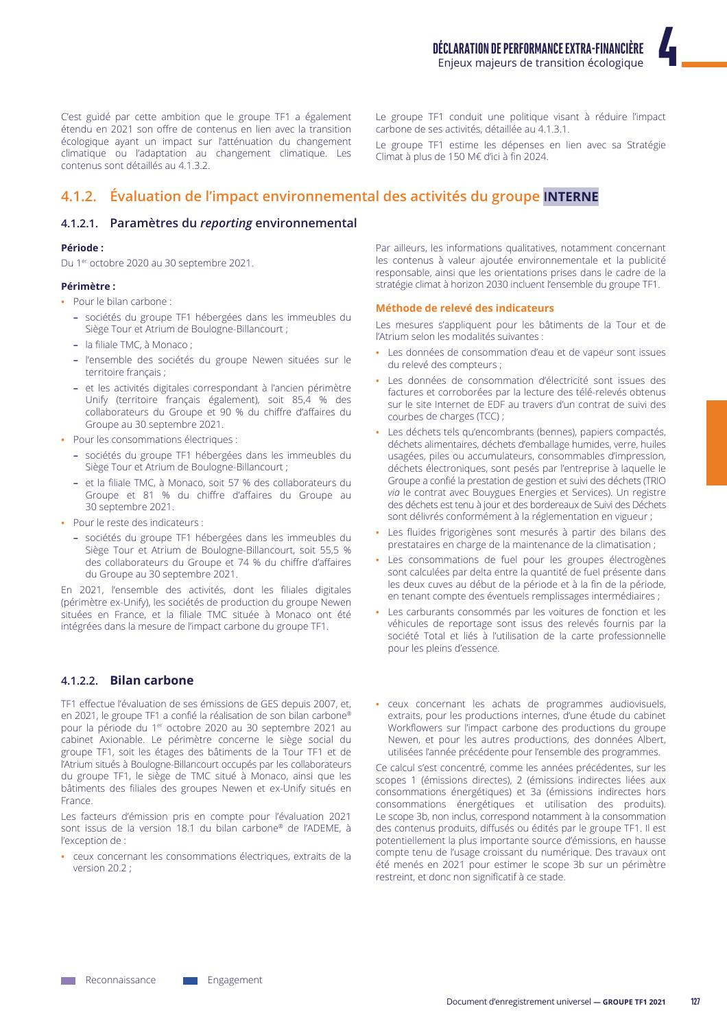C'est guidé par cette ambition que le groupe TF1 a également étendu en 2021 son offre de contenus en lien avec la transition écologique ayant un impact sur l'atténuation du changement climatique ou l'adaptation au changement climatique. Les contenus sont détaillés au 4.1.3.2.

Le groupe TF1 conduit une politique visant à réduire l'impact carbone de ses activités, détaillée au 4.1.3.1.

Le groupe TF1 estime les dépenses en lien avec sa Stratégie Climat à plus de 150 M€ d'ici à fin 2024.

## 4.1.2. Évaluation de l'impact environnemental des activités du groupe INTERNE

### 4.1.2.1. Paramètres du *reporting* environnemental

**Période :**

Du 1er octobre 2020 au 30 septembre 2021.

**Périmètre :**

- Pour le bilan carbone :
  - sociétés du groupe TF1 hébergées dans les immeubles du Siège Tour et Atrium de Boulogne-Billancourt ;
  - la filiale TMC, à Monaco ;
  - l'ensemble des sociétés du groupe Newen situées sur le territoire français ;
  - et les activités digitales correspondant à l'ancien périmètre Unify (territoire français également), soit 85,4 % des collaborateurs du Groupe et 90 % du chiffre d'affaires du Groupe au 30 septembre 2021.
- Pour les consommations électriques :
  - sociétés du groupe TF1 hébergées dans les immeubles du Siège Tour et Atrium de Boulogne-Billancourt ;
  - et la filiale TMC, à Monaco, soit 57 % des collaborateurs du Groupe et 81 % du chiffre d'affaires du Groupe au 30 septembre 2021.
- Pour le reste des indicateurs :
  - sociétés du groupe TF1 hébergées dans les immeubles du Siège Tour et Atrium de Boulogne-Billancourt, soit 55,5 % des collaborateurs du Groupe et 74 % du chiffre d'affaires du Groupe au 30 septembre 2021.

En 2021, l'ensemble des activités, dont les filiales digitales (périmètre ex-Unify), les sociétés de production du groupe Newen situées en France, et la filiale TMC située à Monaco ont été intégrées dans la mesure de l'impact carbone du groupe TF1.

Par ailleurs, les informations qualitatives, notamment concernant les contenus à valeur ajoutée environnementale et la publicité responsable, ainsi que les orientations prises dans le cadre de la stratégie climat à horizon 2030 incluent l'ensemble du groupe TF1.

**Méthode de relevé des indicateurs**

Les mesures s'appliquent pour les bâtiments de la Tour et de l'Atrium selon les modalités suivantes :

- Les données de consommation d'eau et de vapeur sont issues du relevé des compteurs ;
- Les données de consommation d'électricité sont issues des factures et corroborées par la lecture des télé-relevés obtenus sur le site Internet de EDF au travers d'un contrat de suivi des courbes de charges (TCC) ;
- Les déchets tels qu'encombrants (bennes), papiers compactés, déchets alimentaires, déchets d'emballage humides, verre, huiles usagées, piles ou accumulateurs, consommables d'impression, déchets électroniques, sont pesés par l'entreprise à laquelle le Groupe a confié la prestation de gestion et suivi des déchets (TRIO *via* le contrat avec Bouygues Energies et Services). Un registre des déchets est tenu à jour et des bordereaux de Suivi des Déchets sont délivrés conformément à la réglementation en vigueur ;
- Les fluides frigorigènes sont mesurés à partir des bilans des prestataires en charge de la maintenance de la climatisation ;
- Les consommations de fuel pour les groupes électrogènes sont calculées par delta entre la quantité de fuel présente dans les deux cuves au début de la période et à la fin de la période, en tenant compte des éventuels remplissages intermédiaires ;
- Les carburants consommés par les voitures de fonction et les véhicules de reportage sont issus des relevés fournis par la société Total et liés à l'utilisation de la carte professionnelle pour les pleins d'essence.

### 4.1.2.2. Bilan carbone

TF1 effectue l'évaluation de ses émissions de GES depuis 2007, et, en 2021, le groupe TF1 a confié la réalisation de son bilan carbone® pour la période du 1er octobre 2020 au 30 septembre 2021 au cabinet Axionable. Le périmètre concerne le siège social du groupe TF1, soit les étages des bâtiments de la Tour TF1 et de l'Atrium situés à Boulogne-Billancourt occupés par les collaborateurs du groupe TF1, le siège de TMC situé à Monaco, ainsi que les bâtiments des filiales des groupes Newen et ex-Unify situés en France.

Les facteurs d'émission pris en compte pour l'évaluation 2021 sont issus de la version 18.1 du bilan carbone® de l'ADEME, à l'exception de :

- ceux concernant les consommations électriques, extraits de la version 20.2 ;
- ceux concernant les achats de programmes audiovisuels, extraits, pour les productions internes, d'une étude du cabinet Workflowers sur l'impact carbone des productions du groupe Newen, et pour les autres productions, des données Albert, utilisées l'année précédente pour l'ensemble des programmes.

Ce calcul s'est concentré, comme les années précédentes, sur les scopes 1 (émissions directes), 2 (émissions indirectes liées aux consommations énergétiques) et 3a (émissions indirectes hors consommations énergétiques et utilisation des produits). Le scope 3b, non inclus, correspond notamment à la consommation des contenus produits, diffusés ou édités par le groupe TF1. Il est potentiellement la plus importante source d'émissions, en hausse compte tenu de l'usage croissant du numérique. Des travaux ont été menés en 2021 pour estimer le scope 3b sur un périmètre restreint, et donc non significatif à ce stade.

Reconnaissance   Engagement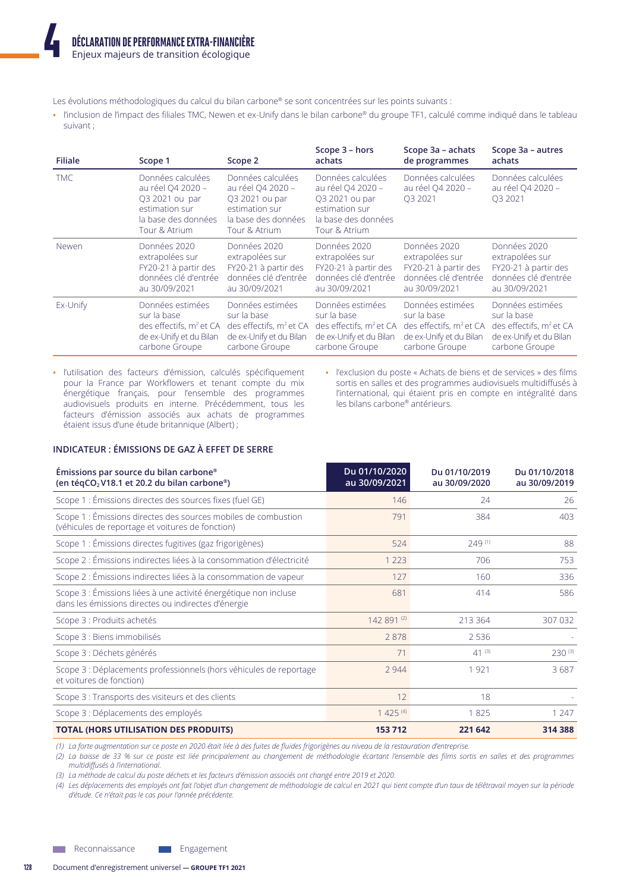Les évolutions méthodologiques du calcul du bilan carbone® se sont concentrées sur les points suivants :

- l'inclusion de l'impact des filiales TMC, Newen et ex-Unify dans le bilan carbone® du groupe TF1, calculé comme indiqué dans le tableau suivant ;

| Filiale | Scope 1 | Scope 2 | Scope 3 – hors achats | Scope 3a – achats de programmes | Scope 3a – autres achats |
|---|---|---|---|---|---|
| TMC | Données calculées au réel Q4 2020 – Q3 2021 ou par estimation sur la base des données Tour & Atrium | Données calculées au réel Q4 2020 – Q3 2021 ou par estimation sur la base des données Tour & Atrium | Données calculées au réel Q4 2020 – Q3 2021 ou par estimation sur la base des données Tour & Atrium | Données calculées au réel Q4 2020 – Q3 2021 | Données calculées au réel Q4 2020 – Q3 2021 |
| Newen | Données 2020 extrapolées sur FY20-21 à partir des données clé d'entrée au 30/09/2021 | Données 2020 extrapolées sur FY20-21 à partir des données clé d'entrée au 30/09/2021 | Données 2020 extrapolées sur FY20-21 à partir des données clé d'entrée au 30/09/2021 | Données 2020 extrapolées sur FY20-21 à partir des données clé d'entrée au 30/09/2021 | Données 2020 extrapolées sur FY20-21 à partir des données clé d'entrée au 30/09/2021 |
| Ex-Unify | Données estimées sur la base des effectifs, m² et CA de ex-Unify et du Bilan carbone Groupe | Données estimées sur la base des effectifs, m² et CA de ex-Unify et du Bilan carbone Groupe | Données estimées sur la base des effectifs, m² et CA de ex-Unify et du Bilan carbone Groupe | Données estimées sur la base des effectifs, m² et CA de ex-Unify et du Bilan carbone Groupe | Données estimées sur la base des effectifs, m² et CA de ex-Unify et du Bilan carbone Groupe |

- l'utilisation des facteurs d'émission, calculés spécifiquement pour la France par Workflowers et tenant compte du mix énergétique français, pour l'ensemble des programmes audiovisuels produits en interne. Précédemment, tous les facteurs d'émission associés aux achats de programmes étaient issus d'une étude britannique (Albert) ;
- l'exclusion du poste « Achats de biens et de services » des films sortis en salles et des programmes audiovisuels multidiffusés à l'international, qui étaient pris en compte en intégralité dans les bilans carbone® antérieurs.

### INDICATEUR : ÉMISSIONS DE GAZ À EFFET DE SERRE

| Émissions par source du bilan carbone® (en téq$CO_2$ V18.1 et 20.2 du bilan carbone®) | Du 01/10/2020 au 30/09/2021 | Du 01/10/2019 au 30/09/2020 | Du 01/10/2018 au 30/09/2019 |
|---|---|---|---|
| Scope 1 : Émissions directes des sources fixes (fuel GE) | 146 | 24 | 26 |
| Scope 1 : Émissions directes des sources mobiles de combustion (véhicules de reportage et voitures de fonction) | 791 | 384 | 403 |
| Scope 1 : Émissions directes fugitives (gaz frigorigènes) | 524 | 249 (1) | 88 |
| Scope 2 : Émissions indirectes liées à la consommation d'électricité | 1 223 | 706 | 753 |
| Scope 2 : Émissions indirectes liées à la consommation de vapeur | 127 | 160 | 336 |
| Scope 3 : Émissions liées à une activité énergétique non incluse dans les émissions directes ou indirectes d'énergie | 681 | 414 | 586 |
| Scope 3 : Produits achetés | 142 891 (2) | 213 364 | 307 032 |
| Scope 3 : Biens immobilisés | 2 878 | 2 536 | - |
| Scope 3 : Déchets générés | 71 | 41 (3) | 230 (3) |
| Scope 3 : Déplacements professionnels (hors véhicules de reportage et voitures de fonction) | 2 944 | 1 921 | 3 687 |
| Scope 3 : Transports des visiteurs et des clients | 12 | 18 | - |
| Scope 3 : Déplacements des employés | 1 425 (4) | 1 825 | 1 247 |
| **TOTAL (HORS UTILISATION DES PRODUITS)** | **153 712** | **221 642** | **314 388** |

*(1) La forte augmentation sur ce poste en 2020 était liée à des fuites de fluides frigorigènes au niveau de la restauration d'entreprise.*

*(2) La baisse de 33 % sur ce poste est liée principalement au changement de méthodologie écartant l'ensemble des films sortis en salles et des programmes multidiffusés à l'international.*

*(3) La méthode de calcul du poste déchets et les facteurs d'émission associés ont changé entre 2019 et 2020.*

*(4) Les déplacements des employés ont fait l'objet d'un changement de méthodologie de calcul en 2021 qui tient compte d'un taux de télétravail moyen sur la période d'étude. Ce n'était pas le cas pour l'année précédente.*

Reconnaissance Engagement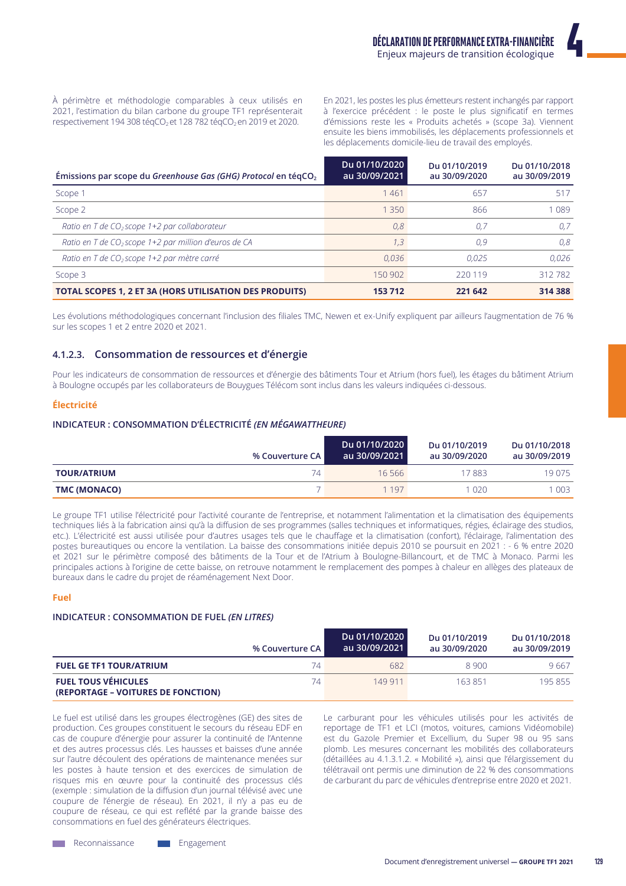À périmètre et méthodologie comparables à ceux utilisés en 2021, l'estimation du bilan carbone du groupe TF1 représenterait respectivement 194 308 téq$CO_2$ et 128 782 téq$CO_2$ en 2019 et 2020.

En 2021, les postes les plus émetteurs restent inchangés par rapport à l'exercice précédent : le poste le plus significatif en termes d'émissions reste les « Produits achetés » (scope 3a). Viennent ensuite les biens immobilisés, les déplacements professionnels et les déplacements domicile-lieu de travail des employés.

| Émissions par scope du *Greenhouse Gas (GHG) Protocol* en téq$CO_2$ | Du 01/10/2020 au 30/09/2021 | Du 01/10/2019 au 30/09/2020 | Du 01/10/2018 au 30/09/2019 |
|---|---|---|---|
| Scope 1 | 1 461 | 657 | 517 |
| Scope 2 | 1 350 | 866 | 1 089 |
| *Ratio en T de $CO_2$ scope 1+2 par collaborateur* | *0,8* | *0,7* | *0,7* |
| *Ratio en T de $CO_2$ scope 1+2 par million d'euros de CA* | *1,3* | *0,9* | *0,8* |
| *Ratio en T de $CO_2$ scope 1+2 par mètre carré* | *0,036* | *0,025* | *0,026* |
| Scope 3 | 150 902 | 220 119 | 312 782 |
| **TOTAL SCOPES 1, 2 ET 3A (HORS UTILISATION DES PRODUITS)** | **153 712** | **221 642** | **314 388** |

Les évolutions méthodologiques concernant l'inclusion des filiales TMC, Newen et ex-Unify expliquent par ailleurs l'augmentation de 76 % sur les scopes 1 et 2 entre 2020 et 2021.

### 4.1.2.3. Consommation de ressources et d'énergie

Pour les indicateurs de consommation de ressources et d'énergie des bâtiments Tour et Atrium (hors fuel), les étages du bâtiment Atrium à Boulogne occupés par les collaborateurs de Bouygues Télécom sont inclus dans les valeurs indiquées ci-dessous.

#### Électricité

**INDICATEUR : CONSOMMATION D'ÉLECTRICITÉ *(EN MÉGAWATTHEURE)***

| | % Couverture CA | Du 01/10/2020 au 30/09/2021 | Du 01/10/2019 au 30/09/2020 | Du 01/10/2018 au 30/09/2019 |
|---|---|---|---|---|
| **TOUR/ATRIUM** | 74 | 16 566 | 17 883 | 19 075 |
| **TMC (MONACO)** | 7 | 1 197 | 1 020 | 1 003 |

Le groupe TF1 utilise l'électricité pour l'activité courante de l'entreprise, et notamment l'alimentation et la climatisation des équipements techniques liés à la fabrication ainsi qu'à la diffusion de ses programmes (salles techniques et informatiques, régies, éclairage des studios, etc.). L'électricité est aussi utilisée pour d'autres usages tels que le chauffage et la climatisation (confort), l'éclairage, l'alimentation des postes bureautiques ou encore la ventilation. La baisse des consommations initiée depuis 2010 se poursuit en 2021 : - 6 % entre 2020 et 2021 sur le périmètre composé des bâtiments de la Tour et de l'Atrium à Boulogne-Billancourt, et de TMC à Monaco. Parmi les principales actions à l'origine de cette baisse, on retrouve notamment le remplacement des pompes à chaleur en allèges des plateaux de bureaux dans le cadre du projet de réaménagement Next Door.

#### Fuel

**INDICATEUR : CONSOMMATION DE FUEL *(EN LITRES)***

| | % Couverture CA | Du 01/10/2020 au 30/09/2021 | Du 01/10/2019 au 30/09/2020 | Du 01/10/2018 au 30/09/2019 |
|---|---|---|---|---|
| **FUEL GE TF1 TOUR/ATRIUM** | 74 | 682 | 8 900 | 9 667 |
| **FUEL TOUS VÉHICULES (REPORTAGE – VOITURES DE FONCTION)** | 74 | 149 911 | 163 851 | 195 855 |

Le fuel est utilisé dans les groupes électrogènes (GE) des sites de production. Ces groupes constituent le secours du réseau EDF en cas de coupure d'énergie pour assurer la continuité de l'Antenne et des autres processus clés. Les hausses et baisses d'une année sur l'autre découlent des opérations de maintenance menées sur les postes à haute tension et des exercices de simulation de risques mis en œuvre pour la continuité des processus clés (exemple : simulation de la diffusion d'un journal télévisé avec une coupure de l'énergie de réseau). En 2021, il n'y a pas eu de coupure de réseau, ce qui est reflété par la grande baisse des consommations en fuel des générateurs électriques.

Le carburant pour les véhicules utilisés pour les activités de reportage de TF1 et LCI (motos, voitures, camions Vidéomobile) est du Gazole Premier et Excellium, du Super 98 ou 95 sans plomb. Les mesures concernant les mobilités des collaborateurs (détaillées au 4.1.3.1.2. « Mobilité »), ainsi que l'élargissement du télétravail ont permis une diminution de 22 % des consommations de carburant du parc de véhicules d'entreprise entre 2020 et 2021.

Reconnaissance — Engagement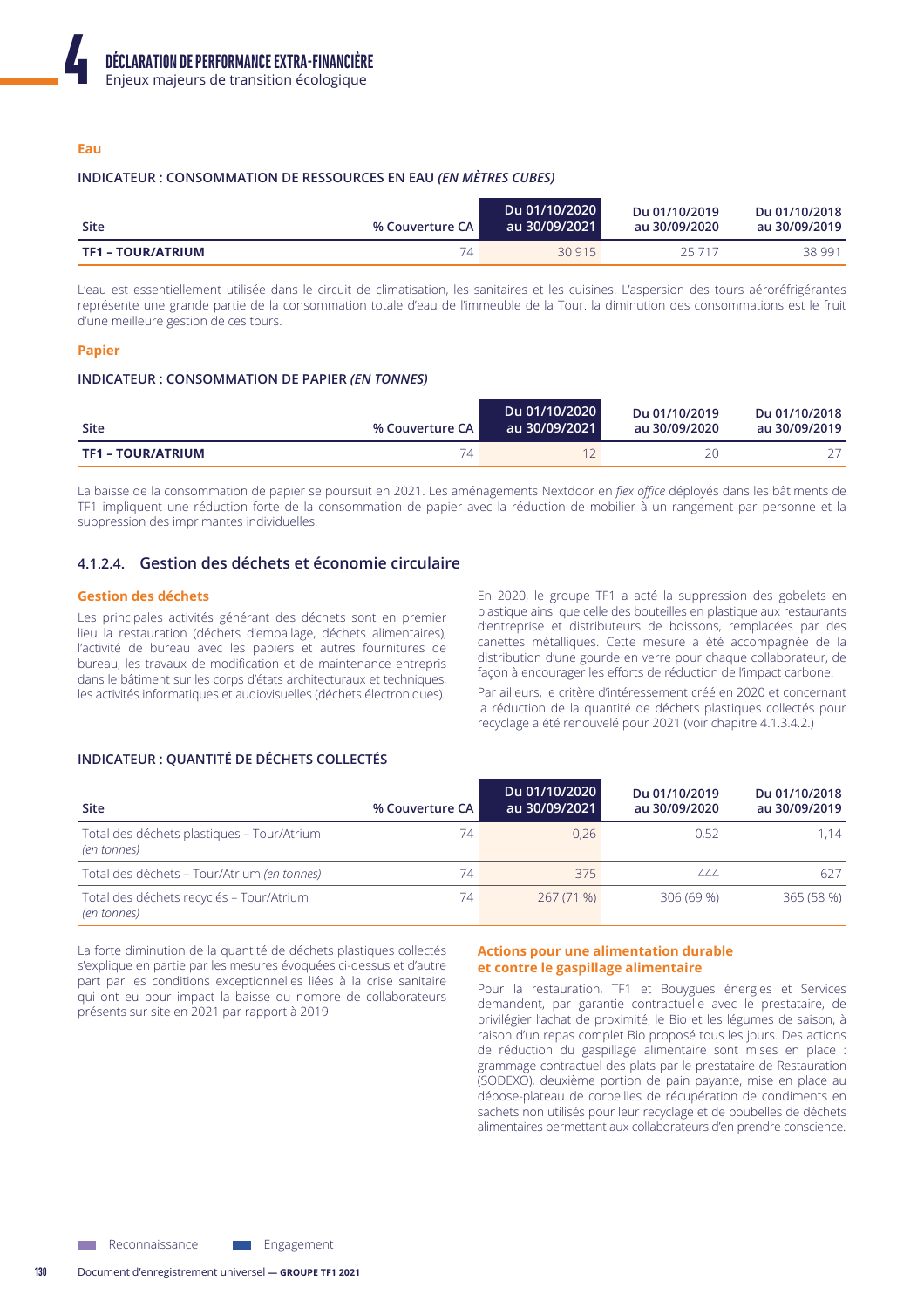#### Eau

**INDICATEUR : CONSOMMATION DE RESSOURCES EN EAU *(EN MÈTRES CUBES)***

| Site | % Couverture CA | Du 01/10/2020 au 30/09/2021 | Du 01/10/2019 au 30/09/2020 | Du 01/10/2018 au 30/09/2019 |
|---|---|---|---|---|
| **TF1 – TOUR/ATRIUM** | 74 | 30 915 | 25 717 | 38 991 |

L'eau est essentiellement utilisée dans le circuit de climatisation, les sanitaires et les cuisines. L'aspersion des tours aéroréfrigérantes représente une grande partie de la consommation totale d'eau de l'immeuble de la Tour. la diminution des consommations est le fruit d'une meilleure gestion de ces tours.

#### Papier

**INDICATEUR : CONSOMMATION DE PAPIER *(EN TONNES)***

| Site | % Couverture CA | Du 01/10/2020 au 30/09/2021 | Du 01/10/2019 au 30/09/2020 | Du 01/10/2018 au 30/09/2019 |
|---|---|---|---|---|
| **TF1 – TOUR/ATRIUM** | 74 | 12 | 20 | 27 |

La baisse de la consommation de papier se poursuit en 2021. Les aménagements Nextdoor en *flex office* déployés dans les bâtiments de TF1 impliquent une réduction forte de la consommation de papier avec la réduction de mobilier à un rangement par personne et la suppression des imprimantes individuelles.

### 4.1.2.4. Gestion des déchets et économie circulaire

#### Gestion des déchets

Les principales activités générant des déchets sont en premier lieu la restauration (déchets d'emballage, déchets alimentaires), l'activité de bureau avec les papiers et autres fournitures de bureau, les travaux de modification et de maintenance entrepris dans le bâtiment sur les corps d'états architecturaux et techniques, les activités informatiques et audiovisuelles (déchets électroniques).

En 2020, le groupe TF1 a acté la suppression des gobelets en plastique ainsi que celle des bouteilles en plastique aux restaurants d'entreprise et distributeurs de boissons, remplacées par des canettes métalliques. Cette mesure a été accompagnée de la distribution d'une gourde en verre pour chaque collaborateur, de façon à encourager les efforts de réduction de l'impact carbone.

Par ailleurs, le critère d'intéressement créé en 2020 et concernant la réduction de la quantité de déchets plastiques collectés pour recyclage a été renouvelé pour 2021 (voir chapitre 4.1.3.4.2.)

**INDICATEUR : QUANTITÉ DE DÉCHETS COLLECTÉS**

| Site | % Couverture CA | Du 01/10/2020 au 30/09/2021 | Du 01/10/2019 au 30/09/2020 | Du 01/10/2018 au 30/09/2019 |
|---|---|---|---|---|
| Total des déchets plastiques – Tour/Atrium *(en tonnes)* | 74 | 0,26 | 0,52 | 1,14 |
| Total des déchets – Tour/Atrium *(en tonnes)* | 74 | 375 | 444 | 627 |
| Total des déchets recyclés – Tour/Atrium *(en tonnes)* | 74 | 267 (71 %) | 306 (69 %) | 365 (58 %) |

La forte diminution de la quantité de déchets plastiques collectés s'explique en partie par les mesures évoquées ci-dessus et d'autre part par les conditions exceptionnelles liées à la crise sanitaire qui ont eu pour impact la baisse du nombre de collaborateurs présents sur site en 2021 par rapport à 2019.

#### Actions pour une alimentation durable et contre le gaspillage alimentaire

Pour la restauration, TF1 et Bouygues énergies et Services demandent, par garantie contractuelle avec le prestataire, de privilégier l'achat de proximité, le Bio et les légumes de saison, à raison d'un repas complet Bio proposé tous les jours. Des actions de réduction du gaspillage alimentaire sont mises en place : grammage contractuel des plats par le prestataire de Restauration (SODEXO), deuxième portion de pain payante, mise en place au dépose-plateau de corbeilles de récupération de condiments en sachets non utilisés pour leur recyclage et de poubelles de déchets alimentaires permettant aux collaborateurs d'en prendre conscience.

Reconnaissance    Engagement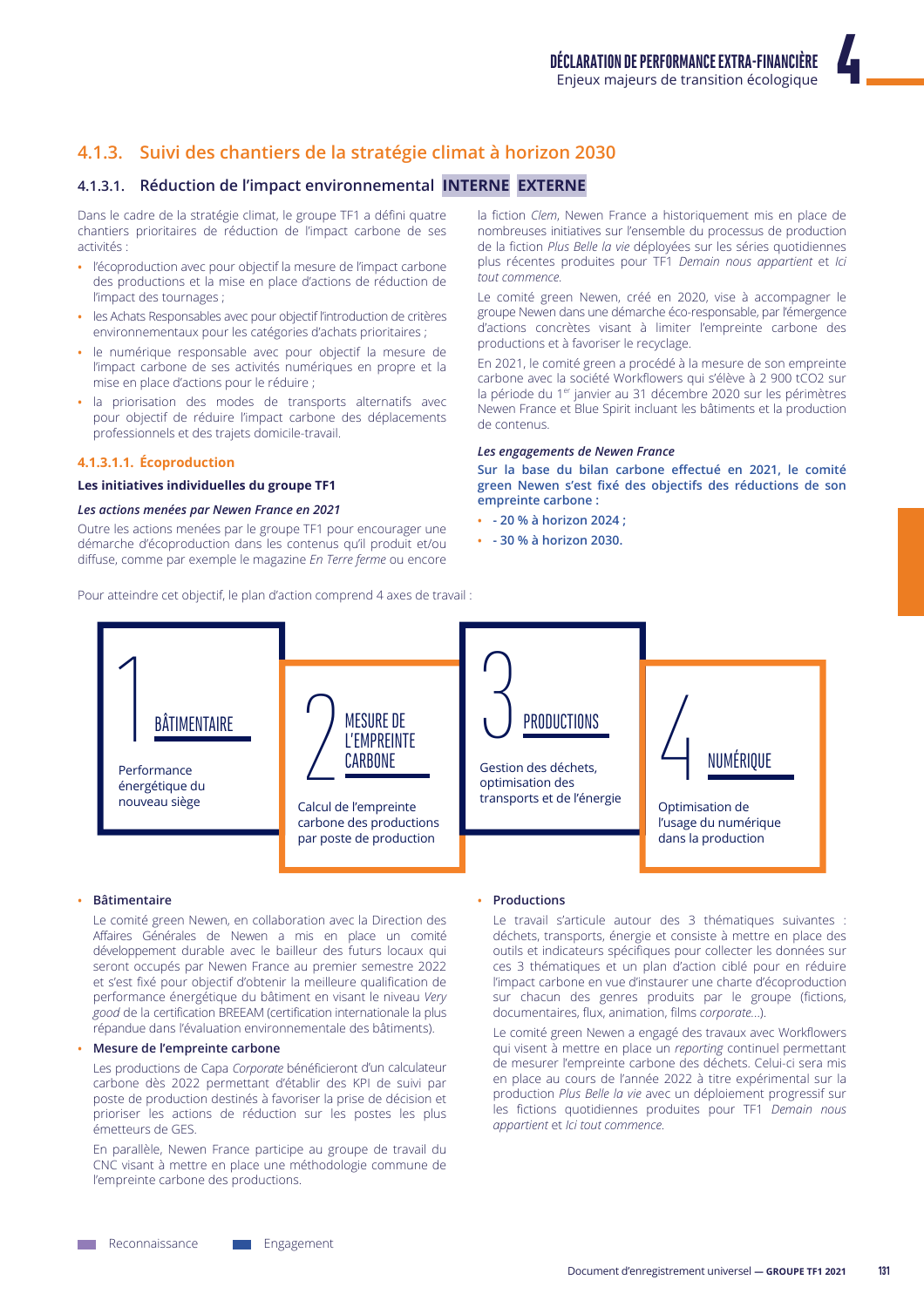## 4.1.3. Suivi des chantiers de la stratégie climat à horizon 2030

### 4.1.3.1. Réduction de l'impact environnemental INTERNE EXTERNE

Dans le cadre de la stratégie climat, le groupe TF1 a défini quatre chantiers prioritaires de réduction de l'impact carbone de ses activités :

- l'écoproduction avec pour objectif la mesure de l'impact carbone des productions et la mise en place d'actions de réduction de l'impact des tournages ;
- les Achats Responsables avec pour objectif l'introduction de critères environnementaux pour les catégories d'achats prioritaires ;
- le numérique responsable avec pour objectif la mesure de l'impact carbone de ses activités numériques en propre et la mise en place d'actions pour le réduire ;
- la priorisation des modes de transports alternatifs avec pour objectif de réduire l'impact carbone des déplacements professionnels et des trajets domicile-travail.

#### 4.1.3.1.1. Écoproduction

**Les initiatives individuelles du groupe TF1**

***Les actions menées par Newen France en 2021***

Outre les actions menées par le groupe TF1 pour encourager une démarche d'écoproduction dans les contenus qu'il produit et/ou diffuse, comme par exemple le magazine *En Terre ferme* ou encore la fiction *Clem*, Newen France a historiquement mis en place de nombreuses initiatives sur l'ensemble du processus de production de la fiction *Plus Belle la vie* déployées sur les séries quotidiennes plus récentes produites pour TF1 *Demain nous appartient* et *Ici tout commence*.

Le comité green Newen, créé en 2020, vise à accompagner le groupe Newen dans une démarche éco-responsable, par l'émergence d'actions concrètes visant à limiter l'empreinte carbone des productions et à favoriser le recyclage.

En 2021, le comité green a procédé à la mesure de son empreinte carbone avec la société Workflowers qui s'élève à 2 900 tCO2 sur la période du 1er janvier au 31 décembre 2020 sur les périmètres Newen France et Blue Spirit incluant les bâtiments et la production de contenus.

***Les engagements de Newen France***

**Sur la base du bilan carbone effectué en 2021, le comité green Newen s'est fixé des objectifs des réductions de son empreinte carbone :**

- **- 20 % à horizon 2024 ;**
- **- 30 % à horizon 2030.**

Pour atteindre cet objectif, le plan d'action comprend 4 axes de travail :

1. **BÂTIMENTAIRE** – Performance énergétique du nouveau siège
2. **MESURE DE L'EMPREINTE CARBONE** – Calcul de l'empreinte carbone des productions par poste de production
3. **PRODUCTIONS** – Gestion des déchets, optimisation des transports et de l'énergie
4. **NUMÉRIQUE** – Optimisation de l'usage du numérique dans la production

- **Bâtimentaire**

  Le comité green Newen, en collaboration avec la Direction des Affaires Générales de Newen a mis en place un comité développement durable avec le bailleur des futurs locaux qui seront occupés par Newen France au premier semestre 2022 et s'est fixé pour objectif d'obtenir la meilleure qualification de performance énergétique du bâtiment en visant le niveau *Very good* de la certification BREEAM (certification internationale la plus répandue dans l'évaluation environnementale des bâtiments).

- **Mesure de l'empreinte carbone**

  Les productions de Capa *Corporate* bénéficieront d'un calculateur carbone dès 2022 permettant d'établir des KPI de suivi par poste de production destinés à favoriser la prise de décision et prioriser les actions de réduction sur les postes les plus émetteurs de GES.

  En parallèle, Newen France participe au groupe de travail du CNC visant à mettre en place une méthodologie commune de l'empreinte carbone des productions.

- **Productions**

  Le travail s'articule autour des 3 thématiques suivantes : déchets, transports, énergie et consiste à mettre en place des outils et indicateurs spécifiques pour collecter les données sur ces 3 thématiques et un plan d'action ciblé pour en réduire l'impact carbone en vue d'instaurer une charte d'écoproduction sur chacun des genres produits par le groupe (fictions, documentaires, flux, animation, films *corporate*…).

  Le comité green Newen a engagé des travaux avec Workflowers qui visent à mettre en place un *reporting* continuel permettant de mesurer l'empreinte carbone des déchets. Celui-ci sera mis en place au cours de l'année 2022 à titre expérimental sur la production *Plus Belle la vie* avec un déploiement progressif sur les fictions quotidiennes produites pour TF1 *Demain nous appartient* et *Ici tout commence*.

Reconnaissance — Engagement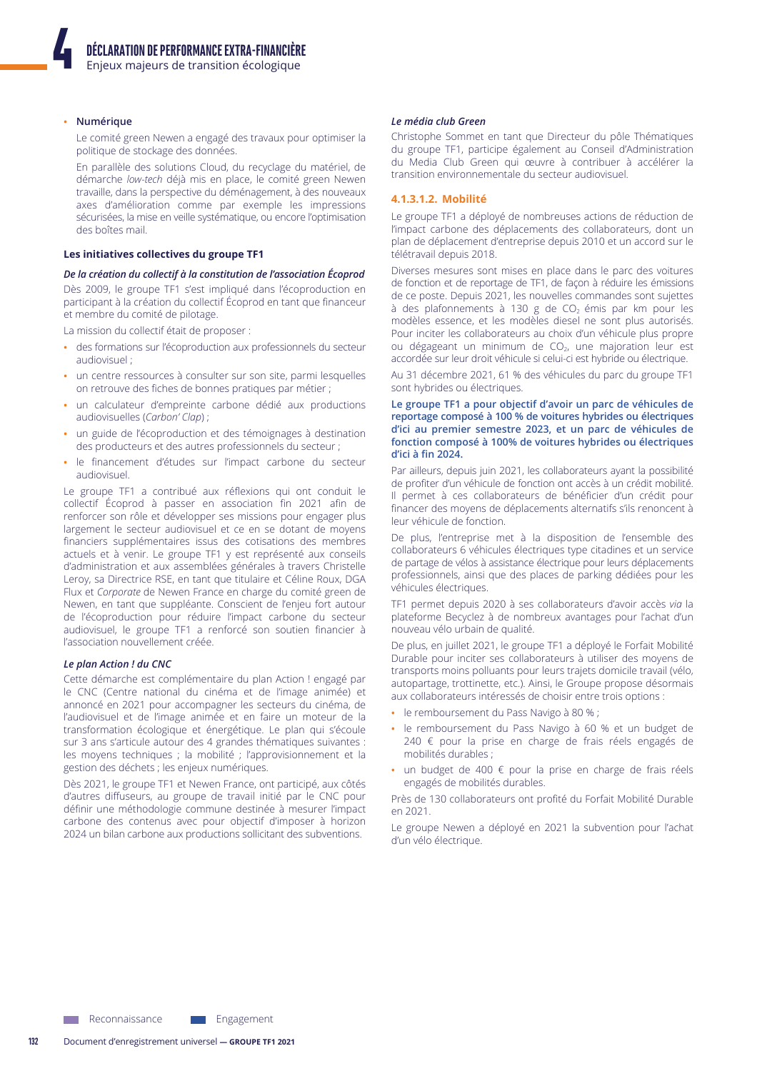- **Numérique**

  Le comité green Newen a engagé des travaux pour optimiser la politique de stockage des données.

  En parallèle des solutions Cloud, du recyclage du matériel, de démarche *low-tech* déjà mis en place, le comité green Newen travaille, dans la perspective du déménagement, à des nouveaux axes d'amélioration comme par exemple les impressions sécurisées, la mise en veille systématique, ou encore l'optimisation des boîtes mail.

#### Les initiatives collectives du groupe TF1

***De la création du collectif à la constitution de l'association Écoprod***

Dès 2009, le groupe TF1 s'est impliqué dans l'écoproduction en participant à la création du collectif Écoprod en tant que financeur et membre du comité de pilotage.

La mission du collectif était de proposer :

- des formations sur l'écoproduction aux professionnels du secteur audiovisuel ;
- un centre ressources à consulter sur son site, parmi lesquelles on retrouve des fiches de bonnes pratiques par métier ;
- un calculateur d'empreinte carbone dédié aux productions audiovisuelles (*Carbon' Clap*) ;
- un guide de l'écoproduction et des témoignages à destination des producteurs et des autres professionnels du secteur ;
- le financement d'études sur l'impact carbone du secteur audiovisuel.

Le groupe TF1 a contribué aux réflexions qui ont conduit le collectif Écoprod à passer en association fin 2021 afin de renforcer son rôle et développer ses missions pour engager plus largement le secteur audiovisuel et ce en se dotant de moyens financiers supplémentaires issus des cotisations des membres actuels et à venir. Le groupe TF1 y est représenté aux conseils d'administration et aux assemblées générales à travers Christelle Leroy, sa Directrice RSE, en tant que titulaire et Céline Roux, DGA Flux et *Corporate* de Newen France en charge du comité green de Newen, en tant que suppléante. Conscient de l'enjeu fort autour de l'écoproduction pour réduire l'impact carbone du secteur audiovisuel, le groupe TF1 a renforcé son soutien financier à l'association nouvellement créée.

***Le plan Action ! du CNC***

Cette démarche est complémentaire du plan Action ! engagé par le CNC (Centre national du cinéma et de l'image animée) et annoncé en 2021 pour accompagner les secteurs du cinéma, de l'audiovisuel et de l'image animée et en faire un moteur de la transformation écologique et énergétique. Le plan qui s'écoule sur 3 ans s'articule autour des 4 grandes thématiques suivantes : les moyens techniques ; la mobilité ; l'approvisionnement et la gestion des déchets ; les enjeux numériques.

Dès 2021, le groupe TF1 et Newen France, ont participé, aux côtés d'autres diffuseurs, au groupe de travail initié par le CNC pour définir une méthodologie commune destinée à mesurer l'impact carbone des contenus avec pour objectif d'imposer à horizon 2024 un bilan carbone aux productions sollicitant des subventions.

***Le média club Green***

Christophe Sommet en tant que Directeur du pôle Thématiques du groupe TF1, participe également au Conseil d'Administration du Media Club Green qui œuvre à contribuer à accélérer la transition environnementale du secteur audiovisuel.

#### 4.1.3.1.2. Mobilité

Le groupe TF1 a déployé de nombreuses actions de réduction de l'impact carbone des déplacements des collaborateurs, dont un plan de déplacement d'entreprise depuis 2010 et un accord sur le télétravail depuis 2018.

Diverses mesures sont mises en place dans le parc des voitures de fonction et de reportage de TF1, de façon à réduire les émissions de ce poste. Depuis 2021, les nouvelles commandes sont sujettes à des plafonnements à 130 g de $CO_2$ émis par km pour les modèles essence, et les modèles diesel ne sont plus autorisés. Pour inciter les collaborateurs au choix d'un véhicule plus propre ou dégageant un minimum de $CO_2$, une majoration leur est accordée sur leur droit véhicule si celui-ci est hybride ou électrique.

Au 31 décembre 2021, 61 % des véhicules du parc du groupe TF1 sont hybrides ou électriques.

**Le groupe TF1 a pour objectif d'avoir un parc de véhicules de reportage composé à 100 % de voitures hybrides ou électriques d'ici au premier semestre 2023, et un parc de véhicules de fonction composé à 100% de voitures hybrides ou électriques d'ici à fin 2024.**

Par ailleurs, depuis juin 2021, les collaborateurs ayant la possibilité de profiter d'un véhicule de fonction ont accès à un crédit mobilité. Il permet à ces collaborateurs de bénéficier d'un crédit pour financer des moyens de déplacements alternatifs s'ils renoncent à leur véhicule de fonction.

De plus, l'entreprise met à la disposition de l'ensemble des collaborateurs 6 véhicules électriques type citadines et un service de partage de vélos à assistance électrique pour leurs déplacements professionnels, ainsi que des places de parking dédiées pour les véhicules électriques.

TF1 permet depuis 2020 à ses collaborateurs d'avoir accès *via* la plateforme Becyclez à de nombreux avantages pour l'achat d'un nouveau vélo urbain de qualité.

De plus, en juillet 2021, le groupe TF1 a déployé le Forfait Mobilité Durable pour inciter ses collaborateurs à utiliser des moyens de transports moins polluants pour leurs trajets domicile travail (vélo, autopartage, trottinette, etc.). Ainsi, le Groupe propose désormais aux collaborateurs intéressés de choisir entre trois options :

- le remboursement du Pass Navigo à 80 % ;
- le remboursement du Pass Navigo à 60 % et un budget de 240 € pour la prise en charge de frais réels engagés de mobilités durables ;
- un budget de 400 € pour la prise en charge de frais réels engagés de mobilités durables.

Près de 130 collaborateurs ont profité du Forfait Mobilité Durable en 2021.

Le groupe Newen a déployé en 2021 la subvention pour l'achat d'un vélo électrique.

Reconnaissance   Engagement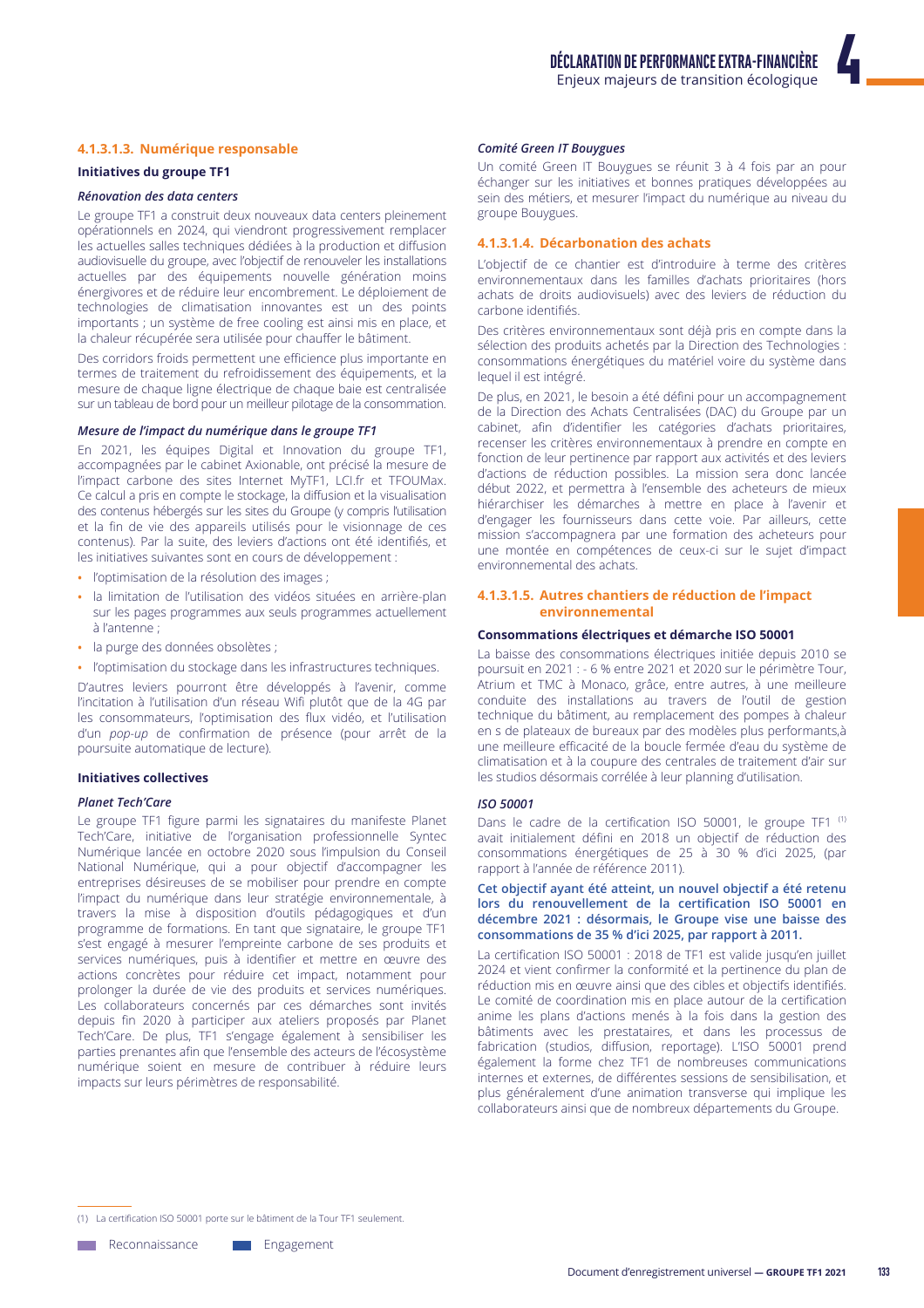#### 4.1.3.1.3. Numérique responsable

**Initiatives du groupe TF1**

*Rénovation des data centers*

Le groupe TF1 a construit deux nouveaux data centers pleinement opérationnels en 2024, qui viendront progressivement remplacer les actuelles salles techniques dédiées à la production et diffusion audiovisuelle du groupe, avec l'objectif de renouveler les installations actuelles par des équipements nouvelle génération moins énergivores et de réduire leur encombrement. Le déploiement de technologies de climatisation innovantes est un des points importants ; un système de free cooling est ainsi mis en place, et la chaleur récupérée sera utilisée pour chauffer le bâtiment.

Des corridors froids permettent une efficience plus importante en termes de traitement du refroidissement des équipements, et la mesure de chaque ligne électrique de chaque baie est centralisée sur un tableau de bord pour un meilleur pilotage de la consommation.

*Mesure de l'impact du numérique dans le groupe TF1*

En 2021, les équipes Digital et Innovation du groupe TF1, accompagnées par le cabinet Axionable, ont précisé la mesure de l'impact carbone des sites Internet MyTF1, LCI.fr et TFOUMax. Ce calcul a pris en compte le stockage, la diffusion et la visualisation des contenus hébergés sur les sites du Groupe (y compris l'utilisation et la fin de vie des appareils utilisés pour le visionnage de ces contenus). Par la suite, des leviers d'actions ont été identifiés, et les initiatives suivantes sont en cours de développement :

- l'optimisation de la résolution des images ;
- la limitation de l'utilisation des vidéos situées en arrière-plan sur les pages programmes aux seuls programmes actuellement à l'antenne ;
- la purge des données obsolètes ;
- l'optimisation du stockage dans les infrastructures techniques.

D'autres leviers pourront être développés à l'avenir, comme l'incitation à l'utilisation d'un réseau Wifi plutôt que de la 4G par les consommateurs, l'optimisation des flux vidéo, et l'utilisation d'un *pop-up* de confirmation de présence (pour arrêt de la poursuite automatique de lecture).

**Initiatives collectives**

*Planet Tech'Care*

Le groupe TF1 figure parmi les signataires du manifeste Planet Tech'Care, initiative de l'organisation professionnelle Syntec Numérique lancée en octobre 2020 sous l'impulsion du Conseil National Numérique, qui a pour objectif d'accompagner les entreprises désireuses de se mobiliser pour prendre en compte l'impact du numérique dans leur stratégie environnementale, à travers la mise à disposition d'outils pédagogiques et d'un programme de formations. En tant que signataire, le groupe TF1 s'est engagé à mesurer l'empreinte carbone de ses produits et services numériques, puis à identifier et mettre en œuvre des actions concrètes pour réduire cet impact, notamment pour prolonger la durée de vie des produits et services numériques. Les collaborateurs concernés par ces démarches sont invités depuis fin 2020 à participer aux ateliers proposés par Planet Tech'Care. De plus, TF1 s'engage également à sensibiliser les parties prenantes afin que l'ensemble des acteurs de l'écosystème numérique soient en mesure de contribuer à réduire leurs impacts sur leurs périmètres de responsabilité.

*Comité Green IT Bouygues*

Un comité Green IT Bouygues se réunit 3 à 4 fois par an pour échanger sur les initiatives et bonnes pratiques développées au sein des métiers, et mesurer l'impact du numérique au niveau du groupe Bouygues.

#### 4.1.3.1.4. Décarbonation des achats

L'objectif de ce chantier est d'introduire à terme des critères environnementaux dans les familles d'achats prioritaires (hors achats de droits audiovisuels) avec des leviers de réduction du carbone identifiés.

Des critères environnementaux sont déjà pris en compte dans la sélection des produits achetés par la Direction des Technologies : consommations énergétiques du matériel voire du système dans lequel il est intégré.

De plus, en 2021, le besoin a été défini pour un accompagnement de la Direction des Achats Centralisées (DAC) du Groupe par un cabinet, afin d'identifier les catégories d'achats prioritaires, recenser les critères environnementaux à prendre en compte en fonction de leur pertinence par rapport aux activités et des leviers d'actions de réduction possibles. La mission sera donc lancée début 2022, et permettra à l'ensemble des acheteurs de mieux hiérarchiser les démarches à mettre en place à l'avenir et d'engager les fournisseurs dans cette voie. Par ailleurs, cette mission s'accompagnera par une formation des acheteurs pour une montée en compétences de ceux-ci sur le sujet d'impact environnemental des achats.

#### 4.1.3.1.5. Autres chantiers de réduction de l'impact environnemental

**Consommations électriques et démarche ISO 50001**

La baisse des consommations électriques initiée depuis 2010 se poursuit en 2021 : - 6 % entre 2021 et 2020 sur le périmètre Tour, Atrium et TMC à Monaco, grâce, entre autres, à une meilleure conduite des installations au travers de l'outil de gestion technique du bâtiment, au remplacement des pompes à chaleur en s de plateaux de bureaux par des modèles plus performants,à une meilleure efficacité de la boucle fermée d'eau du système de climatisation et à la coupure des centrales de traitement d'air sur les studios désormais corrélée à leur planning d'utilisation.

*ISO 50001*

Dans le cadre de la certification ISO 50001, le groupe TF1 [1] avait initialement défini en 2018 un objectif de réduction des consommations énergétiques de 25 à 30 % d'ici 2025, (par rapport à l'année de référence 2011).

**Cet objectif ayant été atteint, un nouvel objectif a été retenu lors du renouvellement de la certification ISO 50001 en décembre 2021 : désormais, le Groupe vise une baisse des consommations de 35 % d'ici 2025, par rapport à 2011.**

La certification ISO 50001 : 2018 de TF1 est valide jusqu'en juillet 2024 et vient confirmer la conformité et la pertinence du plan de réduction mis en œuvre ainsi que des cibles et objectifs identifiés. Le comité de coordination mis en place autour de la certification anime les plans d'actions menés à la fois dans la gestion des bâtiments avec les prestataires, et dans les processus de fabrication (studios, diffusion, reportage). L'ISO 50001 prend également la forme chez TF1 de nombreuses communications internes et externes, de différentes sessions de sensibilisation, et plus généralement d'une animation transverse qui implique les collaborateurs ainsi que de nombreux départements du Groupe.

(1) La certification ISO 50001 porte sur le bâtiment de la Tour TF1 seulement.

Reconnaissance · Engagement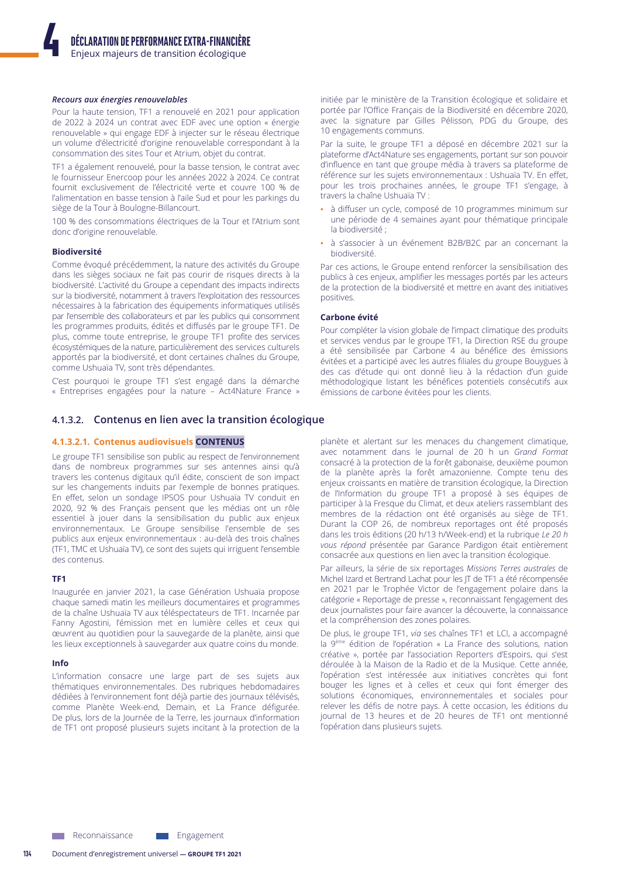#### *Recours aux énergies renouvelables*

Pour la haute tension, TF1 a renouvelé en 2021 pour application de 2022 à 2024 un contrat avec EDF avec une option « énergie renouvelable » qui engage EDF à injecter sur le réseau électrique un volume d'électricité d'origine renouvelable correspondant à la consommation des sites Tour et Atrium, objet du contrat.

TF1 a également renouvelé, pour la basse tension, le contrat avec le fournisseur Enercoop pour les années 2022 à 2024. Ce contrat fournit exclusivement de l'électricité verte et couvre 100 % de l'alimentation en basse tension à l'aile Sud et pour les parkings du siège de la Tour à Boulogne-Billancourt.

100 % des consommations électriques de la Tour et l'Atrium sont donc d'origine renouvelable.

#### Biodiversité

Comme évoqué précédemment, la nature des activités du Groupe dans les sièges sociaux ne fait pas courir de risques directs à la biodiversité. L'activité du Groupe a cependant des impacts indirects sur la biodiversité, notamment à travers l'exploitation des ressources nécessaires à la fabrication des équipements informatiques utilisés par l'ensemble des collaborateurs et par les publics qui consomment les programmes produits, édités et diffusés par le groupe TF1. De plus, comme toute entreprise, le groupe TF1 profite des services écosystémiques de la nature, particulièrement des services culturels apportés par la biodiversité, et dont certaines chaînes du Groupe, comme Ushuaïa TV, sont très dépendantes.

C'est pourquoi le groupe TF1 s'est engagé dans la démarche « Entreprises engagées pour la nature – Act4Nature France » initiée par le ministère de la Transition écologique et solidaire et portée par l'Office Français de la Biodiversité en décembre 2020, avec la signature par Gilles Pélisson, PDG du Groupe, des 10 engagements communs.

Par la suite, le groupe TF1 a déposé en décembre 2021 sur la plateforme d'Act4Nature ses engagements, portant sur son pouvoir d'influence en tant que groupe média à travers sa plateforme de référence sur les sujets environnementaux : Ushuaïa TV. En effet, pour les trois prochaines années, le groupe TF1 s'engage, à travers la chaîne Ushuaïa TV :

- à diffuser un cycle, composé de 10 programmes minimum sur une période de 4 semaines ayant pour thématique principale la biodiversité ;
- à s'associer à un événement B2B/B2C par an concernant la biodiversité.

Par ces actions, le Groupe entend renforcer la sensibilisation des publics à ces enjeux, amplifier les messages portés par les acteurs de la protection de la biodiversité et mettre en avant des initiatives positives.

#### Carbone évité

Pour compléter la vision globale de l'impact climatique des produits et services vendus par le groupe TF1, la Direction RSE du groupe a été sensibilisée par Carbone 4 au bénéfice des émissions évitées et a participé avec les autres filiales du groupe Bouygues à des cas d'étude qui ont donné lieu à la rédaction d'un guide méthodologique listant les bénéfices potentiels consécutifs aux émissions de carbone évitées pour les clients.

### 4.1.3.2. Contenus en lien avec la transition écologique

#### 4.1.3.2.1. Contenus audiovisuels **CONTENUS**

Le groupe TF1 sensibilise son public au respect de l'environnement dans de nombreux programmes sur ses antennes ainsi qu'à travers les contenus digitaux qu'il édite, conscient de son impact sur les changements induits par l'exemple de bonnes pratiques. En effet, selon un sondage IPSOS pour Ushuaïa TV conduit en 2020, 92 % des Français pensent que les médias ont un rôle essentiel à jouer dans la sensibilisation du public aux enjeux environnementaux. Le Groupe sensibilise l'ensemble de ses publics aux enjeux environnementaux : au-delà des trois chaînes (TF1, TMC et Ushuaïa TV), ce sont des sujets qui irriguent l'ensemble des contenus.

#### TF1

Inaugurée en janvier 2021, la case Génération Ushuaïa propose chaque samedi matin les meilleurs documentaires et programmes de la chaîne Ushuaïa TV aux téléspectateurs de TF1. Incarnée par Fanny Agostini, l'émission met en lumière celles et ceux qui œuvrent au quotidien pour la sauvegarde de la planète, ainsi que les lieux exceptionnels à sauvegarder aux quatre coins du monde.

#### Info

L'information consacre une large part de ses sujets aux thématiques environnementales. Des rubriques hebdomadaires dédiées à l'environnement font déjà partie des journaux télévisés, comme Planète Week-end, Demain, et La France défigurée. De plus, lors de la Journée de la Terre, les journaux d'information de TF1 ont proposé plusieurs sujets incitant à la protection de la planète et alertant sur les menaces du changement climatique, avec notamment dans le journal de 20 h un *Grand Format* consacré à la protection de la forêt gabonaise, deuxième poumon de la planète après la forêt amazonienne. Compte tenu des enjeux croissants en matière de transition écologique, la Direction de l'Information du groupe TF1 a proposé à ses équipes de participer à la Fresque du Climat, et deux ateliers rassemblant des membres de la rédaction ont été organisés au siège de TF1. Durant la COP 26, de nombreux reportages ont été proposés dans les trois éditions (20 h/13 h/Week-end) et la rubrique *Le 20 h vous répond* présentée par Garance Pardigon était entièrement consacrée aux questions en lien avec la transition écologique.

Par ailleurs, la série de six reportages *Missions Terres australes* de Michel Izard et Bertrand Lachat pour les JT de TF1 a été récompensée en 2021 par le Trophée Victor de l'engagement polaire dans la catégorie « Reportage de presse », reconnaissant l'engagement des deux journalistes pour faire avancer la découverte, la connaissance et la compréhension des zones polaires.

De plus, le groupe TF1, *via* ses chaînes TF1 et LCI, a accompagné la 9ème édition de l'opération « La France des solutions, nation créative », portée par l'association Reporters d'Espoirs, qui s'est déroulée à la Maison de la Radio et de la Musique. Cette année, l'opération s'est intéressée aux initiatives concrètes qui font bouger les lignes et à celles et ceux qui font émerger des solutions économiques, environnementales et sociales pour relever les défis de notre pays. À cette occasion, les éditions du journal de 13 heures et de 20 heures de TF1 ont mentionné l'opération dans plusieurs sujets.

Reconnaissance — Engagement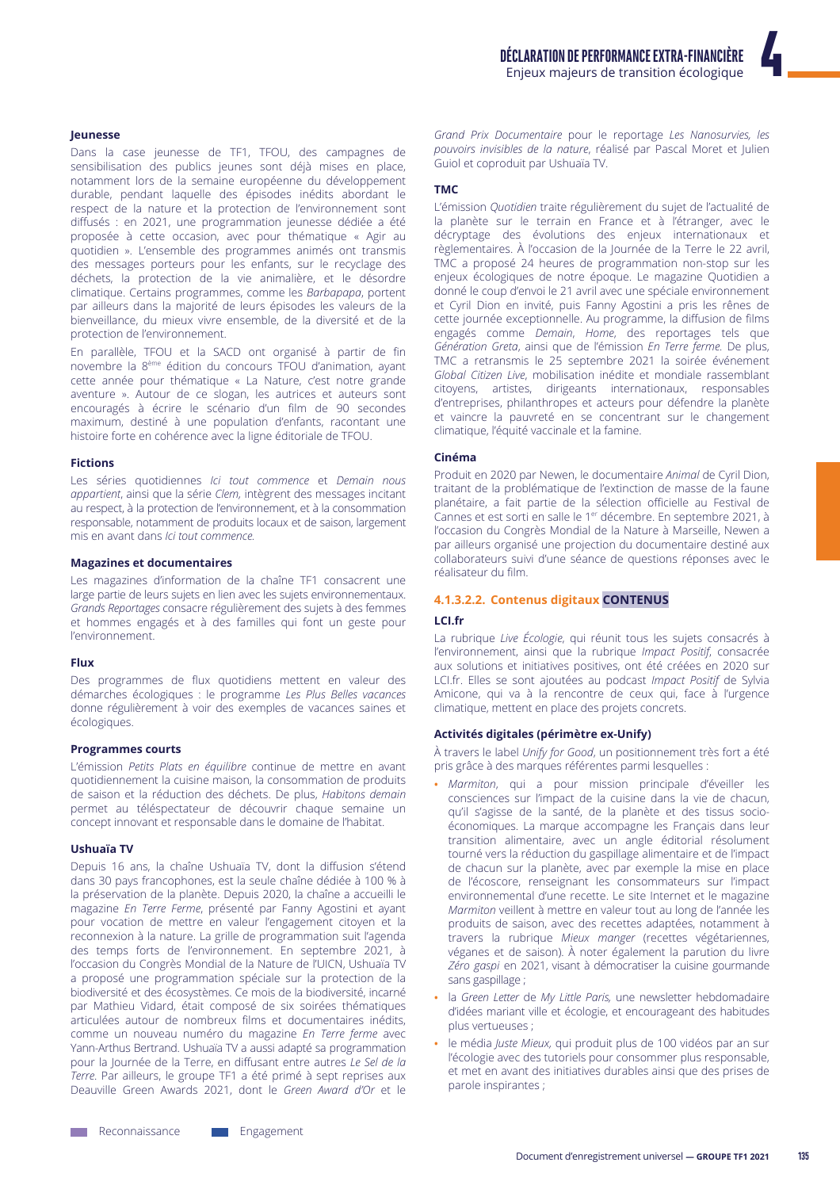#### Jeunesse

Dans la case jeunesse de TF1, TFOU, des campagnes de sensibilisation des publics jeunes sont déjà mises en place, notamment lors de la semaine européenne du développement durable, pendant laquelle des épisodes inédits abordant le respect de la nature et la protection de l'environnement sont diffusés : en 2021, une programmation jeunesse dédiée a été proposée à cette occasion, avec pour thématique « Agir au quotidien ». L'ensemble des programmes animés ont transmis des messages porteurs pour les enfants, sur le recyclage des déchets, la protection de la vie animalière, et le désordre climatique. Certains programmes, comme les *Barbapapa*, portent par ailleurs dans la majorité de leurs épisodes les valeurs de la bienveillance, du mieux vivre ensemble, de la diversité et de la protection de l'environnement.

En parallèle, TFOU et la SACD ont organisé à partir de fin novembre la 8ème édition du concours TFOU d'animation, ayant cette année pour thématique « La Nature, c'est notre grande aventure ». Autour de ce slogan, les autrices et auteurs sont encouragés à écrire le scénario d'un film de 90 secondes maximum, destiné à une population d'enfants, racontant une histoire forte en cohérence avec la ligne éditoriale de TFOU.

#### Fictions

Les séries quotidiennes *Ici tout commence* et *Demain nous appartient*, ainsi que la série *Clem*, intègrent des messages incitant au respect, à la protection de l'environnement, et à la consommation responsable, notamment de produits locaux et de saison, largement mis en avant dans *Ici tout commence*.

#### Magazines et documentaires

Les magazines d'information de la chaîne TF1 consacrent une large partie de leurs sujets en lien avec les sujets environnementaux. *Grands Reportages* consacre régulièrement des sujets à des femmes et hommes engagés et à des familles qui font un geste pour l'environnement.

#### Flux

Des programmes de flux quotidiens mettent en valeur des démarches écologiques : le programme *Les Plus Belles vacances* donne régulièrement à voir des exemples de vacances saines et écologiques.

#### Programmes courts

L'émission *Petits Plats en équilibre* continue de mettre en avant quotidiennement la cuisine maison, la consommation de produits de saison et la réduction des déchets. De plus, *Habitons demain* permet au téléspectateur de découvrir chaque semaine un concept innovant et responsable dans le domaine de l'habitat.

#### Ushuaïa TV

Depuis 16 ans, la chaîne Ushuaïa TV, dont la diffusion s'étend dans 30 pays francophones, est la seule chaîne dédiée à 100 % à la préservation de la planète. Depuis 2020, la chaîne a accueilli le magazine *En Terre Ferme*, présenté par Fanny Agostini et ayant pour vocation de mettre en valeur l'engagement citoyen et la reconnexion à la nature. La grille de programmation suit l'agenda des temps forts de l'environnement. En septembre 2021, à l'occasion du Congrès Mondial de la Nature de l'UICN, Ushuaïa TV a proposé une programmation spéciale sur la protection de la biodiversité et des écosystèmes. Ce mois de la biodiversité, incarné par Mathieu Vidard, était composé de six soirées thématiques articulées autour de nombreux films et documentaires inédits, comme un nouveau numéro du magazine *En Terre ferme* avec Yann-Arthus Bertrand. Ushuaïa TV a aussi adapté sa programmation pour la Journée de la Terre, en diffusant entre autres *Le Sel de la Terre*. Par ailleurs, le groupe TF1 a été primé à sept reprises aux Deauville Green Awards 2021, dont le *Green Award d'Or* et le *Grand Prix Documentaire* pour le reportage *Les Nanosurvies, les pouvoirs invisibles de la nature*, réalisé par Pascal Moret et Julien Guiol et coproduit par Ushuaïa TV.

#### TMC

L'émission *Quotidien* traite régulièrement du sujet de l'actualité de la planète sur le terrain en France et à l'étranger, avec le décryptage des évolutions des enjeux internationaux et règlementaires. À l'occasion de la Journée de la Terre le 22 avril, TMC a proposé 24 heures de programmation non-stop sur les enjeux écologiques de notre époque. Le magazine Quotidien a donné le coup d'envoi le 21 avril avec une spéciale environnement et Cyril Dion en invité, puis Fanny Agostini a pris les rênes de cette journée exceptionnelle. Au programme, la diffusion de films engagés comme *Demain*, *Home*, des reportages tels que *Génération Greta*, ainsi que de l'émission *En Terre ferme*. De plus, TMC a retransmis le 25 septembre 2021 la soirée événement *Global Citizen Live*, mobilisation inédite et mondiale rassemblant citoyens, artistes, dirigeants internationaux, responsables d'entreprises, philanthropes et acteurs pour défendre la planète et vaincre la pauvreté en se concentrant sur le changement climatique, l'équité vaccinale et la famine.

#### Cinéma

Produit en 2020 par Newen, le documentaire *Animal* de Cyril Dion, traitant de la problématique de l'extinction de masse de la faune planétaire, a fait partie de la sélection officielle au Festival de Cannes et est sorti en salle le 1er décembre. En septembre 2021, à l'occasion du Congrès Mondial de la Nature à Marseille, Newen a par ailleurs organisé une projection du documentaire destiné aux collaborateurs suivi d'une séance de questions réponses avec le réalisateur du film.

### 4.1.3.2.2. Contenus digitaux CONTENUS

#### LCI.fr

La rubrique *Live Écologie*, qui réunit tous les sujets consacrés à l'environnement, ainsi que la rubrique *Impact Positif*, consacrée aux solutions et initiatives positives, ont été créées en 2020 sur LCI.fr. Elles se sont ajoutées au podcast *Impact Positif* de Sylvia Amicone, qui va à la rencontre de ceux qui, face à l'urgence climatique, mettent en place des projets concrets.

#### Activités digitales (périmètre ex-Unify)

À travers le label *Unify for Good*, un positionnement très fort a été pris grâce à des marques référentes parmi lesquelles :

- *Marmiton*, qui a pour mission principale d'éveiller les consciences sur l'impact de la cuisine dans la vie de chacun, qu'il s'agisse de la santé, de la planète et des tissus socio-économiques. La marque accompagne les Français dans leur transition alimentaire, avec un angle éditorial résolument tourné vers la réduction du gaspillage alimentaire et de l'impact de chacun sur la planète, avec par exemple la mise en place de l'écoscore, renseignant les consommateurs sur l'impact environnemental d'une recette. Le site Internet et le magazine *Marmiton* veillent à mettre en valeur tout au long de l'année les produits de saison, avec des recettes adaptées, notamment à travers la rubrique *Mieux manger* (recettes végétariennes, véganes et de saison). À noter également la parution du livre *Zéro gaspi* en 2021, visant à démocratiser la cuisine gourmande sans gaspillage ;
- la *Green Letter* de *My Little Paris,* une newsletter hebdomadaire d'idées mariant ville et écologie, et encourageant des habitudes plus vertueuses ;
- le média *Juste Mieux,* qui produit plus de 100 vidéos par an sur l'écologie avec des tutoriels pour consommer plus responsable, et met en avant des initiatives durables ainsi que des prises de parole inspirantes ;

Reconnaissance   Engagement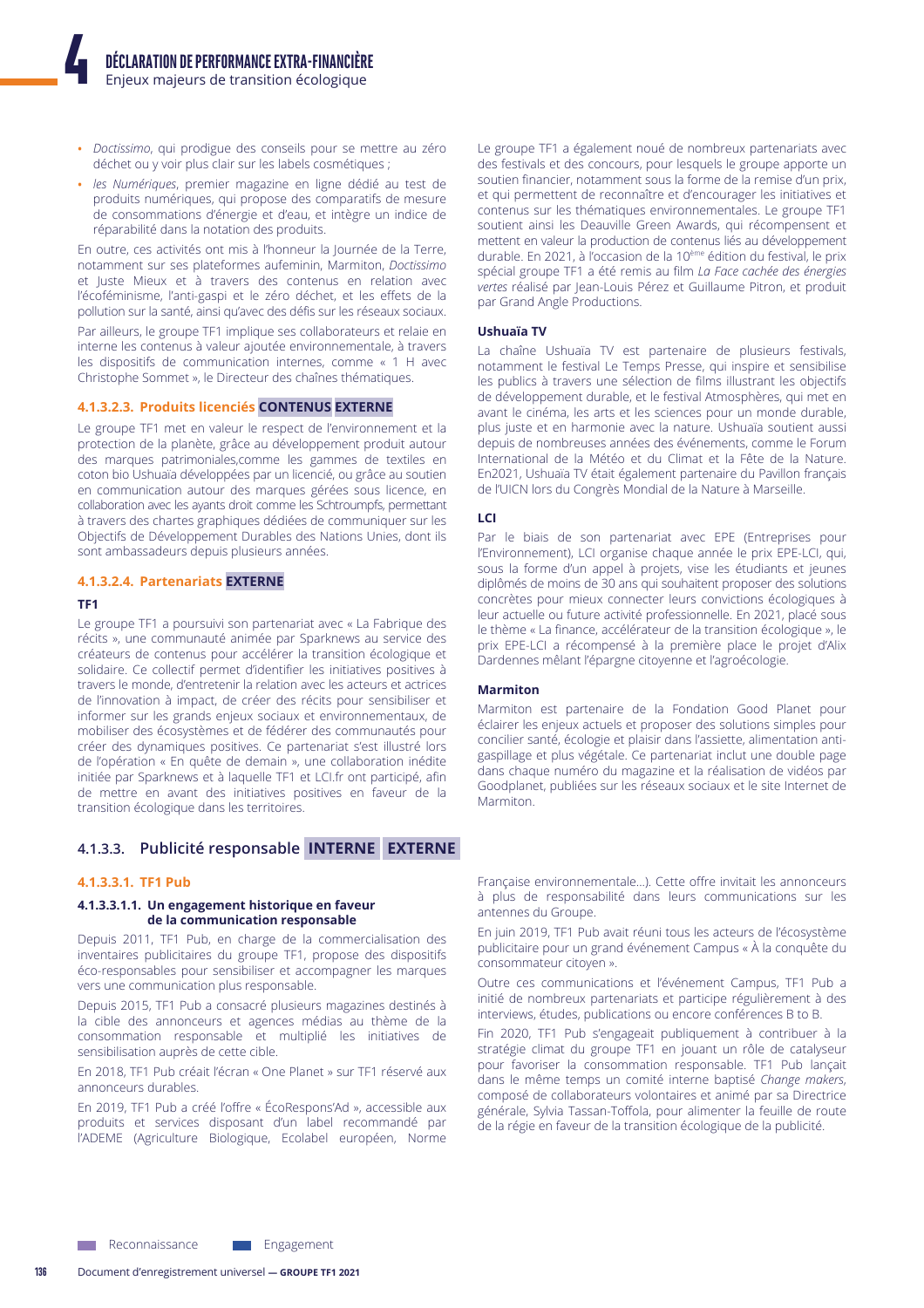- *Doctissimo*, qui prodigue des conseils pour se mettre au zéro déchet ou y voir plus clair sur les labels cosmétiques ;
- *les Numériques*, premier magazine en ligne dédié au test de produits numériques, qui propose des comparatifs de mesure de consommations d'énergie et d'eau, et intègre un indice de réparabilité dans la notation des produits.

En outre, ces activités ont mis à l'honneur la Journée de la Terre, notamment sur ses plateformes aufeminin, Marmiton, *Doctissimo* et Juste Mieux et à travers des contenus en relation avec l'écoféminisme, l'anti-gaspi et le zéro déchet, et les effets de la pollution sur la santé, ainsi qu'avec des défis sur les réseaux sociaux.

Par ailleurs, le groupe TF1 implique ses collaborateurs et relaie en interne les contenus à valeur ajoutée environnementale, à travers les dispositifs de communication internes, comme « 1 H avec Christophe Sommet », le Directeur des chaînes thématiques.

#### 4.1.3.2.3. Produits licenciés CONTENUS EXTERNE

Le groupe TF1 met en valeur le respect de l'environnement et la protection de la planète, grâce au développement produit autour des marques patrimoniales,comme les gammes de textiles en coton bio Ushuaïa développées par un licencié, ou grâce au soutien en communication autour des marques gérées sous licence, en collaboration avec les ayants droit comme les Schtroumpfs, permettant à travers des chartes graphiques dédiées de communiquer sur les Objectifs de Développement Durables des Nations Unies, dont ils sont ambassadeurs depuis plusieurs années.

#### 4.1.3.2.4. Partenariats EXTERNE

**TF1**

Le groupe TF1 a poursuivi son partenariat avec « La Fabrique des récits », une communauté animée par Sparknews au service des créateurs de contenus pour accélérer la transition écologique et solidaire. Ce collectif permet d'identifier les initiatives positives à travers le monde, d'entretenir la relation avec les acteurs et actrices de l'innovation à impact, de créer des récits pour sensibiliser et informer sur les grands enjeux sociaux et environnementaux, de mobiliser des écosystèmes et de fédérer des communautés pour créer des dynamiques positives. Ce partenariat s'est illustré lors de l'opération « En quête de demain », une collaboration inédite initiée par Sparknews et à laquelle TF1 et LCI.fr ont participé, afin de mettre en avant des initiatives positives en faveur de la transition écologique dans les territoires.

Le groupe TF1 a également noué de nombreux partenariats avec des festivals et des concours, pour lesquels le groupe apporte un soutien financier, notamment sous la forme de la remise d'un prix, et qui permettent de reconnaître et d'encourager les initiatives et contenus sur les thématiques environnementales. Le groupe TF1 soutient ainsi les Deauville Green Awards, qui récompensent et mettent en valeur la production de contenus liés au développement durable. En 2021, à l'occasion de la 10ème édition du festival, le prix spécial groupe TF1 a été remis au film *La Face cachée des énergies vertes* réalisé par Jean-Louis Pérez et Guillaume Pitron, et produit par Grand Angle Productions.

**Ushuaïa TV**

La chaîne Ushuaïa TV est partenaire de plusieurs festivals, notamment le festival Le Temps Presse, qui inspire et sensibilise les publics à travers une sélection de films illustrant les objectifs de développement durable, et le festival Atmosphères, qui met en avant le cinéma, les arts et les sciences pour un monde durable, plus juste et en harmonie avec la nature. Ushuaïa soutient aussi depuis de nombreuses années des événements, comme le Forum International de la Météo et du Climat et la Fête de la Nature. En2021, Ushuaïa TV était également partenaire du Pavillon français de l'UICN lors du Congrès Mondial de la Nature à Marseille.

**LCI**

Par le biais de son partenariat avec EPE (Entreprises pour l'Environnement), LCI organise chaque année le prix EPE-LCI, qui, sous la forme d'un appel à projets, vise les étudiants et jeunes diplômés de moins de 30 ans qui souhaitent proposer des solutions concrètes pour mieux connecter leurs convictions écologiques à leur actuelle ou future activité professionnelle. En 2021, placé sous le thème « La finance, accélérateur de la transition écologique », le prix EPE-LCI a récompensé à la première place le projet d'Alix Dardennes mêlant l'épargne citoyenne et l'agroécologie.

**Marmiton**

Marmiton est partenaire de la Fondation Good Planet pour éclairer les enjeux actuels et proposer des solutions simples pour concilier santé, écologie et plaisir dans l'assiette, alimentation anti-gaspillage et plus végétale. Ce partenariat inclut une double page dans chaque numéro du magazine et la réalisation de vidéos par Goodplanet, publiées sur les réseaux sociaux et le site Internet de Marmiton.

### 4.1.3.3. Publicité responsable INTERNE EXTERNE

#### 4.1.3.3.1. TF1 Pub

##### 4.1.3.3.1.1. Un engagement historique en faveur de la communication responsable

Depuis 2011, TF1 Pub, en charge de la commercialisation des inventaires publicitaires du groupe TF1, propose des dispositifs éco-responsables pour sensibiliser et accompagner les marques vers une communication plus responsable.

Depuis 2015, TF1 Pub a consacré plusieurs magazines destinés à la cible des annonceurs et agences médias au thème de la consommation responsable et multiplié les initiatives de sensibilisation auprès de cette cible.

En 2018, TF1 Pub créait l'écran « One Planet » sur TF1 réservé aux annonceurs durables.

En 2019, TF1 Pub a créé l'offre « ÉcoRespons'Ad », accessible aux produits et services disposant d'un label recommandé par l'ADEME (Agriculture Biologique, Ecolabel européen, Norme Française environnementale…). Cette offre invitait les annonceurs à plus de responsabilité dans leurs communications sur les antennes du Groupe.

En juin 2019, TF1 Pub avait réuni tous les acteurs de l'écosystème publicitaire pour un grand événement Campus « À la conquête du consommateur citoyen ».

Outre ces communications et l'événement Campus, TF1 Pub a initié de nombreux partenariats et participe régulièrement à des interviews, études, publications ou encore conférences B to B.

Fin 2020, TF1 Pub s'engageait publiquement à contribuer à la stratégie climat du groupe TF1 en jouant un rôle de catalyseur pour favoriser la consommation responsable. TF1 Pub lançait dans le même temps un comité interne baptisé *Change makers*, composé de collaborateurs volontaires et animé par sa Directrice générale, Sylvia Tassan-Toffola, pour alimenter la feuille de route de la régie en faveur de la transition écologique de la publicité.

Reconnaissance   Engagement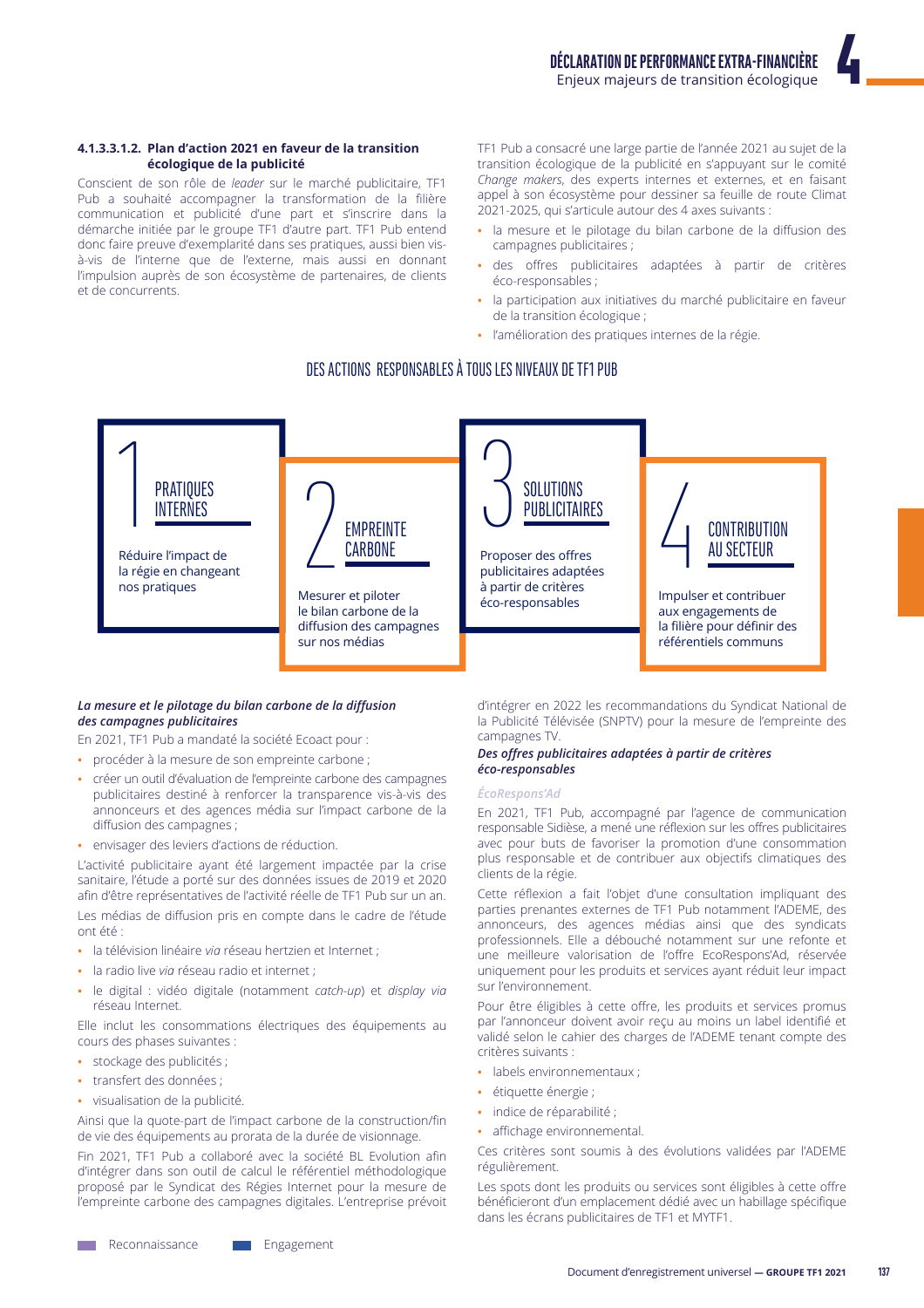#### 4.1.3.3.1.2. Plan d'action 2021 en faveur de la transition écologique de la publicité

Conscient de son rôle de *leader* sur le marché publicitaire, TF1 Pub a souhaité accompagner la transformation de la filière communication et publicité d'une part et s'inscrire dans la démarche initiée par le groupe TF1 d'autre part. TF1 Pub entend donc faire preuve d'exemplarité dans ses pratiques, aussi bien vis-à-vis de l'interne que de l'externe, mais aussi en donnant l'impulsion auprès de son écosystème de partenaires, de clients et de concurrents.

TF1 Pub a consacré une large partie de l'année 2021 au sujet de la transition écologique de la publicité en s'appuyant sur le comité *Change makers*, des experts internes et externes, et en faisant appel à son écosystème pour dessiner sa feuille de route Climat 2021-2025, qui s'articule autour des 4 axes suivants :

- la mesure et le pilotage du bilan carbone de la diffusion des campagnes publicitaires ;
- des offres publicitaires adaptées à partir de critères éco-responsables ;
- la participation aux initiatives du marché publicitaire en faveur de la transition écologique ;
- l'amélioration des pratiques internes de la régie.

## DES ACTIONS RESPONSABLES À TOUS LES NIVEAUX DE TF1 PUB

**1 — PRATIQUES INTERNES**
Réduire l'impact de la régie en changeant nos pratiques

**2 — EMPREINTE CARBONE**
Mesurer et piloter le bilan carbone de la diffusion des campagnes sur nos médias

**3 — SOLUTIONS PUBLICITAIRES**
Proposer des offres publicitaires adaptées à partir de critères éco-responsables

**4 — CONTRIBUTION AU SECTEUR**
Impulser et contribuer aux engagements de la filière pour définir des référentiels communs

***La mesure et le pilotage du bilan carbone de la diffusion des campagnes publicitaires***

En 2021, TF1 Pub a mandaté la société Ecoact pour :

- procéder à la mesure de son empreinte carbone ;
- créer un outil d'évaluation de l'empreinte carbone des campagnes publicitaires destiné à renforcer la transparence vis-à-vis des annonceurs et des agences média sur l'impact carbone de la diffusion des campagnes ;
- envisager des leviers d'actions de réduction.

L'activité publicitaire ayant été largement impactée par la crise sanitaire, l'étude a porté sur des données issues de 2019 et 2020 afin d'être représentatives de l'activité réelle de TF1 Pub sur un an.

Les médias de diffusion pris en compte dans le cadre de l'étude ont été :

- la télévision linéaire *via* réseau hertzien et Internet ;
- la radio live *via* réseau radio et internet ;
- le digital : vidéo digitale (notamment *catch-up*) et *display via* réseau Internet.

Elle inclut les consommations électriques des équipements au cours des phases suivantes :

- stockage des publicités ;
- transfert des données ;
- visualisation de la publicité.

Ainsi que la quote-part de l'impact carbone de la construction/fin de vie des équipements au prorata de la durée de visionnage.

Fin 2021, TF1 Pub a collaboré avec la société BL Evolution afin d'intégrer dans son outil de calcul le référentiel méthodologique proposé par le Syndicat des Régies Internet pour la mesure de l'empreinte carbone des campagnes digitales. L'entreprise prévoit d'intégrer en 2022 les recommandations du Syndicat National de la Publicité Télévisée (SNPTV) pour la mesure de l'empreinte des campagnes TV.

***Des offres publicitaires adaptées à partir de critères éco-responsables***

*ÉcoRespons'Ad*

En 2021, TF1 Pub, accompagné par l'agence de communication responsable Sidièse, a mené une réflexion sur les offres publicitaires avec pour buts de favoriser la promotion d'une consommation plus responsable et de contribuer aux objectifs climatiques des clients de la régie.

Cette réflexion a fait l'objet d'une consultation impliquant des parties prenantes externes de TF1 Pub notamment l'ADEME, des annonceurs, des agences médias ainsi que des syndicats professionnels. Elle a débouché notamment sur une refonte et une meilleure valorisation de l'offre EcoRespons'Ad, réservée uniquement pour les produits et services ayant réduit leur impact sur l'environnement.

Pour être éligibles à cette offre, les produits et services promus par l'annonceur doivent avoir reçu au moins un label identifié et validé selon le cahier des charges de l'ADEME tenant compte des critères suivants :

- labels environnementaux ;
- étiquette énergie ;
- indice de réparabilité ;
- affichage environnemental.

Ces critères sont soumis à des évolutions validées par l'ADEME régulièrement.

Les spots dont les produits ou services sont éligibles à cette offre bénéficieront d'un emplacement dédié avec un habillage spécifique dans les écrans publicitaires de TF1 et MYTF1.

Reconnaissance — Engagement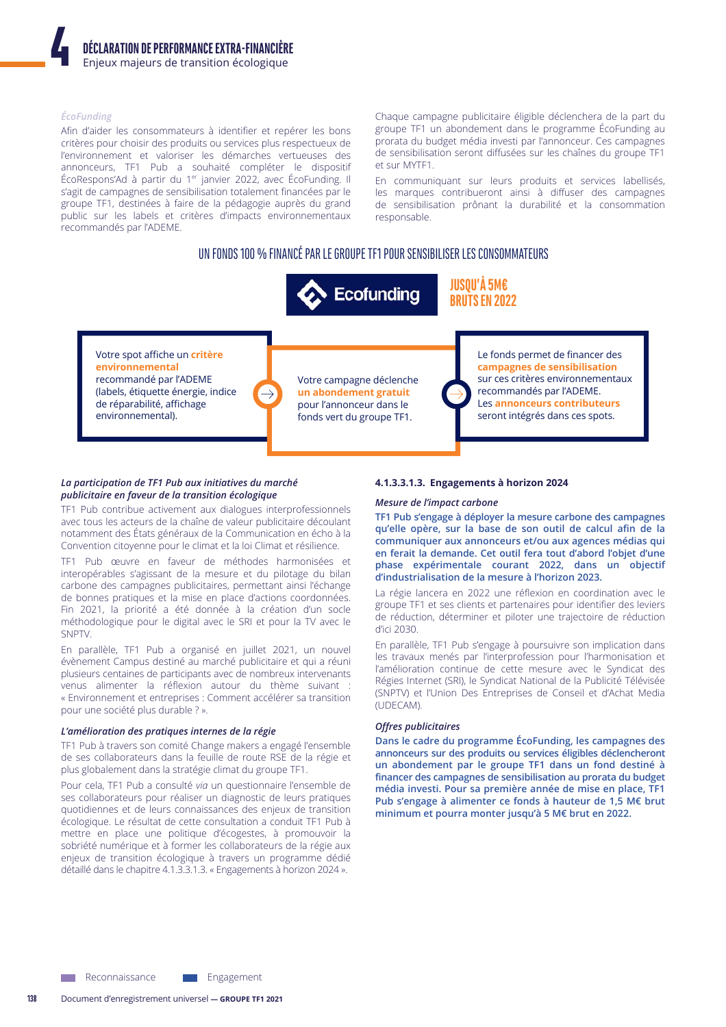*ÉcoFunding*

Afin d'aider les consommateurs à identifier et repérer les bons critères pour choisir des produits ou services plus respectueux de l'environnement et valoriser les démarches vertueuses des annonceurs, TF1 Pub a souhaité compléter le dispositif ÉcoRespons'Ad à partir du 1er janvier 2022, avec ÉcoFunding. Il s'agit de campagnes de sensibilisation totalement financées par le groupe TF1, destinées à faire de la pédagogie auprès du grand public sur les labels et critères d'impacts environnementaux recommandés par l'ADEME.

Chaque campagne publicitaire éligible déclenchera de la part du groupe TF1 un abondement dans le programme ÉcoFunding au prorata du budget média investi par l'annonceur. Ces campagnes de sensibilisation seront diffusées sur les chaînes du groupe TF1 et sur MYTF1.

En communiquant sur leurs produits et services labellisés, les marques contribueront ainsi à diffuser des campagnes de sensibilisation prônant la durabilité et la consommation responsable.

UN FONDS 100 % FINANCÉ PAR LE GROUPE TF1 POUR SENSIBILISER LES CONSOMMATEURS

Ecofunding — JUSQU'À 5M€ BRUTS EN 2022

Votre spot affiche un **critère environnemental** recommandé par l'ADEME (labels, étiquette énergie, indice de réparabilité, affichage environnemental).

→ Votre campagne déclenche **un abondement gratuit** pour l'annonceur dans le fonds vert du groupe TF1.

→ Le fonds permet de financer des **campagnes de sensibilisation** sur ces critères environnementaux recommandés par l'ADEME. Les **annonceurs contributeurs** seront intégrés dans ces spots.

***La participation de TF1 Pub aux initiatives du marché publicitaire en faveur de la transition écologique***

TF1 Pub contribue activement aux dialogues interprofessionnels avec tous les acteurs de la chaîne de valeur publicitaire découlant notamment des États généraux de la Communication en écho à la Convention citoyenne pour le climat et la loi Climat et résilience.

TF1 Pub œuvre en faveur de méthodes harmonisées et interopérables s'agissant de la mesure et du pilotage du bilan carbone des campagnes publicitaires, permettant ainsi l'échange de bonnes pratiques et la mise en place d'actions coordonnées. Fin 2021, la priorité a été donnée à la création d'un socle méthodologique pour le digital avec le SRI et pour la TV avec le SNPTV.

En parallèle, TF1 Pub a organisé en juillet 2021, un nouvel évènement Campus destiné au marché publicitaire et qui a réuni plusieurs centaines de participants avec de nombreux intervenants venus alimenter la réflexion autour du thème suivant : « Environnement et entreprises : Comment accélérer sa transition pour une société plus durable ? ».

***L'amélioration des pratiques internes de la régie***

TF1 Pub à travers son comité Change makers a engagé l'ensemble de ses collaborateurs dans la feuille de route RSE de la régie et plus globalement dans la stratégie climat du groupe TF1.

Pour cela, TF1 Pub a consulté *via* un questionnaire l'ensemble de ses collaborateurs pour réaliser un diagnostic de leurs pratiques quotidiennes et de leurs connaissances des enjeux de transition écologique. Le résultat de cette consultation a conduit TF1 Pub à mettre en place une politique d'écogestes, à promouvoir la sobriété numérique et à former les collaborateurs de la régie aux enjeux de transition écologique à travers un programme dédié détaillé dans le chapitre 4.1.3.3.1.3. « Engagements à horizon 2024 ».

#### 4.1.3.3.1.3. Engagements à horizon 2024

***Mesure de l'impact carbone***

**TF1 Pub s'engage à déployer la mesure carbone des campagnes qu'elle opère, sur la base de son outil de calcul afin de la communiquer aux annonceurs et/ou aux agences médias qui en ferait la demande. Cet outil fera tout d'abord l'objet d'une phase expérimentale courant 2022, dans un objectif d'industrialisation de la mesure à l'horizon 2023.**

La régie lancera en 2022 une réflexion en coordination avec le groupe TF1 et ses clients et partenaires pour identifier des leviers de réduction, déterminer et piloter une trajectoire de réduction d'ici 2030.

En parallèle, TF1 Pub s'engage à poursuivre son implication dans les travaux menés par l'interprofession pour l'harmonisation et l'amélioration continue de cette mesure avec le Syndicat des Régies Internet (SRI), le Syndicat National de la Publicité Télévisée (SNPTV) et l'Union Des Entreprises de Conseil et d'Achat Media (UDECAM).

***Offres publicitaires***

**Dans le cadre du programme ÉcoFunding, les campagnes des annonceurs sur des produits ou services éligibles déclencheront un abondement par le groupe TF1 dans un fond destiné à financer des campagnes de sensibilisation au prorata du budget média investi. Pour sa première année de mise en place, TF1 Pub s'engage à alimenter ce fonds à hauteur de 1,5 M€ brut minimum et pourra monter jusqu'à 5 M€ brut en 2022.**

Reconnaissance — Engagement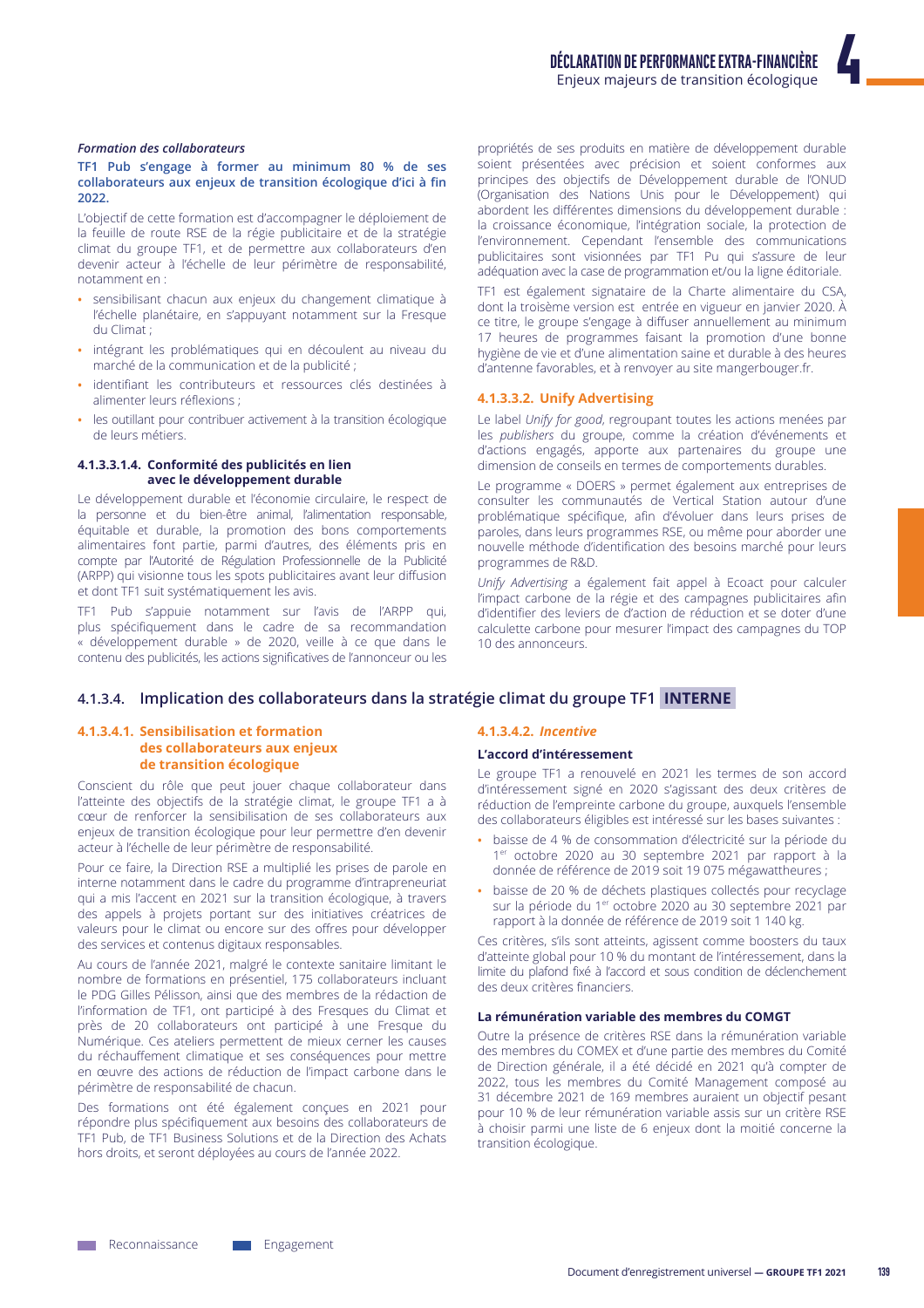*Formation des collaborateurs*

**TF1 Pub s'engage à former au minimum 80 % de ses collaborateurs aux enjeux de transition écologique d'ici à fin 2022.**

L'objectif de cette formation est d'accompagner le déploiement de la feuille de route RSE de la régie publicitaire et de la stratégie climat du groupe TF1, et de permettre aux collaborateurs d'en devenir acteur à l'échelle de leur périmètre de responsabilité, notamment en :

- sensibilisant chacun aux enjeux du changement climatique à l'échelle planétaire, en s'appuyant notamment sur la Fresque du Climat ;
- intégrant les problématiques qui en découlent au niveau du marché de la communication et de la publicité ;
- identifiant les contributeurs et ressources clés destinées à alimenter leurs réflexions ;
- les outillant pour contribuer activement à la transition écologique de leurs métiers.

##### 4.1.3.3.1.4. Conformité des publicités en lien avec le développement durable

Le développement durable et l'économie circulaire, le respect de la personne et du bien-être animal, l'alimentation responsable, équitable et durable, la promotion des bons comportements alimentaires font partie, parmi d'autres, des éléments pris en compte par l'Autorité de Régulation Professionnelle de la Publicité (ARPP) qui visionne tous les spots publicitaires avant leur diffusion et dont TF1 suit systématiquement les avis.

TF1 Pub s'appuie notamment sur l'avis de l'ARPP qui, plus spécifiquement dans le cadre de sa recommandation « développement durable » de 2020, veille à ce que dans le contenu des publicités, les actions significatives de l'annonceur ou les propriétés de ses produits en matière de développement durable soient présentées avec précision et soient conformes aux principes des objectifs de Développement durable de l'ONUD (Organisation des Nations Unis pour le Développement) qui abordent les différentes dimensions du développement durable : la croissance économique, l'intégration sociale, la protection de l'environnement. Cependant l'ensemble des communications publicitaires sont visionnées par TF1 Pu qui s'assure de leur adéquation avec la case de programmation et/ou la ligne éditoriale.

TF1 est également signataire de la Charte alimentaire du CSA, dont la troisème version est entrée en vigueur en janvier 2020. À ce titre, le groupe s'engage à diffuser annuellement au minimum 17 heures de programmes faisant la promotion d'une bonne hygiène de vie et d'une alimentation saine et durable à des heures d'antenne favorables, et à renvoyer au site mangerbouger.fr.

#### 4.1.3.3.2. Unify Advertising

Le label *Unify for good*, regroupant toutes les actions menées par les *publishers* du groupe, comme la création d'événements et d'actions engagés, apporte aux partenaires du groupe une dimension de conseils en termes de comportements durables.

Le programme « DOERS » permet également aux entreprises de consulter les communautés de Vertical Station autour d'une problématique spécifique, afin d'évoluer dans leurs prises de paroles, dans leurs programmes RSE, ou même pour aborder une nouvelle méthode d'identification des besoins marché pour leurs programmes de R&D.

*Unify Advertising* a également fait appel à Ecoact pour calculer l'impact carbone de la régie et des campagnes publicitaires afin d'identifier des leviers de d'action de réduction et se doter d'une calculette carbone pour mesurer l'impact des campagnes du TOP 10 des annonceurs.

### 4.1.3.4. Implication des collaborateurs dans la stratégie climat du groupe TF1 INTERNE

#### 4.1.3.4.1. Sensibilisation et formation des collaborateurs aux enjeux de transition écologique

Conscient du rôle que peut jouer chaque collaborateur dans l'atteinte des objectifs de la stratégie climat, le groupe TF1 a à cœur de renforcer la sensibilisation de ses collaborateurs aux enjeux de transition écologique pour leur permettre d'en devenir acteur à l'échelle de leur périmètre de responsabilité.

Pour ce faire, la Direction RSE a multiplié les prises de parole en interne notamment dans le cadre du programme d'intrapreneuriat qui a mis l'accent en 2021 sur la transition écologique, à travers des appels à projets portant sur des initiatives créatrices de valeurs pour le climat ou encore sur des offres pour développer des services et contenus digitaux responsables.

Au cours de l'année 2021, malgré le contexte sanitaire limitant le nombre de formations en présentiel, 175 collaborateurs incluant le PDG Gilles Pélisson, ainsi que des membres de la rédaction de l'information de TF1, ont participé à des Fresques du Climat et près de 20 collaborateurs ont participé à une Fresque du Numérique. Ces ateliers permettent de mieux cerner les causes du réchauffement climatique et ses conséquences pour mettre en œuvre des actions de réduction de l'impact carbone dans le périmètre de responsabilité de chacun.

Des formations ont été également conçues en 2021 pour répondre plus spécifiquement aux besoins des collaborateurs de TF1 Pub, de TF1 Business Solutions et de la Direction des Achats hors droits, et seront déployées au cours de l'année 2022.

#### 4.1.3.4.2. *Incentive*

**L'accord d'intéressement**

Le groupe TF1 a renouvelé en 2021 les termes de son accord d'intéressement signé en 2020 s'agissant des deux critères de réduction de l'empreinte carbone du groupe, auxquels l'ensemble des collaborateurs éligibles est intéressé sur les bases suivantes :

- baisse de 4 % de consommation d'électricité sur la période du 1er octobre 2020 au 30 septembre 2021 par rapport à la donnée de référence de 2019 soit 19 075 mégawattheures ;
- baisse de 20 % de déchets plastiques collectés pour recyclage sur la période du 1er octobre 2020 au 30 septembre 2021 par rapport à la donnée de référence de 2019 soit 1 140 kg.

Ces critères, s'ils sont atteints, agissent comme boosters du taux d'atteinte global pour 10 % du montant de l'intéressement, dans la limite du plafond fixé à l'accord et sous condition de déclenchement des deux critères financiers.

**La rémunération variable des membres du COMGT**

Outre la présence de critères RSE dans la rémunération variable des membres du COMEX et d'une partie des membres du Comité de Direction générale, il a été décidé en 2021 qu'à compter de 2022, tous les membres du Comité Management composé au 31 décembre 2021 de 169 membres auraient un objectif pesant pour 10 % de leur rémunération variable assis sur un critère RSE à choisir parmi une liste de 6 enjeux dont la moitié concerne la transition écologique.

Reconnaissance Engagement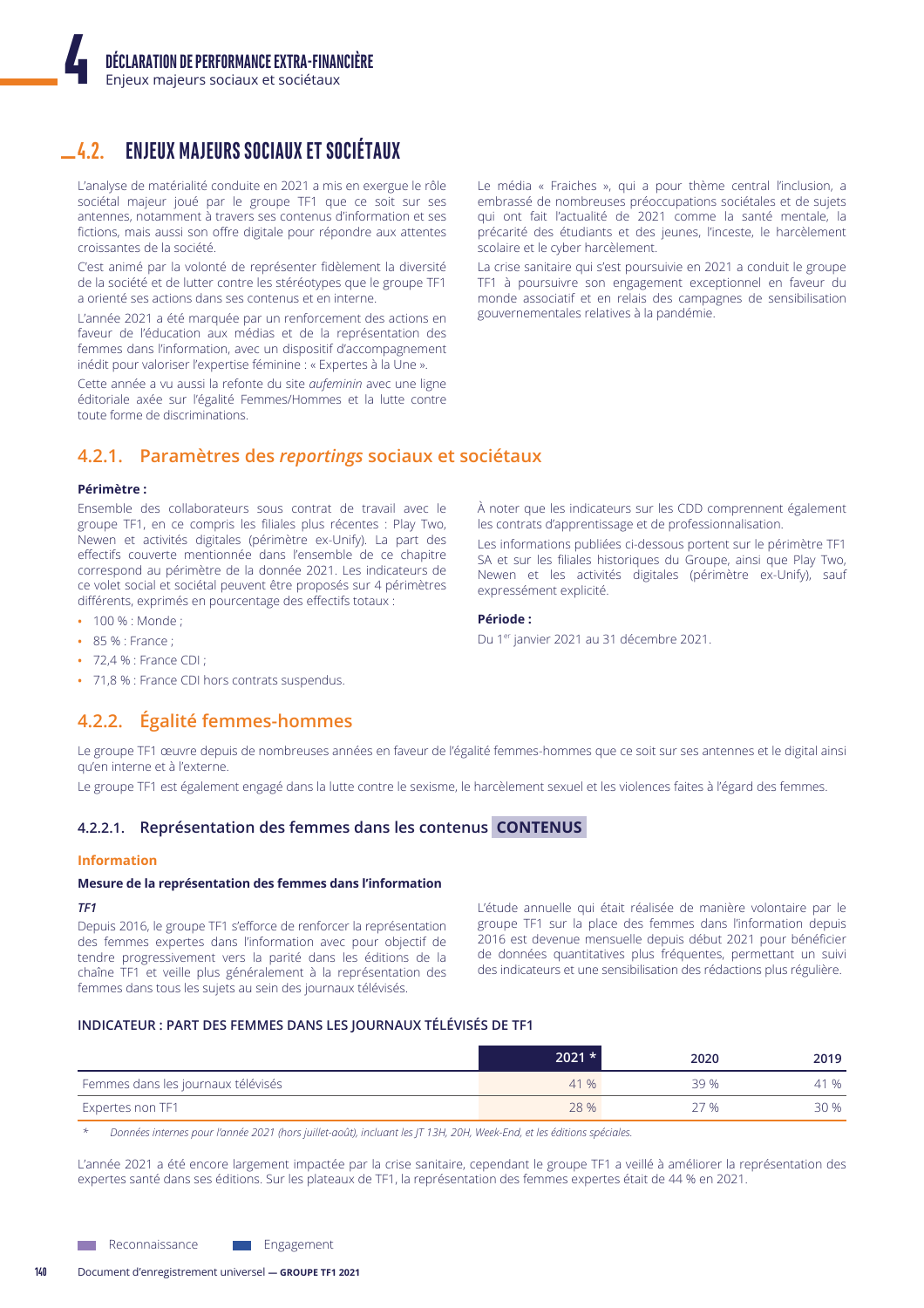## 4.2. ENJEUX MAJEURS SOCIAUX ET SOCIÉTAUX

L'analyse de matérialité conduite en 2021 a mis en exergue le rôle sociétal majeur joué par le groupe TF1 que ce soit sur ses antennes, notamment à travers ses contenus d'information et ses fictions, mais aussi son offre digitale pour répondre aux attentes croissantes de la société.

C'est animé par la volonté de représenter fidèlement la diversité de la société et de lutter contre les stéréotypes que le groupe TF1 a orienté ses actions dans ses contenus et en interne.

L'année 2021 a été marquée par un renforcement des actions en faveur de l'éducation aux médias et de la représentation des femmes dans l'information, avec un dispositif d'accompagnement inédit pour valoriser l'expertise féminine : « Expertes à la Une ».

Cette année a vu aussi la refonte du site *aufeminin* avec une ligne éditoriale axée sur l'égalité Femmes/Hommes et la lutte contre toute forme de discriminations.

Le média « Fraiches », qui a pour thème central l'inclusion, a embrassé de nombreuses préoccupations sociétales et de sujets qui ont fait l'actualité de 2021 comme la santé mentale, la précarité des étudiants et des jeunes, l'inceste, le harcèlement scolaire et le cyber harcèlement.

La crise sanitaire qui s'est poursuivie en 2021 a conduit le groupe TF1 à poursuivre son engagement exceptionnel en faveur du monde associatif et en relais des campagnes de sensibilisation gouvernementales relatives à la pandémie.

### 4.2.1. Paramètres des *reportings* sociaux et sociétaux

**Périmètre :**

Ensemble des collaborateurs sous contrat de travail avec le groupe TF1, en ce compris les filiales plus récentes : Play Two, Newen et activités digitales (périmètre ex-Unify). La part des effectifs couverte mentionnée dans l'ensemble de ce chapitre correspond au périmètre de la donnée 2021. Les indicateurs de ce volet social et sociétal peuvent être proposés sur 4 périmètres différents, exprimés en pourcentage des effectifs totaux :

- 100 % : Monde ;
- 85 % : France ;
- 72,4 % : France CDI ;
- 71,8 % : France CDI hors contrats suspendus.

À noter que les indicateurs sur les CDD comprennent également les contrats d'apprentissage et de professionnalisation.

Les informations publiées ci-dessous portent sur le périmètre TF1 SA et sur les filiales historiques du Groupe, ainsi que Play Two, Newen et les activités digitales (périmètre ex-Unify), sauf expressément explicité.

**Période :**

Du 1er janvier 2021 au 31 décembre 2021.

### 4.2.2. Égalité femmes-hommes

Le groupe TF1 œuvre depuis de nombreuses années en faveur de l'égalité femmes-hommes que ce soit sur ses antennes et le digital ainsi qu'en interne et à l'externe.

Le groupe TF1 est également engagé dans la lutte contre le sexisme, le harcèlement sexuel et les violences faites à l'égard des femmes.

#### 4.2.2.1. Représentation des femmes dans les contenus **CONTENUS**

**Information**

**Mesure de la représentation des femmes dans l'information**

***TF1***

Depuis 2016, le groupe TF1 s'efforce de renforcer la représentation des femmes expertes dans l'information avec pour objectif de tendre progressivement vers la parité dans les éditions de la chaîne TF1 et veille plus généralement à la représentation des femmes dans tous les sujets au sein des journaux télévisés.

L'étude annuelle qui était réalisée de manière volontaire par le groupe TF1 sur la place des femmes dans l'information depuis 2016 est devenue mensuelle depuis début 2021 pour bénéficier de données quantitatives plus fréquentes, permettant un suivi des indicateurs et une sensibilisation des rédactions plus régulière.

**INDICATEUR : PART DES FEMMES DANS LES JOURNAUX TÉLÉVISÉS DE TF1**

| | 2021 * | 2020 | 2019 |
|---|---|---|---|
| Femmes dans les journaux télévisés | 41 % | 39 % | 41 % |
| Expertes non TF1 | 28 % | 27 % | 30 % |

\* *Données internes pour l'année 2021 (hors juillet-août), incluant les JT 13H, 20H, Week-End, et les éditions spéciales.*

L'année 2021 a été encore largement impactée par la crise sanitaire, cependant le groupe TF1 a veillé à améliorer la représentation des expertes santé dans ses éditions. Sur les plateaux de TF1, la représentation des femmes expertes était de 44 % en 2021.

Reconnaissance — Engagement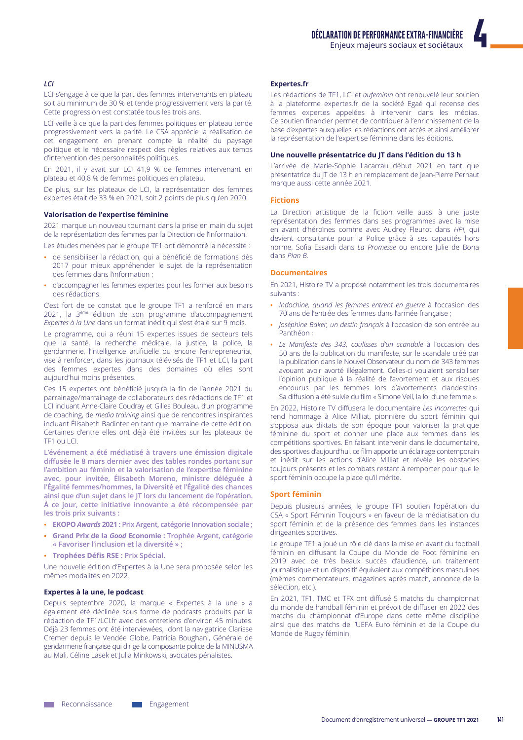### *LCI*

LCI s'engage à ce que la part des femmes intervenants en plateau soit au minimum de 30 % et tende progressivement vers la parité. Cette progression est constatée tous les trois ans.

LCI veille à ce que la part des femmes politiques en plateau tende progressivement vers la parité. Le CSA apprécie la réalisation de cet engagement en prenant compte la réalité du paysage politique et le nécessaire respect des règles relatives aux temps d'intervention des personnalités politiques.

En 2021, il y avait sur LCI 41,9 % de femmes intervenant en plateau et 40,8 % de femmes politiques en plateau.

De plus, sur les plateaux de LCI, la représentation des femmes expertes était de 33 % en 2021, soit 2 points de plus qu'en 2020.

### Valorisation de l'expertise féminine

2021 marque un nouveau tournant dans la prise en main du sujet de la représentation des femmes par la Direction de l'Information.

Les études menées par le groupe TF1 ont démontré la nécessité :

- de sensibiliser la rédaction, qui a bénéficié de formations dès 2017 pour mieux appréhender le sujet de la représentation des femmes dans l'information ;
- d'accompagner les femmes expertes pour les former aux besoins des rédactions.

C'est fort de ce constat que le groupe TF1 a renforcé en mars 2021, la 3ème édition de son programme d'accompagnement *Expertes à la Une* dans un format inédit qui s'est étalé sur 9 mois.

Le programme, qui a réuni 15 expertes issues de secteurs tels que la santé, la recherche médicale, la justice, la police, la gendarmerie, l'intelligence artificielle ou encore l'entrepreneuriat, vise à renforcer, dans les journaux télévisés de TF1 et LCI, la part des femmes expertes dans des domaines où elles sont aujourd'hui moins présentes.

Ces 15 expertes ont bénéficié jusqu'à la fin de l'année 2021 du parrainage/marrainage de collaborateurs des rédactions de TF1 et LCI incluant Anne-Claire Coudray et Gilles Bouleau, d'un programme de coaching, de *media training* ainsi que de rencontres inspirantes incluant Élisabeth Badinter en tant que marraine de cette édition. Certaines d'entre elles ont déjà été invitées sur les plateaux de TF1 ou LCI.

**L'événement a été médiatisé à travers une émission digitale diffusée le 8 mars dernier avec des tables rondes portant sur l'ambition au féminin et la valorisation de l'expertise féminine avec, pour invitée, Élisabeth Moreno, ministre déléguée à l'Égalité femmes/hommes, la Diversité et l'Égalité des chances ainsi que d'un sujet dans le JT lors du lancement de l'opération. À ce jour, cette initiative innovante a été récompensée par les trois prix suivants :**

- **EKOPO *Awards* 2021 :** Prix Argent, catégorie Innovation sociale ;
- **Grand Prix de la *Good* Economie :** Trophée Argent, catégorie « Favoriser l'inclusion et la diversité » ;
- **Trophées Défis RSE :** Prix Spécial.

Une nouvelle édition d'Expertes à la Une sera proposée selon les mêmes modalités en 2022.

### Expertes à la une, le podcast

Depuis septembre 2020, la marque « Expertes à la une » a également été déclinée sous forme de podcasts produits par la rédaction de TF1/LCI.fr avec des entretiens d'environ 45 minutes. Déjà 23 femmes ont été interviewées, dont la navigatrice Clarisse Cremer depuis le Vendée Globe, Patricia Boughani, Générale de gendarmerie française qui dirige la composante police de la MINUSMA au Mali, Céline Lasek et Julia Minkowski, avocates pénalistes.

### Expertes.fr

Les rédactions de TF1, LCI et *aufeminin* ont renouvelé leur soutien à la plateforme expertes.fr de la société Egaé qui recense des femmes expertes appelées à intervenir dans les médias. Ce soutien financier permet de contribuer à l'enrichissement de la base d'expertes auxquelles les rédactions ont accès et ainsi améliorer la représentation de l'expertise féminine dans les éditions.

### Une nouvelle présentatrice du JT dans l'édition du 13 h

L'arrivée de Marie-Sophie Lacarrau début 2021 en tant que présentatrice du JT de 13 h en remplacement de Jean-Pierre Pernaut marque aussi cette année 2021.

### Fictions

La Direction artistique de la fiction veille aussi à une juste représentation des femmes dans ses programmes avec la mise en avant d'héroïnes comme avec Audrey Fleurot dans *HPI*, qui devient consultante pour la Police grâce à ses capacités hors norme, Sofia Essaïdi dans *La Promesse* ou encore Julie de Bona dans *Plan B*.

### Documentaires

En 2021, Histoire TV a proposé notamment les trois documentaires suivants :

- *Indochine, quand les femmes entrent en guerre* à l'occasion des 70 ans de l'entrée des femmes dans l'armée française ;
- *Joséphine Baker, un destin français* à l'occasion de son entrée au Panthéon ;
- *Le Manifeste des 343, coulisses d'un scandale* à l'occasion des 50 ans de la publication du manifeste, sur le scandale créé par la publication dans le Nouvel Observateur du nom de 343 femmes avouant avoir avorté illégalement. Celles-ci voulaient sensibiliser l'opinion publique à la réalité de l'avortement et aux risques encourus par les femmes lors d'avortements clandestins. Sa diffusion a été suivie du film « Simone Veil, la loi d'une femme ».

En 2022, Histoire TV diffusera le documentaire *Les Incorrectes* qui rend hommage à Alice Milliat, pionnière du sport féminin qui s'opposa aux diktats de son époque pour valoriser la pratique féminine du sport et donner une place aux femmes dans les compétitions sportives. En faisant intervenir dans le documentaire, des sportives d'aujourd'hui, ce film apporte un éclairage contemporain et inédit sur les actions d'Alice Milliat et révèle les obstacles toujours présents et les combats restant à remporter pour que le sport féminin occupe la place qu'il mérite.

### Sport féminin

Depuis plusieurs années, le groupe TF1 soutien l'opération du CSA « Sport Féminin Toujours » en faveur de la médiatisation du sport féminin et de la présence des femmes dans les instances dirigeantes sportives.

Le groupe TF1 a joué un rôle clé dans la mise en avant du football féminin en diffusant la Coupe du Monde de Foot féminine en 2019 avec de très beaux succès d'audience, un traitement journalistique et un dispositif équivalent aux compétitions masculines (mêmes commentateurs, magazines après match, annonce de la sélection, etc.).

En 2021, TF1, TMC et TFX ont diffusé 5 matchs du championnat du monde de handball féminin et prévoit de diffuser en 2022 des matchs du championnat d'Europe dans cette même discipline ainsi que des matchs de l'UEFA Euro féminin et de la Coupe du Monde de Rugby féminin.

Reconnaissance — Engagement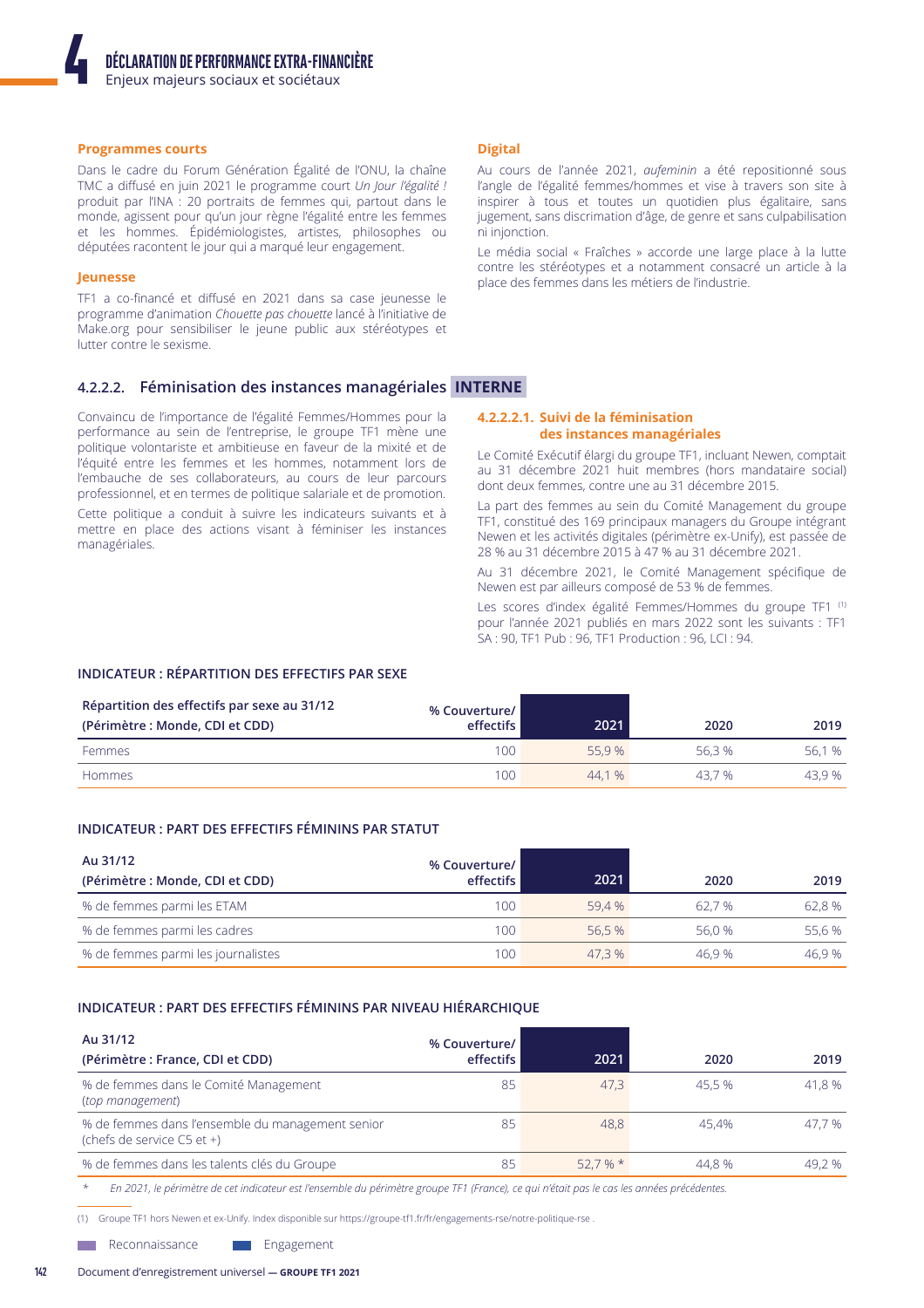#### Programmes courts

Dans le cadre du Forum Génération Égalité de l'ONU, la chaîne TMC a diffusé en juin 2021 le programme court *Un Jour l'égalité !* produit par l'INA : 20 portraits de femmes qui, partout dans le monde, agissent pour qu'un jour règne l'égalité entre les femmes et les hommes. Épidémiologistes, artistes, philosophes ou députées racontent le jour qui a marqué leur engagement.

#### Jeunesse

TF1 a co-financé et diffusé en 2021 dans sa case jeunesse le programme d'animation *Chouette pas chouette* lancé à l'initiative de Make.org pour sensibiliser le jeune public aux stéréotypes et lutter contre le sexisme.

#### Digital

Au cours de l'année 2021, *aufeminin* a été repositionné sous l'angle de l'égalité femmes/hommes et vise à travers son site à inspirer à tous et toutes un quotidien plus égalitaire, sans jugement, sans discrimination d'âge, de genre et sans culpabilisation ni injonction.

Le média social « Fraîches » accorde une large place à la lutte contre les stéréotypes et a notamment consacré un article à la place des femmes dans les métiers de l'industrie.

### 4.2.2.2. Féminisation des instances managériales **INTERNE**

Convaincu de l'importance de l'égalité Femmes/Hommes pour la performance au sein de l'entreprise, le groupe TF1 mène une politique volontariste et ambitieuse en faveur de la mixité et de l'équité entre les femmes et les hommes, notamment lors de l'embauche de ses collaborateurs, au cours de leur parcours professionnel, et en termes de politique salariale et de promotion.

Cette politique a conduit à suivre les indicateurs suivants et à mettre en place des actions visant à féminiser les instances managériales.

#### 4.2.2.2.1. Suivi de la féminisation des instances managériales

Le Comité Exécutif élargi du groupe TF1, incluant Newen, comptait au 31 décembre 2021 huit membres (hors mandataire social) dont deux femmes, contre une au 31 décembre 2015.

La part des femmes au sein du Comité Management du groupe TF1, constitué des 169 principaux managers du Groupe intégrant Newen et les activités digitales (périmètre ex-Unify), est passée de 28 % au 31 décembre 2015 à 47 % au 31 décembre 2021.

Au 31 décembre 2021, le Comité Management spécifique de Newen est par ailleurs composé de 53 % de femmes.

Les scores d'index égalité Femmes/Hommes du groupe TF1 [(1)] pour l'année 2021 publiés en mars 2022 sont les suivants : TF1 SA : 90, TF1 Pub : 96, TF1 Production : 96, LCI : 94.

#### INDICATEUR : RÉPARTITION DES EFFECTIFS PAR SEXE

| Répartition des effectifs par sexe au 31/12 (Périmètre : Monde, CDI et CDD) | % Couverture/ effectifs | 2021 | 2020 | 2019 |
|---|---|---|---|---|
| Femmes | 100 | 55,9 % | 56,3 % | 56,1 % |
| Hommes | 100 | 44,1 % | 43,7 % | 43,9 % |

#### INDICATEUR : PART DES EFFECTIFS FÉMININS PAR STATUT

| Au 31/12 (Périmètre : Monde, CDI et CDD) | % Couverture/ effectifs | 2021 | 2020 | 2019 |
|---|---|---|---|---|
| % de femmes parmi les ETAM | 100 | 59,4 % | 62,7 % | 62,8 % |
| % de femmes parmi les cadres | 100 | 56,5 % | 56,0 % | 55,6 % |
| % de femmes parmi les journalistes | 100 | 47,3 % | 46,9 % | 46,9 % |

#### INDICATEUR : PART DES EFFECTIFS FÉMININS PAR NIVEAU HIÉRARCHIQUE

| Au 31/12 (Périmètre : France, CDI et CDD) | % Couverture/ effectifs | 2021 | 2020 | 2019 |
|---|---|---|---|---|
| % de femmes dans le Comité Management (*top management*) | 85 | 47,3 | 45,5 % | 41,8 % |
| % de femmes dans l'ensemble du management senior (chefs de service C5 et +) | 85 | 48,8 | 45,4% | 47,7 % |
| % de femmes dans les talents clés du Groupe | 85 | 52,7 % * | 44,8 % | 49,2 % |

\* *En 2021, le périmètre de cet indicateur est l'ensemble du périmètre groupe TF1 (France), ce qui n'était pas le cas les années précédentes.*

(1) Groupe TF1 hors Newen et ex-Unify. Index disponible sur https://groupe-tf1.fr/fr/engagements-rse/notre-politique-rse .

Reconnaissance   Engagement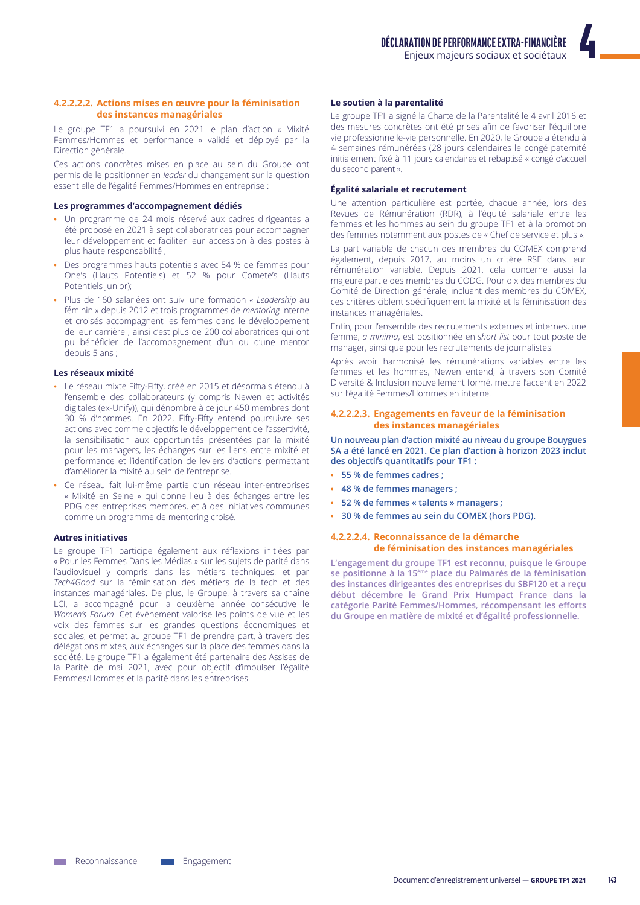#### 4.2.2.2.2. Actions mises en œuvre pour la féminisation des instances managériales

Le groupe TF1 a poursuivi en 2021 le plan d'action « Mixité Femmes/Hommes et performance » validé et déployé par la Direction générale.

Ces actions concrètes mises en place au sein du Groupe ont permis de le positionner en *leader* du changement sur la question essentielle de l'égalité Femmes/Hommes en entreprise :

**Les programmes d'accompagnement dédiés**

- Un programme de 24 mois réservé aux cadres dirigeantes a été proposé en 2021 à sept collaboratrices pour accompagner leur développement et faciliter leur accession à des postes à plus haute responsabilité ;
- Des programmes hauts potentiels avec 54 % de femmes pour One's (Hauts Potentiels) et 52 % pour Comete's (Hauts Potentiels Junior);
- Plus de 160 salariées ont suivi une formation « *Leadership* au féminin » depuis 2012 et trois programmes de *mentoring* interne et croisés accompagnent les femmes dans le développement de leur carrière ; ainsi c'est plus de 200 collaboratrices qui ont pu bénéficier de l'accompagnement d'un ou d'une mentor depuis 5 ans ;

**Les réseaux mixité**

- Le réseau mixte Fifty-Fifty, créé en 2015 et désormais étendu à l'ensemble des collaborateurs (y compris Newen et activités digitales (ex-Unify)), qui dénombre à ce jour 450 membres dont 30 % d'hommes. En 2022, Fifty-Fifty entend poursuivre ses actions avec comme objectifs le développement de l'assertivité, la sensibilisation aux opportunités présentées par la mixité pour les managers, les échanges sur les liens entre mixité et performance et l'identification de leviers d'actions permettant d'améliorer la mixité au sein de l'entreprise.
- Ce réseau fait lui-même partie d'un réseau inter-entreprises « Mixité en Seine » qui donne lieu à des échanges entre les PDG des entreprises membres, et à des initiatives communes comme un programme de mentoring croisé.

**Autres initiatives**

Le groupe TF1 participe également aux réflexions initiées par « Pour les Femmes Dans les Médias » sur les sujets de parité dans l'audiovisuel y compris dans les métiers techniques, et par *Tech4Good* sur la féminisation des métiers de la tech et des instances managériales. De plus, le Groupe, à travers sa chaîne LCI, a accompagné pour la deuxième année consécutive le *Women's Forum*. Cet événement valorise les points de vue et les voix des femmes sur les grandes questions économiques et sociales, et permet au groupe TF1 de prendre part, à travers des délégations mixtes, aux échanges sur la place des femmes dans la société. Le groupe TF1 a également été partenaire des Assises de la Parité de mai 2021, avec pour objectif d'impulser l'égalité Femmes/Hommes et la parité dans les entreprises.

**Le soutien à la parentalité**

Le groupe TF1 a signé la Charte de la Parentalité le 4 avril 2016 et des mesures concrètes ont été prises afin de favoriser l'équilibre vie professionnelle-vie personnelle. En 2020, le Groupe a étendu à 4 semaines rémunérées (28 jours calendaires le congé paternité initialement fixé à 11 jours calendaires et rebaptisé « congé d'accueil du second parent ».

**Égalité salariale et recrutement**

Une attention particulière est portée, chaque année, lors des Revues de Rémunération (RDR), à l'équité salariale entre les femmes et les hommes au sein du groupe TF1 et à la promotion des femmes notamment aux postes de « Chef de service et plus ».

La part variable de chacun des membres du COMEX comprend également, depuis 2017, au moins un critère RSE dans leur rémunération variable. Depuis 2021, cela concerne aussi la majeure partie des membres du CODG. Pour dix des membres du Comité de Direction générale, incluant des membres du COMEX, ces critères ciblent spécifiquement la mixité et la féminisation des instances managériales.

Enfin, pour l'ensemble des recrutements externes et internes, une femme, *a minima*, est positionnée en *short list* pour tout poste de manager, ainsi que pour les recrutements de journalistes.

Après avoir harmonisé les rémunérations variables entre les femmes et les hommes, Newen entend, à travers son Comité Diversité & Inclusion nouvellement formé, mettre l'accent en 2022 sur l'égalité Femmes/Hommes en interne.

#### 4.2.2.2.3. Engagements en faveur de la féminisation des instances managériales

**Un nouveau plan d'action mixité au niveau du groupe Bouygues SA a été lancé en 2021. Ce plan d'action à horizon 2023 inclut des objectifs quantitatifs pour TF1 :**

- **55 % de femmes cadres ;**
- **48 % de femmes managers ;**
- **52 % de femmes « talents » managers ;**
- **30 % de femmes au sein du COMEX (hors PDG).**

#### 4.2.2.2.4. Reconnaissance de la démarche de féminisation des instances managériales

**L'engagement du groupe TF1 est reconnu, puisque le Groupe se positionne à la 15ème place du Palmarès de la féminisation des instances dirigeantes des entreprises du SBF120 et a reçu début décembre le Grand Prix Humpact France dans la catégorie Parité Femmes/Hommes, récompensant les efforts du Groupe en matière de mixité et d'égalité professionnelle.**

Reconnaissance — Engagement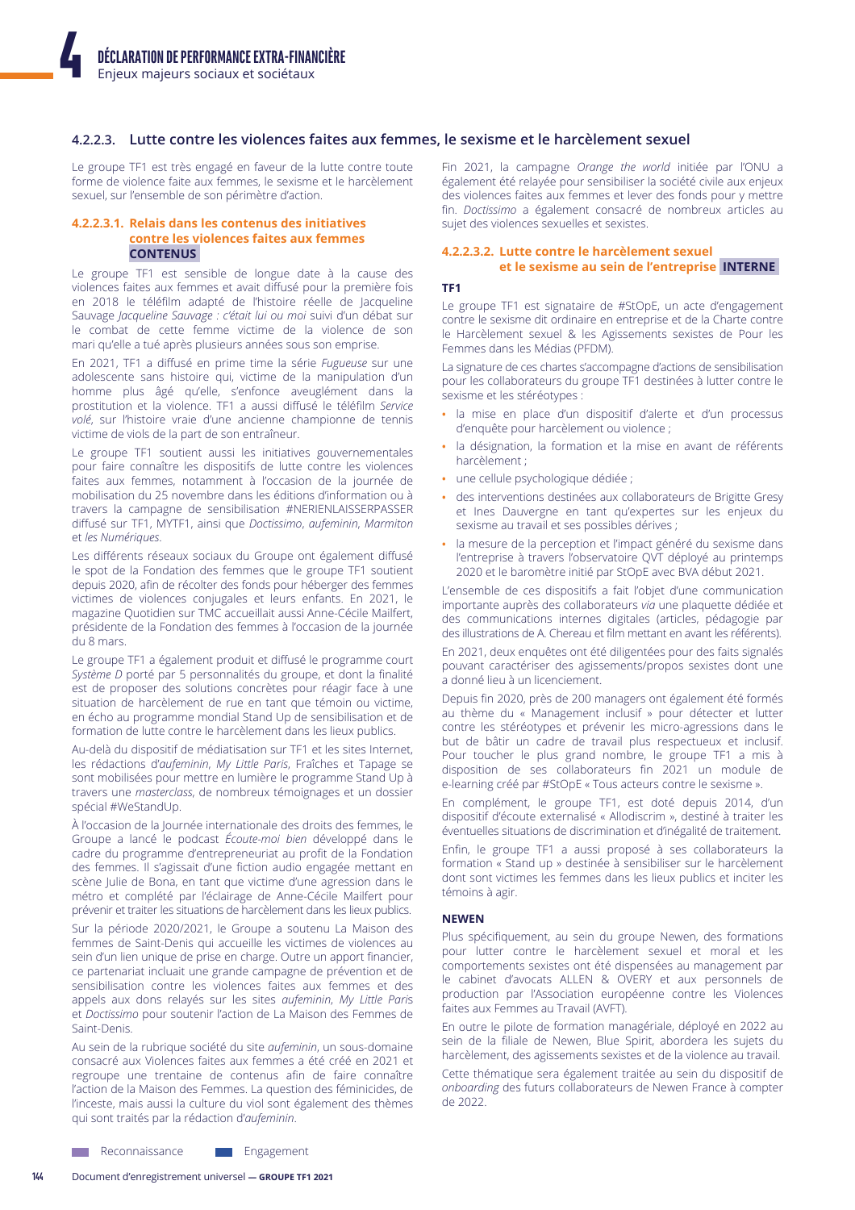### 4.2.2.3. Lutte contre les violences faites aux femmes, le sexisme et le harcèlement sexuel

Le groupe TF1 est très engagé en faveur de la lutte contre toute forme de violence faite aux femmes, le sexisme et le harcèlement sexuel, sur l'ensemble de son périmètre d'action.

#### 4.2.2.3.1. Relais dans les contenus des initiatives contre les violences faites aux femmes CONTENUS

Le groupe TF1 est sensible de longue date à la cause des violences faites aux femmes et avait diffusé pour la première fois en 2018 le téléfilm adapté de l'histoire réelle de Jacqueline Sauvage *Jacqueline Sauvage : c'était lui ou moi* suivi d'un débat sur le combat de cette femme victime de la violence de son mari qu'elle a tué après plusieurs années sous son emprise.

En 2021, TF1 a diffusé en prime time la série *Fugueuse* sur une adolescente sans histoire qui, victime de la manipulation d'un homme plus âgé qu'elle, s'enfonce aveuglément dans la prostitution et la violence. TF1 a aussi diffusé le téléfilm *Service volé*, sur l'histoire vraie d'une ancienne championne de tennis victime de viols de la part de son entraîneur.

Le groupe TF1 soutient aussi les initiatives gouvernementales pour faire connaître les dispositifs de lutte contre les violences faites aux femmes, notamment à l'occasion de la journée de mobilisation du 25 novembre dans les éditions d'information ou à travers la campagne de sensibilisation #NERIENLAISSERPASSER diffusé sur TF1, MYTF1, ainsi que *Doctissimo*, *aufeminin*, *Marmiton* et *les Numériques*.

Les différents réseaux sociaux du Groupe ont également diffusé le spot de la Fondation des femmes que le groupe TF1 soutient depuis 2020, afin de récolter des fonds pour héberger des femmes victimes de violences conjugales et leurs enfants. En 2021, le magazine Quotidien sur TMC accueillait aussi Anne-Cécile Mailfert, présidente de la Fondation des femmes à l'occasion de la journée du 8 mars.

Le groupe TF1 a également produit et diffusé le programme court *Système D* porté par 5 personnalités du groupe, et dont la finalité est de proposer des solutions concrètes pour réagir face à une situation de harcèlement de rue en tant que témoin ou victime, en écho au programme mondial Stand Up de sensibilisation et de formation de lutte contre le harcèlement dans les lieux publics.

Au-delà du dispositif de médiatisation sur TF1 et les sites Internet, les rédactions d'*aufeminin*, *My Little Paris*, Fraîches et Tapage se sont mobilisées pour mettre en lumière le programme Stand Up à travers une *masterclass*, de nombreux témoignages et un dossier spécial #WeStandUp.

À l'occasion de la Journée internationale des droits des femmes, le Groupe a lancé le podcast *Écoute-moi bien* développé dans le cadre du programme d'entrepreneuriat au profit de la Fondation des femmes. Il s'agissait d'une fiction audio engagée mettant en scène Julie de Bona, en tant que victime d'une agression dans le métro et complété par l'éclairage de Anne-Cécile Mailfert pour prévenir et traiter les situations de harcèlement dans les lieux publics.

Sur la période 2020/2021, le Groupe a soutenu La Maison des femmes de Saint-Denis qui accueille les victimes de violences au sein d'un lieu unique de prise en charge. Outre un apport financier, ce partenariat incluait une grande campagne de prévention et de sensibilisation contre les violences faites aux femmes et des appels aux dons relayés sur les sites *aufeminin*, *My Little Paris* et *Doctissimo* pour soutenir l'action de La Maison des Femmes de Saint-Denis.

Au sein de la rubrique société du site *aufeminin*, un sous-domaine consacré aux Violences faites aux femmes a été créé en 2021 et regroupe une trentaine de contenus afin de faire connaître l'action de la Maison des Femmes. La question des féminicides, de l'inceste, mais aussi la culture du viol sont également des thèmes qui sont traités par la rédaction d'*aufeminin*.

Fin 2021, la campagne *Orange the world* initiée par l'ONU a également été relayée pour sensibiliser la société civile aux enjeux des violences faites aux femmes et lever des fonds pour y mettre fin. *Doctissimo* a également consacré de nombreux articles au sujet des violences sexuelles et sexistes.

#### 4.2.2.3.2. Lutte contre le harcèlement sexuel et le sexisme au sein de l'entreprise INTERNE

**TF1**

Le groupe TF1 est signataire de #StOpE, un acte d'engagement contre le sexisme dit ordinaire en entreprise et de la Charte contre le Harcèlement sexuel & les Agissements sexistes de Pour les Femmes dans les Médias (PFDM).

La signature de ces chartes s'accompagne d'actions de sensibilisation pour les collaborateurs du groupe TF1 destinées à lutter contre le sexisme et les stéréotypes :

- la mise en place d'un dispositif d'alerte et d'un processus d'enquête pour harcèlement ou violence ;
- la désignation, la formation et la mise en avant de référents harcèlement ;
- une cellule psychologique dédiée ;
- des interventions destinées aux collaborateurs de Brigitte Gresy et Ines Dauvergne en tant qu'expertes sur les enjeux du sexisme au travail et ses possibles dérives ;
- la mesure de la perception et l'impact généré du sexisme dans l'entreprise à travers l'observatoire QVT déployé au printemps 2020 et le baromètre initié par StOpE avec BVA début 2021.

L'ensemble de ces dispositifs a fait l'objet d'une communication importante auprès des collaborateurs *via* une plaquette dédiée et des communications internes digitales (articles, pédagogie par des illustrations de A. Chereau et film mettant en avant les référents).

En 2021, deux enquêtes ont été diligentées pour des faits signalés pouvant caractériser des agissements/propos sexistes dont une a donné lieu à un licenciement.

Depuis fin 2020, près de 200 managers ont également été formés au thème du « Management inclusif » pour détecter et lutter contre les stéréotypes et prévenir les micro-agressions dans le but de bâtir un cadre de travail plus respectueux et inclusif. Pour toucher le plus grand nombre, le groupe TF1 a mis à disposition de ses collaborateurs fin 2021 un module de e-learning créé par #StOpE « Tous acteurs contre le sexisme ».

En complément, le groupe TF1, est doté depuis 2014, d'un dispositif d'écoute externalisé « Allodiscrim », destiné à traiter les éventuelles situations de discrimination et d'inégalité de traitement.

Enfin, le groupe TF1 a aussi proposé à ses collaborateurs la formation « Stand up » destinée à sensibiliser sur le harcèlement dont sont victimes les femmes dans les lieux publics et inciter les témoins à agir.

**NEWEN**

Plus spécifiquement, au sein du groupe Newen, des formations pour lutter contre le harcèlement sexuel et moral et les comportements sexistes ont été dispensées au management par le cabinet d'avocats ALLEN & OVERY et aux personnels de production par l'Association européenne contre les Violences faites aux Femmes au Travail (AVFT).

En outre le pilote de formation managériale, déployé en 2022 au sein de la filiale de Newen, Blue Spirit, abordera les sujets du harcèlement, des agissements sexistes et de la violence au travail.

Cette thématique sera également traitée au sein du dispositif de *onboarding* des futurs collaborateurs de Newen France à compter de 2022.

Reconnaissance   Engagement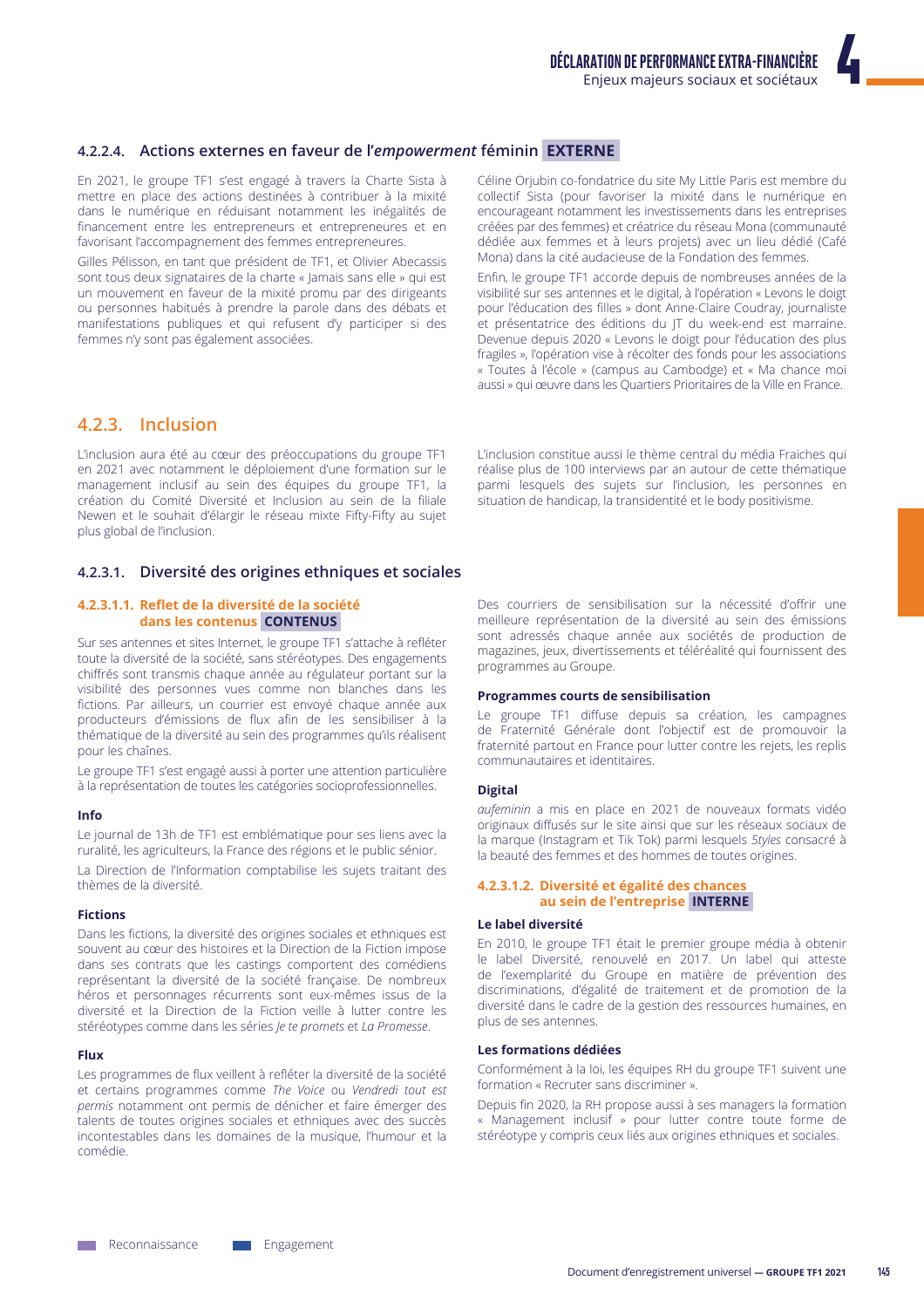#### 4.2.2.4. Actions externes en faveur de l'*empowerment* féminin **EXTERNE**

En 2021, le groupe TF1 s'est engagé à travers la Charte Sista à mettre en place des actions destinées à contribuer à la mixité dans le numérique en réduisant notamment les inégalités de financement entre les entrepreneurs et entrepreneures et en favorisant l'accompagnement des femmes entrepreneures.

Gilles Pélisson, en tant que président de TF1, et Olivier Abecassis sont tous deux signataires de la charte « Jamais sans elle » qui est un mouvement en faveur de la mixité promu par des dirigeants ou personnes habitués à prendre la parole dans des débats et manifestations publiques et qui refusent d'y participer si des femmes n'y sont pas également associées.

Céline Orjubin co-fondatrice du site My Little Paris est membre du collectif Sista (pour favoriser la mixité dans le numérique en encourageant notamment les investissements dans les entreprises créées par des femmes) et créatrice du réseau Mona (communauté dédiée aux femmes et à leurs projets) avec un lieu dédié (Café Mona) dans la cité audacieuse de la Fondation des femmes.

Enfin, le groupe TF1 accorde depuis de nombreuses années de la visibilité sur ses antennes et le digital, à l'opération « Levons le doigt pour l'éducation des filles » dont Anne-Claire Coudray, journaliste et présentatrice des éditions du JT du week-end est marraine. Devenue depuis 2020 « Levons le doigt pour l'éducation des plus fragiles », l'opération vise à récolter des fonds pour les associations « Toutes à l'école » (campus au Cambodge) et « Ma chance moi aussi » qui œuvre dans les Quartiers Prioritaires de la Ville en France.

## 4.2.3. Inclusion

L'inclusion aura été au cœur des préoccupations du groupe TF1 en 2021 avec notamment le déploiement d'une formation sur le management inclusif au sein des équipes du groupe TF1, la création du Comité Diversité et Inclusion au sein de la filiale Newen et le souhait d'élargir le réseau mixte Fifty-Fifty au sujet plus global de l'inclusion.

L'inclusion constitue aussi le thème central du média Fraiches qui réalise plus de 100 interviews par an autour de cette thématique parmi lesquels des sujets sur l'inclusion, les personnes en situation de handicap, la transidentité et le body positivisme.

### 4.2.3.1. Diversité des origines ethniques et sociales

#### 4.2.3.1.1. Reflet de la diversité de la société dans les contenus **CONTENUS**

Sur ses antennes et sites Internet, le groupe TF1 s'attache à refléter toute la diversité de la société, sans stéréotypes. Des engagements chiffrés sont transmis chaque année au régulateur portant sur la visibilité des personnes vues comme non blanches dans les fictions. Par ailleurs, un courrier est envoyé chaque année aux producteurs d'émissions de flux afin de les sensibiliser à la thématique de la diversité au sein des programmes qu'ils réalisent pour les chaînes.

Le groupe TF1 s'est engagé aussi à porter une attention particulière à la représentation de toutes les catégories socioprofessionnelles.

**Info**

Le journal de 13h de TF1 est emblématique pour ses liens avec la ruralité, les agriculteurs, la France des régions et le public sénior.

La Direction de l'Information comptabilise les sujets traitant des thèmes de la diversité.

**Fictions**

Dans les fictions, la diversité des origines sociales et ethniques est souvent au cœur des histoires et la Direction de la Fiction impose dans ses contrats que les castings comportent des comédiens représentant la diversité de la société française. De nombreux héros et personnages récurrents sont eux-mêmes issus de la diversité et la Direction de la Fiction veille à lutter contre les stéréotypes comme dans les séries *Je te promets* et *La Promesse*.

**Flux**

Les programmes de flux veillent à refléter la diversité de la société et certains programmes comme *The Voice* ou *Vendredi tout est permis* notamment ont permis de dénicher et faire émerger des talents de toutes origines sociales et ethniques avec des succès incontestables dans les domaines de la musique, l'humour et la comédie.

Des courriers de sensibilisation sur la nécessité d'offrir une meilleure représentation de la diversité au sein des émissions sont adressés chaque année aux sociétés de production de magazines, jeux, divertissements et téléréalité qui fournissent des programmes au Groupe.

**Programmes courts de sensibilisation**

Le groupe TF1 diffuse depuis sa création, les campagnes de Fraternité Générale dont l'objectif est de promouvoir la fraternité partout en France pour lutter contre les rejets, les replis communautaires et identitaires.

**Digital**

*aufeminin* a mis en place en 2021 de nouveaux formats vidéo originaux diffusés sur le site ainsi que sur les réseaux sociaux de la marque (Instagram et Tik Tok) parmi lesquels *5tyles* consacré à la beauté des femmes et des hommes de toutes origines.

#### 4.2.3.1.2. Diversité et égalité des chances au sein de l'entreprise **INTERNE**

**Le label diversité**

En 2010, le groupe TF1 était le premier groupe média à obtenir le label Diversité, renouvelé en 2017. Un label qui atteste de l'exemplarité du Groupe en matière de prévention des discriminations, d'égalité de traitement et de promotion de la diversité dans le cadre de la gestion des ressources humaines, en plus de ses antennes.

**Les formations dédiées**

Conformément à la loi, les équipes RH du groupe TF1 suivent une formation « Recruter sans discriminer ».

Depuis fin 2020, la RH propose aussi à ses managers la formation « Management inclusif » pour lutter contre toute forme de stéréotype y compris ceux liés aux origines ethniques et sociales.

Reconnaissance — Engagement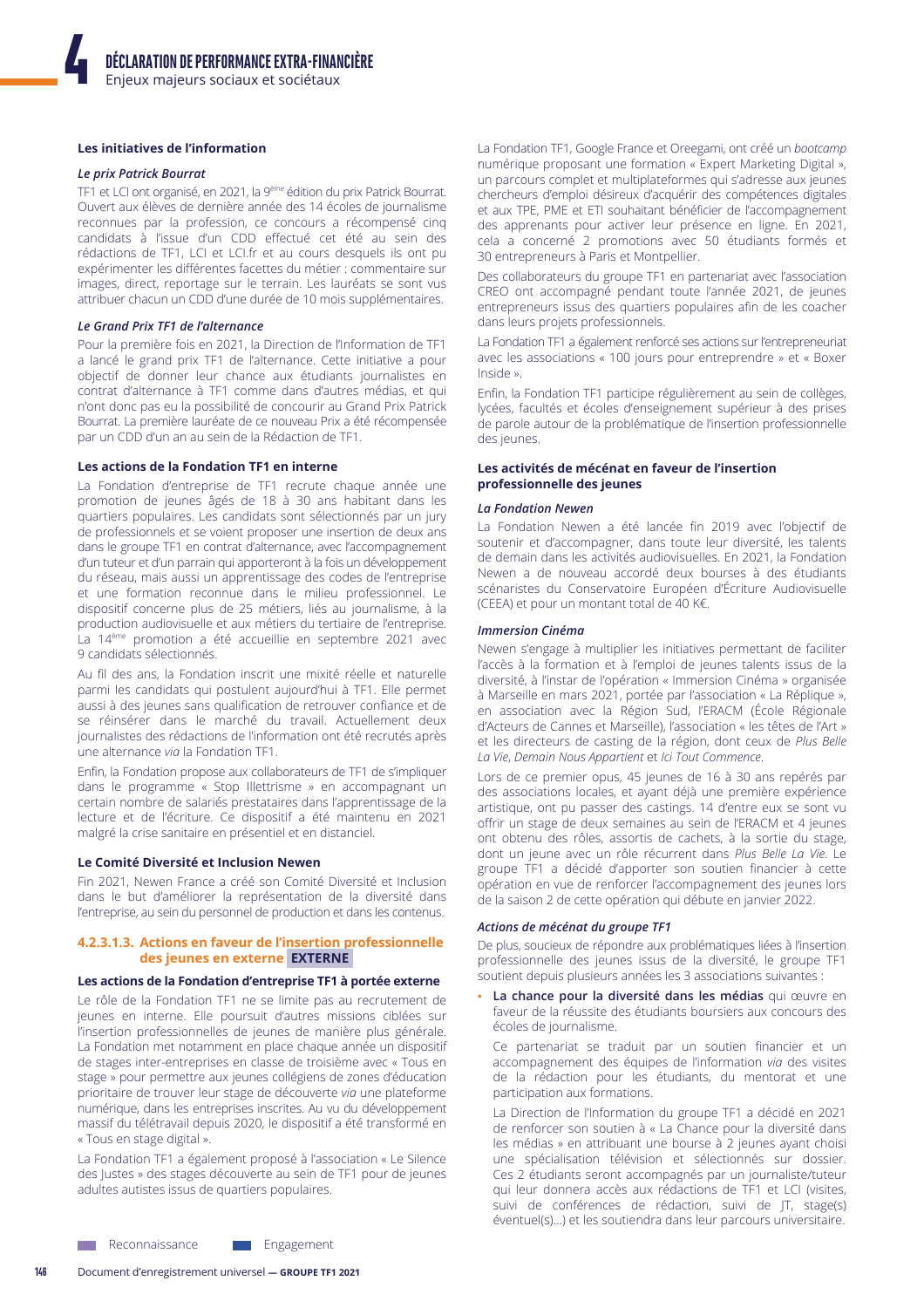#### Les initiatives de l'information

##### *Le prix Patrick Bourrat*

TF1 et LCI ont organisé, en 2021, la 9ème édition du prix Patrick Bourrat. Ouvert aux élèves de dernière année des 14 écoles de journalisme reconnues par la profession, ce concours a récompensé cinq candidats à l'issue d'un CDD effectué cet été au sein des rédactions de TF1, LCI et LCI.fr et au cours desquels ils ont pu expérimenter les différentes facettes du métier : commentaire sur images, direct, reportage sur le terrain. Les lauréats se sont vus attribuer chacun un CDD d'une durée de 10 mois supplémentaires.

##### *Le Grand Prix TF1 de l'alternance*

Pour la première fois en 2021, la Direction de l'Information de TF1 a lancé le grand prix TF1 de l'alternance. Cette initiative a pour objectif de donner leur chance aux étudiants journalistes en contrat d'alternance à TF1 comme dans d'autres médias, et qui n'ont donc pas eu la possibilité de concourir au Grand Prix Patrick Bourrat. La première lauréate de ce nouveau Prix a été récompensée par un CDD d'un an au sein de la Rédaction de TF1.

#### Les actions de la Fondation TF1 en interne

La Fondation d'entreprise de TF1 recrute chaque année une promotion de jeunes âgés de 18 à 30 ans habitant dans les quartiers populaires. Les candidats sont sélectionnés par un jury de professionnels et se voient proposer une insertion de deux ans dans le groupe TF1 en contrat d'alternance, avec l'accompagnement d'un tuteur et d'un parrain qui apporteront à la fois un développement du réseau, mais aussi un apprentissage des codes de l'entreprise et une formation reconnue dans le milieu professionnel. Le dispositif concerne plus de 25 métiers, liés au journalisme, à la production audiovisuelle et aux métiers du tertiaire de l'entreprise. La 14ème promotion a été accueillie en septembre 2021 avec 9 candidats sélectionnés.

Au fil des ans, la Fondation inscrit une mixité réelle et naturelle parmi les candidats qui postulent aujourd'hui à TF1. Elle permet aussi à des jeunes sans qualification de retrouver confiance et de se réinsérer dans le marché du travail. Actuellement deux journalistes des rédactions de l'information ont été recrutés après une alternance *via* la Fondation TF1.

Enfin, la Fondation propose aux collaborateurs de TF1 de s'impliquer dans le programme « Stop Illettrisme » en accompagnant un certain nombre de salariés prestataires dans l'apprentissage de la lecture et de l'écriture. Ce dispositif a été maintenu en 2021 malgré la crise sanitaire en présentiel et en distanciel.

#### Le Comité Diversité et Inclusion Newen

Fin 2021, Newen France a créé son Comité Diversité et Inclusion dans le but d'améliorer la représentation de la diversité dans l'entreprise, au sein du personnel de production et dans les contenus.

### 4.2.3.1.3. Actions en faveur de l'insertion professionnelle des jeunes en externe EXTERNE

#### Les actions de la Fondation d'entreprise TF1 à portée externe

Le rôle de la Fondation TF1 ne se limite pas au recrutement de jeunes en interne. Elle poursuit d'autres missions ciblées sur l'insertion professionnelles de jeunes de manière plus générale. La Fondation met notamment en place chaque année un dispositif de stages inter-entreprises en classe de troisième avec « Tous en stage » pour permettre aux jeunes collégiens de zones d'éducation prioritaire de trouver leur stage de découverte *via* une plateforme numérique, dans les entreprises inscrites. Au vu du développement massif du télétravail depuis 2020, le dispositif a été transformé en « Tous en stage digital ».

La Fondation TF1 a également proposé à l'association « Le Silence des Justes » des stages découverte au sein de TF1 pour de jeunes adultes autistes issus de quartiers populaires.

La Fondation TF1, Google France et Oreegami, ont créé un *bootcamp* numérique proposant une formation « Expert Marketing Digital », un parcours complet et multiplateformes qui s'adresse aux jeunes chercheurs d'emploi désireux d'acquérir des compétences digitales et aux TPE, PME et ETI souhaitant bénéficier de l'accompagnement des apprenants pour activer leur présence en ligne. En 2021, cela a concerné 2 promotions avec 50 étudiants formés et 30 entrepreneurs à Paris et Montpellier.

Des collaborateurs du groupe TF1 en partenariat avec l'association CREO ont accompagné pendant toute l'année 2021, de jeunes entrepreneurs issus des quartiers populaires afin de les coacher dans leurs projets professionnels.

La Fondation TF1 a également renforcé ses actions sur l'entrepreneuriat avec les associations « 100 jours pour entreprendre » et « Boxer Inside ».

Enfin, la Fondation TF1 participe régulièrement au sein de collèges, lycées, facultés et écoles d'enseignement supérieur à des prises de parole autour de la problématique de l'insertion professionnelle des jeunes.

#### Les activités de mécénat en faveur de l'insertion professionnelle des jeunes

##### *La Fondation Newen*

La Fondation Newen a été lancée fin 2019 avec l'objectif de soutenir et d'accompagner, dans toute leur diversité, les talents de demain dans les activités audiovisuelles. En 2021, la Fondation Newen a de nouveau accordé deux bourses à des étudiants scénaristes du Conservatoire Européen d'Écriture Audiovisuelle (CEEA) et pour un montant total de 40 K€.

##### *Immersion Cinéma*

Newen s'engage à multiplier les initiatives permettant de faciliter l'accès à la formation et à l'emploi de jeunes talents issus de la diversité, à l'instar de l'opération « Immersion Cinéma » organisée à Marseille en mars 2021, portée par l'association « La Réplique », en association avec la Région Sud, l'ERACM (École Régionale d'Acteurs de Cannes et Marseille), l'association « les têtes de l'Art » et les directeurs de casting de la région, dont ceux de *Plus Belle La Vie*, *Demain Nous Appartient* et *Ici Tout Commence*.

Lors de ce premier opus, 45 jeunes de 16 à 30 ans repérés par des associations locales, et ayant déjà une première expérience artistique, ont pu passer des castings. 14 d'entre eux se sont vu offrir un stage de deux semaines au sein de l'ERACM et 4 jeunes ont obtenu des rôles, assortis de cachets, à la sortie du stage, dont un jeune avec un rôle récurrent dans *Plus Belle La Vie*. Le groupe TF1 a décidé d'apporter son soutien financier à cette opération en vue de renforcer l'accompagnement des jeunes lors de la saison 2 de cette opération qui débute en janvier 2022.

##### *Actions de mécénat du groupe TF1*

De plus, soucieux de répondre aux problématiques liées à l'insertion professionnelle des jeunes issus de la diversité, le groupe TF1 soutient depuis plusieurs années les 3 associations suivantes :

- **La chance pour la diversité dans les médias** qui œuvre en faveur de la réussite des étudiants boursiers aux concours des écoles de journalisme.

  Ce partenariat se traduit par un soutien financier et un accompagnement des équipes de l'information *via* des visites de la rédaction pour les étudiants, du mentorat et une participation aux formations.

  La Direction de l'Information du groupe TF1 a décidé en 2021 de renforcer son soutien à « La Chance pour la diversité dans les médias » en attribuant une bourse à 2 jeunes ayant choisi une spécialisation télévision et sélectionnés sur dossier. Ces 2 étudiants seront accompagnés par un journaliste/tuteur qui leur donnera accès aux rédactions de TF1 et LCI (visites, suivi de conférences de rédaction, suivi de JT, stage(s) éventuel(s)…) et les soutiendra dans leur parcours universitaire.

Reconnaissance    Engagement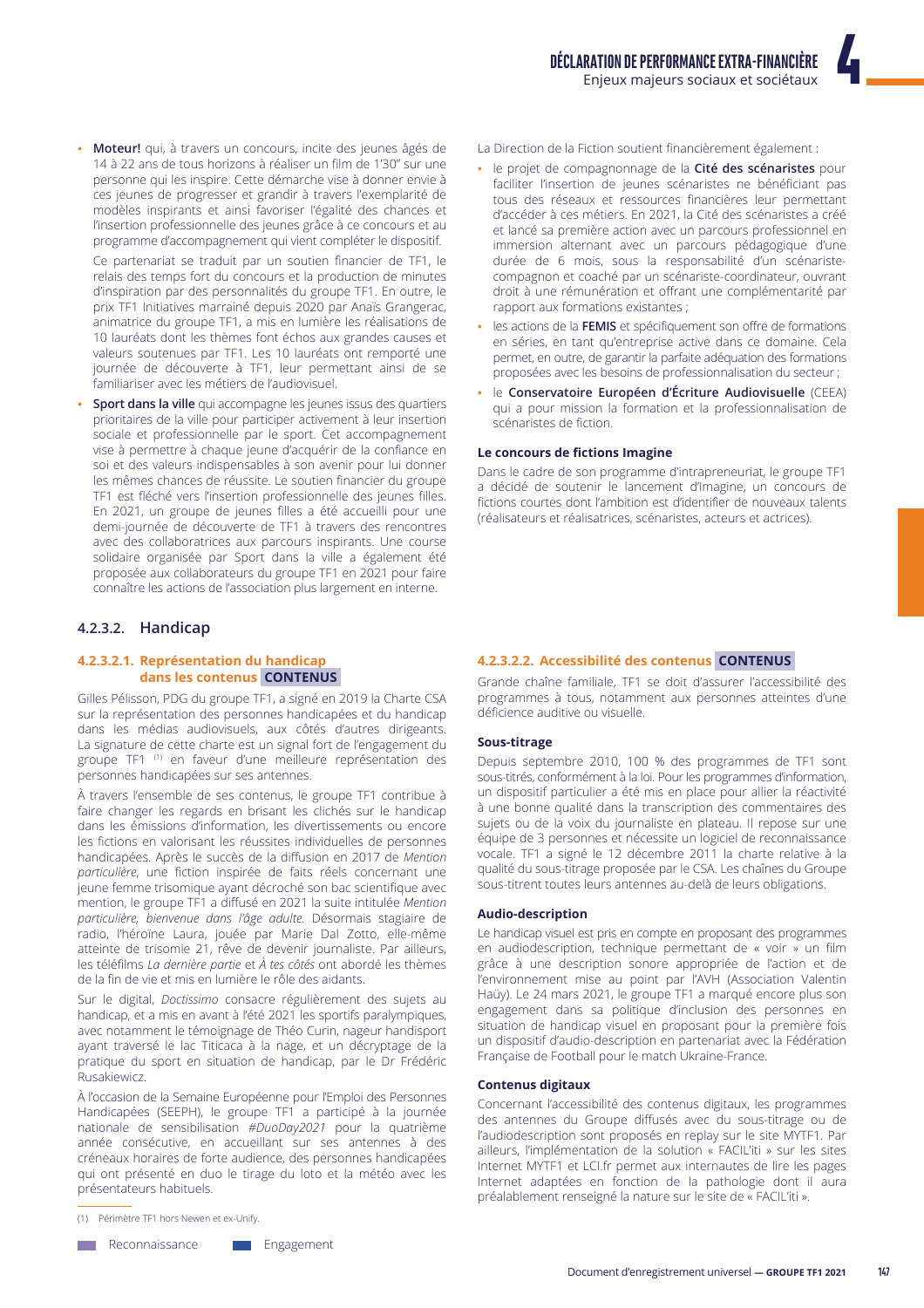- **Moteur!** qui, à travers un concours, incite des jeunes âgés de 14 à 22 ans de tous horizons à réaliser un film de 1'30" sur une personne qui les inspire. Cette démarche vise à donner envie à ces jeunes de progresser et grandir à travers l'exemplarité de modèles inspirants et ainsi favoriser l'égalité des chances et l'insertion professionnelle des jeunes grâce à ce concours et au programme d'accompagnement qui vient compléter le dispositif.

  Ce partenariat se traduit par un soutien financier de TF1, le relais des temps fort du concours et la production de minutes d'inspiration par des personnalités du groupe TF1. En outre, le prix TF1 Initiatives marrainé depuis 2020 par Anais Grangerac, animatrice du groupe TF1, a mis en lumière les réalisations de 10 lauréats dont les thèmes font échos aux grandes causes et valeurs soutenues par TF1. Les 10 lauréats ont remporté une journée de découverte à TF1, leur permettant ainsi de se familiariser avec les métiers de l'audiovisuel.

- **Sport dans la ville** qui accompagne les jeunes issus des quartiers prioritaires de la ville pour participer activement à leur insertion sociale et professionnelle par le sport. Cet accompagnement vise à permettre à chaque jeune d'acquérir de la confiance en soi et des valeurs indispensables à son avenir pour lui donner les mêmes chances de réussite. Le soutien financier du groupe TF1 est fléché vers l'insertion professionnelle des jeunes filles. En 2021, un groupe de jeunes filles a été accueilli pour une demi-journée de découverte de TF1 à travers des rencontres avec des collaboratrices aux parcours inspirants. Une course solidaire organisée par Sport dans la ville a également été proposée aux collaborateurs du groupe TF1 en 2021 pour faire connaître les actions de l'association plus largement en interne.

La Direction de la Fiction soutient financièrement également :

- le projet de compagnonnage de la **Cité des scénaristes** pour faciliter l'insertion de jeunes scénaristes ne bénéficiant pas tous des réseaux et ressources financières leur permettant d'accéder à ces métiers. En 2021, la Cité des scénaristes a créé et lancé sa première action avec un parcours professionnel en immersion alternant avec un parcours pédagogique d'une durée de 6 mois, sous la responsabilité d'un scénariste-compagnon et coaché par un scénariste-coordinateur, ouvrant droit à une rémunération et offrant une complémentarité par rapport aux formations existantes ;
- les actions de la **FEMIS** et spécifiquement son offre de formations en séries, en tant qu'entreprise active dans ce domaine. Cela permet, en outre, de garantir la parfaite adéquation des formations proposées avec les besoins de professionnalisation du secteur ;
- le **Conservatoire Européen d'Écriture Audiovisuelle** (CEEA) qui a pour mission la formation et la professionnalisation de scénaristes de fiction.

#### Le concours de fictions Imagine

Dans le cadre de son programme d'intrapreneuriat, le groupe TF1 a décidé de soutenir le lancement d'Imagine, un concours de fictions courtes dont l'ambition est d'identifier de nouveaux talents (réalisateurs et réalisatrices, scénaristes, acteurs et actrices).

## 4.2.3.2. Handicap

### 4.2.3.2.1. Représentation du handicap dans les contenus CONTENUS

Gilles Pélisson, PDG du groupe TF1, a signé en 2019 la Charte CSA sur la représentation des personnes handicapées et du handicap dans les médias audiovisuels, aux côtés d'autres dirigeants. La signature de cette charte est un signal fort de l'engagement du groupe TF1 [1] en faveur d'une meilleure représentation des personnes handicapées sur ses antennes.

À travers l'ensemble de ses contenus, le groupe TF1 contribue à faire changer les regards en brisant les clichés sur le handicap dans les émissions d'information, les divertissements ou encore les fictions en valorisant les réussites individuelles de personnes handicapées. Après le succès de la diffusion en 2017 de *Mention particulière*, une fiction inspirée de faits réels concernant une jeune femme trisomique ayant décroché son bac scientifique avec mention, le groupe TF1 a diffusé en 2021 la suite intitulée *Mention particulière, bienvenue dans l'âge adulte.* Désormais stagiaire de radio, l'héroïne Laura, jouée par Marie Dal Zotto, elle-même atteinte de trisomie 21, rêve de devenir journaliste. Par ailleurs, les téléfilms *La dernière partie* et *À tes côtés* ont abordé les thèmes de la fin de vie et mis en lumière le rôle des aidants.

Sur le digital, *Doctissimo* consacre régulièrement des sujets au handicap, et a mis en avant à l'été 2021 les sportifs paralympiques, avec notamment le témoignage de Théo Curin, nageur handisport ayant traversé le lac Titicaca à la nage, et un décryptage de la pratique du sport en situation de handicap, par le Dr Frédéric Rusakiewicz.

À l'occasion de la Semaine Européenne pour l'Emploi des Personnes Handicapées (SEEPH), le groupe TF1 a participé à la journée nationale de sensibilisation *#DuoDay2021* pour la quatrième année consécutive, en accueillant sur ses antennes à des créneaux horaires de forte audience, des personnes handicapées qui ont présenté en duo le tirage du loto et la météo avec les présentateurs habituels.

### 4.2.3.2.2. Accessibilité des contenus CONTENUS

Grande chaîne familiale, TF1 se doit d'assurer l'accessibilité des programmes à tous, notamment aux personnes atteintes d'une déficience auditive ou visuelle.

#### Sous-titrage

Depuis septembre 2010, 100 % des programmes de TF1 sont sous-titrés, conformément à la loi. Pour les programmes d'information, un dispositif particulier a été mis en place pour allier la réactivité à une bonne qualité dans la transcription des commentaires des sujets ou de la voix du journaliste en plateau. Il repose sur une équipe de 3 personnes et nécessite un logiciel de reconnaissance vocale. TF1 a signé le 12 décembre 2011 la charte relative à la qualité du sous-titrage proposée par le CSA. Les chaînes du Groupe sous-titrent toutes leurs antennes au-delà de leurs obligations.

#### Audio-description

Le handicap visuel est pris en compte en proposant des programmes en audiodescription, technique permettant de « voir » un film grâce à une description sonore appropriée de l'action et de l'environnement mise au point par l'AVH (Association Valentin Haüy). Le 24 mars 2021, le groupe TF1 a marqué encore plus son engagement dans sa politique d'inclusion des personnes en situation de handicap visuel en proposant pour la première fois un dispositif d'audio-description en partenariat avec la Fédération Française de Football pour le match Ukraine-France.

#### Contenus digitaux

Concernant l'accessibilité des contenus digitaux, les programmes des antennes du Groupe diffusés avec du sous-titrage ou de l'audiodescription sont proposés en replay sur le site MYTF1. Par ailleurs, l'implémentation de la solution « FACIL'iti » sur les sites Internet MYTF1 et LCI.fr permet aux internautes de lire les pages Internet adaptées en fonction de la pathologie dont il aura préalablement renseigné la nature sur le site de « FACIL'iti ».

(1) Périmètre TF1 hors Newen et ex-Unify.

Reconnaissance — Engagement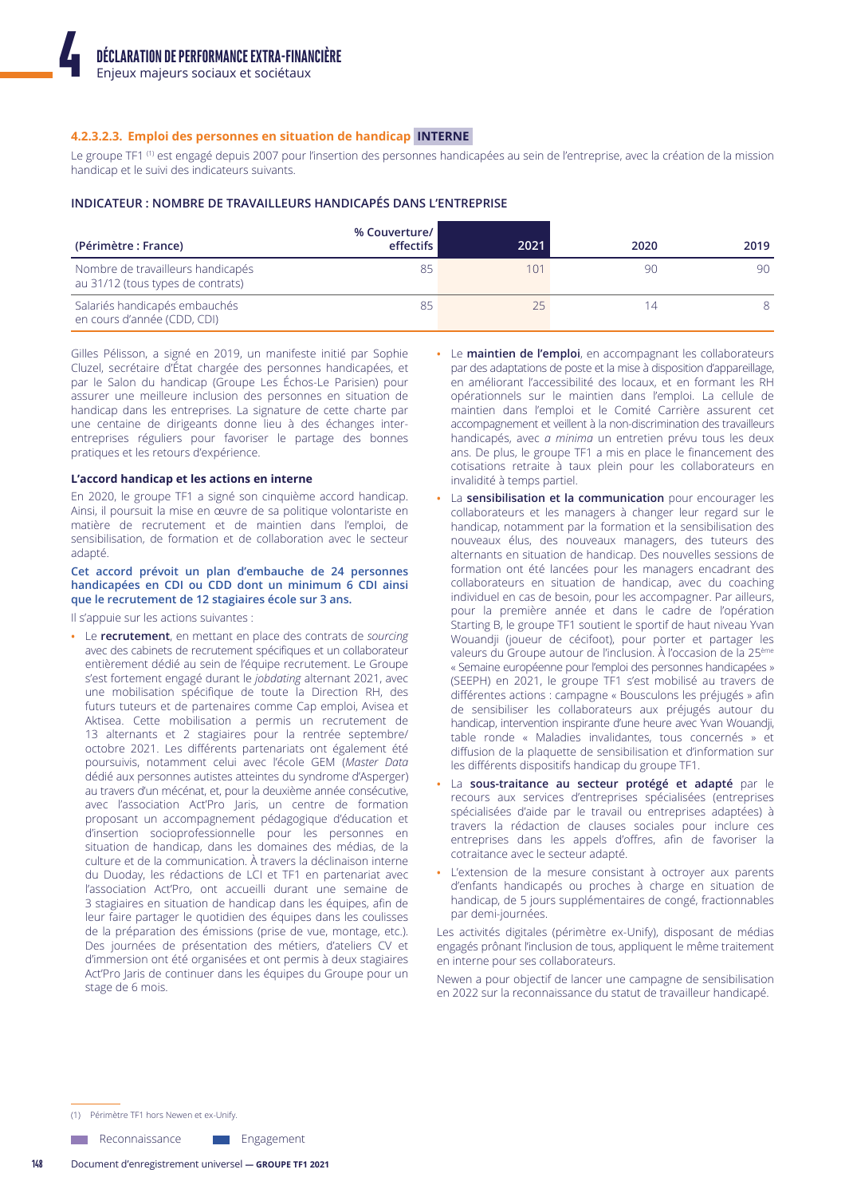#### 4.2.3.2.3. Emploi des personnes en situation de handicap INTERNE

Le groupe TF1 [1] est engagé depuis 2007 pour l'insertion des personnes handicapées au sein de l'entreprise, avec la création de la mission handicap et le suivi des indicateurs suivants.

**INDICATEUR : NOMBRE DE TRAVAILLEURS HANDICAPÉS DANS L'ENTREPRISE**

| (Périmètre : France) | % Couverture/ effectifs | 2021 | 2020 | 2019 |
|---|---|---|---|---|
| Nombre de travailleurs handicapés au 31/12 (tous types de contrats) | 85 | 101 | 90 | 90 |
| Salariés handicapés embauchés en cours d'année (CDD, CDI) | 85 | 25 | 14 | 8 |

Gilles Pélisson, a signé en 2019, un manifeste initié par Sophie Cluzel, secrétaire d'État chargée des personnes handicapées, et par le Salon du handicap (Groupe Les Échos-Le Parisien) pour assurer une meilleure inclusion des personnes en situation de handicap dans les entreprises. La signature de cette charte par une centaine de dirigeants donne lieu à des échanges inter-entreprises réguliers pour favoriser le partage des bonnes pratiques et les retours d'expérience.

**L'accord handicap et les actions en interne**

En 2020, le groupe TF1 a signé son cinquième accord handicap. Ainsi, il poursuit la mise en œuvre de sa politique volontariste en matière de recrutement et de maintien dans l'emploi, de sensibilisation, de formation et de collaboration avec le secteur adapté.

**Cet accord prévoit un plan d'embauche de 24 personnes handicapées en CDI ou CDD dont un minimum 6 CDI ainsi que le recrutement de 12 stagiaires école sur 3 ans.**

Il s'appuie sur les actions suivantes :

- Le **recrutement**, en mettant en place des contrats de *sourcing* avec des cabinets de recrutement spécifiques et un collaborateur entièrement dédié au sein de l'équipe recrutement. Le Groupe s'est fortement engagé durant le *jobdating* alternant 2021, avec une mobilisation spécifique de toute la Direction RH, des futurs tuteurs et de partenaires comme Cap emploi, Avisea et Aktisea. Cette mobilisation a permis un recrutement de 13 alternants et 2 stagiaires pour la rentrée septembre/octobre 2021. Les différents partenariats ont également été poursuivis, notamment celui avec l'école GEM (*Master Data* dédié aux personnes autistes atteintes du syndrome d'Asperger) au travers d'un mécénat, et, pour la deuxième année consécutive, avec l'association Act'Pro Jaris, un centre de formation proposant un accompagnement pédagogique d'éducation et d'insertion socioprofessionnelle pour les personnes en situation de handicap, dans les domaines des médias, de la culture et de la communication. À travers la déclinaison interne du Duoday, les rédactions de LCI et TF1 en partenariat avec l'association Act'Pro, ont accueilli durant une semaine de 3 stagiaires en situation de handicap dans les équipes, afin de leur faire partager le quotidien des équipes dans les coulisses de la préparation des émissions (prise de vue, montage, etc.). Des journées de présentation des métiers, d'ateliers CV et d'immersion ont été organisées et ont permis à deux stagiaires Act'Pro Jaris de continuer dans les équipes du Groupe pour un stage de 6 mois.
- Le **maintien de l'emploi**, en accompagnant les collaborateurs par des adaptations de poste et la mise à disposition d'appareillage, en améliorant l'accessibilité des locaux, et en formant les RH opérationnels sur le maintien dans l'emploi. La cellule de maintien dans l'emploi et le Comité Carrière assurent cet accompagnement et veillent à la non-discrimination des travailleurs handicapés, avec *a minima* un entretien prévu tous les deux ans. De plus, le groupe TF1 a mis en place le financement des cotisations retraite à taux plein pour les collaborateurs en invalidité à temps partiel.
- La **sensibilisation et la communication** pour encourager les collaborateurs et les managers à changer leur regard sur le handicap, notamment par la formation et la sensibilisation des nouveaux élus, des nouveaux managers, des tuteurs des alternants en situation de handicap. Des nouvelles sessions de formation ont été lancées pour les managers encadrant des collaborateurs en situation de handicap, avec du coaching individuel en cas de besoin, pour les accompagner. Par ailleurs, pour la première année et dans le cadre de l'opération Starting B, le groupe TF1 soutient le sportif de haut niveau Yvan Wouandji (joueur de cécifoot), pour porter et partager les valeurs du Groupe autour de l'inclusion. À l'occasion de la 25ème « Semaine européenne pour l'emploi des personnes handicapées » (SEEPH) en 2021, le groupe TF1 s'est mobilisé au travers de différentes actions : campagne « Bousculons les préjugés » afin de sensibiliser les collaborateurs aux préjugés autour du handicap, intervention inspirante d'une heure avec Yvan Wouandji, table ronde « Maladies invalidantes, tous concernés » et diffusion de la plaquette de sensibilisation et d'information sur les différents dispositifs handicap du groupe TF1.
- La **sous-traitance au secteur protégé et adapté** par le recours aux services d'entreprises spécialisées (entreprises spécialisées d'aide par le travail ou entreprises adaptées) à travers la rédaction de clauses sociales pour inclure ces entreprises dans les appels d'offres, afin de favoriser la cotraitance avec le secteur adapté.
- L'extension de la mesure consistant à octroyer aux parents d'enfants handicapés ou proches à charge en situation de handicap, de 5 jours supplémentaires de congé, fractionnables par demi-journées.

Les activités digitales (périmètre ex-Unify), disposant de médias engagés prônant l'inclusion de tous, appliquent le même traitement en interne pour ses collaborateurs.

Newen a pour objectif de lancer une campagne de sensibilisation en 2022 sur la reconnaissance du statut de travailleur handicapé.

(1) Périmètre TF1 hors Newen et ex-Unify.

Reconnaissance   Engagement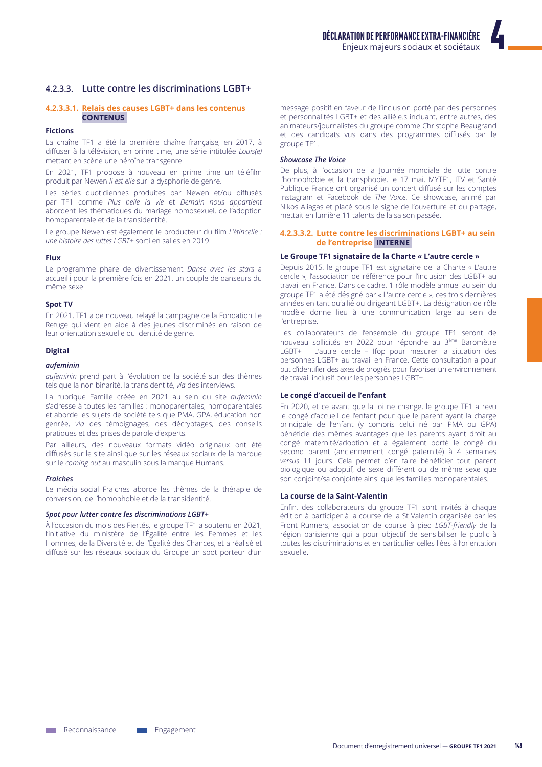### 4.2.3.3. Lutte contre les discriminations LGBT+

#### 4.2.3.3.1. Relais des causes LGBT+ dans les contenus **CONTENUS**

**Fictions**

La chaîne TF1 a été la première chaîne française, en 2017, à diffuser à la télévision, en prime time, une série intitulée *Louis(e)* mettant en scène une héroïne transgenre.

En 2021, TF1 propose à nouveau en prime time un téléfilm produit par Newen *Il est elle* sur la dysphorie de genre.

Les séries quotidiennes produites par Newen et/ou diffusés par TF1 comme *Plus belle la vie* et *Demain nous appartient* abordent les thématiques du mariage homosexuel, de l'adoption homoparentale et de la transidentité.

Le groupe Newen est également le producteur du film *L'étincelle : une histoire des luttes LGBT+* sorti en salles en 2019.

**Flux**

Le programme phare de divertissement *Danse avec les stars* a accueilli pour la première fois en 2021, un couple de danseurs du même sexe.

**Spot TV**

En 2021, TF1 a de nouveau relayé la campagne de la Fondation Le Refuge qui vient en aide à des jeunes discriminés en raison de leur orientation sexuelle ou identité de genre.

**Digital**

***aufeminin***

*aufeminin* prend part à l'évolution de la société sur des thèmes tels que la non binarité, la transidentité, *via* des interviews.

La rubrique Famille créée en 2021 au sein du site *aufeminin* s'adresse à toutes les familles : monoparentales, homoparentales et aborde les sujets de société tels que PMA, GPA, éducation non genrée, *via* des témoignages, des décryptages, des conseils pratiques et des prises de parole d'experts.

Par ailleurs, des nouveaux formats vidéo originaux ont été diffusés sur le site ainsi que sur les réseaux sociaux de la marque sur le *coming out* au masculin sous la marque Humans.

***Fraiches***

Le média social Fraiches aborde les thèmes de la thérapie de conversion, de l'homophobie et de la transidentité.

***Spot pour lutter contre les discriminations LGBT+***

À l'occasion du mois des Fiertés, le groupe TF1 a soutenu en 2021, l'initiative du ministère de l'Égalité entre les Femmes et les Hommes, de la Diversité et de l'Égalité des Chances, et a réalisé et diffusé sur les réseaux sociaux du Groupe un spot porteur d'un message positif en faveur de l'inclusion porté par des personnes et personnalités LGBT+ et des allié.e.s incluant, entre autres, des animateurs/journalistes du groupe comme Christophe Beaugrand et des candidats vus dans des programmes diffusés par le groupe TF1.

***Showcase The Voice***

De plus, à l'occasion de la Journée mondiale de lutte contre l'homophobie et la transphobie, le 17 mai, MYTF1, ITV et Santé Publique France ont organisé un concert diffusé sur les comptes Instagram et Facebook de *The Voice*. Ce showcase, animé par Nikos Aliagas et placé sous le signe de l'ouverture et du partage, mettait en lumière 11 talents de la saison passée.

#### 4.2.3.3.2. Lutte contre les discriminations LGBT+ au sein de l'entreprise **INTERNE**

**Le Groupe TF1 signataire de la Charte « L'autre cercle »**

Depuis 2015, le groupe TF1 est signataire de la Charte « L'autre cercle », l'association de référence pour l'inclusion des LGBT+ au travail en France. Dans ce cadre, 1 rôle modèle annuel au sein du groupe TF1 a été désigné par « L'autre cercle », ces trois dernières années en tant qu'allié ou dirigeant LGBT+. La désignation de rôle modèle donne lieu à une communication large au sein de l'entreprise.

Les collaborateurs de l'ensemble du groupe TF1 seront de nouveau sollicités en 2022 pour répondre au 3ème Baromètre LGBT+ | L'autre cercle – Ifop pour mesurer la situation des personnes LGBT+ au travail en France. Cette consultation a pour but d'identifier des axes de progrès pour favoriser un environnement de travail inclusif pour les personnes LGBT+.

**Le congé d'accueil de l'enfant**

En 2020, et ce avant que la loi ne change, le groupe TF1 a revu le congé d'accueil de l'enfant pour que le parent ayant la charge principale de l'enfant (y compris celui né par PMA ou GPA) bénéficie des mêmes avantages que les parents ayant droit au congé maternité/adoption et a également porté le congé du second parent (anciennement congé paternité) à 4 semaines *versus* 11 jours. Cela permet d'en faire bénéficier tout parent biologique ou adoptif, de sexe différent ou de même sexe que son conjoint/sa conjointe ainsi que les familles monoparentales.

**La course de la Saint-Valentin**

Enfin, des collaborateurs du groupe TF1 sont invités à chaque édition à participer à la course de la St Valentin organisée par les Front Runners, association de course à pied *LGBT-friendly* de la région parisienne qui a pour objectif de sensibiliser le public à toutes les discriminations et en particulier celles liées à l'orientation sexuelle.

Reconnaissance Engagement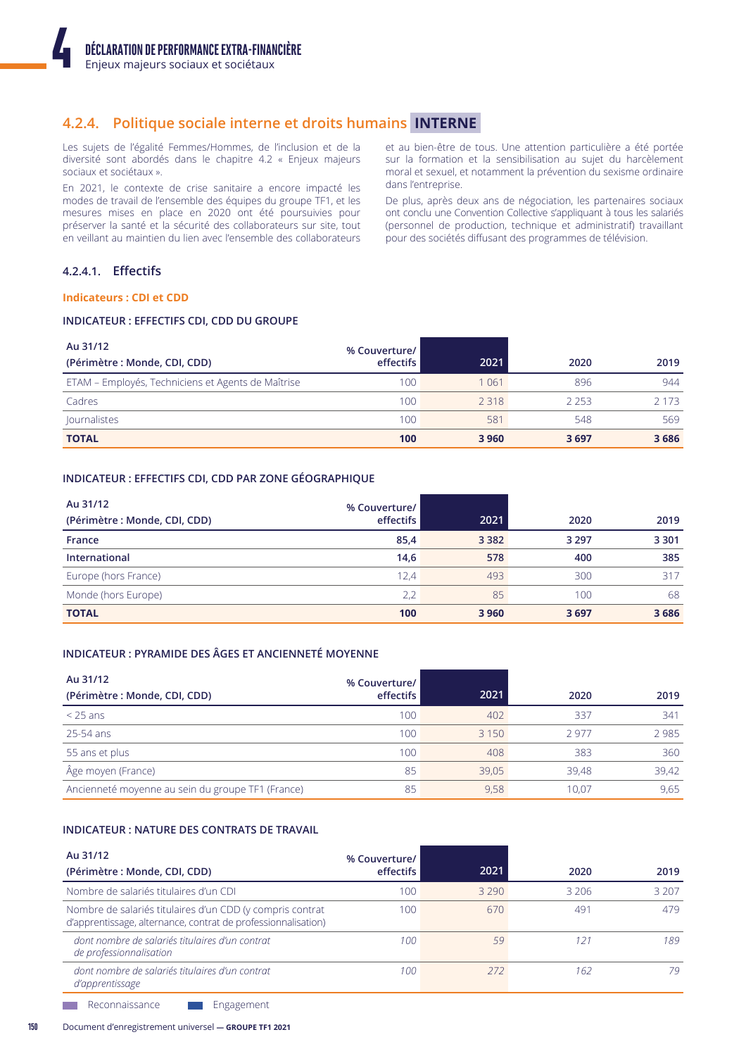## 4.2.4. Politique sociale interne et droits humains INTERNE

Les sujets de l'égalité Femmes/Hommes, de l'inclusion et de la diversité sont abordés dans le chapitre 4.2 « Enjeux majeurs sociaux et sociétaux ».

En 2021, le contexte de crise sanitaire a encore impacté les modes de travail de l'ensemble des équipes du groupe TF1, et les mesures mises en place en 2020 ont été poursuivies pour préserver la santé et la sécurité des collaborateurs sur site, tout en veillant au maintien du lien avec l'ensemble des collaborateurs et au bien-être de tous. Une attention particulière a été portée sur la formation et la sensibilisation au sujet du harcèlement moral et sexuel, et notamment la prévention du sexisme ordinaire dans l'entreprise.

De plus, après deux ans de négociation, les partenaires sociaux ont conclu une Convention Collective s'appliquant à tous les salariés (personnel de production, technique et administratif) travaillant pour des sociétés diffusant des programmes de télévision.

### 4.2.4.1. Effectifs

**Indicateurs : CDI et CDD**

#### INDICATEUR : EFFECTIFS CDI, CDD DU GROUPE

| Au 31/12 (Périmètre : Monde, CDI, CDD) | % Couverture/ effectifs | 2021 | 2020 | 2019 |
|---|---|---|---|---|
| ETAM – Employés, Techniciens et Agents de Maîtrise | 100 | 1 061 | 896 | 944 |
| Cadres | 100 | 2 318 | 2 253 | 2 173 |
| Journalistes | 100 | 581 | 548 | 569 |
| **TOTAL** | **100** | **3 960** | **3 697** | **3 686** |

#### INDICATEUR : EFFECTIFS CDI, CDD PAR ZONE GÉOGRAPHIQUE

| Au 31/12 (Périmètre : Monde, CDI, CDD) | % Couverture/ effectifs | 2021 | 2020 | 2019 |
|---|---|---|---|---|
| **France** | **85,4** | **3 382** | **3 297** | **3 301** |
| **International** | **14,6** | **578** | **400** | **385** |
| Europe (hors France) | 12,4 | 493 | 300 | 317 |
| Monde (hors Europe) | 2,2 | 85 | 100 | 68 |
| **TOTAL** | **100** | **3 960** | **3 697** | **3 686** |

#### INDICATEUR : PYRAMIDE DES ÂGES ET ANCIENNETÉ MOYENNE

| Au 31/12 (Périmètre : Monde, CDI, CDD) | % Couverture/ effectifs | 2021 | 2020 | 2019 |
|---|---|---|---|---|
| < 25 ans | 100 | 402 | 337 | 341 |
| 25-54 ans | 100 | 3 150 | 2 977 | 2 985 |
| 55 ans et plus | 100 | 408 | 383 | 360 |
| Âge moyen (France) | 85 | 39,05 | 39,48 | 39,42 |
| Ancienneté moyenne au sein du groupe TF1 (France) | 85 | 9,58 | 10,07 | 9,65 |

#### INDICATEUR : NATURE DES CONTRATS DE TRAVAIL

| Au 31/12 (Périmètre : Monde, CDI, CDD) | % Couverture/ effectifs | 2021 | 2020 | 2019 |
|---|---|---|---|---|
| Nombre de salariés titulaires d'un CDI | 100 | 3 290 | 3 206 | 3 207 |
| Nombre de salariés titulaires d'un CDD (y compris contrat d'apprentissage, alternance, contrat de professionnalisation) | 100 | 670 | 491 | 479 |
| *dont nombre de salariés titulaires d'un contrat de professionnalisation* | *100* | *59* | *121* | *189* |
| *dont nombre de salariés titulaires d'un contrat d'apprentissage* | *100* | *272* | *162* | *79* |

Reconnaissance   Engagement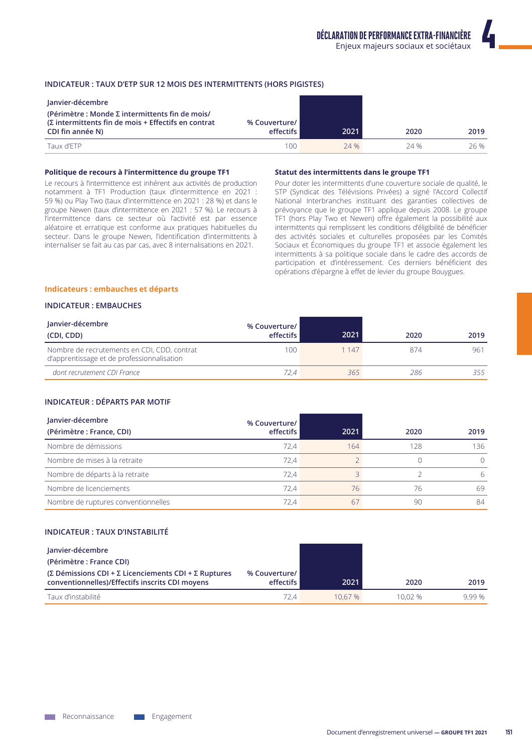#### INDICATEUR : TAUX D'ETP SUR 12 MOIS DES INTERMITTENTS (HORS PIGISTES)

| Janvier-décembre (Périmètre : Monde Σ intermittents fin de mois/ (Σ intermittents fin de mois + Effectifs en contrat CDI fin année N) | % Couverture/ effectifs | 2021 | 2020 | 2019 |
|---|---|---|---|---|
| Taux d'ETP | 100 | 24 % | 24 % | 26 % |

**Politique de recours à l'intermittence du groupe TF1**

Le recours à l'intermittence est inhérent aux activités de production notamment à TF1 Production (taux d'intermittence en 2021 : 59 %) ou Play Two (taux d'intermittence en 2021 : 28 %) et dans le groupe Newen (taux d'intermittence en 2021 : 57 %). Le recours à l'intermittence dans ce secteur où l'activité est par essence aléatoire et erratique est conforme aux pratiques habituelles du secteur. Dans le groupe Newen, l'identification d'intermittents à internaliser se fait au cas par cas, avec 8 internalisations en 2021.

**Statut des intermittents dans le groupe TF1**

Pour doter les intermittents d'une couverture sociale de qualité, le STP (Syndicat des Télévisions Privées) a signé l'Accord Collectif National Interbranches instituant des garanties collectives de prévoyance que le groupe TF1 applique depuis 2008. Le groupe TF1 (hors Play Two et Newen) offre également la possibilité aux intermittents qui remplissent les conditions d'éligibilité de bénéficier des activités sociales et culturelles proposées par les Comités Sociaux et Économiques du groupe TF1 et associe également les intermittents à sa politique sociale dans le cadre des accords de participation et d'intéressement. Ces derniers bénéficient des opérations d'épargne à effet de levier du groupe Bouygues.

### Indicateurs : embauches et départs

#### INDICATEUR : EMBAUCHES

| Janvier-décembre (CDI, CDD) | % Couverture/ effectifs | 2021 | 2020 | 2019 |
|---|---|---|---|---|
| Nombre de recrutements en CDI, CDD, contrat d'apprentissage et de professionnalisation | 100 | 1 147 | 874 | 961 |
| *dont recrutement CDI France* | *72,4* | *365* | *286* | *355* |

#### INDICATEUR : DÉPARTS PAR MOTIF

| Janvier-décembre (Périmètre : France, CDI) | % Couverture/ effectifs | 2021 | 2020 | 2019 |
|---|---|---|---|---|
| Nombre de démissions | 72,4 | 164 | 128 | 136 |
| Nombre de mises à la retraite | 72,4 | 2 | 0 | 0 |
| Nombre de départs à la retraite | 72,4 | 3 | 2 | 6 |
| Nombre de licenciements | 72,4 | 76 | 76 | 69 |
| Nombre de ruptures conventionnelles | 72,4 | 67 | 90 | 84 |

#### INDICATEUR : TAUX D'INSTABILITÉ

| Janvier-décembre (Périmètre : France CDI) (Σ Démissions CDI + Σ Licenciements CDI + Σ Ruptures conventionnelles)/Effectifs inscrits CDI moyens | % Couverture/ effectifs | 2021 | 2020 | 2019 |
|---|---|---|---|---|
| Taux d'instabilité | 72,4 | 10,67 % | 10,02 % | 9,99 % |

Reconnaissance — Engagement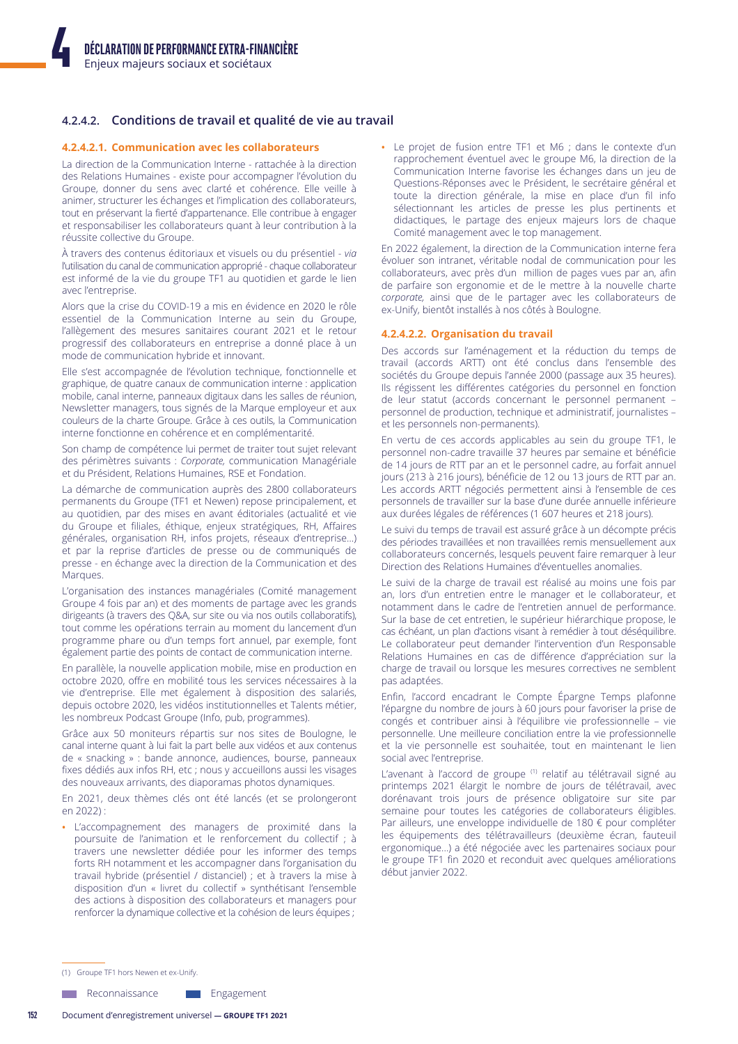#### 4.2.4.2. Conditions de travail et qualité de vie au travail

##### 4.2.4.2.1. Communication avec les collaborateurs

La direction de la Communication Interne - rattachée à la direction des Relations Humaines - existe pour accompagner l'évolution du Groupe, donner du sens avec clarté et cohérence. Elle veille à animer, structurer les échanges et l'implication des collaborateurs, tout en préservant la fierté d'appartenance. Elle contribue à engager et responsabiliser les collaborateurs quant à leur contribution à la réussite collective du Groupe.

À travers des contenus éditoriaux et visuels ou du présentiel - *via* l'utilisation du canal de communication approprié - chaque collaborateur est informé de la vie du groupe TF1 au quotidien et garde le lien avec l'entreprise.

Alors que la crise du COVID-19 a mis en évidence en 2020 le rôle essentiel de la Communication Interne au sein du Groupe, l'allègement des mesures sanitaires courant 2021 et le retour progressif des collaborateurs en entreprise a donné place à un mode de communication hybride et innovant.

Elle s'est accompagnée de l'évolution technique, fonctionnelle et graphique, de quatre canaux de communication interne : application mobile, canal interne, panneaux digitaux dans les salles de réunion, Newsletter managers, tous signés de la Marque employeur et aux couleurs de la charte Groupe. Grâce à ces outils, la Communication interne fonctionne en cohérence et en complémentarité.

Son champ de compétence lui permet de traiter tout sujet relevant des périmètres suivants : *Corporate*, communication Managériale et du Président, Relations Humaines, RSE et Fondation.

La démarche de communication auprès des 2800 collaborateurs permanents du Groupe (TF1 et Newen) repose principalement, et au quotidien, par des mises en avant éditoriales (actualité et vie du Groupe et filiales, éthique, enjeux stratégiques, RH, Affaires générales, organisation RH, infos projets, réseaux d'entreprise…) et par la reprise d'articles de presse ou de communiqués de presse - en échange avec la direction de la Communication et des Marques.

L'organisation des instances managériales (Comité management Groupe 4 fois par an) et des moments de partage avec les grands dirigeants (à travers des Q&A, sur site ou via nos outils collaboratifs), tout comme les opérations terrain au moment du lancement d'un programme phare ou d'un temps fort annuel, par exemple, font également partie des points de contact de communication interne.

En parallèle, la nouvelle application mobile, mise en production en octobre 2020, offre en mobilité tous les services nécessaires à la vie d'entreprise. Elle met également à disposition des salariés, depuis octobre 2020, les vidéos institutionnelles et Talents métier, les nombreux Podcast Groupe (Info, pub, programmes).

Grâce aux 50 moniteurs répartis sur nos sites de Boulogne, le canal interne quant à lui fait la part belle aux vidéos et aux contenus de « snacking » : bande annonce, audiences, bourse, panneaux fixes dédiés aux infos RH, etc ; nous y accueillons aussi les visages des nouveaux arrivants, des diaporamas photos dynamiques.

En 2021, deux thèmes clés ont été lancés (et se prolongeront en 2022) :

- L'accompagnement des managers de proximité dans la poursuite de l'animation et le renforcement du collectif ; à travers une newsletter dédiée pour les informer des temps forts RH notamment et les accompagner dans l'organisation du travail hybride (présentiel / distanciel) ; et à travers la mise à disposition d'un « livret du collectif » synthétisant l'ensemble des actions à disposition des collaborateurs et managers pour renforcer la dynamique collective et la cohésion de leurs équipes ;
- Le projet de fusion entre TF1 et M6 ; dans le contexte d'un rapprochement éventuel avec le groupe M6, la direction de la Communication Interne favorise les échanges dans un jeu de Questions-Réponses avec le Président, le secrétaire général et toute la direction générale, la mise en place d'un fil info sélectionnant les articles de presse les plus pertinents et didactiques, le partage des enjeux majeurs lors de chaque Comité management avec le top management.

En 2022 également, la direction de la Communication interne fera évoluer son intranet, véritable nodal de communication pour les collaborateurs, avec près d'un million de pages vues par an, afin de parfaire son ergonomie et de le mettre à la nouvelle charte *corporate*, ainsi que de le partager avec les collaborateurs de ex-Unify, bientôt installés à nos côtés à Boulogne.

##### 4.2.4.2.2. Organisation du travail

Des accords sur l'aménagement et la réduction du temps de travail (accords ARTT) ont été conclus dans l'ensemble des sociétés du Groupe depuis l'année 2000 (passage aux 35 heures). Ils régissent les différentes catégories du personnel en fonction de leur statut (accords concernant le personnel permanent – personnel de production, technique et administratif, journalistes – et les personnels non-permanents).

En vertu de ces accords applicables au sein du groupe TF1, le personnel non-cadre travaille 37 heures par semaine et bénéficie de 14 jours de RTT par an et le personnel cadre, au forfait annuel jours (213 à 216 jours), bénéficie de 12 ou 13 jours de RTT par an. Les accords ARTT négociés permettent ainsi à l'ensemble de ces personnels de travailler sur la base d'une durée annuelle inférieure aux durées légales de références (1 607 heures et 218 jours).

Le suivi du temps de travail est assuré grâce à un décompte précis des périodes travaillées et non travaillées remis mensuellement aux collaborateurs concernés, lesquels peuvent faire remarquer à leur Direction des Relations Humaines d'éventuelles anomalies.

Le suivi de la charge de travail est réalisé au moins une fois par an, lors d'un entretien entre le manager et le collaborateur, et notamment dans le cadre de l'entretien annuel de performance. Sur la base de cet entretien, le supérieur hiérarchique propose, le cas échéant, un plan d'actions visant à remédier à tout déséquilibre. Le collaborateur peut demander l'intervention d'un Responsable Relations Humaines en cas de différence d'appréciation sur la charge de travail ou lorsque les mesures correctives ne semblent pas adaptées.

Enfin, l'accord encadrant le Compte Épargne Temps plafonne l'épargne du nombre de jours à 60 jours pour favoriser la prise de congés et contribuer ainsi à l'équilibre vie professionnelle – vie personnelle. Une meilleure conciliation entre la vie professionnelle et la vie personnelle est souhaitée, tout en maintenant le lien social avec l'entreprise.

L'avenant à l'accord de groupe [1] relatif au télétravail signé au printemps 2021 élargit le nombre de jours de télétravail, avec dorénavant trois jours de présence obligatoire sur site par semaine pour toutes les catégories de collaborateurs éligibles. Par ailleurs, une enveloppe individuelle de 180 € pour compléter les équipements des télétravailleurs (deuxième écran, fauteuil ergonomique…) a été négociée avec les partenaires sociaux pour le groupe TF1 fin 2020 et reconduit avec quelques améliorations début janvier 2022.

(1) Groupe TF1 hors Newen et ex-Unify.

Reconnaissance — Engagement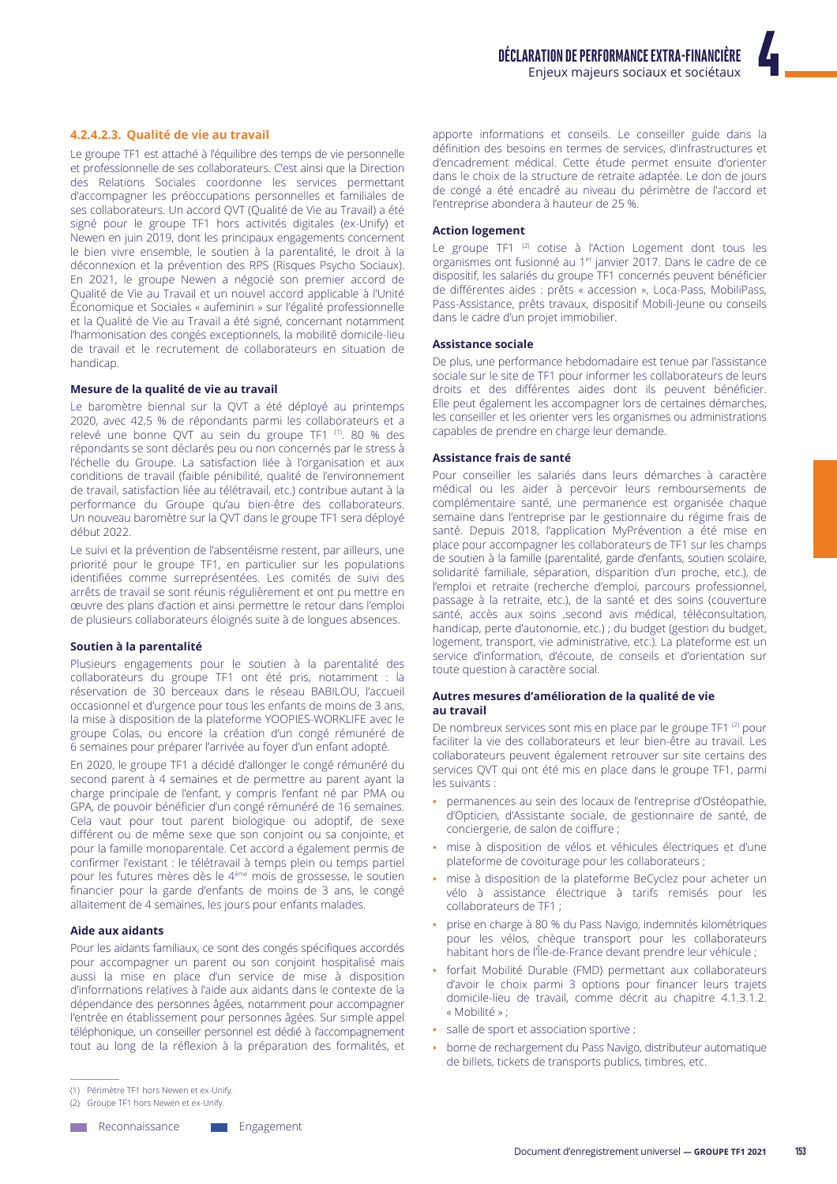#### 4.2.4.2.3. Qualité de vie au travail

Le groupe TF1 est attaché à l'équilibre des temps de vie personnelle et professionnelle de ses collaborateurs. C'est ainsi que la Direction des Relations Sociales coordonne les services permettant d'accompagner les préoccupations personnelles et familiales de ses collaborateurs. Un accord QVT (Qualité de Vie au Travail) a été signé pour le groupe TF1 hors activités digitales (ex-Unify) et Newen en juin 2019, dont les principaux engagements concernent le bien vivre ensemble, le soutien à la parentalité, le droit à la déconnexion et la prévention des RPS (Risques Psycho Sociaux). En 2021, le groupe Newen a négocié son premier accord de Qualité de Vie au Travail et un nouvel accord applicable à l'Unité Économique et Sociales « aufeminin » sur l'égalité professionnelle et la Qualité de Vie au Travail a été signé, concernant notamment l'harmonisation des congés exceptionnels, la mobilité domicile-lieu de travail et le recrutement de collaborateurs en situation de handicap.

**Mesure de la qualité de vie au travail**

Le baromètre biennal sur la QVT a été déployé au printemps 2020, avec 42,5 % de répondants parmi les collaborateurs et a relevé une bonne QVT au sein du groupe TF1 [1]. 80 % des répondants se sont déclarés peu ou non concernés par le stress à l'échelle du Groupe. La satisfaction liée à l'organisation et aux conditions de travail (faible pénibilité, qualité de l'environnement de travail, satisfaction liée au télétravail, etc.) contribue autant à la performance du Groupe qu'au bien-être des collaborateurs. Un nouveau baromètre sur la QVT dans le groupe TF1 sera déployé début 2022.

Le suivi et la prévention de l'absentéisme restent, par ailleurs, une priorité pour le groupe TF1, en particulier sur les populations identifiées comme surreprésentées. Les comités de suivi des arrêts de travail se sont réunis régulièrement et ont pu mettre en œuvre des plans d'action et ainsi permettre le retour dans l'emploi de plusieurs collaborateurs éloignés suite à de longues absences.

**Soutien à la parentalité**

Plusieurs engagements pour le soutien à la parentalité des collaborateurs du groupe TF1 ont été pris, notamment : la réservation de 30 berceaux dans le réseau BABILOU, l'accueil occasionnel et d'urgence pour tous les enfants de moins de 3 ans, la mise à disposition de la plateforme YOOPIES-WORKLIFE avec le groupe Colas, ou encore la création d'un congé rémunéré de 6 semaines pour préparer l'arrivée au foyer d'un enfant adopté.

En 2020, le groupe TF1 a décidé d'allonger le congé rémunéré du second parent à 4 semaines et de permettre au parent ayant la charge principale de l'enfant, y compris l'enfant né par PMA ou GPA, de pouvoir bénéficier d'un congé rémunéré de 16 semaines. Cela vaut pour tout parent biologique ou adoptif, de sexe différent ou de même sexe que son conjoint ou sa conjointe, et pour la famille monoparentale. Cet accord a également permis de confirmer l'existant : le télétravail à temps plein ou temps partiel pour les futures mères dès le 4ème mois de grossesse, le soutien financier pour la garde d'enfants de moins de 3 ans, le congé allaitement de 4 semaines, les jours pour enfants malades.

**Aide aux aidants**

Pour les aidants familiaux, ce sont des congés spécifiques accordés pour accompagner un parent ou son conjoint hospitalisé mais aussi la mise en place d'un service de mise à disposition d'informations relatives à l'aide aux aidants dans le contexte de la dépendance des personnes âgées, notamment pour accompagner l'entrée en établissement pour personnes âgées. Sur simple appel téléphonique, un conseiller personnel est dédié à l'accompagnement tout au long de la réflexion à la préparation des formalités, et apporte informations et conseils. Le conseiller guide dans la définition des besoins en termes de services, d'infrastructures et d'encadrement médical. Cette étude permet ensuite d'orienter dans le choix de la structure de retraite adaptée. Le don de jours de congé a été encadré au niveau du périmètre de l'accord et l'entreprise abondera à hauteur de 25 %.

**Action logement**

Le groupe TF1 [2] cotise à l'Action Logement dont tous les organismes ont fusionné au 1er janvier 2017. Dans le cadre de ce dispositif, les salariés du groupe TF1 concernés peuvent bénéficier de différentes aides : prêts « accession », Loca-Pass, MobiliPass, Pass-Assistance, prêts travaux, dispositif Mobili-Jeune ou conseils dans le cadre d'un projet immobilier.

**Assistance sociale**

De plus, une performance hebdomadaire est tenue par l'assistance sociale sur le site de TF1 pour informer les collaborateurs de leurs droits et des différentes aides dont ils peuvent bénéficier. Elle peut également les accompagner lors de certaines démarches, les conseiller et les orienter vers les organismes ou administrations capables de prendre en charge leur demande.

**Assistance frais de santé**

Pour conseiller les salariés dans leurs démarches à caractère médical ou les aider à percevoir leurs remboursements de complémentaire santé, une permanence est organisée chaque semaine dans l'entreprise par le gestionnaire du régime frais de santé. Depuis 2018, l'application MyPrévention a été mise en place pour accompagner les collaborateurs de TF1 sur les champs de soutien à la famille (parentalité, garde d'enfants, soutien scolaire, solidarité familiale, séparation, disparition d'un proche, etc.), de l'emploi et retraite (recherche d'emploi, parcours professionnel, passage à la retraite, etc.), de la santé et des soins (couverture santé, accès aux soins ,second avis médical, téléconsultation, handicap, perte d'autonomie, etc.) ; du budget (gestion du budget, logement, transport, vie administrative, etc.). La plateforme est un service d'information, d'écoute, de conseils et d'orientation sur toute question à caractère social.

**Autres mesures d'amélioration de la qualité de vie au travail**

De nombreux services sont mis en place par le groupe TF1 [2] pour faciliter la vie des collaborateurs et leur bien-être au travail. Les collaborateurs peuvent également retrouver sur site certains des services QVT qui ont été mis en place dans le groupe TF1, parmi les suivants :

- permanences au sein des locaux de l'entreprise d'Ostéopathie, d'Opticien, d'Assistante sociale, de gestionnaire de santé, de conciergerie, de salon de coiffure ;
- mise à disposition de vélos et véhicules électriques et d'une plateforme de covoiturage pour les collaborateurs ;
- mise à disposition de la plateforme BeCyclez pour acheter un vélo à assistance électrique à tarifs remisés pour les collaborateurs de TF1 ;
- prise en charge à 80 % du Pass Navigo, indemnités kilométriques pour les vélos, chèque transport pour les collaborateurs habitant hors de l'Île-de-France devant prendre leur véhicule ;
- forfait Mobilité Durable (FMD) permettant aux collaborateurs d'avoir le choix parmi 3 options pour financer leurs trajets domicile-lieu de travail, comme décrit au chapitre 4.1.3.1.2. « Mobilité » ;
- salle de sport et association sportive ;
- borne de rechargement du Pass Navigo, distributeur automatique de billets, tickets de transports publics, timbres, etc.

(1) Périmètre TF1 hors Newen et ex-Unify.
(2) Groupe TF1 hors Newen et ex-Unify.

Reconnaissance — Engagement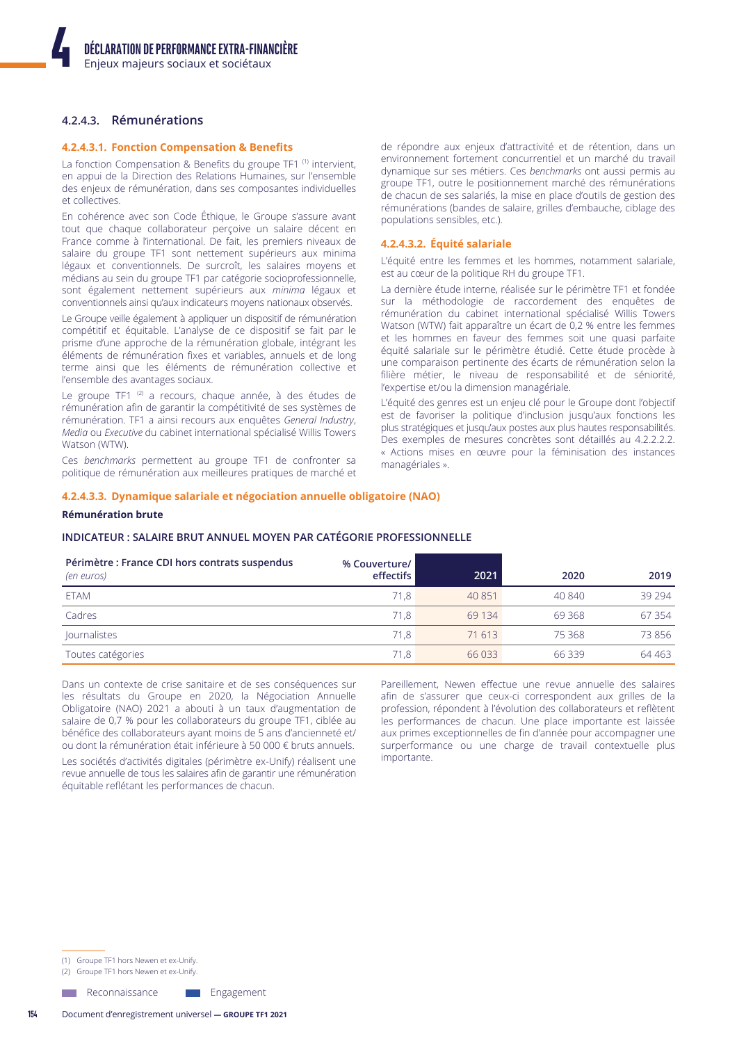### 4.2.4.3. Rémunérations

#### 4.2.4.3.1. Fonction Compensation & Benefits

La fonction Compensation & Benefits du groupe TF1 [1] intervient, en appui de la Direction des Relations Humaines, sur l'ensemble des enjeux de rémunération, dans ses composantes individuelles et collectives.

En cohérence avec son Code Éthique, le Groupe s'assure avant tout que chaque collaborateur perçoive un salaire décent en France comme à l'international. De fait, les premiers niveaux de salaire du groupe TF1 sont nettement supérieurs aux minima légaux et conventionnels. De surcroît, les salaires moyens et médians au sein du groupe TF1 par catégorie socioprofessionnelle, sont également nettement supérieurs aux *minima* légaux et conventionnels ainsi qu'aux indicateurs moyens nationaux observés.

Le Groupe veille également à appliquer un dispositif de rémunération compétitif et équitable. L'analyse de ce dispositif se fait par le prisme d'une approche de la rémunération globale, intégrant les éléments de rémunération fixes et variables, annuels et de long terme ainsi que les éléments de rémunération collective et l'ensemble des avantages sociaux.

Le groupe TF1 [2] a recours, chaque année, à des études de rémunération afin de garantir la compétitivité de ses systèmes de rémunération. TF1 a ainsi recours aux enquêtes *General Industry*, *Media* ou *Executive* du cabinet international spécialisé Willis Towers Watson (WTW).

Ces *benchmarks* permettent au groupe TF1 de confronter sa politique de rémunération aux meilleures pratiques de marché et de répondre aux enjeux d'attractivité et de rétention, dans un environnement fortement concurrentiel et un marché du travail dynamique sur ses métiers. Ces *benchmarks* ont aussi permis au groupe TF1, outre le positionnement marché des rémunérations de chacun de ses salariés, la mise en place d'outils de gestion des rémunérations (bandes de salaire, grilles d'embauche, ciblage des populations sensibles, etc.).

#### 4.2.4.3.2. Équité salariale

L'équité entre les femmes et les hommes, notamment salariale, est au cœur de la politique RH du groupe TF1.

La dernière étude interne, réalisée sur le périmètre TF1 et fondée sur la méthodologie de raccordement des enquêtes de rémunération du cabinet international spécialisé Willis Towers Watson (WTW) fait apparaître un écart de 0,2 % entre les femmes et les hommes en faveur des femmes soit une quasi parfaite équité salariale sur le périmètre étudié. Cette étude procède à une comparaison pertinente des écarts de rémunération selon la filière métier, le niveau de responsabilité et de séniorité, l'expertise et/ou la dimension managériale.

L'équité des genres est un enjeu clé pour le Groupe dont l'objectif est de favoriser la politique d'inclusion jusqu'aux fonctions les plus stratégiques et jusqu'aux postes aux plus hautes responsabilités. Des exemples de mesures concrètes sont détaillés au 4.2.2.2.2. « Actions mises en œuvre pour la féminisation des instances managériales ».

#### 4.2.4.3.3. Dynamique salariale et négociation annuelle obligatoire (NAO)

**Rémunération brute**

**INDICATEUR : SALAIRE BRUT ANNUEL MOYEN PAR CATÉGORIE PROFESSIONNELLE**

| Périmètre : France CDI hors contrats suspendus *(en euros)* | % Couverture/ effectifs | 2021 | 2020 | 2019 |
|---|---|---|---|---|
| ETAM | 71,8 | 40 851 | 40 840 | 39 294 |
| Cadres | 71,8 | 69 134 | 69 368 | 67 354 |
| Journalistes | 71,8 | 71 613 | 75 368 | 73 856 |
| Toutes catégories | 71,8 | 66 033 | 66 339 | 64 463 |

Dans un contexte de crise sanitaire et de ses conséquences sur les résultats du Groupe en 2020, la Négociation Annuelle Obligatoire (NAO) 2021 a abouti à un taux d'augmentation de salaire de 0,7 % pour les collaborateurs du groupe TF1, ciblée au bénéfice des collaborateurs ayant moins de 5 ans d'ancienneté et/ou dont la rémunération était inférieure à 50 000 € bruts annuels.

Les sociétés d'activités digitales (périmètre ex-Unify) réalisent une revue annuelle de tous les salaires afin de garantir une rémunération équitable reflétant les performances de chacun.

Pareillement, Newen effectue une revue annuelle des salaires afin de s'assurer que ceux-ci correspondent aux grilles de la profession, répondent à l'évolution des collaborateurs et reflètent les performances de chacun. Une place importante est laissée aux primes exceptionnelles de fin d'année pour accompagner une surperformance ou une charge de travail contextuelle plus importante.

(1) Groupe TF1 hors Newen et ex-Unify.

(2) Groupe TF1 hors Newen et ex-Unify.

Reconnaissance — Engagement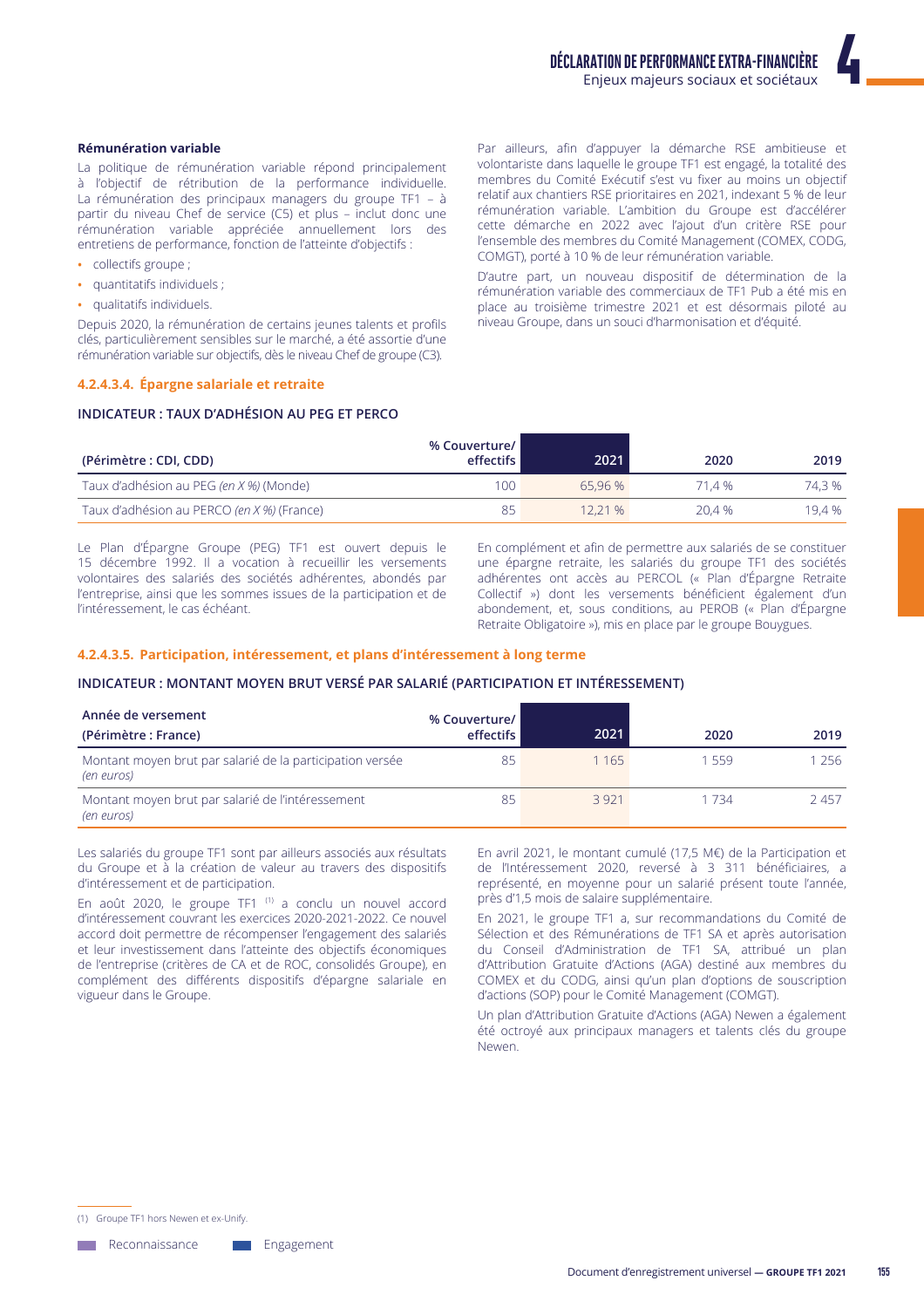**Rémunération variable**

La politique de rémunération variable répond principalement à l'objectif de rétribution de la performance individuelle. La rémunération des principaux managers du groupe TF1 – à partir du niveau Chef de service (C5) et plus – inclut donc une rémunération variable appréciée annuellement lors des entretiens de performance, fonction de l'atteinte d'objectifs :

- collectifs groupe ;
- quantitatifs individuels ;
- qualitatifs individuels.

Depuis 2020, la rémunération de certains jeunes talents et profils clés, particulièrement sensibles sur le marché, a été assortie d'une rémunération variable sur objectifs, dès le niveau Chef de groupe (C3).

Par ailleurs, afin d'appuyer la démarche RSE ambitieuse et volontariste dans laquelle le groupe TF1 est engagé, la totalité des membres du Comité Exécutif s'est vu fixer au moins un objectif relatif aux chantiers RSE prioritaires en 2021, indexant 5 % de leur rémunération variable. L'ambition du Groupe est d'accélérer cette démarche en 2022 avec l'ajout d'un critère RSE pour l'ensemble des membres du Comité Management (COMEX, CODG, COMGT), porté à 10 % de leur rémunération variable.

D'autre part, un nouveau dispositif de détermination de la rémunération variable des commerciaux de TF1 Pub a été mis en place au troisième trimestre 2021 et est désormais piloté au niveau Groupe, dans un souci d'harmonisation et d'équité.

#### 4.2.4.3.4. Épargne salariale et retraite

**INDICATEUR : TAUX D'ADHÉSION AU PEG ET PERCO**

| (Périmètre : CDI, CDD) | % Couverture/ effectifs | 2021 | 2020 | 2019 |
|---|---|---|---|---|
| Taux d'adhésion au PEG *(en X %)* (Monde) | 100 | 65,96 % | 71,4 % | 74,3 % |
| Taux d'adhésion au PERCO *(en X %)* (France) | 85 | 12,21 % | 20,4 % | 19,4 % |

Le Plan d'Épargne Groupe (PEG) TF1 est ouvert depuis le 15 décembre 1992. Il a vocation à recueillir les versements volontaires des salariés des sociétés adhérentes, abondés par l'entreprise, ainsi que les sommes issues de la participation et de l'intéressement, le cas échéant.

En complément et afin de permettre aux salariés de se constituer une épargne retraite, les salariés du groupe TF1 des sociétés adhérentes ont accès au PERCOL (« Plan d'Épargne Retraite Collectif ») dont les versements bénéficient également d'un abondement, et, sous conditions, au PEROB (« Plan d'Épargne Retraite Obligatoire »), mis en place par le groupe Bouygues.

#### 4.2.4.3.5. Participation, intéressement, et plans d'intéressement à long terme

**INDICATEUR : MONTANT MOYEN BRUT VERSÉ PAR SALARIÉ (PARTICIPATION ET INTÉRESSEMENT)**

| Année de versement (Périmètre : France) | % Couverture/ effectifs | 2021 | 2020 | 2019 |
|---|---|---|---|---|
| Montant moyen brut par salarié de la participation versée *(en euros)* | 85 | 1 165 | 1 559 | 1 256 |
| Montant moyen brut par salarié de l'intéressement *(en euros)* | 85 | 3 921 | 1 734 | 2 457 |

Les salariés du groupe TF1 sont par ailleurs associés aux résultats du Groupe et à la création de valeur au travers des dispositifs d'intéressement et de participation.

En août 2020, le groupe TF1 [1] a conclu un nouvel accord d'intéressement couvrant les exercices 2020-2021-2022. Ce nouvel accord doit permettre de récompenser l'engagement des salariés et leur investissement dans l'atteinte des objectifs économiques de l'entreprise (critères de CA et de ROC, consolidés Groupe), en complément des différents dispositifs d'épargne salariale en vigueur dans le Groupe.

En avril 2021, le montant cumulé (17,5 M€) de la Participation et de l'Intéressement 2020, reversé à 3 311 bénéficiaires, a représenté, en moyenne pour un salarié présent toute l'année, près d'1,5 mois de salaire supplémentaire.

En 2021, le groupe TF1 a, sur recommandations du Comité de Sélection et des Rémunérations de TF1 SA et après autorisation du Conseil d'Administration de TF1 SA, attribué un plan d'Attribution Gratuite d'Actions (AGA) destiné aux membres du COMEX et du CODG, ainsi qu'un plan d'options de souscription d'actions (SOP) pour le Comité Management (COMGT).

Un plan d'Attribution Gratuite d'Actions (AGA) Newen a également été octroyé aux principaux managers et talents clés du groupe Newen.

(1) Groupe TF1 hors Newen et ex-Unify.

Reconnaissance — Engagement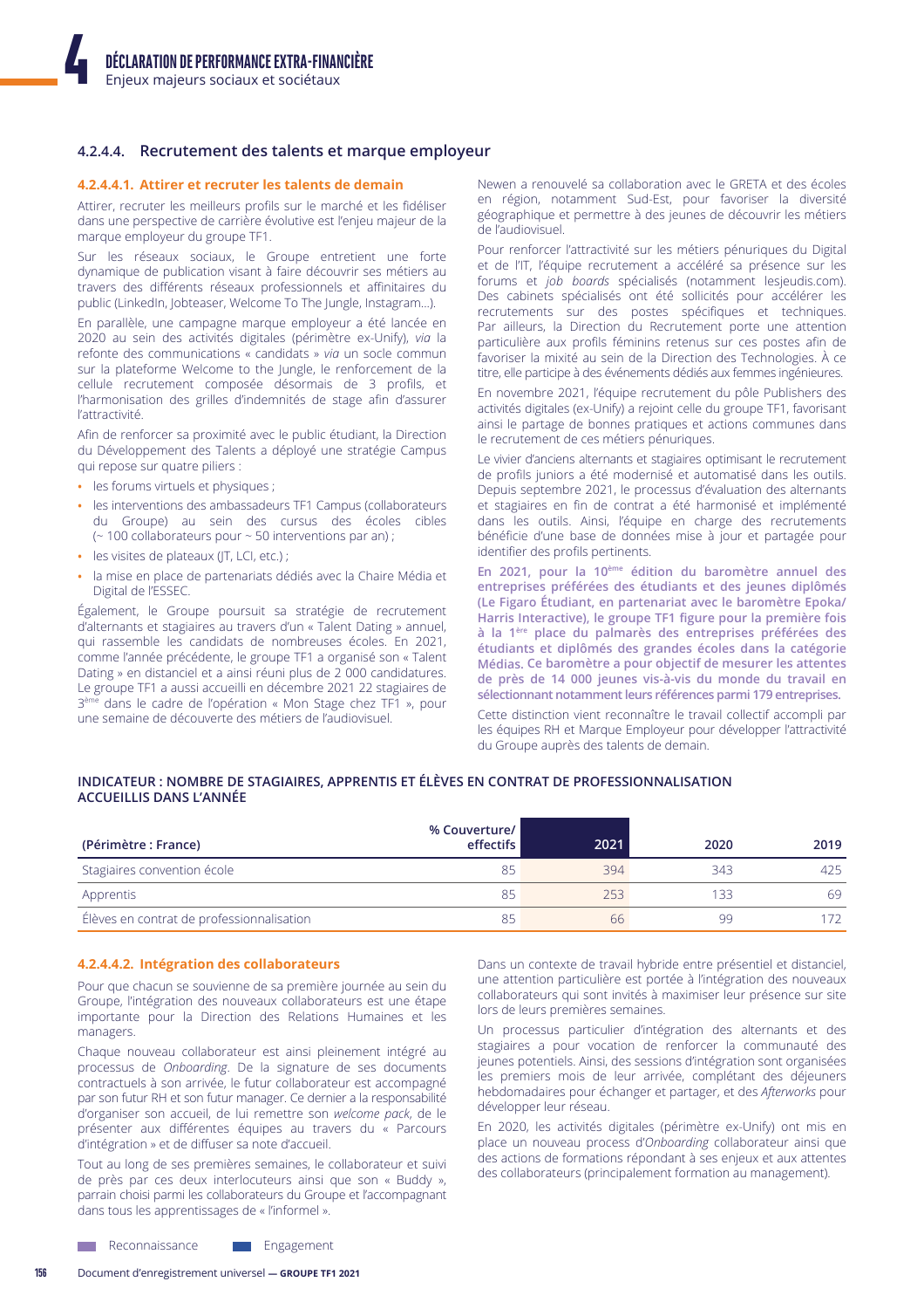### 4.2.4.4. Recrutement des talents et marque employeur

#### 4.2.4.4.1. Attirer et recruter les talents de demain

Attirer, recruter les meilleurs profils sur le marché et les fidéliser dans une perspective de carrière évolutive est l'enjeu majeur de la marque employeur du groupe TF1.

Sur les réseaux sociaux, le Groupe entretient une forte dynamique de publication visant à faire découvrir ses métiers au travers des différents réseaux professionnels et affinitaires du public (LinkedIn, Jobteaser, Welcome To The Jungle, Instagram…).

En parallèle, une campagne marque employeur a été lancée en 2020 au sein des activités digitales (périmètre ex-Unify), *via* la refonte des communications « candidats » *via* un socle commun sur la plateforme Welcome to the Jungle, le renforcement de la cellule recrutement composée désormais de 3 profils, et l'harmonisation des grilles d'indemnités de stage afin d'assurer l'attractivité.

Afin de renforcer sa proximité avec le public étudiant, la Direction du Développement des Talents a déployé une stratégie Campus qui repose sur quatre piliers :

- les forums virtuels et physiques ;
- les interventions des ambassadeurs TF1 Campus (collaborateurs du Groupe) au sein des cursus des écoles cibles (~ 100 collaborateurs pour ~ 50 interventions par an) ;
- les visites de plateaux (JT, LCI, etc.) ;
- la mise en place de partenariats dédiés avec la Chaire Média et Digital de l'ESSEC.

Également, le Groupe poursuit sa stratégie de recrutement d'alternants et stagiaires au travers d'un « Talent Dating » annuel, qui rassemble les candidats de nombreuses écoles. En 2021, comme l'année précédente, le groupe TF1 a organisé son « Talent Dating » en distanciel et a ainsi réuni plus de 2 000 candidatures. Le groupe TF1 a aussi accueilli en décembre 2021 22 stagiaires de 3ème dans le cadre de l'opération « Mon Stage chez TF1 », pour une semaine de découverte des métiers de l'audiovisuel.

Newen a renouvelé sa collaboration avec le GRETA et des écoles en région, notamment Sud-Est, pour favoriser la diversité géographique et permettre à des jeunes de découvrir les métiers de l'audiovisuel.

Pour renforcer l'attractivité sur les métiers pénuriques du Digital et de l'IT, l'équipe recrutement a accéléré sa présence sur les forums et *job boards* spécialisés (notamment lesjeudis.com). Des cabinets spécialisés ont été sollicités pour accélérer les recrutements sur des postes spécifiques et techniques. Par ailleurs, la Direction du Recrutement porte une attention particulière aux profils féminins retenus sur ces postes afin de favoriser la mixité au sein de la Direction des Technologies. À ce titre, elle participe à des événements dédiés aux femmes ingénieures.

En novembre 2021, l'équipe recrutement du pôle Publishers des activités digitales (ex-Unify) a rejoint celle du groupe TF1, favorisant ainsi le partage de bonnes pratiques et actions communes dans le recrutement de ces métiers pénuriques.

Le vivier d'anciens alternants et stagiaires optimisant le recrutement de profils juniors a été modernisé et automatisé dans les outils. Depuis septembre 2021, le processus d'évaluation des alternants et stagiaires en fin de contrat a été harmonisé et implémenté dans les outils. Ainsi, l'équipe en charge des recrutements bénéficie d'une base de données mise à jour et partagée pour identifier des profils pertinents.

**En 2021, pour la 10ème édition du baromètre annuel des entreprises préférées des étudiants et des jeunes diplômés (Le Figaro Étudiant, en partenariat avec le baromètre Epoka/ Harris Interactive), le groupe TF1 figure pour la première fois à la 1ère place du palmarès des entreprises préférées des étudiants et diplômés des grandes écoles dans la catégorie Médias. Ce baromètre a pour objectif de mesurer les attentes de près de 14 000 jeunes vis-à-vis du monde du travail en sélectionnant notamment leurs références parmi 179 entreprises.**

Cette distinction vient reconnaître le travail collectif accompli par les équipes RH et Marque Employeur pour développer l'attractivité du Groupe auprès des talents de demain.

**INDICATEUR : NOMBRE DE STAGIAIRES, APPRENTIS ET ÉLÈVES EN CONTRAT DE PROFESSIONNALISATION ACCUEILLIS DANS L'ANNÉE**

| (Périmètre : France) | % Couverture/ effectifs | 2021 | 2020 | 2019 |
|---|---|---|---|---|
| Stagiaires convention école | 85 | 394 | 343 | 425 |
| Apprentis | 85 | 253 | 133 | 69 |
| Élèves en contrat de professionnalisation | 85 | 66 | 99 | 172 |

#### 4.2.4.4.2. Intégration des collaborateurs

Pour que chacun se souvienne de sa première journée au sein du Groupe, l'intégration des nouveaux collaborateurs est une étape importante pour la Direction des Relations Humaines et les managers.

Chaque nouveau collaborateur est ainsi pleinement intégré au processus de *Onboarding*. De la signature de ses documents contractuels à son arrivée, le futur collaborateur est accompagné par son futur RH et son futur manager. Ce dernier a la responsabilité d'organiser son accueil, de lui remettre son *welcome pack*, de le présenter aux différentes équipes au travers du « Parcours d'intégration » et de diffuser sa note d'accueil.

Tout au long de ses premières semaines, le collaborateur et suivi de près par ces deux interlocuteurs ainsi que son « Buddy », parrain choisi parmi les collaborateurs du Groupe et l'accompagnant dans tous les apprentissages de « l'informel ».

Dans un contexte de travail hybride entre présentiel et distanciel, une attention particulière est portée à l'intégration des nouveaux collaborateurs qui sont invités à maximiser leur présence sur site lors de leurs premières semaines.

Un processus particulier d'intégration des alternants et des stagiaires a pour vocation de renforcer la communauté des jeunes potentiels. Ainsi, des sessions d'intégration sont organisées les premiers mois de leur arrivée, complétant des déjeuners hebdomadaires pour échanger et partager, et des *Afterworks* pour développer leur réseau.

En 2020, les activités digitales (périmètre ex-Unify) ont mis en place un nouveau process d'*Onboarding* collaborateur ainsi que des actions de formations répondant à ses enjeux et aux attentes des collaborateurs (principalement formation au management).

Reconnaissance     Engagement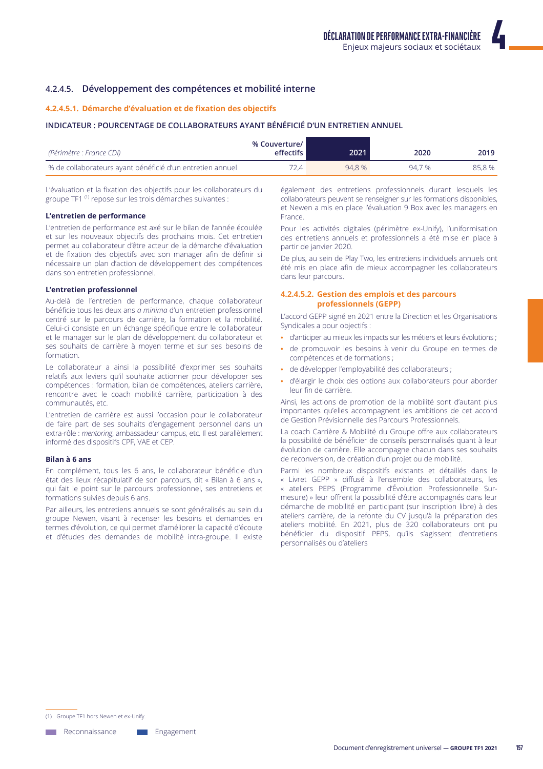### 4.2.4.5. Développement des compétences et mobilité interne

#### 4.2.4.5.1. Démarche d'évaluation et de fixation des objectifs

**INDICATEUR : POURCENTAGE DE COLLABORATEURS AYANT BÉNÉFICIÉ D'UN ENTRETIEN ANNUEL**

| *(Périmètre : France CDI)* | % Couverture/ effectifs | 2021 | 2020 | 2019 |
|---|---|---|---|---|
| % de collaborateurs ayant bénéficié d'un entretien annuel | 72,4 | 94,8 % | 94,7 % | 85,8 % |

L'évaluation et la fixation des objectifs pour les collaborateurs du groupe TF1 [1] repose sur les trois démarches suivantes :

**L'entretien de performance**

L'entretien de performance est axé sur le bilan de l'année écoulée et sur les nouveaux objectifs des prochains mois. Cet entretien permet au collaborateur d'être acteur de la démarche d'évaluation et de fixation des objectifs avec son manager afin de définir si nécessaire un plan d'action de développement des compétences dans son entretien professionnel.

**L'entretien professionnel**

Au-delà de l'entretien de performance, chaque collaborateur bénéficie tous les deux ans *a minima* d'un entretien professionnel centré sur le parcours de carrière, la formation et la mobilité. Celui-ci consiste en un échange spécifique entre le collaborateur et le manager sur le plan de développement du collaborateur et ses souhaits de carrière à moyen terme et sur ses besoins de formation.

Le collaborateur a ainsi la possibilité d'exprimer ses souhaits relatifs aux leviers qu'il souhaite actionner pour développer ses compétences : formation, bilan de compétences, ateliers carrière, rencontre avec le coach mobilité carrière, participation à des communautés, etc.

L'entretien de carrière est aussi l'occasion pour le collaborateur de faire part de ses souhaits d'engagement personnel dans un extra-rôle : *mentoring*, ambassadeur campus, etc. Il est parallèlement informé des dispositifs CPF, VAE et CEP.

**Bilan à 6 ans**

En complément, tous les 6 ans, le collaborateur bénéficie d'un état des lieux récapitulatif de son parcours, dit « Bilan à 6 ans », qui fait le point sur le parcours professionnel, ses entretiens et formations suivies depuis 6 ans.

Par ailleurs, les entretiens annuels se sont généralisés au sein du groupe Newen, visant à recenser les besoins et demandes en termes d'évolution, ce qui permet d'améliorer la capacité d'écoute et d'études des demandes de mobilité intra-groupe. Il existe également des entretiens professionnels durant lesquels les collaborateurs peuvent se renseigner sur les formations disponibles, et Newen a mis en place l'évaluation 9 Box avec les managers en France.

Pour les activités digitales (périmètre ex-Unify), l'uniformisation des entretiens annuels et professionnels a été mise en place à partir de janvier 2020.

De plus, au sein de Play Two, les entretiens individuels annuels ont été mis en place afin de mieux accompagner les collaborateurs dans leur parcours.

#### 4.2.4.5.2. Gestion des emplois et des parcours professionnels (GEPP)

L'accord GEPP signé en 2021 entre la Direction et les Organisations Syndicales a pour objectifs :

- d'anticiper au mieux les impacts sur les métiers et leurs évolutions ;
- de promouvoir les besoins à venir du Groupe en termes de compétences et de formations ;
- de développer l'employabilité des collaborateurs ;
- d'élargir le choix des options aux collaborateurs pour aborder leur fin de carrière.

Ainsi, les actions de promotion de la mobilité sont d'autant plus importantes qu'elles accompagnent les ambitions de cet accord de Gestion Prévisionnelle des Parcours Professionnels.

La coach Carrière & Mobilité du Groupe offre aux collaborateurs la possibilité de bénéficier de conseils personnalisés quant à leur évolution de carrière. Elle accompagne chacun dans ses souhaits de reconversion, de création d'un projet ou de mobilité.

Parmi les nombreux dispositifs existants et détaillés dans le « Livret GEPP » diffusé à l'ensemble des collaborateurs, les « ateliers PEPS (Programme d'Évolution Professionnelle Sur-mesure) » leur offrent la possibilité d'être accompagnés dans leur démarche de mobilité en participant (sur inscription libre) à des ateliers carrière, de la refonte du CV jusqu'à la préparation des ateliers mobilité. En 2021, plus de 320 collaborateurs ont pu bénéficier du dispositif PEPS, qu'ils s'agissent d'entretiens personnalisés ou d'ateliers

(1) Groupe TF1 hors Newen et ex-Unify.

Reconnaissance   Engagement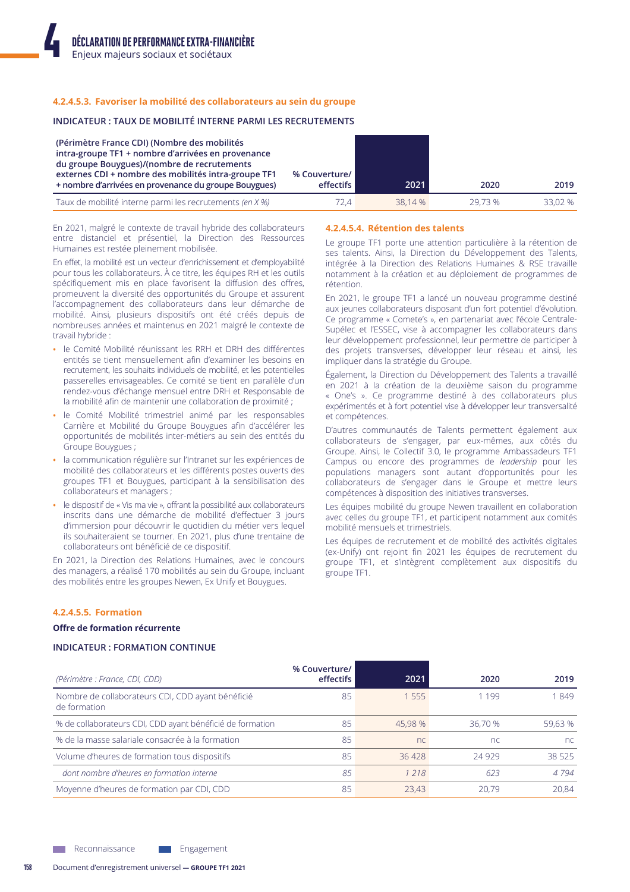#### 4.2.4.5.3. Favoriser la mobilité des collaborateurs au sein du groupe

**INDICATEUR : TAUX DE MOBILITÉ INTERNE PARMI LES RECRUTEMENTS**

| (Périmètre France CDI) (Nombre des mobilités intra-groupe TF1 + nombre d'arrivées en provenance du groupe Bouygues)/(nombre de recrutements externes CDI + nombre des mobilités intra-groupe TF1 + nombre d'arrivées en provenance du groupe Bouygues) | % Couverture/ effectifs | 2021 | 2020 | 2019 |
|---|---|---|---|---|
| Taux de mobilité interne parmi les recrutements *(en X %)* | 72,4 | 38,14 % | 29,73 % | 33,02 % |

En 2021, malgré le contexte de travail hybride des collaborateurs entre distanciel et présentiel, la Direction des Ressources Humaines est restée pleinement mobilisée.

En effet, la mobilité est un vecteur d'enrichissement et d'employabilité pour tous les collaborateurs. À ce titre, les équipes RH et les outils spécifiquement mis en place favorisent la diffusion des offres, promeuvent la diversité des opportunités du Groupe et assurent l'accompagnement des collaborateurs dans leur démarche de mobilité. Ainsi, plusieurs dispositifs ont été créés depuis de nombreuses années et maintenus en 2021 malgré le contexte de travail hybride :

- le Comité Mobilité réunissant les RRH et DRH des différentes entités se tient mensuellement afin d'examiner les besoins en recrutement, les souhaits individuels de mobilité, et les potentielles passerelles envisageables. Ce comité se tient en parallèle d'un rendez-vous d'échange mensuel entre DRH et Responsable de la mobilité afin de maintenir une collaboration de proximité ;
- le Comité Mobilité trimestriel animé par les responsables Carrière et Mobilité du Groupe Bouygues afin d'accélérer les opportunités de mobilités inter-métiers au sein des entités du Groupe Bouygues ;
- la communication régulière sur l'Intranet sur les expériences de mobilité des collaborateurs et les différents postes ouverts des groupes TF1 et Bouygues, participant à la sensibilisation des collaborateurs et managers ;
- le dispositif de « Vis ma vie », offrant la possibilité aux collaborateurs inscrits dans une démarche de mobilité d'effectuer 3 jours d'immersion pour découvrir le quotidien du métier vers lequel ils souhaiteraient se tourner. En 2021, plus d'une trentaine de collaborateurs ont bénéficié de ce dispositif.

En 2021, la Direction des Relations Humaines, avec le concours des managers, a réalisé 170 mobilités au sein du Groupe, incluant des mobilités entre les groupes Newen, Ex Unify et Bouygues.

#### 4.2.4.5.4. Rétention des talents

Le groupe TF1 porte une attention particulière à la rétention de ses talents. Ainsi, la Direction du Développement des Talents, intégrée à la Direction des Relations Humaines & RSE travaille notamment à la création et au déploiement de programmes de rétention.

En 2021, le groupe TF1 a lancé un nouveau programme destiné aux jeunes collaborateurs disposant d'un fort potentiel d'évolution. Ce programme « Comete's », en partenariat avec l'école Centrale-Supélec et l'ESSEC, vise à accompagner les collaborateurs dans leur développement professionnel, leur permettre de participer à des projets transverses, développer leur réseau et ainsi, les impliquer dans la stratégie du Groupe.

Également, la Direction du Développement des Talents a travaillé en 2021 à la création de la deuxième saison du programme « One's ». Ce programme destiné à des collaborateurs plus expérimentés et à fort potentiel vise à développer leur transversalité et compétences.

D'autres communautés de Talents permettent également aux collaborateurs de s'engager, par eux-mêmes, aux côtés du Groupe. Ainsi, le Collectif 3.0, le programme Ambassadeurs TF1 Campus ou encore des programmes de *leadership* pour les populations managers sont autant d'opportunités pour les collaborateurs de s'engager dans le Groupe et mettre leurs compétences à disposition des initiatives transverses.

Les équipes mobilité du groupe Newen travaillent en collaboration avec celles du groupe TF1, et participent notamment aux comités mobilité mensuels et trimestriels.

Les équipes de recrutement et de mobilité des activités digitales (ex-Unify) ont rejoint fin 2021 les équipes de recrutement du groupe TF1, et s'intègrent complètement aux dispositifs du groupe TF1.

#### 4.2.4.5.5. Formation

**Offre de formation récurrente**

**INDICATEUR : FORMATION CONTINUE**

| *(Périmètre : France, CDI, CDD)* | % Couverture/ effectifs | 2021 | 2020 | 2019 |
|---|---|---|---|---|
| Nombre de collaborateurs CDI, CDD ayant bénéficié de formation | 85 | 1 555 | 1 199 | 1 849 |
| % de collaborateurs CDI, CDD ayant bénéficié de formation | 85 | 45,98 % | 36,70 % | 59,63 % |
| % de la masse salariale consacrée à la formation | 85 | nc | nc | nc |
| Volume d'heures de formation tous dispositifs | 85 | 36 428 | 24 929 | 38 525 |
| *dont nombre d'heures en formation interne* | *85* | *1 218* | *623* | *4 794* |
| Moyenne d'heures de formation par CDI, CDD | 85 | 23,43 | 20,79 | 20,84 |

Reconnaissance    Engagement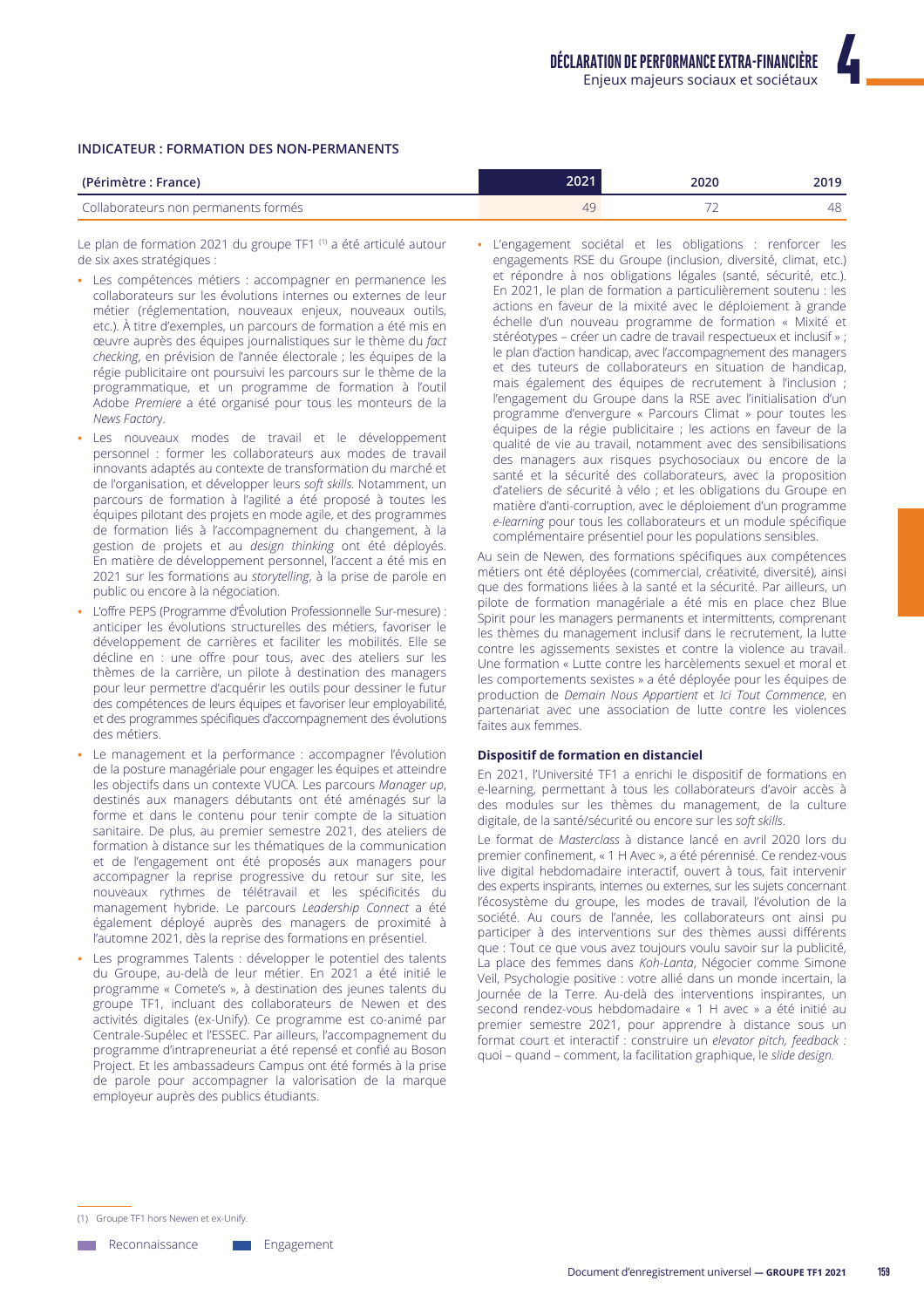**INDICATEUR : FORMATION DES NON-PERMANENTS**

| (Périmètre : France) | 2021 | 2020 | 2019 |
|---|---|---|---|
| Collaborateurs non permanents formés | 49 | 72 | 48 |

Le plan de formation 2021 du groupe TF1 [1] a été articulé autour de six axes stratégiques :

- Les compétences métiers : accompagner en permanence les collaborateurs sur les évolutions internes ou externes de leur métier (réglementation, nouveaux enjeux, nouveaux outils, etc.). À titre d'exemples, un parcours de formation a été mis en œuvre auprès des équipes journalistiques sur le thème du *fact checking*, en prévision de l'année électorale ; les équipes de la régie publicitaire ont poursuivi les parcours sur le thème de la programmatique, et un programme de formation à l'outil Adobe *Premiere* a été organisé pour tous les monteurs de la *News Factory*.
- Les nouveaux modes de travail et le développement personnel : former les collaborateurs aux modes de travail innovants adaptés au contexte de transformation du marché et de l'organisation, et développer leurs *soft skills*. Notamment, un parcours de formation à l'agilité a été proposé à toutes les équipes pilotant des projets en mode agile, et des programmes de formation liés à l'accompagnement du changement, à la gestion de projets et au *design thinking* ont été déployés. En matière de développement personnel, l'accent a été mis en 2021 sur les formations au *storytelling*, à la prise de parole en public ou encore à la négociation.
- L'offre PEPS (Programme d'Évolution Professionnelle Sur-mesure) : anticiper les évolutions structurelles des métiers, favoriser le développement de carrières et faciliter les mobilités. Elle se décline en : une offre pour tous, avec des ateliers sur les thèmes de la carrière, un pilote à destination des managers pour leur permettre d'acquérir les outils pour dessiner le futur des compétences de leurs équipes et favoriser leur employabilité, et des programmes spécifiques d'accompagnement des évolutions des métiers.
- Le management et la performance : accompagner l'évolution de la posture managériale pour engager les équipes et atteindre les objectifs dans un contexte VUCA. Les parcours *Manager up*, destinés aux managers débutants ont été aménagés sur la forme et dans le contenu pour tenir compte de la situation sanitaire. De plus, au premier semestre 2021, des ateliers de formation à distance sur les thématiques de la communication et de l'engagement ont été proposés aux managers pour accompagner la reprise progressive du retour sur site, les nouveaux rythmes de télétravail et les spécificités du management hybride. Le parcours *Leadership Connect* a été également déployé auprès des managers de proximité à l'automne 2021, dès la reprise des formations en présentiel.
- Les programmes Talents : développer le potentiel des talents du Groupe, au-delà de leur métier. En 2021 a été initié le programme « Comete's », à destination des jeunes talents du groupe TF1, incluant des collaborateurs de Newen et des activités digitales (ex-Unify). Ce programme est co-animé par Centrale-Supélec et l'ESSEC. Par ailleurs, l'accompagnement du programme d'intrapreneuriat a été repensé et confié au Boson Project. Et les ambassadeurs Campus ont été formés à la prise de parole pour accompagner la valorisation de la marque employeur auprès des publics étudiants.
- L'engagement sociétal et les obligations : renforcer les engagements RSE du Groupe (inclusion, diversité, climat, etc.) et répondre à nos obligations légales (santé, sécurité, etc.). En 2021, le plan de formation a particulièrement soutenu : les actions en faveur de la mixité avec le déploiement à grande échelle d'un nouveau programme de formation « Mixité et stéréotypes – créer un cadre de travail respectueux et inclusif » ; le plan d'action handicap, avec l'accompagnement des managers et des tuteurs de collaborateurs en situation de handicap, mais également des équipes de recrutement à l'inclusion ; l'engagement du Groupe dans la RSE avec l'initialisation d'un programme d'envergure « Parcours Climat » pour toutes les équipes de la régie publicitaire ; les actions en faveur de la qualité de vie au travail, notamment avec des sensibilisations des managers aux risques psychosociaux ou encore de la santé et la sécurité des collaborateurs, avec la proposition d'ateliers de sécurité à vélo ; et les obligations du Groupe en matière d'anti-corruption, avec le déploiement d'un programme *e-learning* pour tous les collaborateurs et un module spécifique complémentaire présentiel pour les populations sensibles.

Au sein de Newen, des formations spécifiques aux compétences métiers ont été déployées (commercial, créativité, diversité), ainsi que des formations liées à la santé et la sécurité. Par ailleurs, un pilote de formation managériale a été mis en place chez Blue Spirit pour les managers permanents et intermittents, comprenant les thèmes du management inclusif dans le recrutement, la lutte contre les agissements sexistes et contre la violence au travail. Une formation « Lutte contre les harcèlements sexuel et moral et les comportements sexistes » a été déployée pour les équipes de production de *Demain Nous Appartient* et *Ici Tout Commence*, en partenariat avec une association de lutte contre les violences faites aux femmes.

### Dispositif de formation en distanciel

En 2021, l'Université TF1 a enrichi le dispositif de formations en e-learning, permettant à tous les collaborateurs d'avoir accès à des modules sur les thèmes du management, de la culture digitale, de la santé/sécurité ou encore sur les *soft skills*.

Le format de *Masterclass* à distance lancé en avril 2020 lors du premier confinement, « 1 H Avec », a été pérennisé. Ce rendez-vous live digital hebdomadaire interactif, ouvert à tous, fait intervenir des experts inspirants, internes ou externes, sur les sujets concernant l'écosystème du groupe, les modes de travail, l'évolution de la société. Au cours de l'année, les collaborateurs ont ainsi pu participer à des interventions sur des thèmes aussi différents que : Tout ce que vous avez toujours voulu savoir sur la publicité, La place des femmes dans *Koh-Lanta*, Négocier comme Simone Veil, Psychologie positive : votre allié dans un monde incertain, la Journée de la Terre. Au-delà des interventions inspirantes, un second rendez-vous hebdomadaire « 1 H avec » a été initié au premier semestre 2021, pour apprendre à distance sous un format court et interactif : construire un *elevator pitch, feedback :* quoi – quand – comment, la facilitation graphique, le *slide design.*

---

[1] Groupe TF1 hors Newen et ex-Unify.

Reconnaissance — Engagement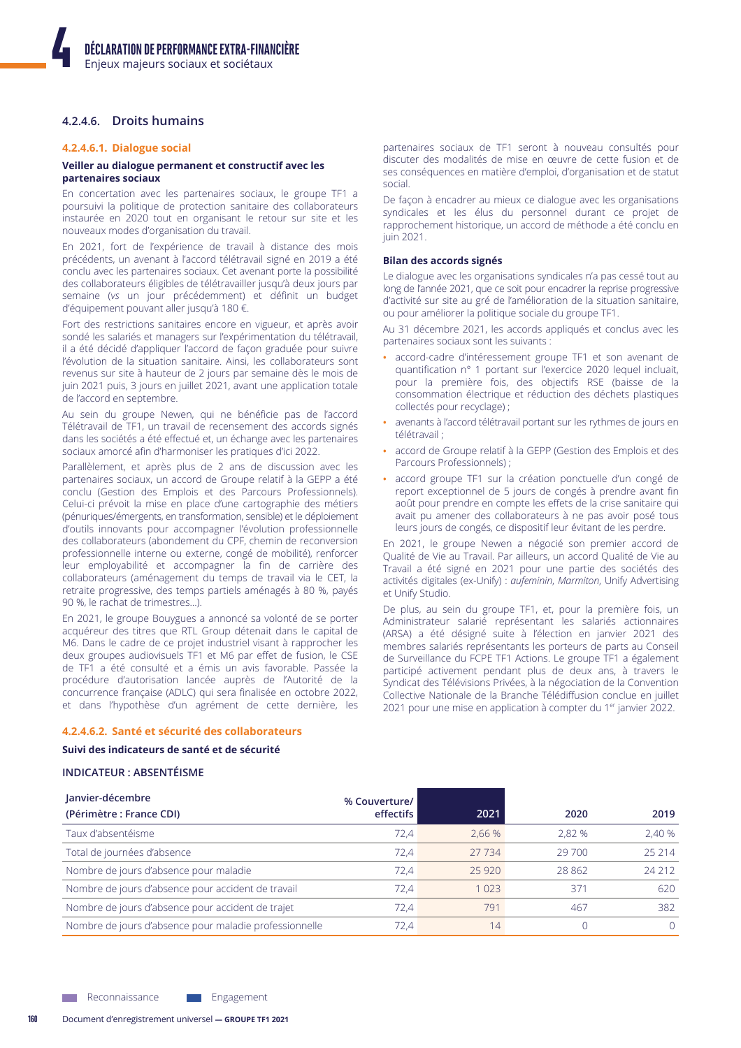### 4.2.4.6. Droits humains

#### 4.2.4.6.1. Dialogue social

**Veiller au dialogue permanent et constructif avec les partenaires sociaux**

En concertation avec les partenaires sociaux, le groupe TF1 a poursuivi la politique de protection sanitaire des collaborateurs instaurée en 2020 tout en organisant le retour sur site et les nouveaux modes d'organisation du travail.

En 2021, fort de l'expérience de travail à distance des mois précédents, un avenant à l'accord télétravail signé en 2019 a été conclu avec les partenaires sociaux. Cet avenant porte la possibilité des collaborateurs éligibles de télétravailler jusqu'à deux jours par semaine (*vs* un jour précédemment) et définit un budget d'équipement pouvant aller jusqu'à 180 €.

Fort des restrictions sanitaires encore en vigueur, et après avoir sondé les salariés et managers sur l'expérimentation du télétravail, il a été décidé d'appliquer l'accord de façon graduée pour suivre l'évolution de la situation sanitaire. Ainsi, les collaborateurs sont revenus sur site à hauteur de 2 jours par semaine dès le mois de juin 2021 puis, 3 jours en juillet 2021, avant une application totale de l'accord en septembre.

Au sein du groupe Newen, qui ne bénéficie pas de l'accord Télétravail de TF1, un travail de recensement des accords signés dans les sociétés a été effectué et, un échange avec les partenaires sociaux amorcé afin d'harmoniser les pratiques d'ici 2022.

Parallèlement, et après plus de 2 ans de discussion avec les partenaires sociaux, un accord de Groupe relatif à la GEPP a été conclu (Gestion des Emplois et des Parcours Professionnels). Celui-ci prévoit la mise en place d'une cartographie des métiers (pénuriques/émergents, en transformation, sensible) et le déploiement d'outils innovants pour accompagner l'évolution professionnelle des collaborateurs (abondement du CPF, chemin de reconversion professionnelle interne ou externe, congé de mobilité), renforcer leur employabilité et accompagner la fin de carrière des collaborateurs (aménagement du temps de travail via le CET, la retraite progressive, des temps partiels aménagés à 80 %, payés 90 %, le rachat de trimestres…).

En 2021, le groupe Bouygues a annoncé sa volonté de se porter acquéreur des titres que RTL Group détenait dans le capital de M6. Dans le cadre de ce projet industriel visant à rapprocher les deux groupes audiovisuels TF1 et M6 par effet de fusion, le CSE de TF1 a été consulté et a émis un avis favorable. Passée la procédure d'autorisation lancée auprès de l'Autorité de la concurrence française (ADLC) qui sera finalisée en octobre 2022, et dans l'hypothèse d'un agrément de cette dernière, les partenaires sociaux de TF1 seront à nouveau consultés pour discuter des modalités de mise en œuvre de cette fusion et de ses conséquences en matière d'emploi, d'organisation et de statut social.

De façon à encadrer au mieux ce dialogue avec les organisations syndicales et les élus du personnel durant ce projet de rapprochement historique, un accord de méthode a été conclu en juin 2021.

**Bilan des accords signés**

Le dialogue avec les organisations syndicales n'a pas cessé tout au long de l'année 2021, que ce soit pour encadrer la reprise progressive d'activité sur site au gré de l'amélioration de la situation sanitaire, ou pour améliorer la politique sociale du groupe TF1.

Au 31 décembre 2021, les accords appliqués et conclus avec les partenaires sociaux sont les suivants :

- accord-cadre d'intéressement groupe TF1 et son avenant de quantification n° 1 portant sur l'exercice 2020 lequel incluait, pour la première fois, des objectifs RSE (baisse de la consommation électrique et réduction des déchets plastiques collectés pour recyclage) ;
- avenants à l'accord télétravail portant sur les rythmes de jours en télétravail ;
- accord de Groupe relatif à la GEPP (Gestion des Emplois et des Parcours Professionnels) ;
- accord groupe TF1 sur la création ponctuelle d'un congé de report exceptionnel de 5 jours de congés à prendre avant fin août pour prendre en compte les effets de la crise sanitaire qui avait pu amener des collaborateurs à ne pas avoir posé tous leurs jours de congés, ce dispositif leur évitant de les perdre.

En 2021, le groupe Newen a négocié son premier accord de Qualité de Vie au Travail. Par ailleurs, un accord Qualité de Vie au Travail a été signé en 2021 pour une partie des sociétés des activités digitales (ex-Unify) : *aufeminin*, *Marmiton*, Unify Advertising et Unify Studio.

De plus, au sein du groupe TF1, et, pour la première fois, un Administrateur salarié représentant les salariés actionnaires (ARSA) a été désigné suite à l'élection en janvier 2021 des membres salariés représentants les porteurs de parts au Conseil de Surveillance du FCPE TF1 Actions. Le groupe TF1 a également participé activement pendant plus de deux ans, à travers le Syndicat des Télévisions Privées, à la négociation de la Convention Collective Nationale de la Branche Télédiffusion conclue en juillet 2021 pour une mise en application à compter du 1er janvier 2022.

#### 4.2.4.6.2. Santé et sécurité des collaborateurs

**Suivi des indicateurs de santé et de sécurité**

**INDICATEUR : ABSENTÉISME**

| Janvier-décembre (Périmètre : France CDI) | % Couverture/ effectifs | 2021 | 2020 | 2019 |
|---|---|---|---|---|
| Taux d'absentéisme | 72,4 | 2,66 % | 2,82 % | 2,40 % |
| Total de journées d'absence | 72,4 | 27 734 | 29 700 | 25 214 |
| Nombre de jours d'absence pour maladie | 72,4 | 25 920 | 28 862 | 24 212 |
| Nombre de jours d'absence pour accident de travail | 72,4 | 1 023 | 371 | 620 |
| Nombre de jours d'absence pour accident de trajet | 72,4 | 791 | 467 | 382 |
| Nombre de jours d'absence pour maladie professionnelle | 72,4 | 14 | 0 | 0 |

Reconnaissance Engagement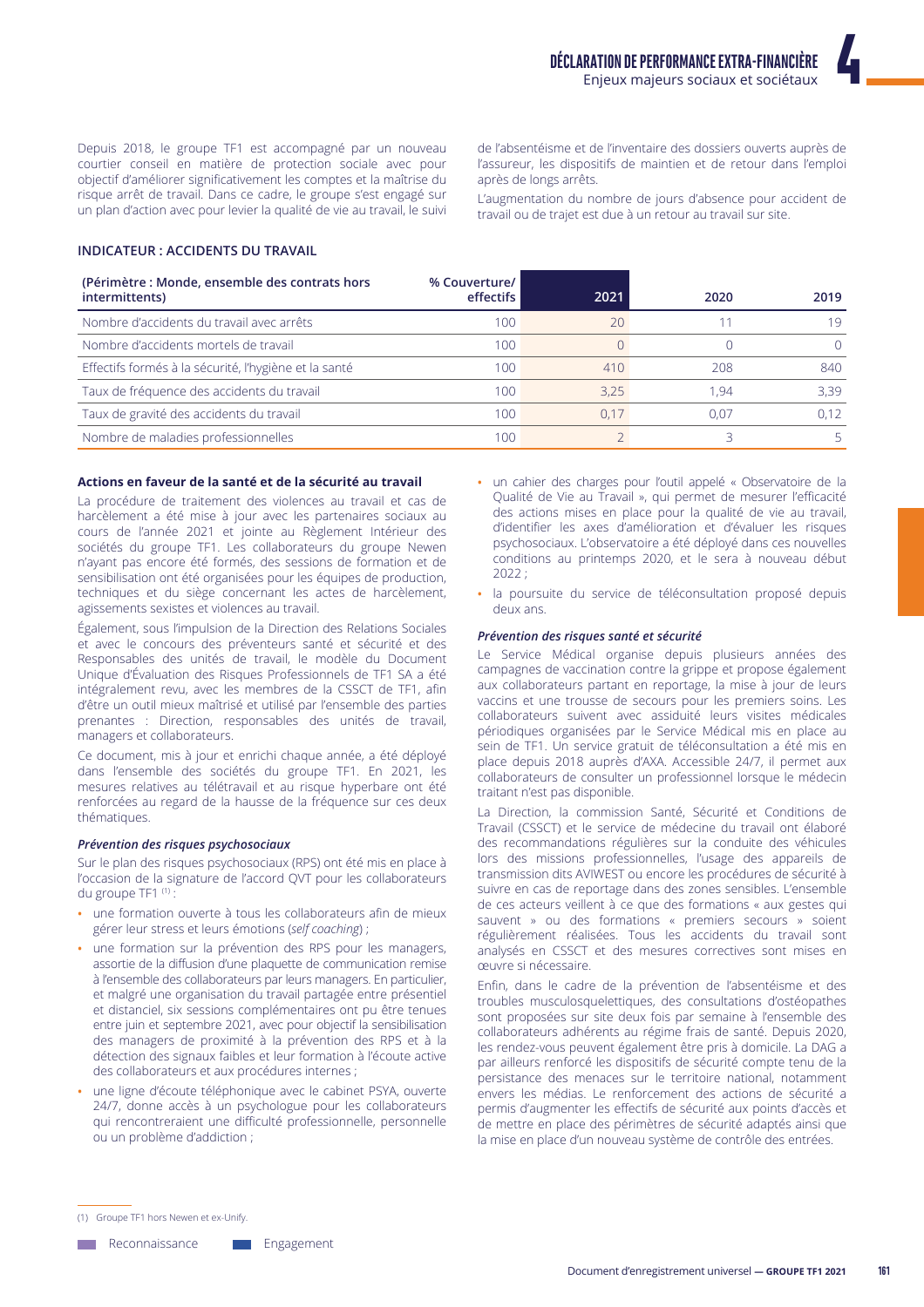Depuis 2018, le groupe TF1 est accompagné par un nouveau courtier conseil en matière de protection sociale avec pour objectif d'améliorer significativement les comptes et la maîtrise du risque arrêt de travail. Dans ce cadre, le groupe s'est engagé sur un plan d'action avec pour levier la qualité de vie au travail, le suivi de l'absentéisme et de l'inventaire des dossiers ouverts auprès de l'assureur, les dispositifs de maintien et de retour dans l'emploi après de longs arrêts.

L'augmentation du nombre de jours d'absence pour accident de travail ou de trajet est due à un retour au travail sur site.

**INDICATEUR : ACCIDENTS DU TRAVAIL**

| (Périmètre : Monde, ensemble des contrats hors intermittents) | % Couverture/ effectifs | 2021 | 2020 | 2019 |
|---|---|---|---|---|
| Nombre d'accidents du travail avec arrêts | 100 | 20 | 11 | 19 |
| Nombre d'accidents mortels de travail | 100 | 0 | 0 | 0 |
| Effectifs formés à la sécurité, l'hygiène et la santé | 100 | 410 | 208 | 840 |
| Taux de fréquence des accidents du travail | 100 | 3,25 | 1,94 | 3,39 |
| Taux de gravité des accidents du travail | 100 | 0,17 | 0,07 | 0,12 |
| Nombre de maladies professionnelles | 100 | 2 | 3 | 5 |

#### Actions en faveur de la santé et de la sécurité au travail

La procédure de traitement des violences au travail et cas de harcèlement a été mise à jour avec les partenaires sociaux au cours de l'année 2021 et jointe au Règlement Intérieur des sociétés du groupe TF1. Les collaborateurs du groupe Newen n'ayant pas encore été formés, des sessions de formation et de sensibilisation ont été organisées pour les équipes de production, techniques et du siège concernant les actes de harcèlement, agissements sexistes et violences au travail.

Également, sous l'impulsion de la Direction des Relations Sociales et avec le concours des préventeurs santé et sécurité et des Responsables des unités de travail, le modèle du Document Unique d'Évaluation des Risques Professionnels de TF1 SA a été intégralement revu, avec les membres de la CSSCT de TF1, afin d'être un outil mieux maîtrisé et utilisé par l'ensemble des parties prenantes : Direction, responsables des unités de travail, managers et collaborateurs.

Ce document, mis à jour et enrichi chaque année, a été déployé dans l'ensemble des sociétés du groupe TF1. En 2021, les mesures relatives au télétravail et au risque hyperbare ont été renforcées au regard de la hausse de la fréquence sur ces deux thématiques.

##### *Prévention des risques psychosociaux*

Sur le plan des risques psychosociaux (RPS) ont été mis en place à l'occasion de la signature de l'accord QVT pour les collaborateurs du groupe TF1 [1] :

- une formation ouverte à tous les collaborateurs afin de mieux gérer leur stress et leurs émotions (*self coaching*) ;
- une formation sur la prévention des RPS pour les managers, assortie de la diffusion d'une plaquette de communication remise à l'ensemble des collaborateurs par leurs managers. En particulier, et malgré une organisation du travail partagée entre présentiel et distanciel, six sessions complémentaires ont pu être tenues entre juin et septembre 2021, avec pour objectif la sensibilisation des managers de proximité à la prévention des RPS et à la détection des signaux faibles et leur formation à l'écoute active des collaborateurs et aux procédures internes ;
- une ligne d'écoute téléphonique avec le cabinet PSYA, ouverte 24/7, donne accès à un psychologue pour les collaborateurs qui rencontreraient une difficulté professionnelle, personnelle ou un problème d'addiction ;
- un cahier des charges pour l'outil appelé « Observatoire de la Qualité de Vie au Travail », qui permet de mesurer l'efficacité des actions mises en place pour la qualité de vie au travail, d'identifier les axes d'amélioration et d'évaluer les risques psychosociaux. L'observatoire a été déployé dans ces nouvelles conditions au printemps 2020, et le sera à nouveau début 2022 ;
- la poursuite du service de téléconsultation proposé depuis deux ans.

##### *Prévention des risques santé et sécurité*

Le Service Médical organise depuis plusieurs années des campagnes de vaccination contre la grippe et propose également aux collaborateurs partant en reportage, la mise à jour de leurs vaccins et une trousse de secours pour les premiers soins. Les collaborateurs suivent avec assiduité leurs visites médicales périodiques organisées par le Service Médical mis en place au sein de TF1. Un service gratuit de téléconsultation a été mis en place depuis 2018 auprès d'AXA. Accessible 24/7, il permet aux collaborateurs de consulter un professionnel lorsque le médecin traitant n'est pas disponible.

La Direction, la commission Santé, Sécurité et Conditions de Travail (CSSCT) et le service de médecine du travail ont élaboré des recommandations régulières sur la conduite des véhicules lors des missions professionnelles, l'usage des appareils de transmission dits AVIWEST ou encore les procédures de sécurité à suivre en cas de reportage dans des zones sensibles. L'ensemble de ces acteurs veillent à ce que des formations « aux gestes qui sauvent » ou des formations « premiers secours » soient régulièrement réalisées. Tous les accidents du travail sont analysés en CSSCT et des mesures correctives sont mises en œuvre si nécessaire.

Enfin, dans le cadre de la prévention de l'absentéisme et des troubles musculosquelettiques, des consultations d'ostéopathes sont proposées sur site deux fois par semaine à l'ensemble des collaborateurs adhérents au régime frais de santé. Depuis 2020, les rendez-vous peuvent également être pris à domicile. La DAG a par ailleurs renforcé les dispositifs de sécurité compte tenu de la persistance des menaces sur le territoire national, notamment envers les médias. Le renforcement des actions de sécurité a permis d'augmenter les effectifs de sécurité aux points d'accès et de mettre en place des périmètres de sécurité adaptés ainsi que la mise en place d'un nouveau système de contrôle des entrées.

---

(1) Groupe TF1 hors Newen et ex-Unify.

Reconnaissance &nbsp;&nbsp; Engagement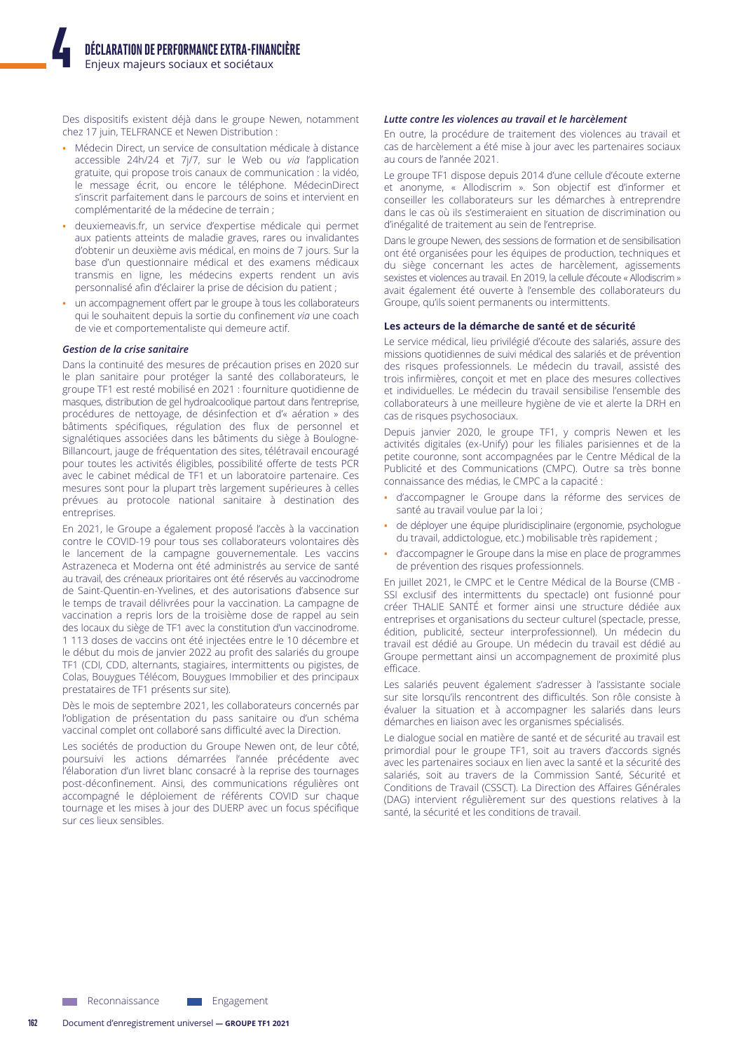Des dispositifs existent déjà dans le groupe Newen, notamment chez 17 juin, TELFRANCE et Newen Distribution :

- Médecin Direct, un service de consultation médicale à distance accessible 24h/24 et 7j/7, sur le Web ou *via* l'application gratuite, qui propose trois canaux de communication : la vidéo, le message écrit, ou encore le téléphone. MédecinDirect s'inscrit parfaitement dans le parcours de soins et intervient en complémentarité de la médecine de terrain ;
- deuxiemeavis.fr, un service d'expertise médicale qui permet aux patients atteints de maladie graves, rares ou invalidantes d'obtenir un deuxième avis médical, en moins de 7 jours. Sur la base d'un questionnaire médical et des examens médicaux transmis en ligne, les médecins experts rendent un avis personnalisé afin d'éclairer la prise de décision du patient ;
- un accompagnement offert par le groupe à tous les collaborateurs qui le souhaitent depuis la sortie du confinement *via* une coach de vie et comportementaliste qui demeure actif.

#### *Gestion de la crise sanitaire*

Dans la continuité des mesures de précaution prises en 2020 sur le plan sanitaire pour protéger la santé des collaborateurs, le groupe TF1 est resté mobilisé en 2021 : fourniture quotidienne de masques, distribution de gel hydroalcoolique partout dans l'entreprise, procédures de nettoyage, de désinfection et d'« aération » des bâtiments spécifiques, régulation des flux de personnel et signalétiques associées dans les bâtiments du siège à Boulogne-Billancourt, jauge de fréquentation des sites, télétravail encouragé pour toutes les activités éligibles, possibilité offerte de tests PCR avec le cabinet médical de TF1 et un laboratoire partenaire. Ces mesures sont pour la plupart très largement supérieures à celles prévues au protocole national sanitaire à destination des entreprises.

En 2021, le Groupe a également proposé l'accès à la vaccination contre le COVID-19 pour tous ses collaborateurs volontaires dès le lancement de la campagne gouvernementale. Les vaccins Astrazeneca et Moderna ont été administrés au service de santé au travail, des créneaux prioritaires ont été réservés au vaccinodrome de Saint-Quentin-en-Yvelines, et des autorisations d'absence sur le temps de travail délivrées pour la vaccination. La campagne de vaccination a repris lors de la troisième dose de rappel au sein des locaux du siège de TF1 avec la constitution d'un vaccinodrome. 1 113 doses de vaccins ont été injectées entre le 10 décembre et le début du mois de janvier 2022 au profit des salariés du groupe TF1 (CDI, CDD, alternants, stagiaires, intermittents ou pigistes, de Colas, Bouygues Télécom, Bouygues Immobilier et des principaux prestataires de TF1 présents sur site).

Dès le mois de septembre 2021, les collaborateurs concernés par l'obligation de présentation du pass sanitaire ou d'un schéma vaccinal complet ont collaboré sans difficulté avec la Direction.

Les sociétés de production du Groupe Newen ont, de leur côté, poursuivi les actions démarrées l'année précédente avec l'élaboration d'un livret blanc consacré à la reprise des tournages post-déconfinement. Ainsi, des communications régulières ont accompagné le déploiement de référents COVID sur chaque tournage et les mises à jour des DUERP avec un focus spécifique sur ces lieux sensibles.

#### *Lutte contre les violences au travail et le harcèlement*

En outre, la procédure de traitement des violences au travail et cas de harcèlement a été mise à jour avec les partenaires sociaux au cours de l'année 2021.

Le groupe TF1 dispose depuis 2014 d'une cellule d'écoute externe et anonyme, « Allodiscrim ». Son objectif est d'informer et conseiller les collaborateurs sur les démarches à entreprendre dans le cas où ils s'estimeraient en situation de discrimination ou d'inégalité de traitement au sein de l'entreprise.

Dans le groupe Newen, des sessions de formation et de sensibilisation ont été organisées pour les équipes de production, techniques et du siège concernant les actes de harcèlement, agissements sexistes et violences au travail. En 2019, la cellule d'écoute « Allodiscrim » avait également été ouverte à l'ensemble des collaborateurs du Groupe, qu'ils soient permanents ou intermittents.

#### Les acteurs de la démarche de santé et de sécurité

Le service médical, lieu privilégié d'écoute des salariés, assure des missions quotidiennes de suivi médical des salariés et de prévention des risques professionnels. Le médecin du travail, assisté des trois infirmières, conçoit et met en place des mesures collectives et individuelles. Le médecin du travail sensibilise l'ensemble des collaborateurs à une meilleure hygiène de vie et alerte la DRH en cas de risques psychosociaux.

Depuis janvier 2020, le groupe TF1, y compris Newen et les activités digitales (ex-Unify) pour les filiales parisiennes et de la petite couronne, sont accompagnées par le Centre Médical de la Publicité et des Communications (CMPC). Outre sa très bonne connaissance des médias, le CMPC a la capacité :

- d'accompagner le Groupe dans la réforme des services de santé au travail voulue par la loi ;
- de déployer une équipe pluridisciplinaire (ergonomie, psychologue du travail, addictologue, etc.) mobilisable très rapidement ;
- d'accompagner le Groupe dans la mise en place de programmes de prévention des risques professionnels.

En juillet 2021, le CMPC et le Centre Médical de la Bourse (CMB - SSI exclusif des intermittents du spectacle) ont fusionné pour créer THALIE SANTÉ et former ainsi une structure dédiée aux entreprises et organisations du secteur culturel (spectacle, presse, édition, publicité, secteur interprofessionnel). Un médecin du travail est dédié au Groupe. Un médecin du travail est dédié au Groupe permettant ainsi un accompagnement de proximité plus efficace.

Les salariés peuvent également s'adresser à l'assistante sociale sur site lorsqu'ils rencontrent des difficultés. Son rôle consiste à évaluer la situation et à accompagner les salariés dans leurs démarches en liaison avec les organismes spécialisés.

Le dialogue social en matière de santé et de sécurité au travail est primordial pour le groupe TF1, soit au travers d'accords signés avec les partenaires sociaux en lien avec la santé et la sécurité des salariés, soit au travers de la Commission Santé, Sécurité et Conditions de Travail (CSSCT). La Direction des Affaires Générales (DAG) intervient régulièrement sur des questions relatives à la santé, la sécurité et les conditions de travail.

Reconnaissance   Engagement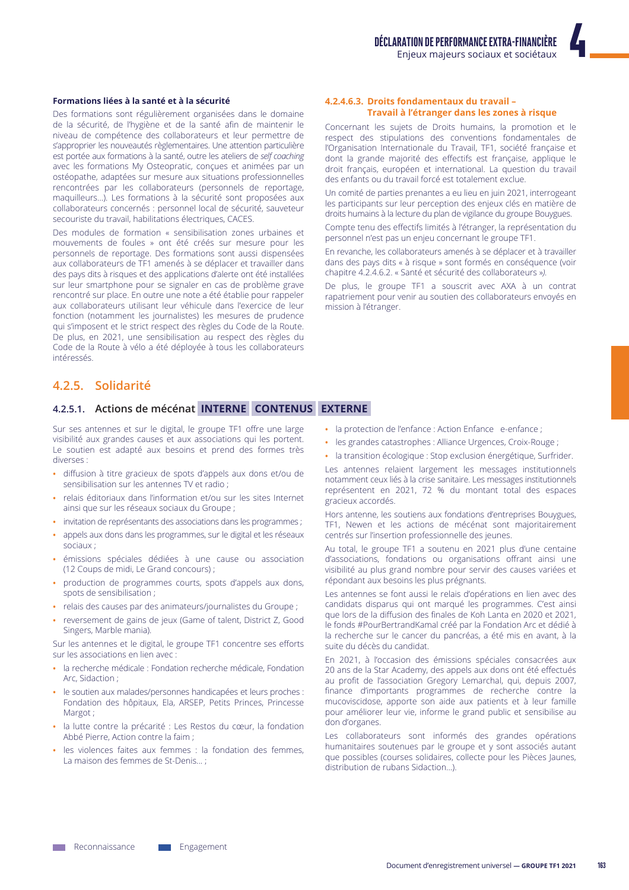#### Formations liées à la santé et à la sécurité

Des formations sont régulièrement organisées dans le domaine de la sécurité, de l'hygiène et de la santé afin de maintenir le niveau de compétence des collaborateurs et leur permettre de s'approprier les nouveautés règlementaires. Une attention particulière est portée aux formations à la santé, outre les ateliers de *self coaching* avec les formations My Osteopratic, conçues et animées par un ostéopathe, adaptées sur mesure aux situations professionnelles rencontrées par les collaborateurs (personnels de reportage, maquilleurs…). Les formations à la sécurité sont proposées aux collaborateurs concernés : personnel local de sécurité, sauveteur secouriste du travail, habilitations électriques, CACES.

Des modules de formation « sensibilisation zones urbaines et mouvements de foules » ont été créés sur mesure pour les personnels de reportage. Des formations sont aussi dispensées aux collaborateurs de TF1 amenés à se déplacer et travailler dans des pays dits à risques et des applications d'alerte ont été installées sur leur smartphone pour se signaler en cas de problème grave rencontré sur place. En outre une note a été établie pour rappeler aux collaborateurs utilisant leur véhicule dans l'exercice de leur fonction (notamment les journalistes) les mesures de prudence qui s'imposent et le strict respect des règles du Code de la Route. De plus, en 2021, une sensibilisation au respect des règles du Code de la Route à vélo a été déployée à tous les collaborateurs intéressés.

#### 4.2.4.6.3. Droits fondamentaux du travail – Travail à l'étranger dans les zones à risque

Concernant les sujets de Droits humains, la promotion et le respect des stipulations des conventions fondamentales de l'Organisation Internationale du Travail, TF1, société française et dont la grande majorité des effectifs est française, applique le droit français, européen et international. La question du travail des enfants ou du travail forcé est totalement exclue.

Un comité de parties prenantes a eu lieu en juin 2021, interrogeant les participants sur leur perception des enjeux clés en matière de droits humains à la lecture du plan de vigilance du groupe Bouygues.

Compte tenu des effectifs limités à l'étranger, la représentation du personnel n'est pas un enjeu concernant le groupe TF1.

En revanche, les collaborateurs amenés à se déplacer et à travailler dans des pays dits « à risque » sont formés en conséquence (voir chapitre 4.2.4.6.2. « Santé et sécurité des collaborateurs »).

De plus, le groupe TF1 a souscrit avec AXA à un contrat rapatriement pour venir au soutien des collaborateurs envoyés en mission à l'étranger.

## 4.2.5. Solidarité

### 4.2.5.1. Actions de mécénat INTERNE CONTENUS EXTERNE

Sur ses antennes et sur le digital, le groupe TF1 offre une large visibilité aux grandes causes et aux associations qui les portent. Le soutien est adapté aux besoins et prend des formes très diverses :

- diffusion à titre gracieux de spots d'appels aux dons et/ou de sensibilisation sur les antennes TV et radio ;
- relais éditoriaux dans l'information et/ou sur les sites Internet ainsi que sur les réseaux sociaux du Groupe ;
- invitation de représentants des associations dans les programmes ;
- appels aux dons dans les programmes, sur le digital et les réseaux sociaux ;
- émissions spéciales dédiées à une cause ou association (12 Coups de midi, Le Grand concours) ;
- production de programmes courts, spots d'appels aux dons, spots de sensibilisation ;
- relais des causes par des animateurs/journalistes du Groupe ;
- reversement de gains de jeux (Game of talent, District Z, Good Singers, Marble mania).

Sur les antennes et le digital, le groupe TF1 concentre ses efforts sur les associations en lien avec :

- la recherche médicale : Fondation recherche médicale, Fondation Arc, Sidaction ;
- le soutien aux malades/personnes handicapées et leurs proches : Fondation des hôpitaux, Ela, ARSEP, Petits Princes, Princesse Margot ;
- la lutte contre la précarité : Les Restos du cœur, la fondation Abbé Pierre, Action contre la faim ;
- les violences faites aux femmes : la fondation des femmes, La maison des femmes de St-Denis… ;
- la protection de l'enfance : Action Enfance e-enfance ;
- les grandes catastrophes : Alliance Urgences, Croix-Rouge ;
- la transition écologique : Stop exclusion énergétique, Surfrider.

Les antennes relaient largement les messages institutionnels notamment ceux liés à la crise sanitaire. Les messages institutionnels représentent en 2021, 72 % du montant total des espaces gracieux accordés.

Hors antenne, les soutiens aux fondations d'entreprises Bouygues, TF1, Newen et les actions de mécénat sont majoritairement centrés sur l'insertion professionnelle des jeunes.

Au total, le groupe TF1 a soutenu en 2021 plus d'une centaine d'associations, fondations ou organisations offrant ainsi une visibilité au plus grand nombre pour servir des causes variées et répondant aux besoins les plus prégnants.

Les antennes se font aussi le relais d'opérations en lien avec des candidats disparus qui ont marqué les programmes. C'est ainsi que lors de la diffusion des finales de Koh Lanta en 2020 et 2021, le fonds #PourBertrandKamal créé par la Fondation Arc et dédié à la recherche sur le cancer du pancréas, a été mis en avant, à la suite du décès du candidat.

En 2021, à l'occasion des émissions spéciales consacrées aux 20 ans de la Star Academy, des appels aux dons ont été effectués au profit de l'association Gregory Lemarchal, qui, depuis 2007, finance d'importants programmes de recherche contre la mucoviscidose, apporte son aide aux patients et à leur famille pour améliorer leur vie, informe le grand public et sensibilise au don d'organes.

Les collaborateurs sont informés des grandes opérations humanitaires soutenues par le groupe et y sont associés autant que possibles (courses solidaires, collecte pour les Pièces Jaunes, distribution de rubans Sidaction…).

Reconnaissance    Engagement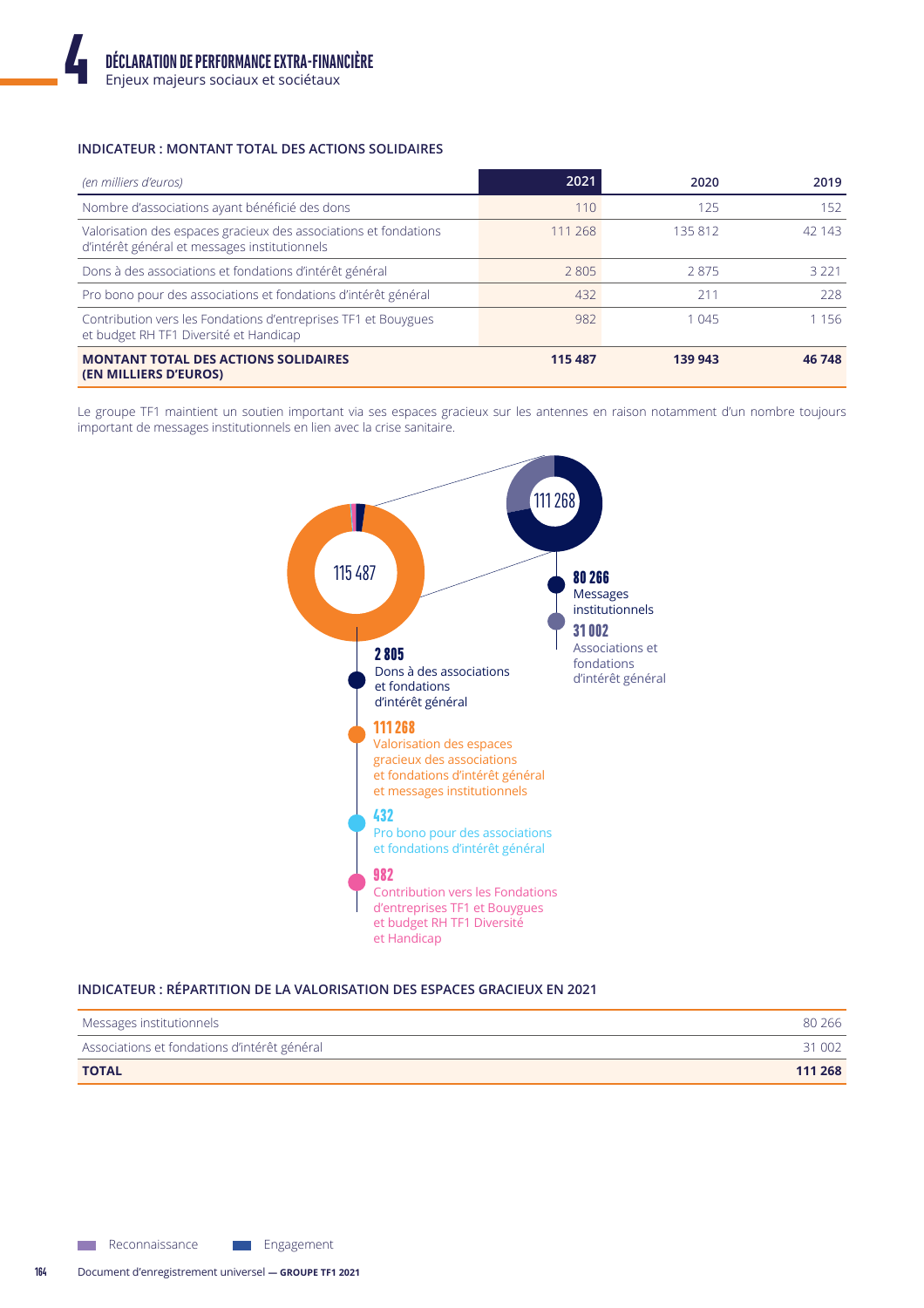#### INDICATEUR : MONTANT TOTAL DES ACTIONS SOLIDAIRES

| *(en milliers d'euros)* | 2021 | 2020 | 2019 |
|---|---|---|---|
| Nombre d'associations ayant bénéficié des dons | 110 | 125 | 152 |
| Valorisation des espaces gracieux des associations et fondations d'intérêt général et messages institutionnels | 111 268 | 135 812 | 42 143 |
| Dons à des associations et fondations d'intérêt général | 2 805 | 2 875 | 3 221 |
| Pro bono pour des associations et fondations d'intérêt général | 432 | 211 | 228 |
| Contribution vers les Fondations d'entreprises TF1 et Bouygues et budget RH TF1 Diversité et Handicap | 982 | 1 045 | 1 156 |
| **MONTANT TOTAL DES ACTIONS SOLIDAIRES (EN MILLIERS D'EUROS)** | **115 487** | **139 943** | **46 748** |

Le groupe TF1 maintient un soutien important via ses espaces gracieux sur les antennes en raison notamment d'un nombre toujours important de messages institutionnels en lien avec la crise sanitaire.

115 487

- **2 805** Dons à des associations et fondations d'intérêt général
- **111 268** Valorisation des espaces gracieux des associations et fondations d'intérêt général et messages institutionnels
- **432** Pro bono pour des associations et fondations d'intérêt général
- **982** Contribution vers les Fondations d'entreprises TF1 et Bouygues et budget RH TF1 Diversité et Handicap

111 268

- **80 266** Messages institutionnels
- **31 002** Associations et fondations d'intérêt général

#### INDICATEUR : RÉPARTITION DE LA VALORISATION DES ESPACES GRACIEUX EN 2021

| | |
|---|---|
| Messages institutionnels | 80 266 |
| Associations et fondations d'intérêt général | 31 002 |
| **TOTAL** | **111 268** |

Reconnaissance    Engagement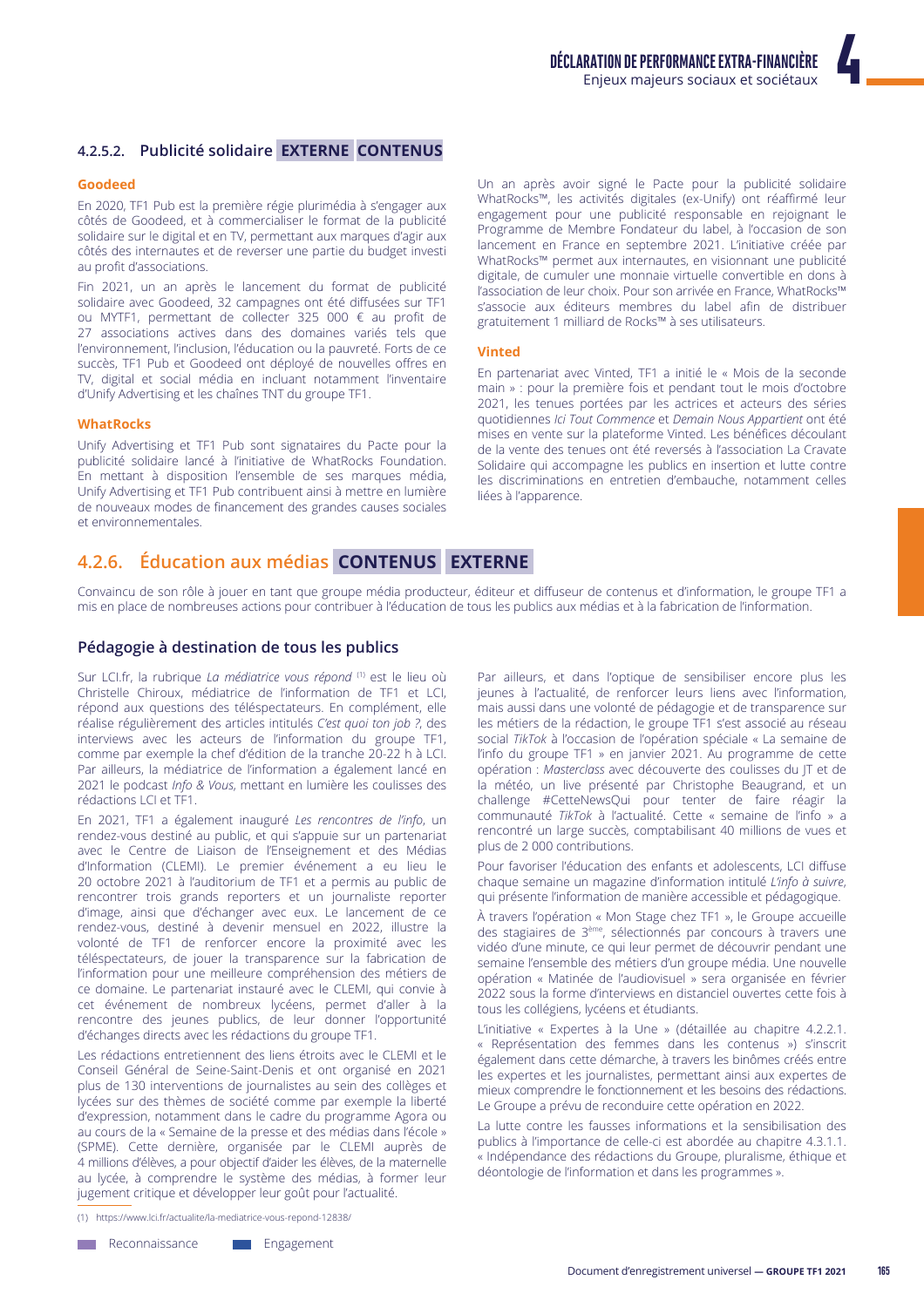#### 4.2.5.2. Publicité solidaire EXTERNE CONTENUS

**Goodeed**

En 2020, TF1 Pub est la première régie plurimédia à s'engager aux côtés de Goodeed, et à commercialiser le format de la publicité solidaire sur le digital et en TV, permettant aux marques d'agir aux côtés des internautes et de reverser une partie du budget investi au profit d'associations.

Fin 2021, un an après le lancement du format de publicité solidaire avec Goodeed, 32 campagnes ont été diffusées sur TF1 ou MYTF1, permettant de collecter 325 000 € au profit de 27 associations actives dans des domaines variés tels que l'environnement, l'inclusion, l'éducation ou la pauvreté. Forts de ce succès, TF1 Pub et Goodeed ont déployé de nouvelles offres en TV, digital et social média en incluant notamment l'inventaire d'Unify Advertising et les chaînes TNT du groupe TF1.

**WhatRocks**

Unify Advertising et TF1 Pub sont signataires du Pacte pour la publicité solidaire lancé à l'initiative de WhatRocks Foundation. En mettant à disposition l'ensemble de ses marques média, Unify Advertising et TF1 Pub contribuent ainsi à mettre en lumière de nouveaux modes de financement des grandes causes sociales et environnementales.

Un an après avoir signé le Pacte pour la publicité solidaire WhatRocks™, les activités digitales (ex-Unify) ont réaffirmé leur engagement pour une publicité responsable en rejoignant le Programme de Membre Fondateur du label, à l'occasion de son lancement en France en septembre 2021. L'initiative créée par WhatRocks™ permet aux internautes, en visionnant une publicité digitale, de cumuler une monnaie virtuelle convertible en dons à l'association de leur choix. Pour son arrivée en France, WhatRocks™ s'associe aux éditeurs membres du label afin de distribuer gratuitement 1 milliard de Rocks™ à ses utilisateurs.

**Vinted**

En partenariat avec Vinted, TF1 a initié le « Mois de la seconde main » : pour la première fois et pendant tout le mois d'octobre 2021, les tenues portées par les actrices et acteurs des séries quotidiennes *Ici Tout Commence* et *Demain Nous Appartient* ont été mises en vente sur la plateforme Vinted. Les bénéfices découlant de la vente des tenues ont été reversés à l'association La Cravate Solidaire qui accompagne les publics en insertion et lutte contre les discriminations en entretien d'embauche, notamment celles liées à l'apparence.

### 4.2.6. Éducation aux médias CONTENUS EXTERNE

Convaincu de son rôle à jouer en tant que groupe média producteur, éditeur et diffuseur de contenus et d'information, le groupe TF1 a mis en place de nombreuses actions pour contribuer à l'éducation de tous les publics aux médias et à la fabrication de l'information.

#### Pédagogie à destination de tous les publics

Sur LCI.fr, la rubrique *La médiatrice vous répond* [1] est le lieu où Christelle Chiroux, médiatrice de l'information de TF1 et LCI, répond aux questions des téléspectateurs. En complément, elle réalise régulièrement des articles intitulés *C'est quoi ton job ?*, des interviews avec les acteurs de l'information du groupe TF1, comme par exemple la chef d'édition de la tranche 20-22 h à LCI. Par ailleurs, la médiatrice de l'information a également lancé en 2021 le podcast *Info & Vous*, mettant en lumière les coulisses des rédactions LCI et TF1.

En 2021, TF1 a également inauguré *Les rencontres de l'info*, un rendez-vous destiné au public, et qui s'appuie sur un partenariat avec le Centre de Liaison de l'Enseignement et des Médias d'Information (CLEMI). Le premier événement a eu lieu le 20 octobre 2021 à l'auditorium de TF1 et a permis au public de rencontrer trois grands reporters et un journaliste reporter d'image, ainsi que d'échanger avec eux. Le lancement de ce rendez-vous, destiné à devenir mensuel en 2022, illustre la volonté de TF1 de renforcer encore la proximité avec les téléspectateurs, de jouer la transparence sur la fabrication de l'information pour une meilleure compréhension des métiers de ce domaine. Le partenariat instauré avec le CLEMI, qui convie à cet événement de nombreux lycéens, permet d'aller à la rencontre des jeunes publics, de leur donner l'opportunité d'échanges directs avec les rédactions du groupe TF1.

Les rédactions entretiennent des liens étroits avec le CLEMI et le Conseil Général de Seine-Saint-Denis et ont organisé en 2021 plus de 130 interventions de journalistes au sein des collèges et lycées sur des thèmes de société comme par exemple la liberté d'expression, notamment dans le cadre du programme Agora ou au cours de la « Semaine de la presse et des médias dans l'école » (SPME). Cette dernière, organisée par le CLEMI auprès de 4 millions d'élèves, a pour objectif d'aider les élèves, de la maternelle au lycée, à comprendre le système des médias, à former leur jugement critique et développer leur goût pour l'actualité.

Par ailleurs, et dans l'optique de sensibiliser encore plus les jeunes à l'actualité, de renforcer leurs liens avec l'information, mais aussi dans une volonté de pédagogie et de transparence sur les métiers de la rédaction, le groupe TF1 s'est associé au réseau social *TikTok* à l'occasion de l'opération spéciale « La semaine de l'info du groupe TF1 » en janvier 2021. Au programme de cette opération : *Masterclass* avec découverte des coulisses du JT et de la météo, un live présenté par Christophe Beaugrand, et un challenge #CetteNewsQui pour tenter de faire réagir la communauté *TikTok* à l'actualité. Cette « semaine de l'info » a rencontré un large succès, comptabilisant 40 millions de vues et plus de 2 000 contributions.

Pour favoriser l'éducation des enfants et adolescents, LCI diffuse chaque semaine un magazine d'information intitulé *L'info à suivre*, qui présente l'information de manière accessible et pédagogique.

À travers l'opération « Mon Stage chez TF1 », le Groupe accueille des stagiaires de 3ème, sélectionnés par concours à travers une vidéo d'une minute, ce qui leur permet de découvrir pendant une semaine l'ensemble des métiers d'un groupe média. Une nouvelle opération « Matinée de l'audiovisuel » sera organisée en février 2022 sous la forme d'interviews en distanciel ouvertes cette fois à tous les collégiens, lycéens et étudiants.

L'initiative « Expertes à la Une » (détaillée au chapitre 4.2.2.1. « Représentation des femmes dans les contenus ») s'inscrit également dans cette démarche, à travers les binômes créés entre les expertes et les journalistes, permettant ainsi aux expertes de mieux comprendre le fonctionnement et les besoins des rédactions. Le Groupe a prévu de reconduire cette opération en 2022.

La lutte contre les fausses informations et la sensibilisation des publics à l'importance de celle-ci est abordée au chapitre 4.3.1.1. « Indépendance des rédactions du Groupe, pluralisme, éthique et déontologie de l'information et dans les programmes ».

(1) https://www.lci.fr/actualite/la-mediatrice-vous-repond-12838/

Reconnaissance — Engagement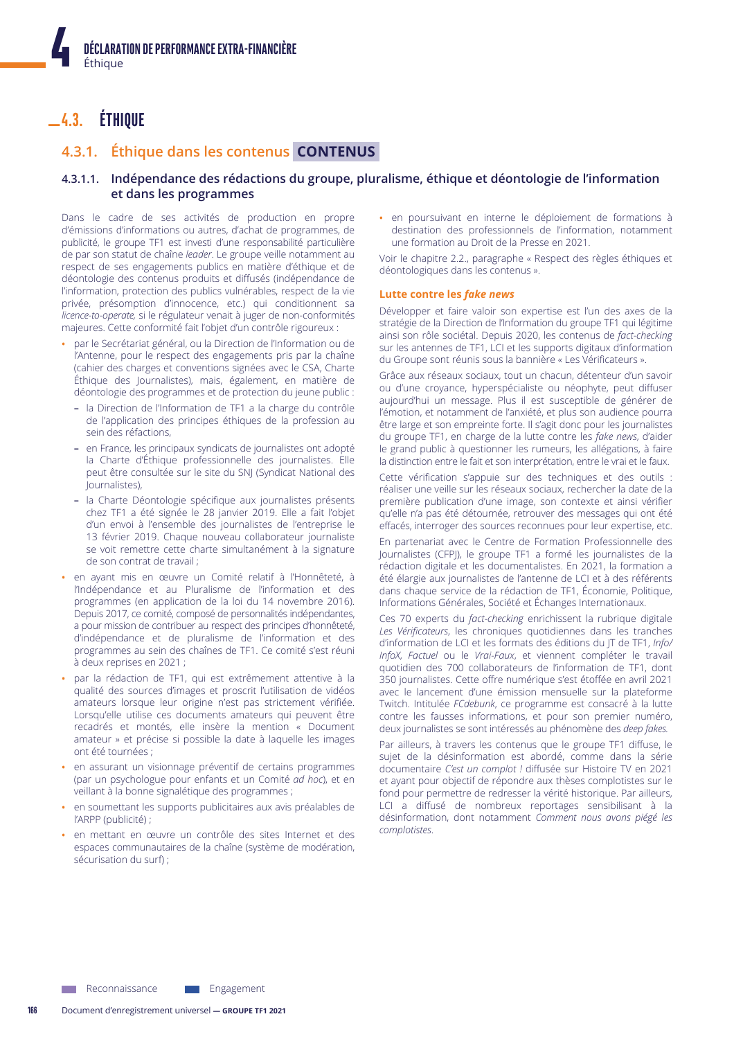## 4.3. ÉTHIQUE

### 4.3.1. Éthique dans les contenus **CONTENUS**

#### 4.3.1.1. Indépendance des rédactions du groupe, pluralisme, éthique et déontologie de l'information et dans les programmes

Dans le cadre de ses activités de production en propre d'émissions d'informations ou autres, d'achat de programmes, de publicité, le groupe TF1 est investi d'une responsabilité particulière de par son statut de chaîne *leader*. Le groupe veille notamment au respect de ses engagements publics en matière d'éthique et de déontologie des contenus produits et diffusés (indépendance de l'information, protection des publics vulnérables, respect de la vie privée, présomption d'innocence, etc.) qui conditionnent sa *licence-to-operate,* si le régulateur venait à juger de non-conformités majeures. Cette conformité fait l'objet d'un contrôle rigoureux :

- par le Secrétariat général, ou la Direction de l'Information ou de l'Antenne, pour le respect des engagements pris par la chaîne (cahier des charges et conventions signées avec le CSA, Charte Éthique des Journalistes), mais, également, en matière de déontologie des programmes et de protection du jeune public :
  - la Direction de l'Information de TF1 a la charge du contrôle de l'application des principes éthiques de la profession au sein des réfactions,
  - en France, les principaux syndicats de journalistes ont adopté la Charte d'Éthique professionnelle des journalistes. Elle peut être consultée sur le site du SNJ (Syndicat National des Journalistes),
  - la Charte Déontologie spécifique aux journalistes présents chez TF1 a été signée le 28 janvier 2019. Elle a fait l'objet d'un envoi à l'ensemble des journalistes de l'entreprise le 13 février 2019. Chaque nouveau collaborateur journaliste se voit remettre cette charte simultanément à la signature de son contrat de travail ;
- en ayant mis en œuvre un Comité relatif à l'Honnêteté, à l'Indépendance et au Pluralisme de l'information et des programmes (en application de la loi du 14 novembre 2016). Depuis 2017, ce comité, composé de personnalités indépendantes, a pour mission de contribuer au respect des principes d'honnêteté, d'indépendance et de pluralisme de l'information et des programmes au sein des chaînes de TF1. Ce comité s'est réuni à deux reprises en 2021 ;
- par la rédaction de TF1, qui est extrêmement attentive à la qualité des sources d'images et proscrit l'utilisation de vidéos amateurs lorsque leur origine n'est pas strictement vérifiée. Lorsqu'elle utilise ces documents amateurs qui peuvent être recadrés et montés, elle insère la mention « Document amateur » et précise si possible la date à laquelle les images ont été tournées ;
- en assurant un visionnage préventif de certains programmes (par un psychologue pour enfants et un Comité *ad hoc*), et en veillant à la bonne signalétique des programmes ;
- en soumettant les supports publicitaires aux avis préalables de l'ARPP (publicité) ;
- en mettant en œuvre un contrôle des sites Internet et des espaces communautaires de la chaîne (système de modération, sécurisation du surf) ;
- en poursuivant en interne le déploiement de formations à destination des professionnels de l'information, notamment une formation au Droit de la Presse en 2021.

Voir le chapitre 2.2., paragraphe « Respect des règles éthiques et déontologiques dans les contenus ».

**Lutte contre les *fake news***

Développer et faire valoir son expertise est l'un des axes de la stratégie de la Direction de l'Information du groupe TF1 qui légitime ainsi son rôle sociétal. Depuis 2020, les contenus de *fact-checking* sur les antennes de TF1, LCI et les supports digitaux d'information du Groupe sont réunis sous la bannière « Les Vérificateurs ».

Grâce aux réseaux sociaux, tout un chacun, détenteur d'un savoir ou d'une croyance, hyperspécialiste ou néophyte, peut diffuser aujourd'hui un message. Plus il est susceptible de générer de l'émotion, notamment de l'anxiété, et plus son audience pourra être large et son empreinte forte. Il s'agit donc pour les journalistes du groupe TF1, en charge de la lutte contre les *fake news*, d'aider le grand public à questionner les rumeurs, les allégations, à faire la distinction entre le fait et son interprétation, entre le vrai et le faux.

Cette vérification s'appuie sur des techniques et des outils : réaliser une veille sur les réseaux sociaux, rechercher la date de la première publication d'une image, son contexte et ainsi vérifier qu'elle n'a pas été détournée, retrouver des messages qui ont été effacés, interroger des sources reconnues pour leur expertise, etc.

En partenariat avec le Centre de Formation Professionnelle des Journalistes (CFPJ), le groupe TF1 a formé les journalistes de la rédaction digitale et les documentalistes. En 2021, la formation a été élargie aux journalistes de l'antenne de LCI et à des référents dans chaque service de la rédaction de TF1, Économie, Politique, Informations Générales, Société et Échanges Internationaux.

Ces 70 experts du *fact-checking* enrichissent la rubrique digitale *Les Vérificateurs*, les chroniques quotidiennes dans les tranches d'information de LCI et les formats des éditions du JT de TF1, *Info/InfoX*, *Factuel* ou le *Vrai-Faux*, et viennent compléter le travail quotidien des 700 collaborateurs de l'information de TF1, dont 350 journalistes. Cette offre numérique s'est étoffée en avril 2021 avec le lancement d'une émission mensuelle sur la plateforme Twitch. Intitulée *FCdebunk*, ce programme est consacré à la lutte contre les fausses informations, et pour son premier numéro, deux journalistes se sont intéressés au phénomène des *deep fakes.*

Par ailleurs, à travers les contenus que le groupe TF1 diffuse, le sujet de la désinformation est abordé, comme dans la série documentaire *C'est un complot !* diffusée sur Histoire TV en 2021 et ayant pour objectif de répondre aux thèses complotistes sur le fond pour permettre de redresser la vérité historique. Par ailleurs, LCI a diffusé de nombreux reportages sensibilisant à la désinformation, dont notamment *Comment nous avons piégé les complotistes*.

Reconnaissance  Engagement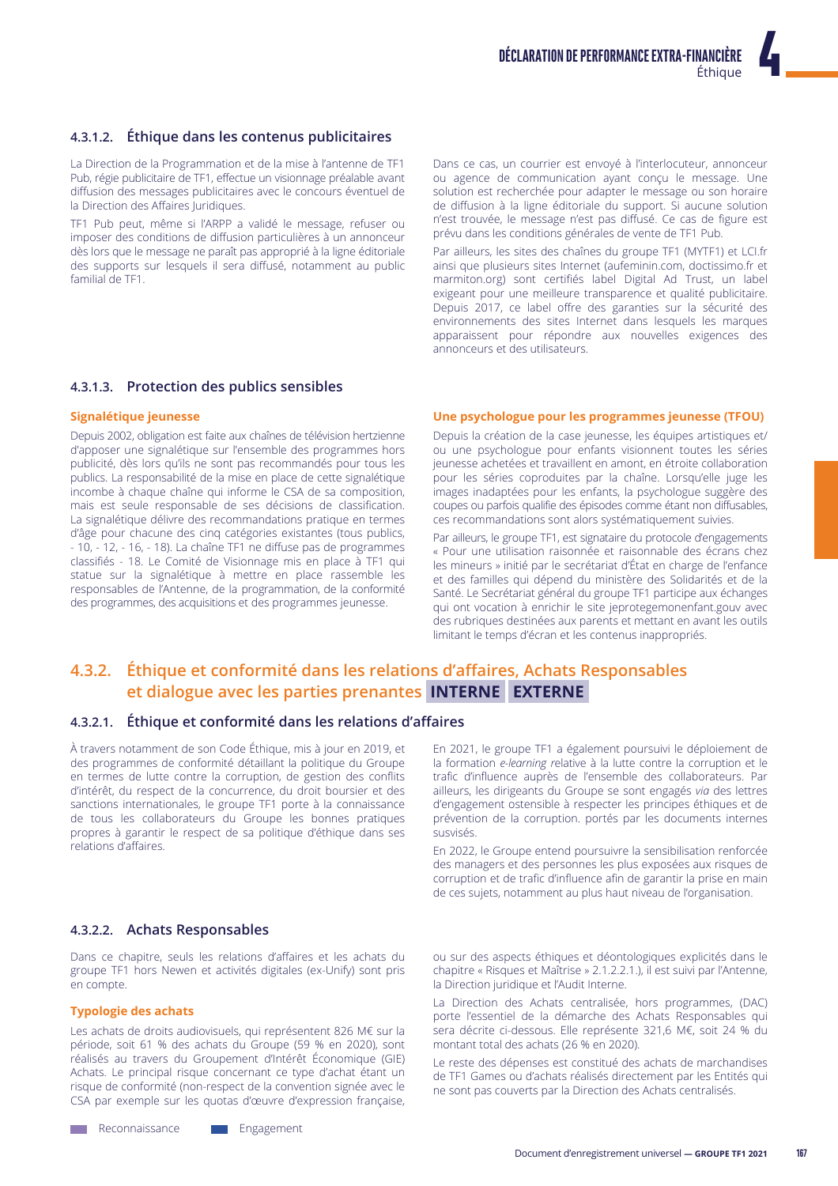### 4.3.1.2. Éthique dans les contenus publicitaires

La Direction de la Programmation et de la mise à l'antenne de TF1 Pub, régie publicitaire de TF1, effectue un visionnage préalable avant diffusion des messages publicitaires avec le concours éventuel de la Direction des Affaires Juridiques.

TF1 Pub peut, même si l'ARPP a validé le message, refuser ou imposer des conditions de diffusion particulières à un annonceur dès lors que le message ne paraît pas approprié à la ligne éditoriale des supports sur lesquels il sera diffusé, notamment au public familial de TF1.

Dans ce cas, un courrier est envoyé à l'interlocuteur, annonceur ou agence de communication ayant conçu le message. Une solution est recherchée pour adapter le message ou son horaire de diffusion à la ligne éditoriale du support. Si aucune solution n'est trouvée, le message n'est pas diffusé. Ce cas de figure est prévu dans les conditions générales de vente de TF1 Pub.

Par ailleurs, les sites des chaînes du groupe TF1 (MYTF1) et LCI.fr ainsi que plusieurs sites Internet (aufeminin.com, doctissimo.fr et marmiton.org) sont certifiés label Digital Ad Trust, un label exigeant pour une meilleure transparence et qualité publicitaire. Depuis 2017, ce label offre des garanties sur la sécurité des environnements des sites Internet dans lesquels les marques apparaissent pour répondre aux nouvelles exigences des annonceurs et des utilisateurs.

### 4.3.1.3. Protection des publics sensibles

**Signalétique jeunesse**

Depuis 2002, obligation est faite aux chaînes de télévision hertzienne d'apposer une signalétique sur l'ensemble des programmes hors publicité, dès lors qu'ils ne sont pas recommandés pour tous les publics. La responsabilité de la mise en place de cette signalétique incombe à chaque chaîne qui informe le CSA de sa composition, mais est seule responsable de ses décisions de classification. La signalétique délivre des recommandations pratique en termes d'âge pour chacune des cinq catégories existantes (tous publics, - 10, - 12, - 16, - 18). La chaîne TF1 ne diffuse pas de programmes classifiés - 18. Le Comité de Visionnage mis en place à TF1 qui statue sur la signalétique à mettre en place rassemble les responsables de l'Antenne, de la programmation, de la conformité des programmes, des acquisitions et des programmes jeunesse.

**Une psychologue pour les programmes jeunesse (TFOU)**

Depuis la création de la case jeunesse, les équipes artistiques et/ou une psychologue pour enfants visionnent toutes les séries jeunesse achetées et travaillent en amont, en étroite collaboration pour les séries coproduites par la chaîne. Lorsqu'elle juge les images inadaptées pour les enfants, la psychologue suggère des coupes ou parfois qualifie des épisodes comme étant non diffusables, ces recommandations sont alors systématiquement suivies.

Par ailleurs, le groupe TF1, est signataire du protocole d'engagements « Pour une utilisation raisonnée et raisonnable des écrans chez les mineurs » initié par le secrétariat d'État en charge de l'enfance et des familles qui dépend du ministère des Solidarités et de la Santé. Le Secrétariat général du groupe TF1 participe aux échanges qui ont vocation à enrichir le site jeprotegemonenfant.gouv avec des rubriques destinées aux parents et mettant en avant les outils limitant le temps d'écran et les contenus inappropriés.

## 4.3.2. Éthique et conformité dans les relations d'affaires, Achats Responsables et dialogue avec les parties prenantes INTERNE EXTERNE

### 4.3.2.1. Éthique et conformité dans les relations d'affaires

À travers notamment de son Code Éthique, mis à jour en 2019, et des programmes de conformité détaillant la politique du Groupe en termes de lutte contre la corruption, de gestion des conflits d'intérêt, du respect de la concurrence, du droit boursier et des sanctions internationales, le groupe TF1 porte à la connaissance de tous les collaborateurs du Groupe les bonnes pratiques propres à garantir le respect de sa politique d'éthique dans ses relations d'affaires.

En 2021, le groupe TF1 a également poursuivi le déploiement de la formation *e-learning* relative à la lutte contre la corruption et le trafic d'influence auprès de l'ensemble des collaborateurs. Par ailleurs, les dirigeants du Groupe se sont engagés *via* des lettres d'engagement ostensible à respecter les principes éthiques et de prévention de la corruption. portés par les documents internes susvisés.

En 2022, le Groupe entend poursuivre la sensibilisation renforcée des managers et des personnes les plus exposées aux risques de corruption et de trafic d'influence afin de garantir la prise en main de ces sujets, notamment au plus haut niveau de l'organisation.

### 4.3.2.2. Achats Responsables

Dans ce chapitre, seuls les relations d'affaires et les achats du groupe TF1 hors Newen et activités digitales (ex-Unify) sont pris en compte.

**Typologie des achats**

Les achats de droits audiovisuels, qui représentent 826 M€ sur la période, soit 61 % des achats du Groupe (59 % en 2020), sont réalisés au travers du Groupement d'Intérêt Économique (GIE) Achats. Le principal risque concernant ce type d'achat étant un risque de conformité (non-respect de la convention signée avec le CSA par exemple sur les quotas d'œuvre d'expression française, ou sur des aspects éthiques et déontologiques explicités dans le chapitre « Risques et Maîtrise » 2.1.2.2.1.), il est suivi par l'Antenne, la Direction juridique et l'Audit Interne.

La Direction des Achats centralisée, hors programmes, (DAC) porte l'essentiel de la démarche des Achats Responsables qui sera décrite ci-dessous. Elle représente 321,6 M€, soit 24 % du montant total des achats (26 % en 2020).

Le reste des dépenses est constitué des achats de marchandises de TF1 Games ou d'achats réalisés directement par les Entités qui ne sont pas couverts par la Direction des Achats centralisés.

Reconnaissance    Engagement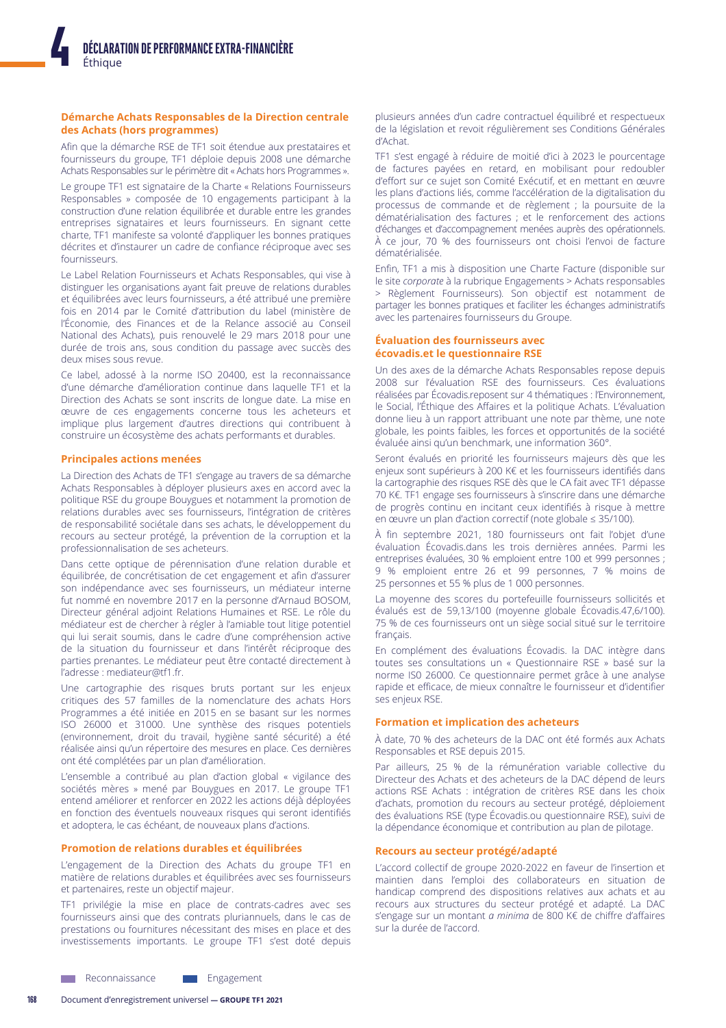### Démarche Achats Responsables de la Direction centrale des Achats (hors programmes)

Afin que la démarche RSE de TF1 soit étendue aux prestataires et fournisseurs du groupe, TF1 déploie depuis 2008 une démarche Achats Responsables sur le périmètre dit « Achats hors Programmes ».

Le groupe TF1 est signataire de la Charte « Relations Fournisseurs Responsables » composée de 10 engagements participant à la construction d'une relation équilibrée et durable entre les grandes entreprises signataires et leurs fournisseurs. En signant cette charte, TF1 manifeste sa volonté d'appliquer les bonnes pratiques décrites et d'instaurer un cadre de confiance réciproque avec ses fournisseurs.

Le Label Relation Fournisseurs et Achats Responsables, qui vise à distinguer les organisations ayant fait preuve de relations durables et équilibrées avec leurs fournisseurs, a été attribué une première fois en 2014 par le Comité d'attribution du label (ministère de l'Économie, des Finances et de la Relance associé au Conseil National des Achats), puis renouvelé le 29 mars 2018 pour une durée de trois ans, sous condition du passage avec succès des deux mises sous revue.

Ce label, adossé à la norme ISO 20400, est la reconnaissance d'une démarche d'amélioration continue dans laquelle TF1 et la Direction des Achats se sont inscrits de longue date. La mise en œuvre de ces engagements concerne tous les acheteurs et implique plus largement d'autres directions qui contribuent à construire un écosystème des achats performants et durables.

### Principales actions menées

La Direction des Achats de TF1 s'engage au travers de sa démarche Achats Responsables à déployer plusieurs axes en accord avec la politique RSE du groupe Bouygues et notamment la promotion de relations durables avec ses fournisseurs, l'intégration de critères de responsabilité sociétale dans ses achats, le développement du recours au secteur protégé, la prévention de la corruption et la professionnalisation de ses acheteurs.

Dans cette optique de pérennisation d'une relation durable et équilibrée, de concrétisation de cet engagement et afin d'assurer son indépendance avec ses fournisseurs, un médiateur interne fut nommé en novembre 2017 en la personne d'Arnaud BOSOM, Directeur général adjoint Relations Humaines et RSE. Le rôle du médiateur est de chercher à régler à l'amiable tout litige potentiel qui lui serait soumis, dans le cadre d'une compréhension active de la situation du fournisseur et dans l'intérêt réciproque des parties prenantes. Le médiateur peut être contacté directement à l'adresse : mediateur@tf1.fr.

Une cartographie des risques bruts portant sur les enjeux critiques des 57 familles de la nomenclature des achats Hors Programmes a été initiée en 2015 en se basant sur les normes ISO 26000 et 31000. Une synthèse des risques potentiels (environnement, droit du travail, hygiène santé sécurité) a été réalisée ainsi qu'un répertoire des mesures en place. Ces dernières ont été complétées par un plan d'amélioration.

L'ensemble a contribué au plan d'action global « vigilance des sociétés mères » mené par Bouygues en 2017. Le groupe TF1 entend améliorer et renforcer en 2022 les actions déjà déployées en fonction des éventuels nouveaux risques qui seront identifiés et adoptera, le cas échéant, de nouveaux plans d'actions.

### Promotion de relations durables et équilibrées

L'engagement de la Direction des Achats du groupe TF1 en matière de relations durables et équilibrées avec ses fournisseurs et partenaires, reste un objectif majeur.

TF1 privilégie la mise en place de contrats-cadres avec ses fournisseurs ainsi que des contrats pluriannuels, dans le cas de prestations ou fournitures nécessitant des mises en place et des investissements importants. Le groupe TF1 s'est doté depuis plusieurs années d'un cadre contractuel équilibré et respectueux de la législation et revoit régulièrement ses Conditions Générales d'Achat.

TF1 s'est engagé à réduire de moitié d'ici à 2023 le pourcentage de factures payées en retard, en mobilisant pour redoubler d'effort sur ce sujet son Comité Exécutif, et en mettant en œuvre les plans d'actions liés, comme l'accélération de la digitalisation du processus de commande et de règlement ; la poursuite de la dématérialisation des factures ; et le renforcement des actions d'échanges et d'accompagnement menées auprès des opérationnels. À ce jour, 70 % des fournisseurs ont choisi l'envoi de facture dématérialisée.

Enfin, TF1 a mis à disposition une Charte Facture (disponible sur le site *corporate* à la rubrique Engagements > Achats responsables > Règlement Fournisseurs). Son objectif est notamment de partager les bonnes pratiques et faciliter les échanges administratifs avec les partenaires fournisseurs du Groupe.

### Évaluation des fournisseurs avec écovadis.et le questionnaire RSE

Un des axes de la démarche Achats Responsables repose depuis 2008 sur l'évaluation RSE des fournisseurs. Ces évaluations réalisées par Écovadis.reposent sur 4 thématiques : l'Environnement, le Social, l'Éthique des Affaires et la politique Achats. L'évaluation donne lieu à un rapport attribuant une note par thème, une note globale, les points faibles, les forces et opportunités de la société évaluée ainsi qu'un benchmark, une information 360°.

Seront évalués en priorité les fournisseurs majeurs dès que les enjeux sont supérieurs à 200 K€ et les fournisseurs identifiés dans la cartographie des risques RSE dès que le CA fait avec TF1 dépasse 70 K€. TF1 engage ses fournisseurs à s'inscrire dans une démarche de progrès continu en incitant ceux identifiés à risque à mettre en œuvre un plan d'action correctif (note globale ≤ 35/100).

À fin septembre 2021, 180 fournisseurs ont fait l'objet d'une évaluation Écovadis.dans les trois dernières années. Parmi les entreprises évaluées, 30 % emploient entre 100 et 999 personnes ; 9 % emploient entre 26 et 99 personnes, 7 % moins de 25 personnes et 55 % plus de 1 000 personnes.

La moyenne des scores du portefeuille fournisseurs sollicités et évalués est de 59,13/100 (moyenne globale Écovadis.47,6/100). 75 % de ces fournisseurs ont un siège social situé sur le territoire français.

En complément des évaluations Écovadis. la DAC intègre dans toutes ses consultations un « Questionnaire RSE » basé sur la norme IS0 26000. Ce questionnaire permet grâce à une analyse rapide et efficace, de mieux connaître le fournisseur et d'identifier ses enjeux RSE.

### Formation et implication des acheteurs

À date, 70 % des acheteurs de la DAC ont été formés aux Achats Responsables et RSE depuis 2015.

Par ailleurs, 25 % de la rémunération variable collective du Directeur des Achats et des acheteurs de la DAC dépend de leurs actions RSE Achats : intégration de critères RSE dans les choix d'achats, promotion du recours au secteur protégé, déploiement des évaluations RSE (type Écovadis.ou questionnaire RSE), suivi de la dépendance économique et contribution au plan de pilotage.

### Recours au secteur protégé/adapté

L'accord collectif de groupe 2020-2022 en faveur de l'insertion et maintien dans l'emploi des collaborateurs en situation de handicap comprend des dispositions relatives aux achats et au recours aux structures du secteur protégé et adapté. La DAC s'engage sur un montant *a minima* de 800 K€ de chiffre d'affaires sur la durée de l'accord.

Reconnaissance    Engagement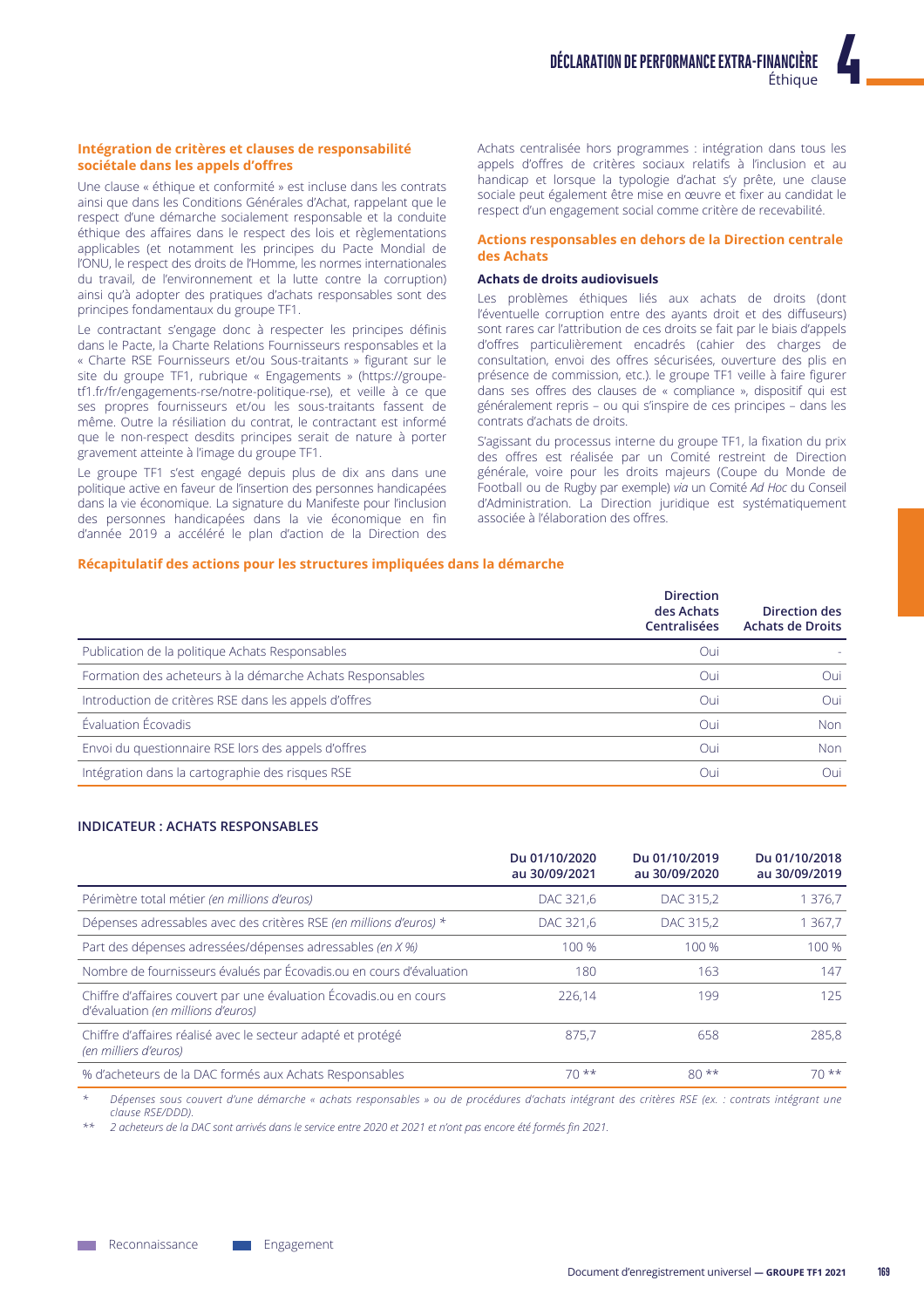### Intégration de critères et clauses de responsabilité sociétale dans les appels d'offres

Une clause « éthique et conformité » est incluse dans les contrats ainsi que dans les Conditions Générales d'Achat, rappelant que le respect d'une démarche socialement responsable et la conduite éthique des affaires dans le respect des lois et règlementations applicables (et notamment les principes du Pacte Mondial de l'ONU, le respect des droits de l'Homme, les normes internationales du travail, de l'environnement et la lutte contre la corruption) ainsi qu'à adopter des pratiques d'achats responsables sont des principes fondamentaux du groupe TF1.

Le contractant s'engage donc à respecter les principes définis dans le Pacte, la Charte Relations Fournisseurs responsables et la « Charte RSE Fournisseurs et/ou Sous-traitants » figurant sur le site du groupe TF1, rubrique « Engagements » (https://groupe-tf1.fr/fr/engagements-rse/notre-politique-rse), et veille à ce que ses propres fournisseurs et/ou les sous-traitants fassent de même. Outre la résiliation du contrat, le contractant est informé que le non-respect desdits principes serait de nature à porter gravement atteinte à l'image du groupe TF1.

Le groupe TF1 s'est engagé depuis plus de dix ans dans une politique active en faveur de l'insertion des personnes handicapées dans la vie économique. La signature du Manifeste pour l'inclusion des personnes handicapées dans la vie économique en fin d'année 2019 a accéléré le plan d'action de la Direction des Achats centralisée hors programmes : intégration dans tous les appels d'offres de critères sociaux relatifs à l'inclusion et au handicap et lorsque la typologie d'achat s'y prête, une clause sociale peut également être mise en œuvre et fixer au candidat le respect d'un engagement social comme critère de recevabilité.

### Actions responsables en dehors de la Direction centrale des Achats

#### Achats de droits audiovisuels

Les problèmes éthiques liés aux achats de droits (dont l'éventuelle corruption entre des ayants droit et des diffuseurs) sont rares car l'attribution de ces droits se fait par le biais d'appels d'offres particulièrement encadrés (cahier des charges de consultation, envoi des offres sécurisées, ouverture des plis en présence de commission, etc.). le groupe TF1 veille à faire figurer dans ses offres des clauses de « compliance », dispositif qui est généralement repris – ou qui s'inspire de ces principes – dans les contrats d'achats de droits.

S'agissant du processus interne du groupe TF1, la fixation du prix des offres est réalisée par un Comité restreint de Direction générale, voire pour les droits majeurs (Coupe du Monde de Football ou de Rugby par exemple) *via* un Comité *Ad Hoc* du Conseil d'Administration. La Direction juridique est systématiquement associée à l'élaboration des offres.

### Récapitulatif des actions pour les structures impliquées dans la démarche

| | Direction des Achats Centralisées | Direction des Achats de Droits |
|---|---|---|
| Publication de la politique Achats Responsables | Oui | - |
| Formation des acheteurs à la démarche Achats Responsables | Oui | Oui |
| Introduction de critères RSE dans les appels d'offres | Oui | Oui |
| Évaluation Écovadis | Oui | Non |
| Envoi du questionnaire RSE lors des appels d'offres | Oui | Non |
| Intégration dans la cartographie des risques RSE | Oui | Oui |

#### INDICATEUR : ACHATS RESPONSABLES

| | Du 01/10/2020 au 30/09/2021 | Du 01/10/2019 au 30/09/2020 | Du 01/10/2018 au 30/09/2019 |
|---|---|---|---|
| Périmètre total métier *(en millions d'euros)* | DAC 321,6 | DAC 315,2 | 1 376,7 |
| Dépenses adressables avec des critères RSE *(en millions d'euros)* * | DAC 321,6 | DAC 315,2 | 1 367,7 |
| Part des dépenses adressées/dépenses adressables *(en X %)* | 100 % | 100 % | 100 % |
| Nombre de fournisseurs évalués par Écovadis.ou en cours d'évaluation | 180 | 163 | 147 |
| Chiffre d'affaires couvert par une évaluation Écovadis.ou en cours d'évaluation *(en millions d'euros)* | 226,14 | 199 | 125 |
| Chiffre d'affaires réalisé avec le secteur adapté et protégé *(en milliers d'euros)* | 875,7 | 658 | 285,8 |
| % d'acheteurs de la DAC formés aux Achats Responsables | 70 ** | 80 ** | 70 ** |

\* *Dépenses sous couvert d'une démarche « achats responsables » ou de procédures d'achats intégrant des critères RSE (ex. : contrats intégrant une clause RSE/DDD).*

** *2 acheteurs de la DAC sont arrivés dans le service entre 2020 et 2021 et n'ont pas encore été formés fin 2021.*

Reconnaissance | Engagement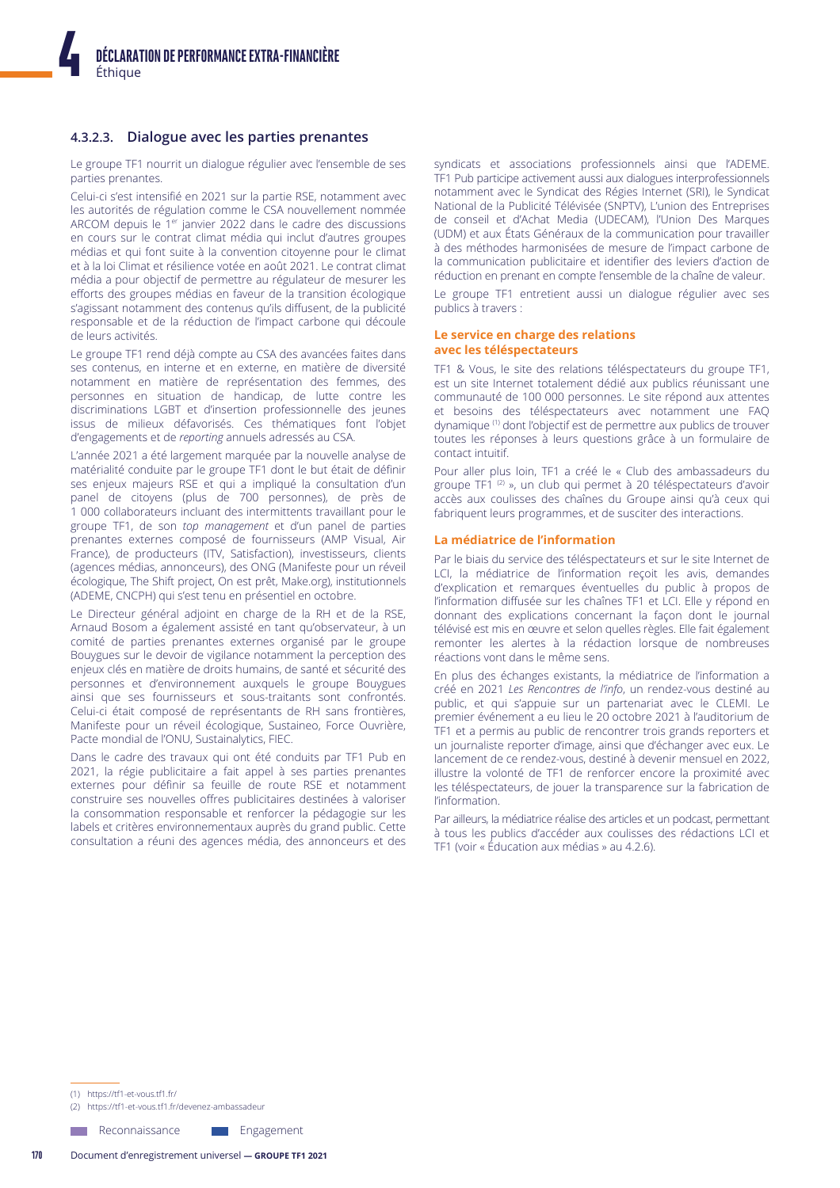### 4.3.2.3. Dialogue avec les parties prenantes

Le groupe TF1 nourrit un dialogue régulier avec l'ensemble de ses parties prenantes.

Celui-ci s'est intensifié en 2021 sur la partie RSE, notamment avec les autorités de régulation comme le CSA nouvellement nommée ARCOM depuis le 1er janvier 2022 dans le cadre des discussions en cours sur le contrat climat média qui inclut d'autres groupes médias et qui font suite à la convention citoyenne pour le climat et à la loi Climat et résilience votée en août 2021. Le contrat climat média a pour objectif de permettre au régulateur de mesurer les efforts des groupes médias en faveur de la transition écologique s'agissant notamment des contenus qu'ils diffusent, de la publicité responsable et de la réduction de l'impact carbone qui découle de leurs activités.

Le groupe TF1 rend déjà compte au CSA des avancées faites dans ses contenus, en interne et en externe, en matière de diversité notamment en matière de représentation des femmes, des personnes en situation de handicap, de lutte contre les discriminations LGBT et d'insertion professionnelle des jeunes issus de milieux défavorisés. Ces thématiques font l'objet d'engagements et de *reporting* annuels adressés au CSA.

L'année 2021 a été largement marquée par la nouvelle analyse de matérialité conduite par le groupe TF1 dont le but était de définir ses enjeux majeurs RSE et qui a impliqué la consultation d'un panel de citoyens (plus de 700 personnes), de près de 1 000 collaborateurs incluant des intermittents travaillant pour le groupe TF1, de son *top management* et d'un panel de parties prenantes externes composé de fournisseurs (AMP Visual, Air France), de producteurs (ITV, Satisfaction), investisseurs, clients (agences médias, annonceurs), des ONG (Manifeste pour un réveil écologique, The Shift project, On est prêt, Make.org), institutionnels (ADEME, CNCPH) qui s'est tenu en présentiel en octobre.

Le Directeur général adjoint en charge de la RH et de la RSE, Arnaud Bosom a également assisté en tant qu'observateur, à un comité de parties prenantes externes organisé par le groupe Bouygues sur le devoir de vigilance notamment la perception des enjeux clés en matière de droits humains, de santé et sécurité des personnes et d'environnement auxquels le groupe Bouygues ainsi que ses fournisseurs et sous-traitants sont confrontés. Celui-ci était composé de représentants de RH sans frontières, Manifeste pour un réveil écologique, Sustaineo, Force Ouvrière, Pacte mondial de l'ONU, Sustainalytics, FIEC.

Dans le cadre des travaux qui ont été conduits par TF1 Pub en 2021, la régie publicitaire a fait appel à ses parties prenantes externes pour définir sa feuille de route RSE et notamment construire ses nouvelles offres publicitaires destinées à valoriser la consommation responsable et renforcer la pédagogie sur les labels et critères environnementaux auprès du grand public. Cette consultation a réuni des agences média, des annonceurs et des syndicats et associations professionnels ainsi que l'ADEME. TF1 Pub participe activement aussi aux dialogues interprofessionnels notamment avec le Syndicat des Régies Internet (SRI), le Syndicat National de la Publicité Télévisée (SNPTV), L'union des Entreprises de conseil et d'Achat Media (UDECAM), l'Union Des Marques (UDM) et aux États Généraux de la communication pour travailler à des méthodes harmonisées de mesure de l'impact carbone de la communication publicitaire et identifier des leviers d'action de réduction en prenant en compte l'ensemble de la chaîne de valeur.

Le groupe TF1 entretient aussi un dialogue régulier avec ses publics à travers :

#### Le service en charge des relations avec les téléspectateurs

TF1 & Vous, le site des relations téléspectateurs du groupe TF1, est un site Internet totalement dédié aux publics réunissant une communauté de 100 000 personnes. Le site répond aux attentes et besoins des téléspectateurs avec notamment une FAQ dynamique [1] dont l'objectif est de permettre aux publics de trouver toutes les réponses à leurs questions grâce à un formulaire de contact intuitif.

Pour aller plus loin, TF1 a créé le « Club des ambassadeurs du groupe TF1 [2] », un club qui permet à 20 téléspectateurs d'avoir accès aux coulisses des chaînes du Groupe ainsi qu'à ceux qui fabriquent leurs programmes, et de susciter des interactions.

#### La médiatrice de l'information

Par le biais du service des téléspectateurs et sur le site Internet de LCI, la médiatrice de l'information reçoit les avis, demandes d'explication et remarques éventuelles du public à propos de l'information diffusée sur les chaînes TF1 et LCI. Elle y répond en donnant des explications concernant la façon dont le journal télévisé est mis en œuvre et selon quelles règles. Elle fait également remonter les alertes à la rédaction lorsque de nombreuses réactions vont dans le même sens.

En plus des échanges existants, la médiatrice de l'information a créé en 2021 *Les Rencontres de l'info*, un rendez-vous destiné au public, et qui s'appuie sur un partenariat avec le CLEMI. Le premier événement a eu lieu le 20 octobre 2021 à l'auditorium de TF1 et a permis au public de rencontrer trois grands reporters et un journaliste reporter d'image, ainsi que d'échanger avec eux. Le lancement de ce rendez-vous, destiné à devenir mensuel en 2022, illustre la volonté de TF1 de renforcer encore la proximité avec les téléspectateurs, de jouer la transparence sur la fabrication de l'information.

Par ailleurs, la médiatrice réalise des articles et un podcast, permettant à tous les publics d'accéder aux coulisses des rédactions LCI et TF1 (voir « Éducation aux médias » au 4.2.6).

---

(1) https://tf1-et-vous.tf1.fr/

(2) https://tf1-et-vous.tf1.fr/devenez-ambassadeur

Reconnaissance    Engagement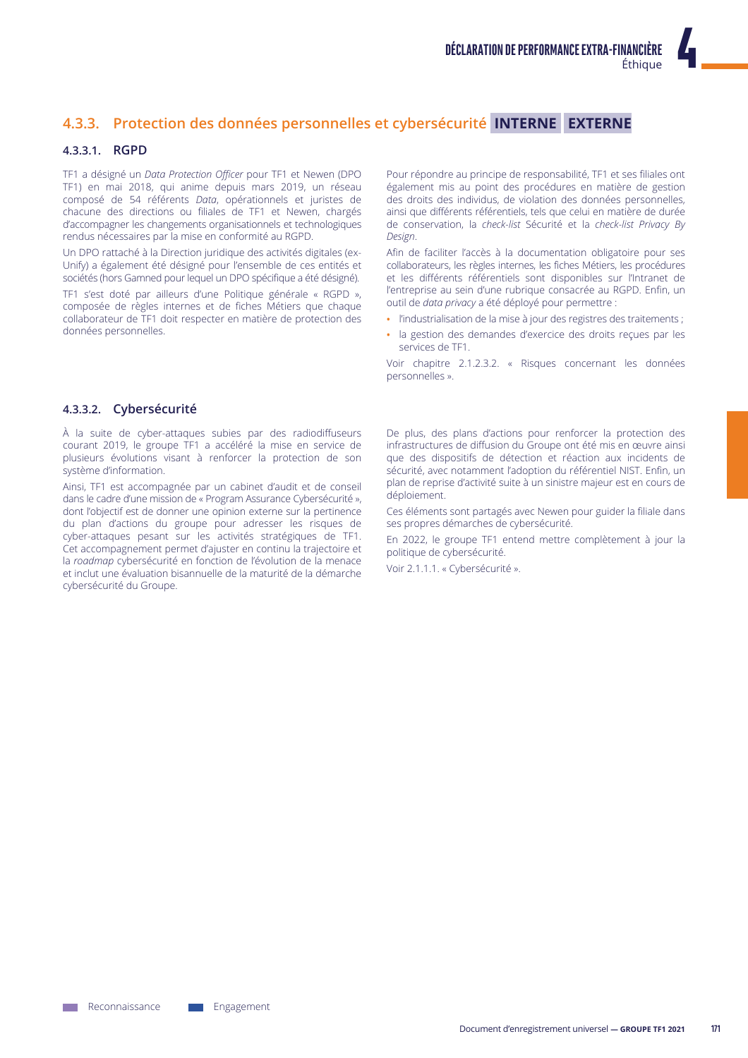## 4.3.3. Protection des données personnelles et cybersécurité **INTERNE** **EXTERNE**

### 4.3.3.1. RGPD

TF1 a désigné un *Data Protection Officer* pour TF1 et Newen (DPO TF1) en mai 2018, qui anime depuis mars 2019, un réseau composé de 54 référents *Data*, opérationnels et juristes de chacune des directions ou filiales de TF1 et Newen, chargés d'accompagner les changements organisationnels et technologiques rendus nécessaires par la mise en conformité au RGPD.

Un DPO rattaché à la Direction juridique des activités digitales (ex-Unify) a également été désigné pour l'ensemble de ces entités et sociétés (hors Gamned pour lequel un DPO spécifique a été désigné).

TF1 s'est doté par ailleurs d'une Politique générale « RGPD », composée de règles internes et de fiches Métiers que chaque collaborateur de TF1 doit respecter en matière de protection des données personnelles.

Pour répondre au principe de responsabilité, TF1 et ses filiales ont également mis au point des procédures en matière de gestion des droits des individus, de violation des données personnelles, ainsi que différents référentiels, tels que celui en matière de durée de conservation, la *check-list* Sécurité et la *check-list Privacy By Design*.

Afin de faciliter l'accès à la documentation obligatoire pour ses collaborateurs, les règles internes, les fiches Métiers, les procédures et les différents référentiels sont disponibles sur l'Intranet de l'entreprise au sein d'une rubrique consacrée au RGPD. Enfin, un outil de *data privacy* a été déployé pour permettre :

- l'industrialisation de la mise à jour des registres des traitements ;
- la gestion des demandes d'exercice des droits reçues par les services de TF1.

Voir chapitre 2.1.2.3.2. « Risques concernant les données personnelles ».

### 4.3.3.2. Cybersécurité

À la suite de cyber-attaques subies par des radiodiffuseurs courant 2019, le groupe TF1 a accéléré la mise en service de plusieurs évolutions visant à renforcer la protection de son système d'information.

Ainsi, TF1 est accompagnée par un cabinet d'audit et de conseil dans le cadre d'une mission de « Program Assurance Cybersécurité », dont l'objectif est de donner une opinion externe sur la pertinence du plan d'actions du groupe pour adresser les risques de cyber-attaques pesant sur les activités stratégiques de TF1. Cet accompagnement permet d'ajuster en continu la trajectoire et la *roadmap* cybersécurité en fonction de l'évolution de la menace et inclut une évaluation bisannuelle de la maturité de la démarche cybersécurité du Groupe.

De plus, des plans d'actions pour renforcer la protection des infrastructures de diffusion du Groupe ont été mis en œuvre ainsi que des dispositifs de détection et réaction aux incidents de sécurité, avec notamment l'adoption du référentiel NIST. Enfin, un plan de reprise d'activité suite à un sinistre majeur est en cours de déploiement.

Ces éléments sont partagés avec Newen pour guider la filiale dans ses propres démarches de cybersécurité.

En 2022, le groupe TF1 entend mettre complètement à jour la politique de cybersécurité.

Voir 2.1.1.1. « Cybersécurité ».

Reconnaissance    Engagement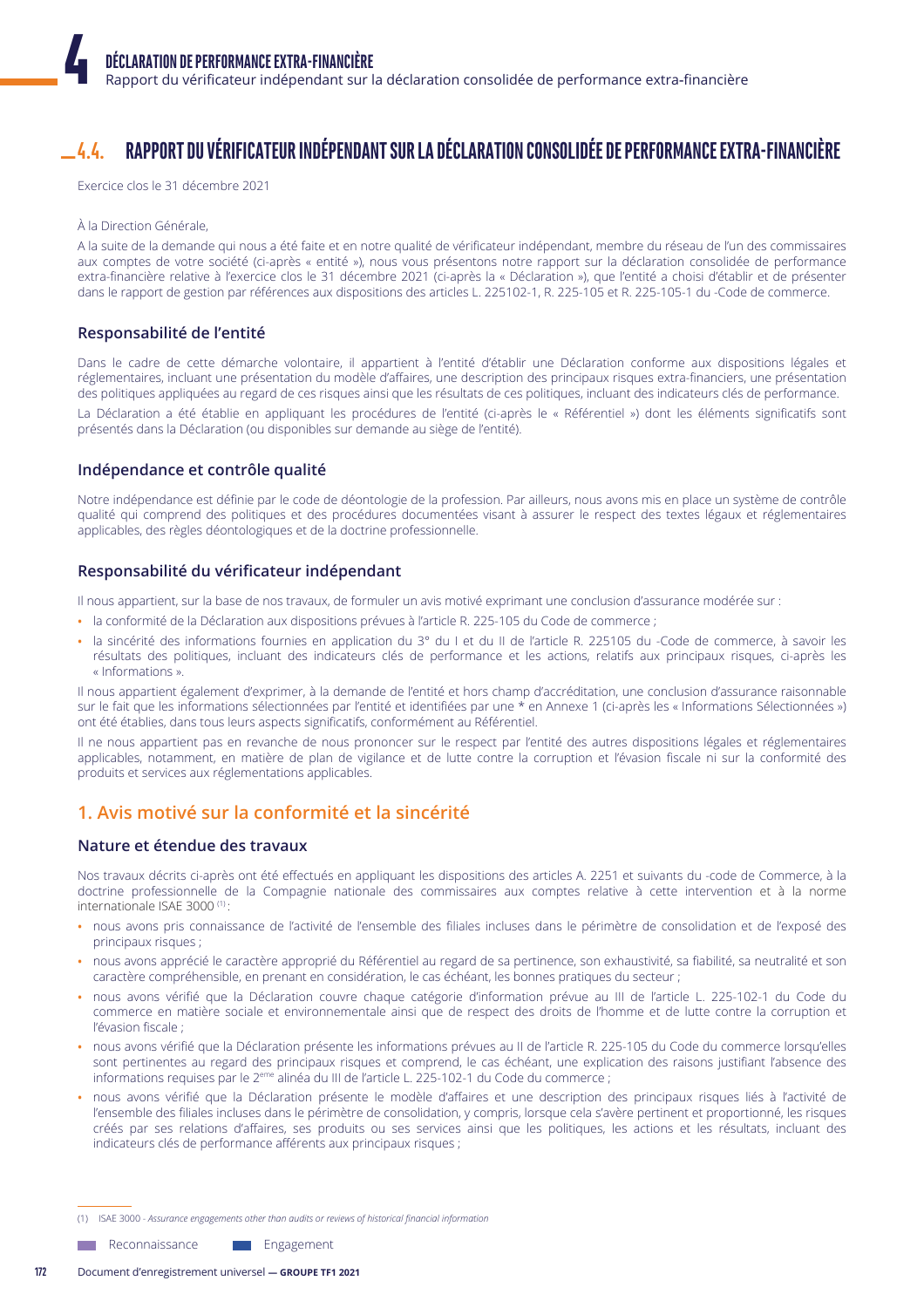## 4.4. RAPPORT DU VÉRIFICATEUR INDÉPENDANT SUR LA DÉCLARATION CONSOLIDÉE DE PERFORMANCE EXTRA-FINANCIÈRE

Exercice clos le 31 décembre 2021

À la Direction Générale,

A la suite de la demande qui nous a été faite et en notre qualité de vérificateur indépendant, membre du réseau de l'un des commissaires aux comptes de votre société (ci-après « entité »), nous vous présentons notre rapport sur la déclaration consolidée de performance extra-financière relative à l'exercice clos le 31 décembre 2021 (ci-après la « Déclaration »), que l'entité a choisi d'établir et de présenter dans le rapport de gestion par références aux dispositions des articles L. 225102-1, R. 225-105 et R. 225-105-1 du -Code de commerce.

### Responsabilité de l'entité

Dans le cadre de cette démarche volontaire, il appartient à l'entité d'établir une Déclaration conforme aux dispositions légales et réglementaires, incluant une présentation du modèle d'affaires, une description des principaux risques extra-financiers, une présentation des politiques appliquées au regard de ces risques ainsi que les résultats de ces politiques, incluant des indicateurs clés de performance.

La Déclaration a été établie en appliquant les procédures de l'entité (ci-après le « Référentiel ») dont les éléments significatifs sont présentés dans la Déclaration (ou disponibles sur demande au siège de l'entité).

### Indépendance et contrôle qualité

Notre indépendance est définie par le code de déontologie de la profession. Par ailleurs, nous avons mis en place un système de contrôle qualité qui comprend des politiques et des procédures documentées visant à assurer le respect des textes légaux et réglementaires applicables, des règles déontologiques et de la doctrine professionnelle.

### Responsabilité du vérificateur indépendant

Il nous appartient, sur la base de nos travaux, de formuler un avis motivé exprimant une conclusion d'assurance modérée sur :

- la conformité de la Déclaration aux dispositions prévues à l'article R. 225-105 du Code de commerce ;
- la sincérité des informations fournies en application du 3° du I et du II de l'article R. 225105 du -Code de commerce, à savoir les résultats des politiques, incluant des indicateurs clés de performance et les actions, relatifs aux principaux risques, ci-après les « Informations ».

Il nous appartient également d'exprimer, à la demande de l'entité et hors champ d'accréditation, une conclusion d'assurance raisonnable sur le fait que les informations sélectionnées par l'entité et identifiées par une * en Annexe 1 (ci-après les « Informations Sélectionnées ») ont été établies, dans tous leurs aspects significatifs, conformément au Référentiel.

Il ne nous appartient pas en revanche de nous prononcer sur le respect par l'entité des autres dispositions légales et réglementaires applicables, notamment, en matière de plan de vigilance et de lutte contre la corruption et l'évasion fiscale ni sur la conformité des produits et services aux réglementations applicables.

## 1. Avis motivé sur la conformité et la sincérité

### Nature et étendue des travaux

Nos travaux décrits ci-après ont été effectués en appliquant les dispositions des articles A. 2251 et suivants du -code de Commerce, à la doctrine professionnelle de la Compagnie nationale des commissaires aux comptes relative à cette intervention et à la norme internationale ISAE 3000 (1) :

- nous avons pris connaissance de l'activité de l'ensemble des filiales incluses dans le périmètre de consolidation et de l'exposé des principaux risques ;
- nous avons apprécié le caractère approprié du Référentiel au regard de sa pertinence, son exhaustivité, sa fiabilité, sa neutralité et son caractère compréhensible, en prenant en considération, le cas échéant, les bonnes pratiques du secteur ;
- nous avons vérifié que la Déclaration couvre chaque catégorie d'information prévue au III de l'article L. 225-102-1 du Code du commerce en matière sociale et environnementale ainsi que de respect des droits de l'homme et de lutte contre la corruption et l'évasion fiscale ;
- nous avons vérifié que la Déclaration présente les informations prévues au II de l'article R. 225-105 du Code du commerce lorsqu'elles sont pertinentes au regard des principaux risques et comprend, le cas échéant, une explication des raisons justifiant l'absence des informations requises par le 2ème alinéa du III de l'article L. 225-102-1 du Code du commerce ;
- nous avons vérifié que la Déclaration présente le modèle d'affaires et une description des principaux risques liés à l'activité de l'ensemble des filiales incluses dans le périmètre de consolidation, y compris, lorsque cela s'avère pertinent et proportionné, les risques créés par ses relations d'affaires, ses produits ou ses services ainsi que les politiques, les actions et les résultats, incluant des indicateurs clés de performance afférents aux principaux risques ;

(1) ISAE 3000 - *Assurance engagements other than audits or reviews of historical financial information*

Reconnaissance    Engagement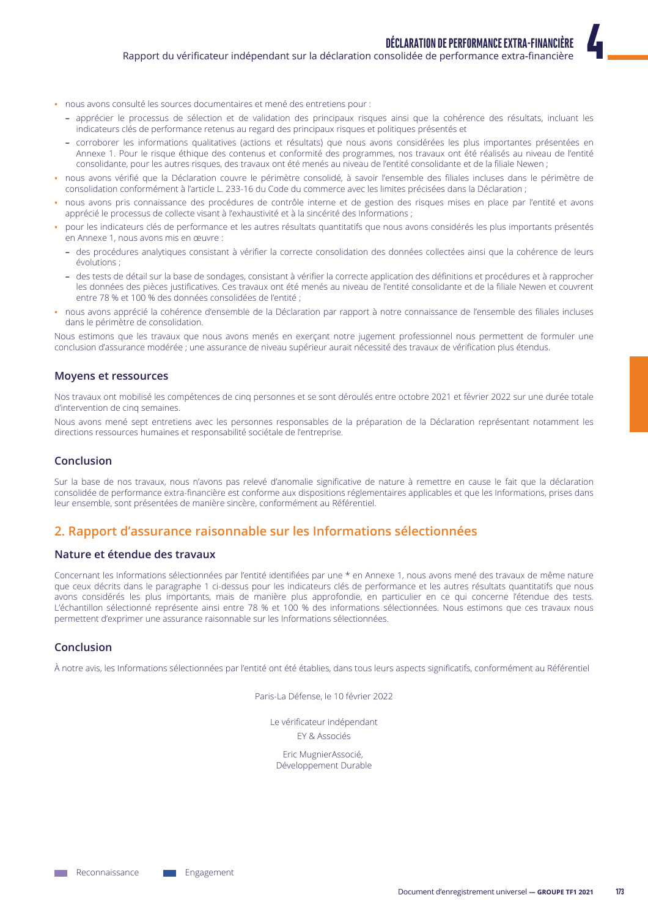- nous avons consulté les sources documentaires et mené des entretiens pour :
  - apprécier le processus de sélection et de validation des principaux risques ainsi que la cohérence des résultats, incluant les indicateurs clés de performance retenus au regard des principaux risques et politiques présentés et
  - corroborer les informations qualitatives (actions et résultats) que nous avons considérées les plus importantes présentées en Annexe 1. Pour le risque éthique des contenus et conformité des programmes, nos travaux ont été réalisés au niveau de l'entité consolidante, pour les autres risques, des travaux ont été menés au niveau de l'entité consolidante et de la filiale Newen ;
- nous avons vérifié que la Déclaration couvre le périmètre consolidé, à savoir l'ensemble des filiales incluses dans le périmètre de consolidation conformément à l'article L. 233-16 du Code du commerce avec les limites précisées dans la Déclaration ;
- nous avons pris connaissance des procédures de contrôle interne et de gestion des risques mises en place par l'entité et avons apprécié le processus de collecte visant à l'exhaustivité et à la sincérité des Informations ;
- pour les indicateurs clés de performance et les autres résultats quantitatifs que nous avons considérés les plus importants présentés en Annexe 1, nous avons mis en œuvre :
  - des procédures analytiques consistant à vérifier la correcte consolidation des données collectées ainsi que la cohérence de leurs évolutions ;
  - des tests de détail sur la base de sondages, consistant à vérifier la correcte application des définitions et procédures et à rapprocher les données des pièces justificatives. Ces travaux ont été menés au niveau de l'entité consolidante et de la filiale Newen et couvrent entre 78 % et 100 % des données consolidées de l'entité ;
- nous avons apprécié la cohérence d'ensemble de la Déclaration par rapport à notre connaissance de l'ensemble des filiales incluses dans le périmètre de consolidation.

Nous estimons que les travaux que nous avons menés en exerçant notre jugement professionnel nous permettent de formuler une conclusion d'assurance modérée ; une assurance de niveau supérieur aurait nécessité des travaux de vérification plus étendus.

### Moyens et ressources

Nos travaux ont mobilisé les compétences de cinq personnes et se sont déroulés entre octobre 2021 et février 2022 sur une durée totale d'intervention de cinq semaines.

Nous avons mené sept entretiens avec les personnes responsables de la préparation de la Déclaration représentant notamment les directions ressources humaines et responsabilité sociétale de l'entreprise.

### Conclusion

Sur la base de nos travaux, nous n'avons pas relevé d'anomalie significative de nature à remettre en cause le fait que la déclaration consolidée de performance extra-financière est conforme aux dispositions réglementaires applicables et que les Informations, prises dans leur ensemble, sont présentées de manière sincère, conformément au Référentiel.

## 2. Rapport d'assurance raisonnable sur les Informations sélectionnées

### Nature et étendue des travaux

Concernant les Informations sélectionnées par l'entité identifiées par une * en Annexe 1, nous avons mené des travaux de même nature que ceux décrits dans le paragraphe 1 ci-dessus pour les indicateurs clés de performance et les autres résultats quantitatifs que nous avons considérés les plus importants, mais de manière plus approfondie, en particulier en ce qui concerne l'étendue des tests. L'échantillon sélectionné représente ainsi entre 78 % et 100 % des informations sélectionnées. Nous estimons que ces travaux nous permettent d'exprimer une assurance raisonnable sur les Informations sélectionnées.

### Conclusion

À notre avis, les Informations sélectionnées par l'entité ont été établies, dans tous leurs aspects significatifs, conformément au Référentiel

Paris-La Défense, le 10 février 2022

Le vérificateur indépendant

EY & Associés

Eric MugnierAssocié,
Développement Durable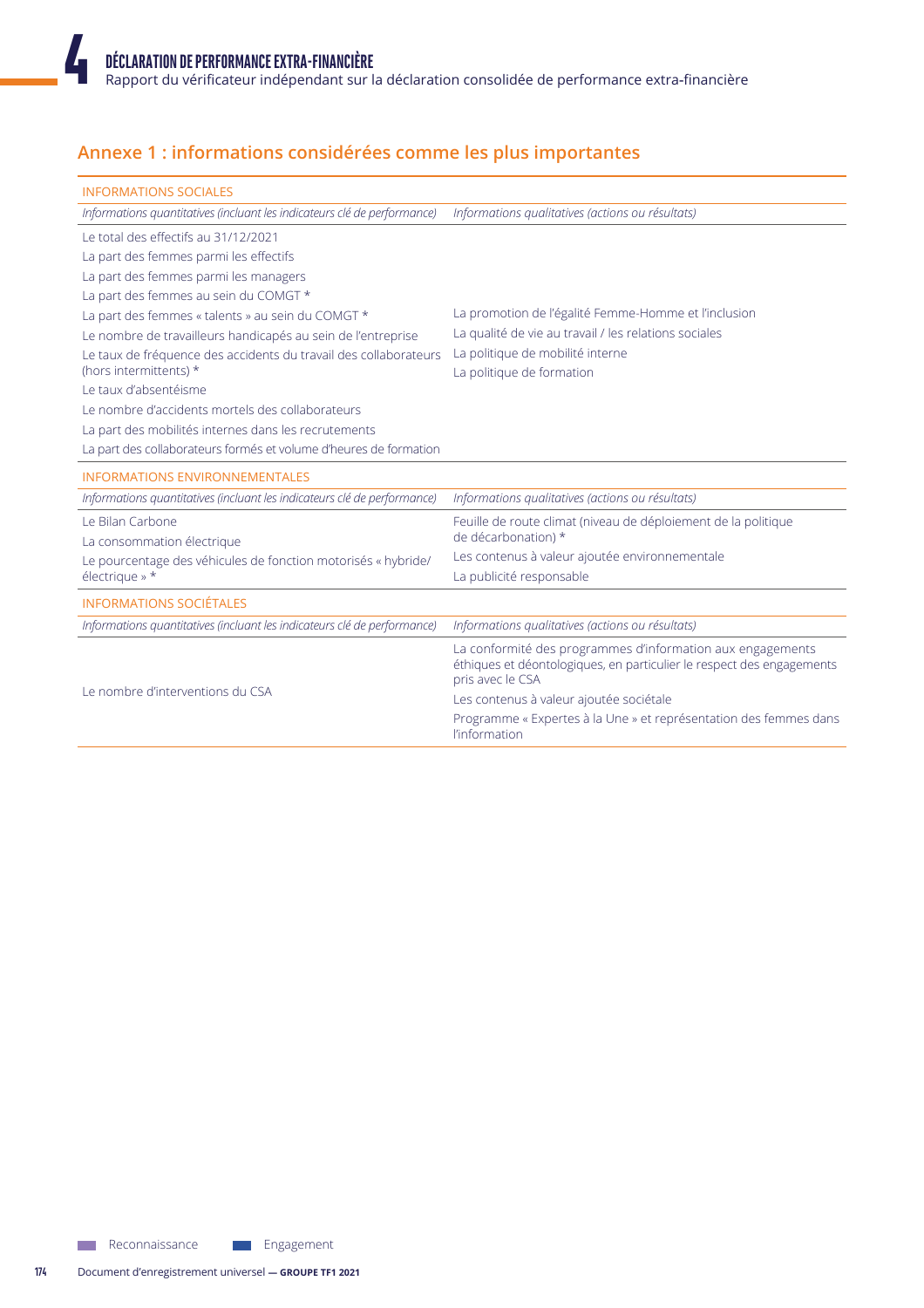## Annexe 1 : informations considérées comme les plus importantes

| INFORMATIONS SOCIALES | |
|---|---|
| *Informations quantitatives (incluant les indicateurs clé de performance)* | *Informations qualitatives (actions ou résultats)* |
| Le total des effectifs au 31/12/2021<br>La part des femmes parmi les effectifs<br>La part des femmes parmi les managers<br>La part des femmes au sein du COMGT *<br>La part des femmes « talents » au sein du COMGT *<br>Le nombre de travailleurs handicapés au sein de l'entreprise<br>Le taux de fréquence des accidents du travail des collaborateurs (hors intermittents) *<br>Le taux d'absentéisme<br>Le nombre d'accidents mortels des collaborateurs<br>La part des mobilités internes dans les recrutements<br>La part des collaborateurs formés et volume d'heures de formation | La promotion de l'égalité Femme-Homme et l'inclusion<br>La qualité de vie au travail / les relations sociales<br>La politique de mobilité interne<br>La politique de formation |

| INFORMATIONS ENVIRONNEMENTALES | |
|---|---|
| *Informations quantitatives (incluant les indicateurs clé de performance)* | *Informations qualitatives (actions ou résultats)* |
| Le Bilan Carbone<br>La consommation électrique<br>Le pourcentage des véhicules de fonction motorisés « hybride/électrique » * | Feuille de route climat (niveau de déploiement de la politique de décarbonation) *<br>Les contenus à valeur ajoutée environnementale<br>La publicité responsable |

| INFORMATIONS SOCIÉTALES | |
|---|---|
| *Informations quantitatives (incluant les indicateurs clé de performance)* | *Informations qualitatives (actions ou résultats)* |
| Le nombre d'interventions du CSA | La conformité des programmes d'information aux engagements éthiques et déontologiques, en particulier le respect des engagements pris avec le CSA<br>Les contenus à valeur ajoutée sociétale<br>Programme « Expertes à la Une » et représentation des femmes dans l'information |

Reconnaissance Engagement